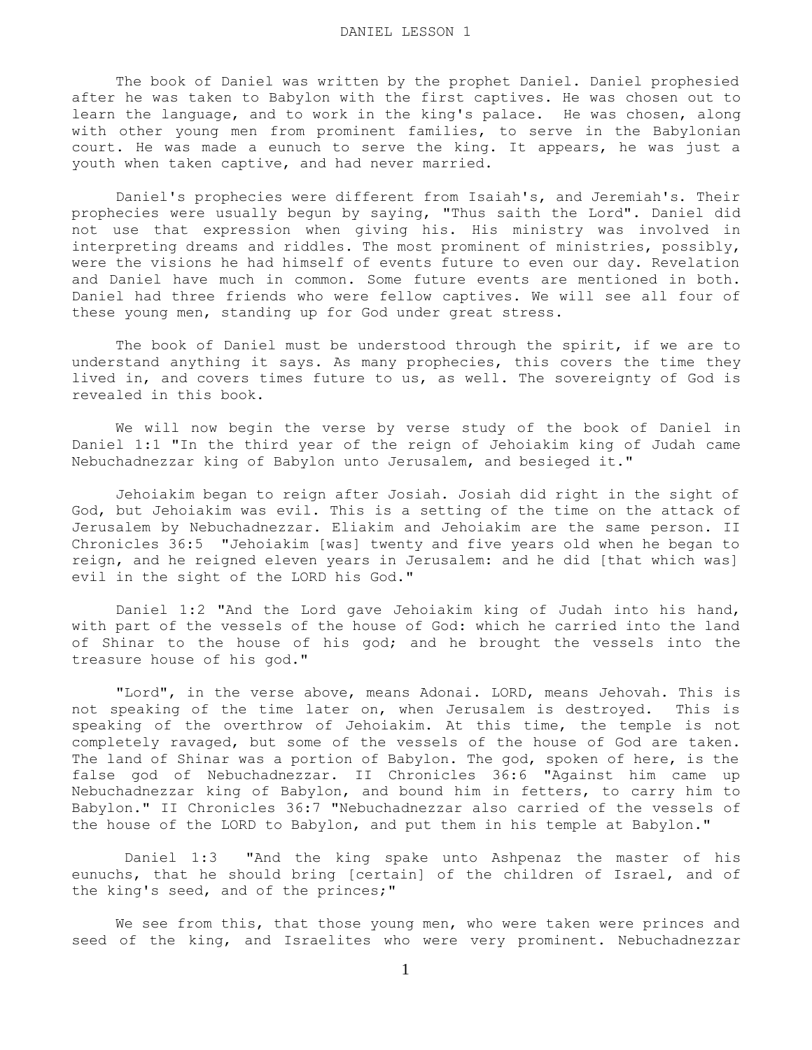# DANIEL LESSON 1

The book of Daniel was written by the prophet Daniel. Daniel prophesied after he was taken to Babylon with the first captives. He was chosen out to learn the language, and to work in the king's palace. He was chosen, along with other young men from prominent families, to serve in the Babylonian court. He was made a eunuch to serve the king. It appears, he was just a youth when taken captive, and had never married.

Daniel's prophecies were different from Isaiah's, and Jeremiah's. Their prophecies were usually begun by saying, "Thus saith the Lord". Daniel did not use that expression when giving his. His ministry was involved in interpreting dreams and riddles. The most prominent of ministries, possibly, were the visions he had himself of events future to even our day. Revelation and Daniel have much in common. Some future events are mentioned in both. Daniel had three friends who were fellow captives. We will see all four of these young men, standing up for God under great stress.

The book of Daniel must be understood through the spirit, if we are to understand anything it says. As many prophecies, this covers the time they lived in, and covers times future to us, as well. The sovereignty of God is revealed in this book.

We will now begin the verse by verse study of the book of Daniel in Daniel 1:1 "In the third year of the reign of Jehoiakim king of Judah came Nebuchadnezzar king of Babylon unto Jerusalem, and besieged it."

Jehoiakim began to reign after Josiah. Josiah did right in the sight of God, but Jehoiakim was evil. This is a setting of the time on the attack of Jerusalem by Nebuchadnezzar. Eliakim and Jehoiakim are the same person. II Chronicles 36:5 "Jehoiakim [was] twenty and five years old when he began to reign, and he reigned eleven years in Jerusalem: and he did [that which was] evil in the sight of the LORD his God."

Daniel 1:2 "And the Lord gave Jehoiakim king of Judah into his hand, with part of the vessels of the house of God: which he carried into the land of Shinar to the house of his god; and he brought the vessels into the treasure house of his god."

"Lord", in the verse above, means Adonai. LORD, means Jehovah. This is not speaking of the time later on, when Jerusalem is destroyed. This is speaking of the overthrow of Jehoiakim. At this time, the temple is not completely ravaged, but some of the vessels of the house of God are taken. The land of Shinar was a portion of Babylon. The god, spoken of here, is the false god of Nebuchadnezzar. II Chronicles 36:6 "Against him came up Nebuchadnezzar king of Babylon, and bound him in fetters, to carry him to Babylon." II Chronicles 36:7 "Nebuchadnezzar also carried of the vessels of the house of the LORD to Babylon, and put them in his temple at Babylon."

Daniel 1:3 "And the king spake unto Ashpenaz the master of his eunuchs, that he should bring [certain] of the children of Israel, and of the king's seed, and of the princes;"

We see from this, that those young men, who were taken were princes and seed of the king, and Israelites who were very prominent. Nebuchadnezzar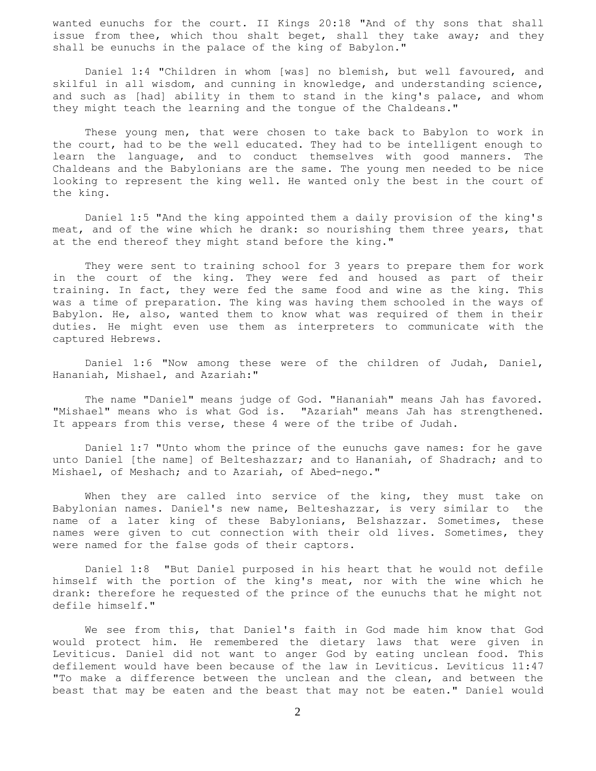wanted eunuchs for the court. II Kings 20:18 "And of thy sons that shall issue from thee, which thou shalt beget, shall they take away; and they shall be eunuchs in the palace of the king of Babylon."

Daniel 1:4 "Children in whom [was] no blemish, but well favoured, and skilful in all wisdom, and cunning in knowledge, and understanding science, and such as [had] ability in them to stand in the king's palace, and whom they might teach the learning and the tongue of the Chaldeans."

These young men, that were chosen to take back to Babylon to work in the court, had to be the well educated. They had to be intelligent enough to learn the language, and to conduct themselves with good manners. The Chaldeans and the Babylonians are the same. The young men needed to be nice looking to represent the king well. He wanted only the best in the court of the king.

Daniel 1:5 "And the king appointed them a daily provision of the king's meat, and of the wine which he drank: so nourishing them three years, that at the end thereof they might stand before the king."

They were sent to training school for 3 years to prepare them for work in the court of the king. They were fed and housed as part of their training. In fact, they were fed the same food and wine as the king. This was a time of preparation. The king was having them schooled in the ways of Babylon. He, also, wanted them to know what was required of them in their duties. He might even use them as interpreters to communicate with the captured Hebrews.

Daniel 1:6 "Now among these were of the children of Judah, Daniel, Hananiah, Mishael, and Azariah:"

The name "Daniel" means judge of God. "Hananiah" means Jah has favored. "Mishael" means who is what God is. "Azariah" means Jah has strengthened. It appears from this verse, these 4 were of the tribe of Judah.

Daniel 1:7 "Unto whom the prince of the eunuchs gave names: for he gave unto Daniel [the name] of Belteshazzar; and to Hananiah, of Shadrach; and to Mishael, of Meshach; and to Azariah, of Abed-nego."

When they are called into service of the king, they must take on Babylonian names. Daniel's new name, Belteshazzar, is very similar to the name of a later king of these Babylonians, Belshazzar. Sometimes, these names were given to cut connection with their old lives. Sometimes, they were named for the false gods of their captors.

Daniel 1:8 "But Daniel purposed in his heart that he would not defile himself with the portion of the king's meat, nor with the wine which he drank: therefore he requested of the prince of the eunuchs that he might not defile himself."

We see from this, that Daniel's faith in God made him know that God would protect him. He remembered the dietary laws that were given in Leviticus. Daniel did not want to anger God by eating unclean food. This defilement would have been because of the law in Leviticus. Leviticus 11:47 "To make a difference between the unclean and the clean, and between the beast that may be eaten and the beast that may not be eaten." Daniel would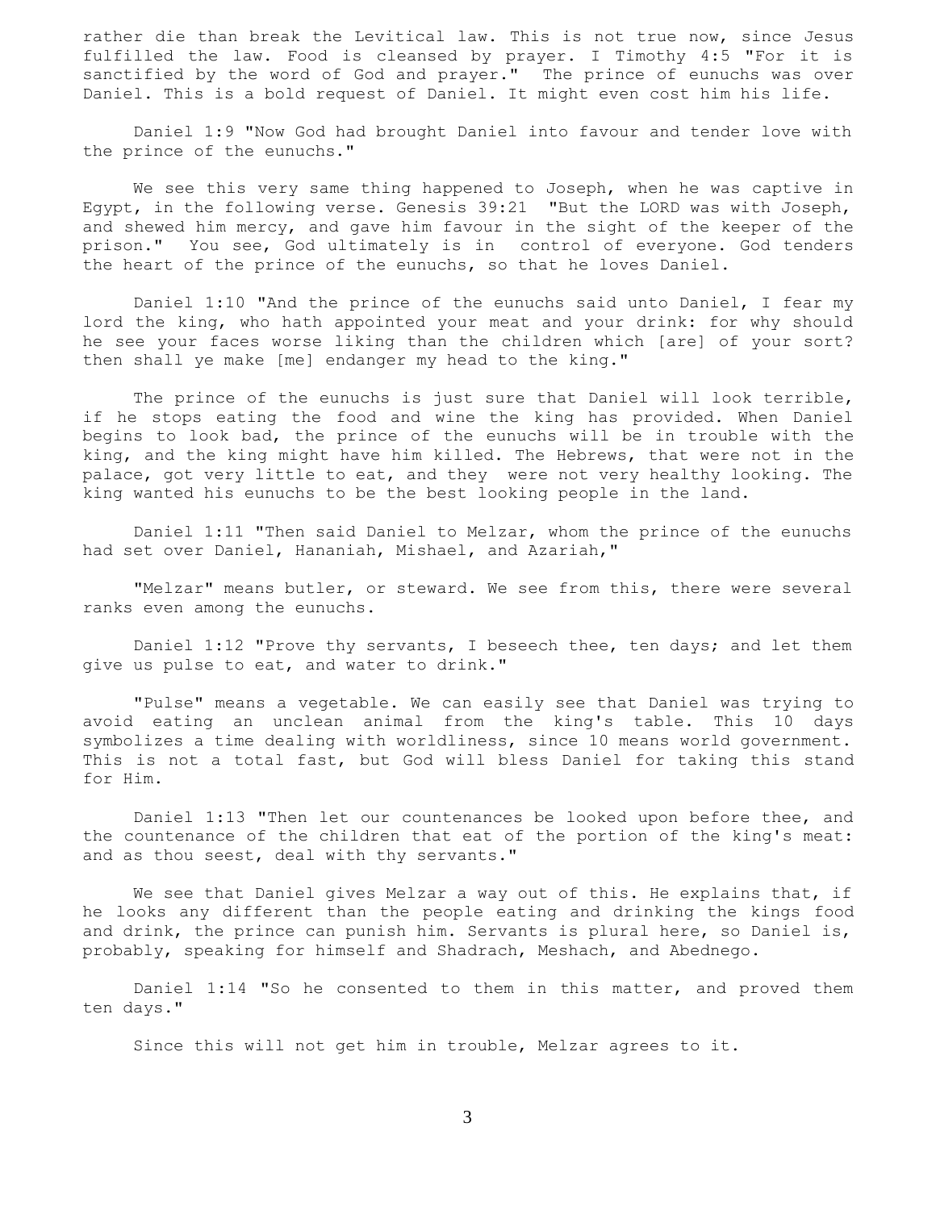rather die than break the Levitical law. This is not true now, since Jesus fulfilled the law. Food is cleansed by prayer. I Timothy 4:5 "For it is sanctified by the word of God and prayer." The prince of eunuchs was over Daniel. This is a bold request of Daniel. It might even cost him his life.

Daniel 1:9 "Now God had brought Daniel into favour and tender love with the prince of the eunuchs."

We see this very same thing happened to Joseph, when he was captive in Egypt, in the following verse. Genesis 39:21 "But the LORD was with Joseph, and shewed him mercy, and gave him favour in the sight of the keeper of the prison." You see, God ultimately is in control of everyone. God tenders the heart of the prince of the eunuchs, so that he loves Daniel.

Daniel 1:10 "And the prince of the eunuchs said unto Daniel, I fear my lord the king, who hath appointed your meat and your drink: for why should he see your faces worse liking than the children which [are] of your sort? then shall ye make [me] endanger my head to the king."

The prince of the eunuchs is just sure that Daniel will look terrible, if he stops eating the food and wine the king has provided. When Daniel begins to look bad, the prince of the eunuchs will be in trouble with the king, and the king might have him killed. The Hebrews, that were not in the palace, got very little to eat, and they were not very healthy looking. The king wanted his eunuchs to be the best looking people in the land.

Daniel 1:11 "Then said Daniel to Melzar, whom the prince of the eunuchs had set over Daniel, Hananiah, Mishael, and Azariah,"

"Melzar" means butler, or steward. We see from this, there were several ranks even among the eunuchs.

Daniel 1:12 "Prove thy servants, I beseech thee, ten days; and let them give us pulse to eat, and water to drink."

"Pulse" means a vegetable. We can easily see that Daniel was trying to avoid eating an unclean animal from the king's table. This 10 days symbolizes a time dealing with worldliness, since 10 means world government. This is not a total fast, but God will bless Daniel for taking this stand for Him.

Daniel 1:13 "Then let our countenances be looked upon before thee, and the countenance of the children that eat of the portion of the king's meat: and as thou seest, deal with thy servants."

We see that Daniel gives Melzar a way out of this. He explains that, if he looks any different than the people eating and drinking the kings food and drink, the prince can punish him. Servants is plural here, so Daniel is, probably, speaking for himself and Shadrach, Meshach, and Abednego.

Daniel 1:14 "So he consented to them in this matter, and proved them ten days."

Since this will not get him in trouble, Melzar agrees to it.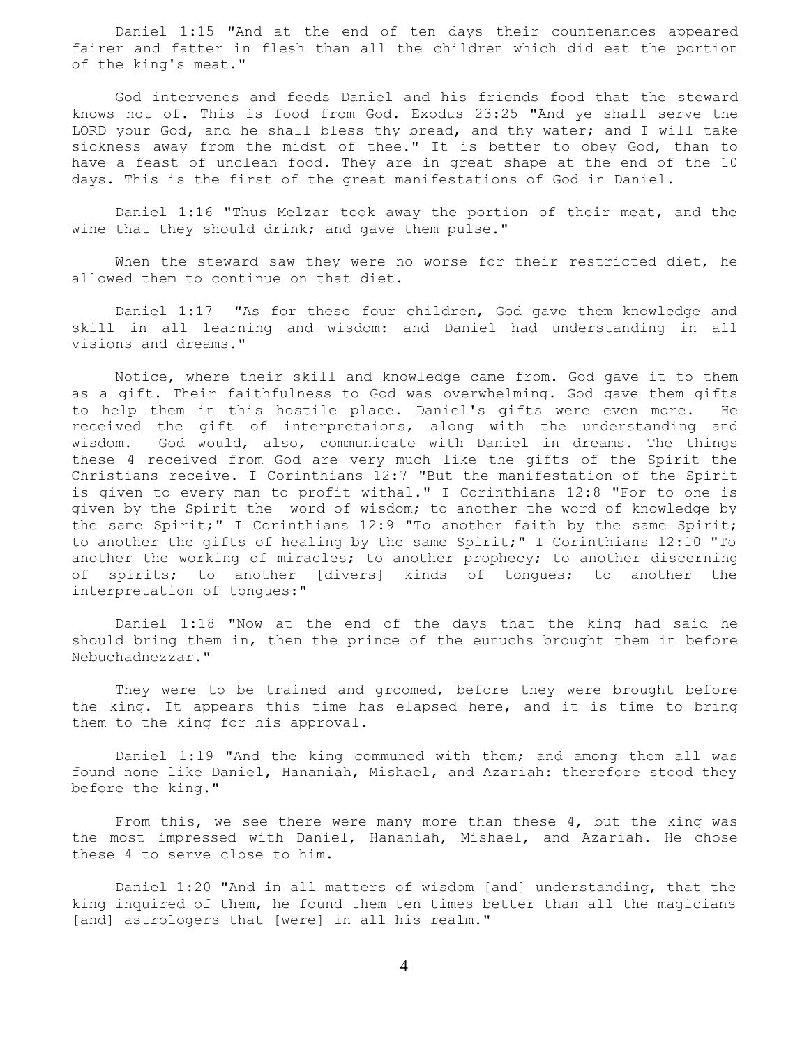Daniel 1:15 "And at the end of ten days their countenances appeared fairer and fatter in flesh than all the children which did eat the portion of the king's meat."

God intervenes and feeds Daniel and his friends food that the steward knows not of. This is food from God. Exodus 23:25 "And ye shall serve the LORD your God, and he shall bless thy bread, and thy water; and I will take sickness away from the midst of thee." It is better to obey God, than to have a feast of unclean food. They are in great shape at the end of the 10 days. This is the first of the great manifestations of God in Daniel.

Daniel 1:16 "Thus Melzar took away the portion of their meat, and the wine that they should drink; and gave them pulse."

When the steward saw they were no worse for their restricted diet, he allowed them to continue on that diet.

Daniel 1:17 "As for these four children, God gave them knowledge and skill in all learning and wisdom: and Daniel had understanding in all visions and dreams."

Notice, where their skill and knowledge came from. God gave it to them as a gift. Their faithfulness to God was overwhelming. God gave them gifts to help them in this hostile place. Daniel's gifts were even more. He received the gift of interpretaions, along with the understanding and wisdom. God would, also, communicate with Daniel in dreams. The things these 4 received from God are very much like the gifts of the Spirit the Christians receive. I Corinthians 12:7 "But the manifestation of the Spirit is given to every man to profit withal." I Corinthians 12:8 "For to one is given by the Spirit the word of wisdom; to another the word of knowledge by the same Spirit;" I Corinthians 12:9 "To another faith by the same Spirit; to another the gifts of healing by the same Spirit;" I Corinthians 12:10 "To another the working of miracles; to another prophecy; to another discerning of spirits; to another [divers] kinds of tongues; to another the interpretation of tongues:"

Daniel 1:18 "Now at the end of the days that the king had said he should bring them in, then the prince of the eunuchs brought them in before Nebuchadnezzar."

They were to be trained and groomed, before they were brought before the king. It appears this time has elapsed here, and it is time to bring them to the king for his approval.

Daniel 1:19 "And the king communed with them; and among them all was found none like Daniel, Hananiah, Mishael, and Azariah: therefore stood they before the king."

From this, we see there were many more than these 4, but the king was the most impressed with Daniel, Hananiah, Mishael, and Azariah. He chose these 4 to serve close to him.

Daniel 1:20 "And in all matters of wisdom [and] understanding, that the king inquired of them, he found them ten times better than all the magicians [and] astrologers that [were] in all his realm."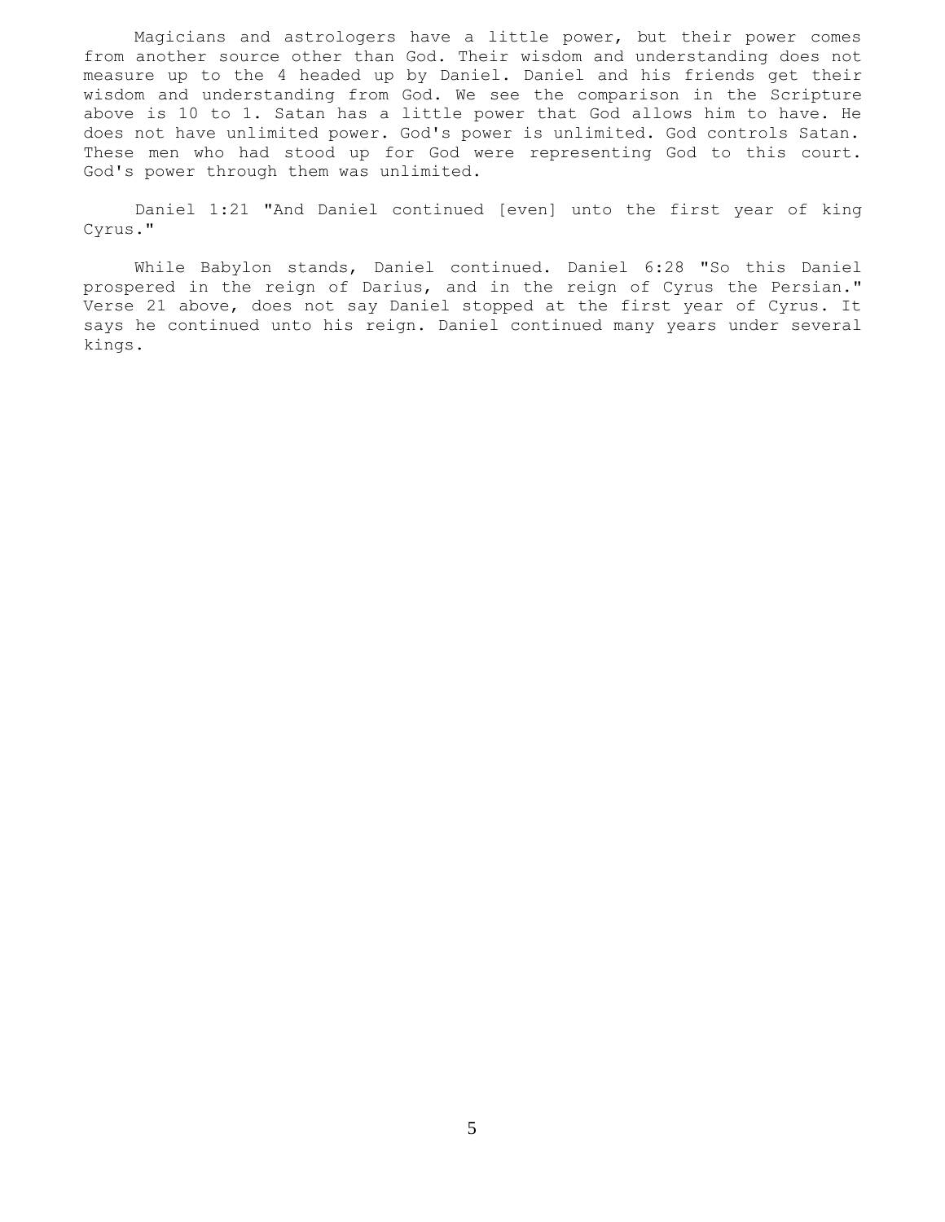Magicians and astrologers have a little power, but their power comes from another source other than God. Their wisdom and understanding does not measure up to the 4 headed up by Daniel. Daniel and his friends get their wisdom and understanding from God. We see the comparison in the Scripture above is 10 to 1. Satan has a little power that God allows him to have. He does not have unlimited power. God's power is unlimited. God controls Satan. These men who had stood up for God were representing God to this court. God's power through them was unlimited.

Daniel 1:21 "And Daniel continued [even] unto the first year of king Cyrus."

While Babylon stands, Daniel continued. Daniel 6:28 "So this Daniel prospered in the reign of Darius, and in the reign of Cyrus the Persian." Verse 21 above, does not say Daniel stopped at the first year of Cyrus. It says he continued unto his reign. Daniel continued many years under several kings.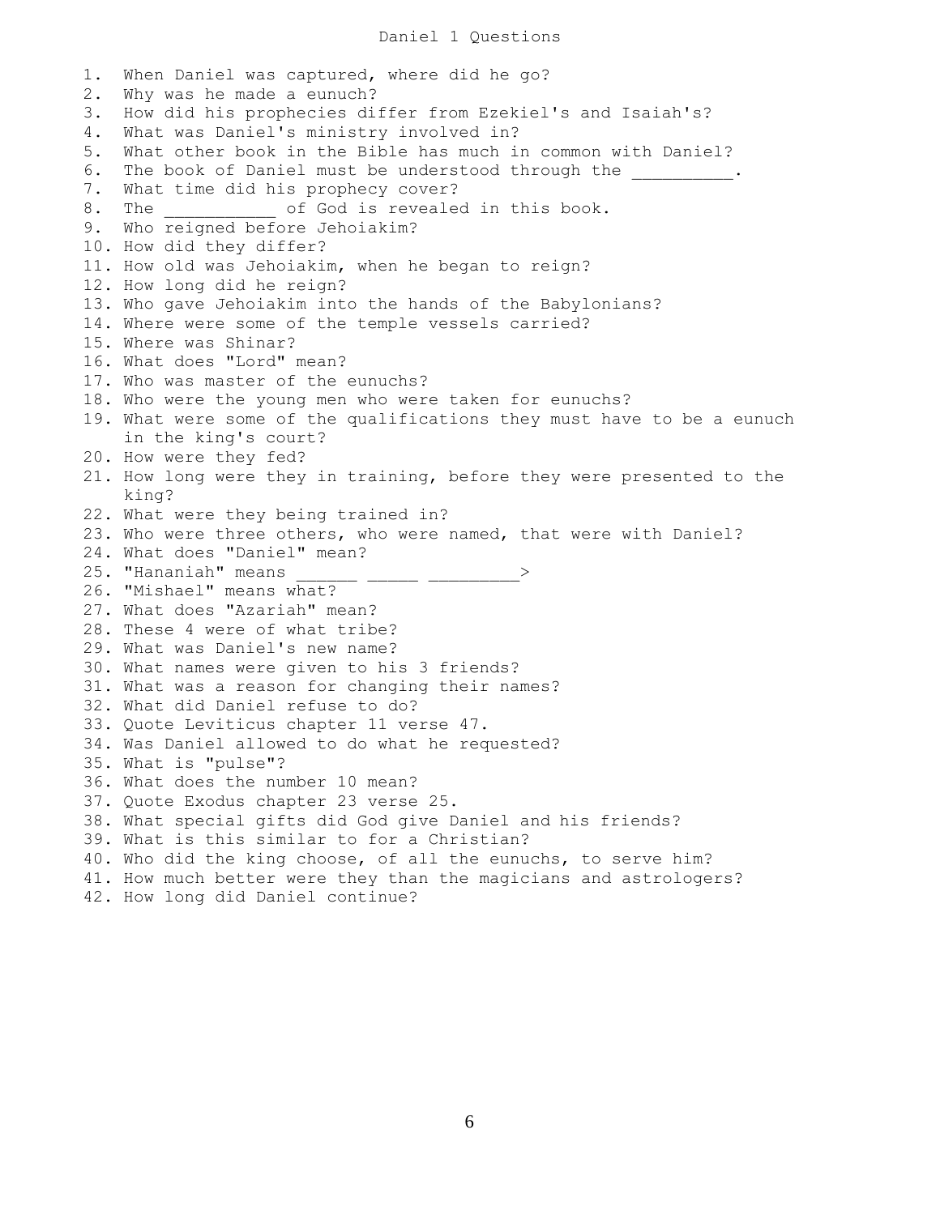# Daniel 1 Questions

1. When Daniel was captured, where did he go?
2. Why was he made a eunuch?
3. How did his prophecies differ from Ezekiel's and Isaiah's?
4. What was Daniel's ministry involved in?
5. What other book in the Bible has much in common with Daniel?
6. The book of Daniel must be understood through the __________.
7. What time did his prophecy cover?
8. The ___________ of God is revealed in this book.
9. Who reigned before Jehoiakim?
10. How did they differ?
11. How old was Jehoiakim, when he began to reign?
12. How long did he reign?
13. Who gave Jehoiakim into the hands of the Babylonians?
14. Where were some of the temple vessels carried?
15. Where was Shinar?
16. What does "Lord" mean?
17. Who was master of the eunuchs?
18. Who were the young men who were taken for eunuchs?
19. What were some of the qualifications they must have to be a eunuch in the king's court?
20. How were they fed?
21. How long were they in training, before they were presented to the king?
22. What were they being trained in?
23. Who were three others, who were named, that were with Daniel?
24. What does "Daniel" mean?
25. "Hananiah" means ______ _____ _________>
26. "Mishael" means what?
27. What does "Azariah" mean?
28. These 4 were of what tribe?
29. What was Daniel's new name?
30. What names were given to his 3 friends?
31. What was a reason for changing their names?
32. What did Daniel refuse to do?
33. Quote Leviticus chapter 11 verse 47.
34. Was Daniel allowed to do what he requested?
35. What is "pulse"?
36. What does the number 10 mean?
37. Quote Exodus chapter 23 verse 25.
38. What special gifts did God give Daniel and his friends?
39. What is this similar to for a Christian?
40. Who did the king choose, of all the eunuchs, to serve him?
41. How much better were they than the magicians and astrologers?
42. How long did Daniel continue?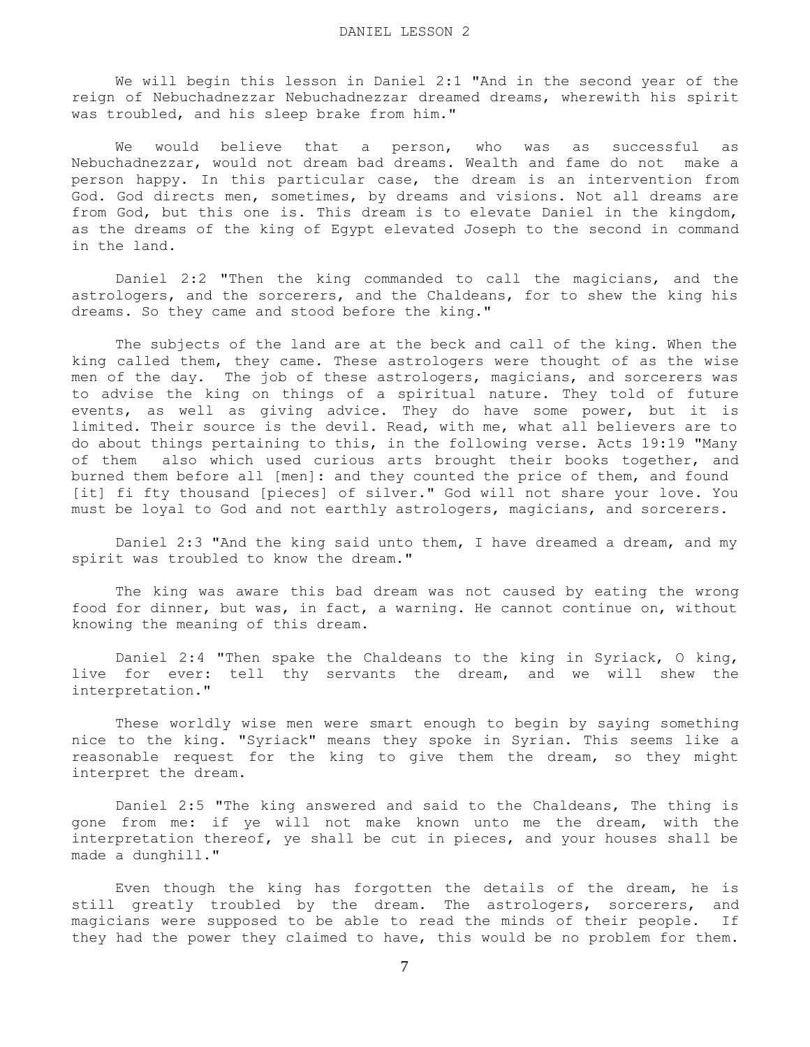DANIEL LESSON 2

We will begin this lesson in Daniel 2:1 "And in the second year of the reign of Nebuchadnezzar Nebuchadnezzar dreamed dreams, wherewith his spirit was troubled, and his sleep brake from him."

We would believe that a person, who was as successful as Nebuchadnezzar, would not dream bad dreams. Wealth and fame do not make a person happy. In this particular case, the dream is an intervention from God. God directs men, sometimes, by dreams and visions. Not all dreams are from God, but this one is. This dream is to elevate Daniel in the kingdom, as the dreams of the king of Egypt elevated Joseph to the second in command in the land.

Daniel 2:2 "Then the king commanded to call the magicians, and the astrologers, and the sorcerers, and the Chaldeans, for to shew the king his dreams. So they came and stood before the king."

The subjects of the land are at the beck and call of the king. When the king called them, they came. These astrologers were thought of as the wise men of the day. The job of these astrologers, magicians, and sorcerers was to advise the king on things of a spiritual nature. They told of future events, as well as giving advice. They do have some power, but it is limited. Their source is the devil. Read, with me, what all believers are to do about things pertaining to this, in the following verse. Acts 19:19 "Many of them also which used curious arts brought their books together, and burned them before all [men]: and they counted the price of them, and found [it] fi fty thousand [pieces] of silver." God will not share your love. You must be loyal to God and not earthly astrologers, magicians, and sorcerers.

Daniel 2:3 "And the king said unto them, I have dreamed a dream, and my spirit was troubled to know the dream."

The king was aware this bad dream was not caused by eating the wrong food for dinner, but was, in fact, a warning. He cannot continue on, without knowing the meaning of this dream.

Daniel 2:4 "Then spake the Chaldeans to the king in Syriack, O king, live for ever: tell thy servants the dream, and we will shew the interpretation."

These worldly wise men were smart enough to begin by saying something nice to the king. "Syriack" means they spoke in Syrian. This seems like a reasonable request for the king to give them the dream, so they might interpret the dream.

Daniel 2:5 "The king answered and said to the Chaldeans, The thing is gone from me: if ye will not make known unto me the dream, with the interpretation thereof, ye shall be cut in pieces, and your houses shall be made a dunghill."

Even though the king has forgotten the details of the dream, he is still greatly troubled by the dream. The astrologers, sorcerers, and magicians were supposed to be able to read the minds of their people. If they had the power they claimed to have, this would be no problem for them.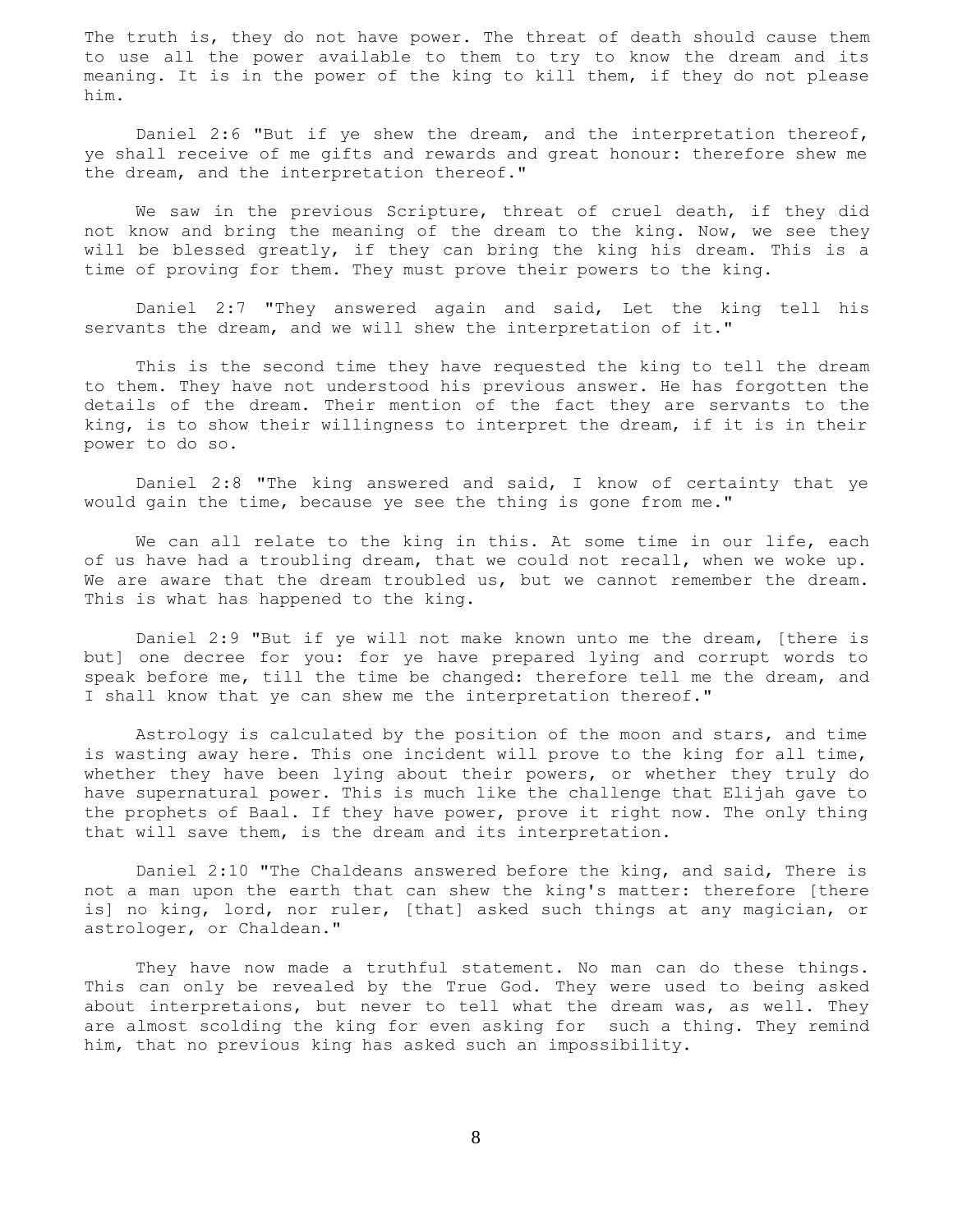The truth is, they do not have power. The threat of death should cause them to use all the power available to them to try to know the dream and its meaning. It is in the power of the king to kill them, if they do not please him.

Daniel 2:6 "But if ye shew the dream, and the interpretation thereof, ye shall receive of me gifts and rewards and great honour: therefore shew me the dream, and the interpretation thereof."

We saw in the previous Scripture, threat of cruel death, if they did not know and bring the meaning of the dream to the king. Now, we see they will be blessed greatly, if they can bring the king his dream. This is a time of proving for them. They must prove their powers to the king.

Daniel 2:7 "They answered again and said, Let the king tell his servants the dream, and we will shew the interpretation of it."

This is the second time they have requested the king to tell the dream to them. They have not understood his previous answer. He has forgotten the details of the dream. Their mention of the fact they are servants to the king, is to show their willingness to interpret the dream, if it is in their power to do so.

Daniel 2:8 "The king answered and said, I know of certainty that ye would gain the time, because ye see the thing is gone from me."

We can all relate to the king in this. At some time in our life, each of us have had a troubling dream, that we could not recall, when we woke up. We are aware that the dream troubled us, but we cannot remember the dream. This is what has happened to the king.

Daniel 2:9 "But if ye will not make known unto me the dream, [there is but] one decree for you: for ye have prepared lying and corrupt words to speak before me, till the time be changed: therefore tell me the dream, and I shall know that ye can shew me the interpretation thereof."

Astrology is calculated by the position of the moon and stars, and time is wasting away here. This one incident will prove to the king for all time, whether they have been lying about their powers, or whether they truly do have supernatural power. This is much like the challenge that Elijah gave to the prophets of Baal. If they have power, prove it right now. The only thing that will save them, is the dream and its interpretation.

Daniel 2:10 "The Chaldeans answered before the king, and said, There is not a man upon the earth that can shew the king's matter: therefore [there is] no king, lord, nor ruler, [that] asked such things at any magician, or astrologer, or Chaldean."

They have now made a truthful statement. No man can do these things. This can only be revealed by the True God. They were used to being asked about interpretaions, but never to tell what the dream was, as well. They are almost scolding the king for even asking for such a thing. They remind him, that no previous king has asked such an impossibility.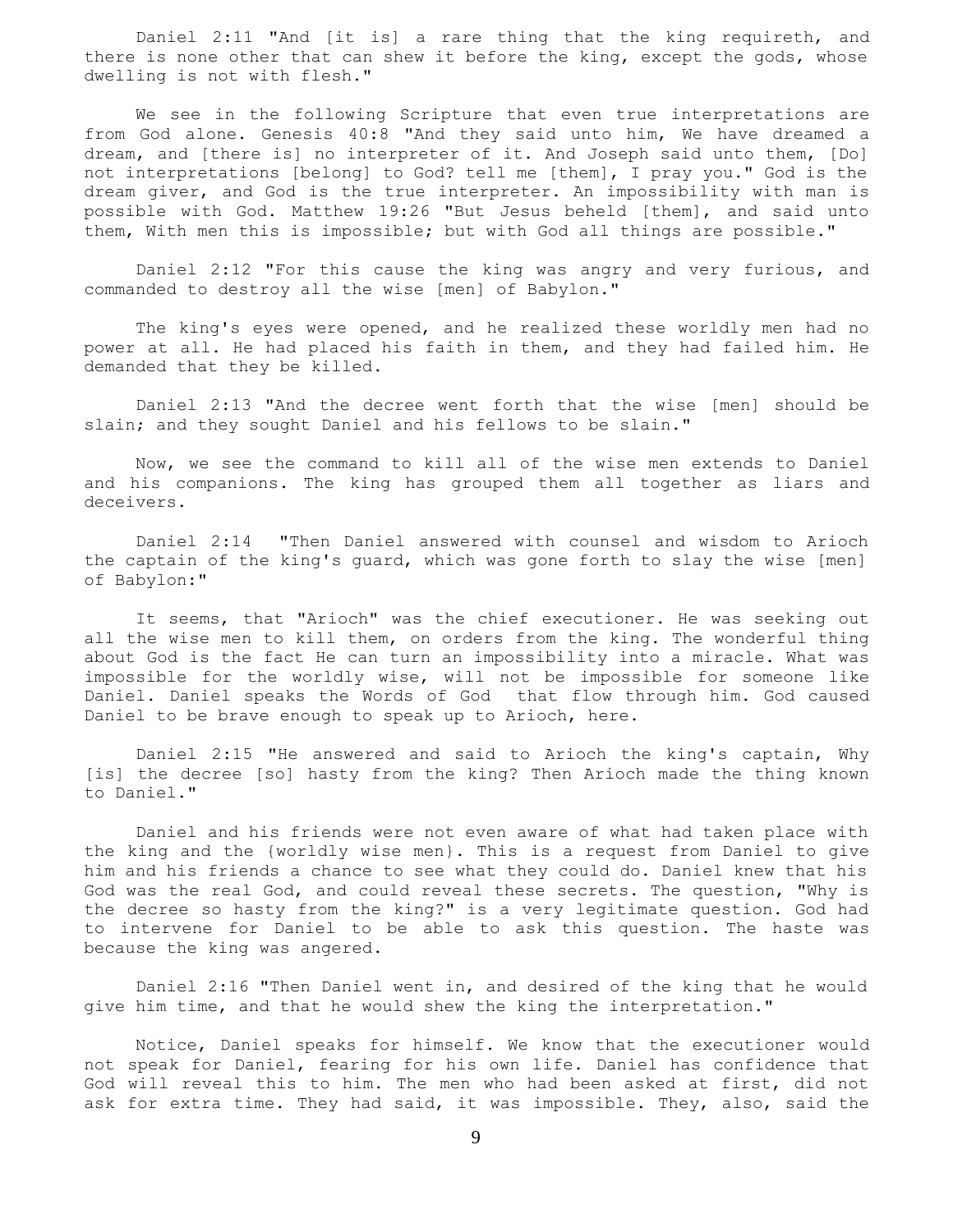Daniel 2:11 "And [it is] a rare thing that the king requireth, and there is none other that can shew it before the king, except the gods, whose dwelling is not with flesh."

We see in the following Scripture that even true interpretations are from God alone. Genesis 40:8 "And they said unto him, We have dreamed a dream, and [there is] no interpreter of it. And Joseph said unto them, [Do] not interpretations [belong] to God? tell me [them], I pray you." God is the dream giver, and God is the true interpreter. An impossibility with man is possible with God. Matthew 19:26 "But Jesus beheld [them], and said unto them, With men this is impossible; but with God all things are possible."

Daniel 2:12 "For this cause the king was angry and very furious, and commanded to destroy all the wise [men] of Babylon."

The king's eyes were opened, and he realized these worldly men had no power at all. He had placed his faith in them, and they had failed him. He demanded that they be killed.

Daniel 2:13 "And the decree went forth that the wise [men] should be slain; and they sought Daniel and his fellows to be slain."

Now, we see the command to kill all of the wise men extends to Daniel and his companions. The king has grouped them all together as liars and deceivers.

Daniel 2:14 "Then Daniel answered with counsel and wisdom to Arioch the captain of the king's guard, which was gone forth to slay the wise [men] of Babylon:"

It seems, that "Arioch" was the chief executioner. He was seeking out all the wise men to kill them, on orders from the king. The wonderful thing about God is the fact He can turn an impossibility into a miracle. What was impossible for the worldly wise, will not be impossible for someone like Daniel. Daniel speaks the Words of God that flow through him. God caused Daniel to be brave enough to speak up to Arioch, here.

Daniel 2:15 "He answered and said to Arioch the king's captain, Why [is] the decree [so] hasty from the king? Then Arioch made the thing known to Daniel."

Daniel and his friends were not even aware of what had taken place with the king and the {worldly wise men}. This is a request from Daniel to give him and his friends a chance to see what they could do. Daniel knew that his God was the real God, and could reveal these secrets. The question, "Why is the decree so hasty from the king?" is a very legitimate question. God had to intervene for Daniel to be able to ask this question. The haste was because the king was angered.

Daniel 2:16 "Then Daniel went in, and desired of the king that he would give him time, and that he would shew the king the interpretation."

Notice, Daniel speaks for himself. We know that the executioner would not speak for Daniel, fearing for his own life. Daniel has confidence that God will reveal this to him. The men who had been asked at first, did not ask for extra time. They had said, it was impossible. They, also, said the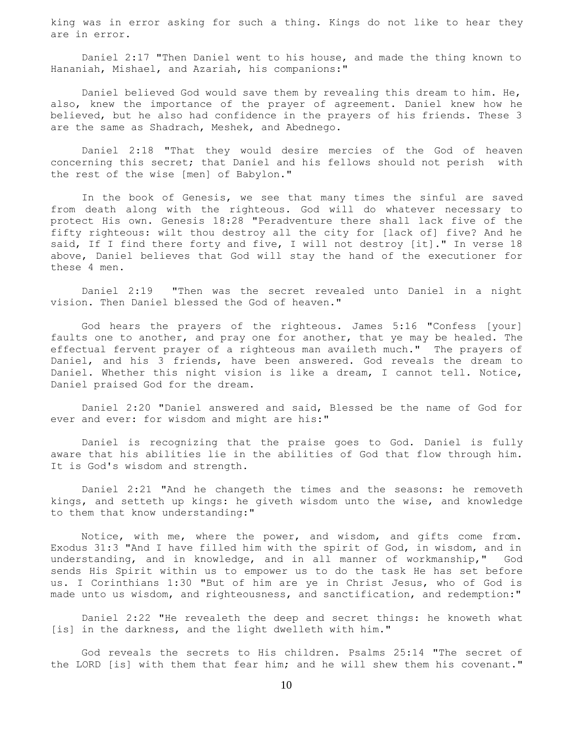king was in error asking for such a thing. Kings do not like to hear they are in error.

Daniel 2:17 "Then Daniel went to his house, and made the thing known to Hananiah, Mishael, and Azariah, his companions:"

Daniel believed God would save them by revealing this dream to him. He, also, knew the importance of the prayer of agreement. Daniel knew how he believed, but he also had confidence in the prayers of his friends. These 3 are the same as Shadrach, Meshek, and Abednego.

Daniel 2:18 "That they would desire mercies of the God of heaven concerning this secret; that Daniel and his fellows should not perish with the rest of the wise [men] of Babylon."

In the book of Genesis, we see that many times the sinful are saved from death along with the righteous. God will do whatever necessary to protect His own. Genesis 18:28 "Peradventure there shall lack five of the fifty righteous: wilt thou destroy all the city for [lack of] five? And he said, If I find there forty and five, I will not destroy [it]." In verse 18 above, Daniel believes that God will stay the hand of the executioner for these 4 men.

Daniel 2:19 "Then was the secret revealed unto Daniel in a night vision. Then Daniel blessed the God of heaven."

God hears the prayers of the righteous. James 5:16 "Confess [your] faults one to another, and pray one for another, that ye may be healed. The effectual fervent prayer of a righteous man availeth much." The prayers of Daniel, and his 3 friends, have been answered. God reveals the dream to Daniel. Whether this night vision is like a dream, I cannot tell. Notice, Daniel praised God for the dream.

Daniel 2:20 "Daniel answered and said, Blessed be the name of God for ever and ever: for wisdom and might are his:"

Daniel is recognizing that the praise goes to God. Daniel is fully aware that his abilities lie in the abilities of God that flow through him. It is God's wisdom and strength.

Daniel 2:21 "And he changeth the times and the seasons: he removeth kings, and setteth up kings: he giveth wisdom unto the wise, and knowledge to them that know understanding:"

Notice, with me, where the power, and wisdom, and gifts come from. Exodus 31:3 "And I have filled him with the spirit of God, in wisdom, and in understanding, and in knowledge, and in all manner of workmanship," God sends His Spirit within us to empower us to do the task He has set before us. I Corinthians 1:30 "But of him are ye in Christ Jesus, who of God is made unto us wisdom, and righteousness, and sanctification, and redemption:"

Daniel 2:22 "He revealeth the deep and secret things: he knoweth what [is] in the darkness, and the light dwelleth with him."

God reveals the secrets to His children. Psalms 25:14 "The secret of the LORD [is] with them that fear him; and he will shew them his covenant."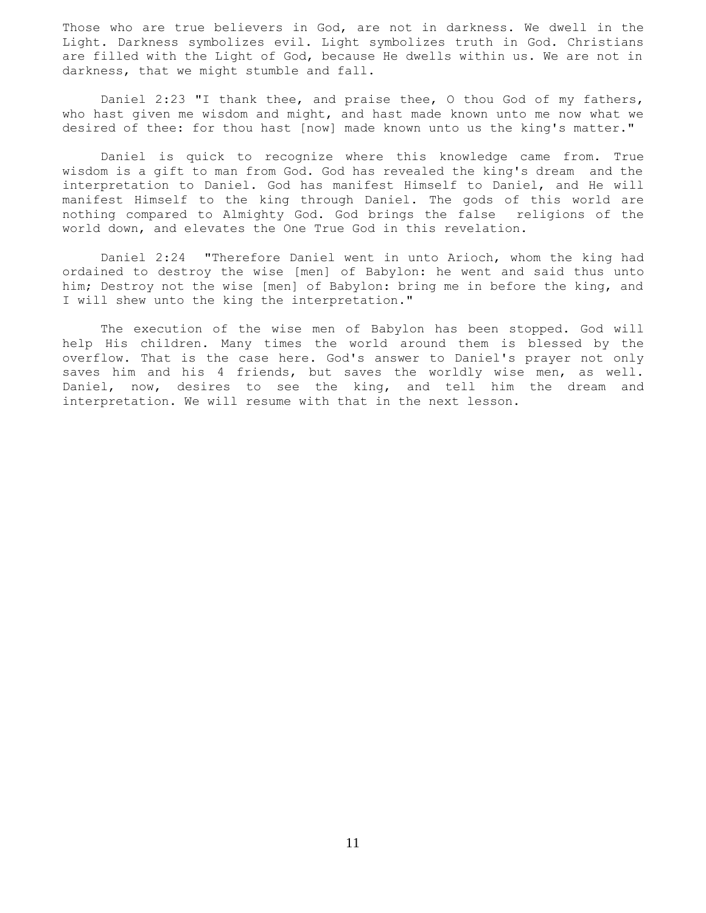Those who are true believers in God, are not in darkness. We dwell in the Light. Darkness symbolizes evil. Light symbolizes truth in God. Christians are filled with the Light of God, because He dwells within us. We are not in darkness, that we might stumble and fall.

Daniel 2:23 "I thank thee, and praise thee, O thou God of my fathers, who hast given me wisdom and might, and hast made known unto me now what we desired of thee: for thou hast [now] made known unto us the king's matter."

Daniel is quick to recognize where this knowledge came from. True wisdom is a gift to man from God. God has revealed the king's dream and the interpretation to Daniel. God has manifest Himself to Daniel, and He will manifest Himself to the king through Daniel. The gods of this world are nothing compared to Almighty God. God brings the false religions of the world down, and elevates the One True God in this revelation.

Daniel 2:24 "Therefore Daniel went in unto Arioch, whom the king had ordained to destroy the wise [men] of Babylon: he went and said thus unto him; Destroy not the wise [men] of Babylon: bring me in before the king, and I will shew unto the king the interpretation."

The execution of the wise men of Babylon has been stopped. God will help His children. Many times the world around them is blessed by the overflow. That is the case here. God's answer to Daniel's prayer not only saves him and his 4 friends, but saves the worldly wise men, as well. Daniel, now, desires to see the king, and tell him the dream and interpretation. We will resume with that in the next lesson.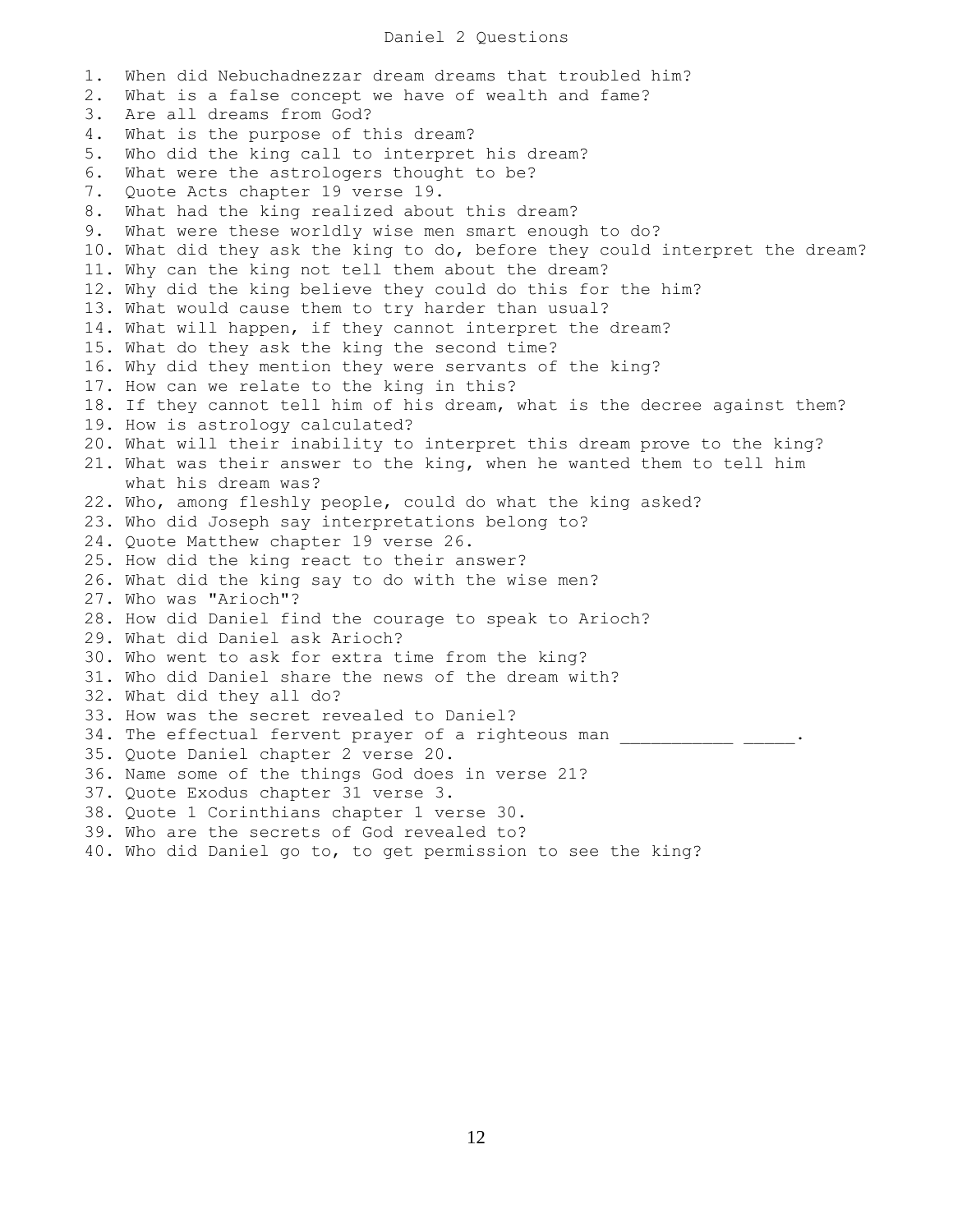# Daniel 2 Questions

1. When did Nebuchadnezzar dream dreams that troubled him?
2. What is a false concept we have of wealth and fame?
3. Are all dreams from God?
4. What is the purpose of this dream?
5. Who did the king call to interpret his dream?
6. What were the astrologers thought to be?
7. Quote Acts chapter 19 verse 19.
8. What had the king realized about this dream?
9. What were these worldly wise men smart enough to do?
10. What did they ask the king to do, before they could interpret the dream?
11. Why can the king not tell them about the dream?
12. Why did the king believe they could do this for the him?
13. What would cause them to try harder than usual?
14. What will happen, if they cannot interpret the dream?
15. What do they ask the king the second time?
16. Why did they mention they were servants of the king?
17. How can we relate to the king in this?
18. If they cannot tell him of his dream, what is the decree against them?
19. How is astrology calculated?
20. What will their inability to interpret this dream prove to the king?
21. What was their answer to the king, when he wanted them to tell him what his dream was?
22. Who, among fleshly people, could do what the king asked?
23. Who did Joseph say interpretations belong to?
24. Quote Matthew chapter 19 verse 26.
25. How did the king react to their answer?
26. What did the king say to do with the wise men?
27. Who was "Arioch"?
28. How did Daniel find the courage to speak to Arioch?
29. What did Daniel ask Arioch?
30. Who went to ask for extra time from the king?
31. Who did Daniel share the news of the dream with?
32. What did they all do?
33. How was the secret revealed to Daniel?
34. The effectual fervent prayer of a righteous man ___________ _____.
35. Quote Daniel chapter 2 verse 20.
36. Name some of the things God does in verse 21?
37. Quote Exodus chapter 31 verse 3.
38. Quote 1 Corinthians chapter 1 verse 30.
39. Who are the secrets of God revealed to?
40. Who did Daniel go to, to get permission to see the king?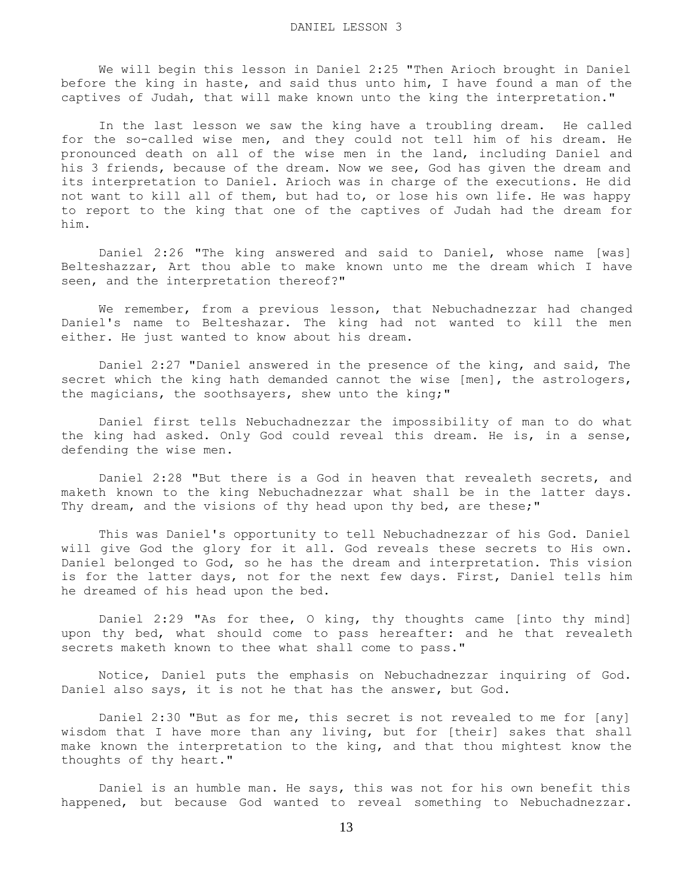# DANIEL LESSON 3

We will begin this lesson in Daniel 2:25 "Then Arioch brought in Daniel before the king in haste, and said thus unto him, I have found a man of the captives of Judah, that will make known unto the king the interpretation."

In the last lesson we saw the king have a troubling dream. He called for the so-called wise men, and they could not tell him of his dream. He pronounced death on all of the wise men in the land, including Daniel and his 3 friends, because of the dream. Now we see, God has given the dream and its interpretation to Daniel. Arioch was in charge of the executions. He did not want to kill all of them, but had to, or lose his own life. He was happy to report to the king that one of the captives of Judah had the dream for him.

Daniel 2:26 "The king answered and said to Daniel, whose name [was] Belteshazzar, Art thou able to make known unto me the dream which I have seen, and the interpretation thereof?"

We remember, from a previous lesson, that Nebuchadnezzar had changed Daniel's name to Belteshazar. The king had not wanted to kill the men either. He just wanted to know about his dream.

Daniel 2:27 "Daniel answered in the presence of the king, and said, The secret which the king hath demanded cannot the wise [men], the astrologers, the magicians, the soothsayers, shew unto the king;"

Daniel first tells Nebuchadnezzar the impossibility of man to do what the king had asked. Only God could reveal this dream. He is, in a sense, defending the wise men.

Daniel 2:28 "But there is a God in heaven that revealeth secrets, and maketh known to the king Nebuchadnezzar what shall be in the latter days. Thy dream, and the visions of thy head upon thy bed, are these;"

This was Daniel's opportunity to tell Nebuchadnezzar of his God. Daniel will give God the glory for it all. God reveals these secrets to His own. Daniel belonged to God, so he has the dream and interpretation. This vision is for the latter days, not for the next few days. First, Daniel tells him he dreamed of his head upon the bed.

Daniel 2:29 "As for thee, O king, thy thoughts came [into thy mind] upon thy bed, what should come to pass hereafter: and he that revealeth secrets maketh known to thee what shall come to pass."

Notice, Daniel puts the emphasis on Nebuchadnezzar inquiring of God. Daniel also says, it is not he that has the answer, but God.

Daniel 2:30 "But as for me, this secret is not revealed to me for [any] wisdom that I have more than any living, but for [their] sakes that shall make known the interpretation to the king, and that thou mightest know the thoughts of thy heart."

Daniel is an humble man. He says, this was not for his own benefit this happened, but because God wanted to reveal something to Nebuchadnezzar.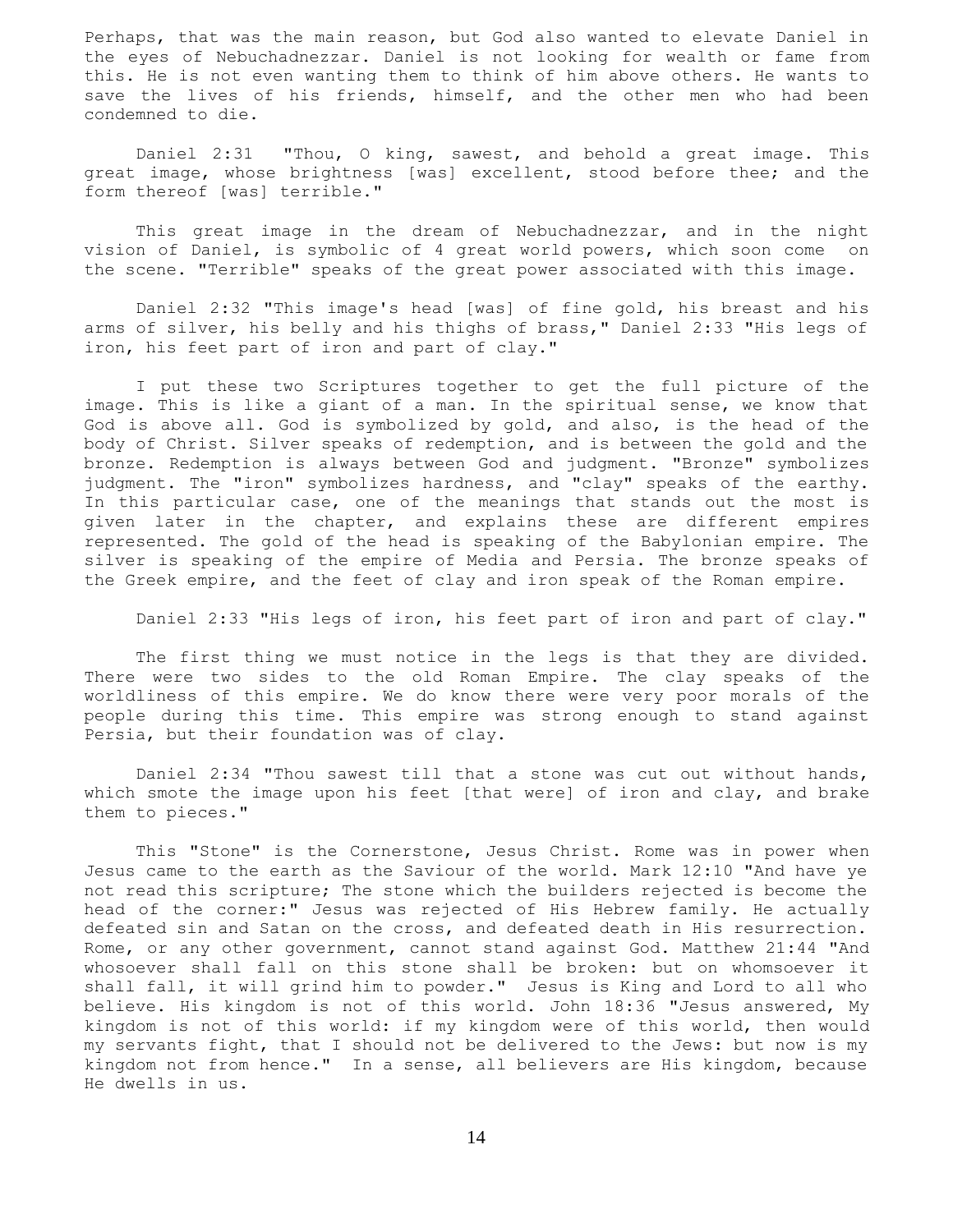Perhaps, that was the main reason, but God also wanted to elevate Daniel in the eyes of Nebuchadnezzar. Daniel is not looking for wealth or fame from this. He is not even wanting them to think of him above others. He wants to save the lives of his friends, himself, and the other men who had been condemned to die.

Daniel 2:31 "Thou, O king, sawest, and behold a great image. This great image, whose brightness [was] excellent, stood before thee; and the form thereof [was] terrible."

This great image in the dream of Nebuchadnezzar, and in the night vision of Daniel, is symbolic of 4 great world powers, which soon come on the scene. "Terrible" speaks of the great power associated with this image.

Daniel 2:32 "This image's head [was] of fine gold, his breast and his arms of silver, his belly and his thighs of brass," Daniel 2:33 "His legs of iron, his feet part of iron and part of clay."

I put these two Scriptures together to get the full picture of the image. This is like a giant of a man. In the spiritual sense, we know that God is above all. God is symbolized by gold, and also, is the head of the body of Christ. Silver speaks of redemption, and is between the gold and the bronze. Redemption is always between God and judgment. "Bronze" symbolizes judgment. The "iron" symbolizes hardness, and "clay" speaks of the earthy. In this particular case, one of the meanings that stands out the most is given later in the chapter, and explains these are different empires represented. The gold of the head is speaking of the Babylonian empire. The silver is speaking of the empire of Media and Persia. The bronze speaks of the Greek empire, and the feet of clay and iron speak of the Roman empire.

Daniel 2:33 "His legs of iron, his feet part of iron and part of clay."

The first thing we must notice in the legs is that they are divided. There were two sides to the old Roman Empire. The clay speaks of the worldliness of this empire. We do know there were very poor morals of the people during this time. This empire was strong enough to stand against Persia, but their foundation was of clay.

Daniel 2:34 "Thou sawest till that a stone was cut out without hands, which smote the image upon his feet [that were] of iron and clay, and brake them to pieces."

This "Stone" is the Cornerstone, Jesus Christ. Rome was in power when Jesus came to the earth as the Saviour of the world. Mark 12:10 "And have ye not read this scripture; The stone which the builders rejected is become the head of the corner:" Jesus was rejected of His Hebrew family. He actually defeated sin and Satan on the cross, and defeated death in His resurrection. Rome, or any other government, cannot stand against God. Matthew 21:44 "And whosoever shall fall on this stone shall be broken: but on whomsoever it shall fall, it will grind him to powder." Jesus is King and Lord to all who believe. His kingdom is not of this world. John 18:36 "Jesus answered, My kingdom is not of this world: if my kingdom were of this world, then would my servants fight, that I should not be delivered to the Jews: but now is my kingdom not from hence." In a sense, all believers are His kingdom, because He dwells in us.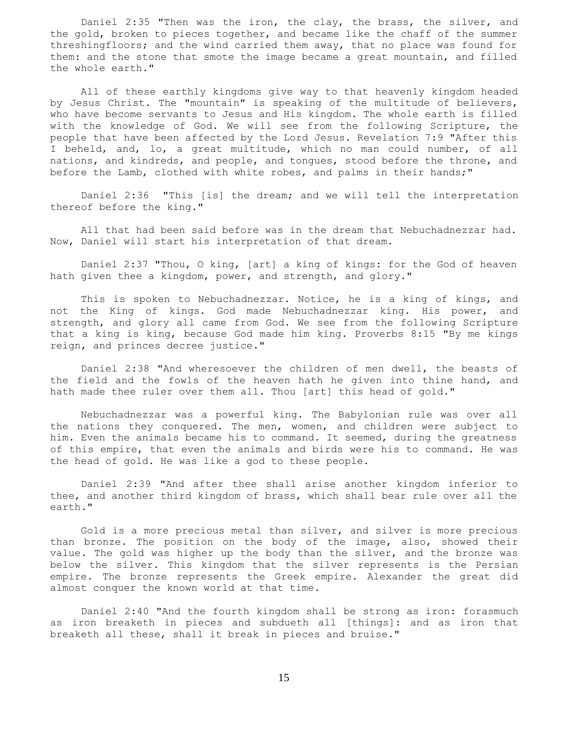Daniel 2:35 "Then was the iron, the clay, the brass, the silver, and the gold, broken to pieces together, and became like the chaff of the summer threshingfloors; and the wind carried them away, that no place was found for them: and the stone that smote the image became a great mountain, and filled the whole earth."

All of these earthly kingdoms give way to that heavenly kingdom headed by Jesus Christ. The "mountain" is speaking of the multitude of believers, who have become servants to Jesus and His kingdom. The whole earth is filled with the knowledge of God. We will see from the following Scripture, the people that have been affected by the Lord Jesus. Revelation 7:9 "After this I beheld, and, lo, a great multitude, which no man could number, of all nations, and kindreds, and people, and tongues, stood before the throne, and before the Lamb, clothed with white robes, and palms in their hands;"

Daniel 2:36 "This [is] the dream; and we will tell the interpretation thereof before the king."

All that had been said before was in the dream that Nebuchadnezzar had. Now, Daniel will start his interpretation of that dream.

Daniel 2:37 "Thou, O king, [art] a king of kings: for the God of heaven hath given thee a kingdom, power, and strength, and glory."

This is spoken to Nebuchadnezzar. Notice, he is a king of kings, and not the King of kings. God made Nebuchadnezzar king. His power, and strength, and glory all came from God. We see from the following Scripture that a king is king, because God made him king. Proverbs 8:15 "By me kings reign, and princes decree justice."

Daniel 2:38 "And wheresoever the children of men dwell, the beasts of the field and the fowls of the heaven hath he given into thine hand, and hath made thee ruler over them all. Thou [art] this head of gold."

Nebuchadnezzar was a powerful king. The Babylonian rule was over all the nations they conquered. The men, women, and children were subject to him. Even the animals became his to command. It seemed, during the greatness of this empire, that even the animals and birds were his to command. He was the head of gold. He was like a god to these people.

Daniel 2:39 "And after thee shall arise another kingdom inferior to thee, and another third kingdom of brass, which shall bear rule over all the earth."

Gold is a more precious metal than silver, and silver is more precious than bronze. The position on the body of the image, also, showed their value. The gold was higher up the body than the silver, and the bronze was below the silver. This kingdom that the silver represents is the Persian empire. The bronze represents the Greek empire. Alexander the great did almost conquer the known world at that time.

Daniel 2:40 "And the fourth kingdom shall be strong as iron: forasmuch as iron breaketh in pieces and subdueth all [things]: and as iron that breaketh all these, shall it break in pieces and bruise."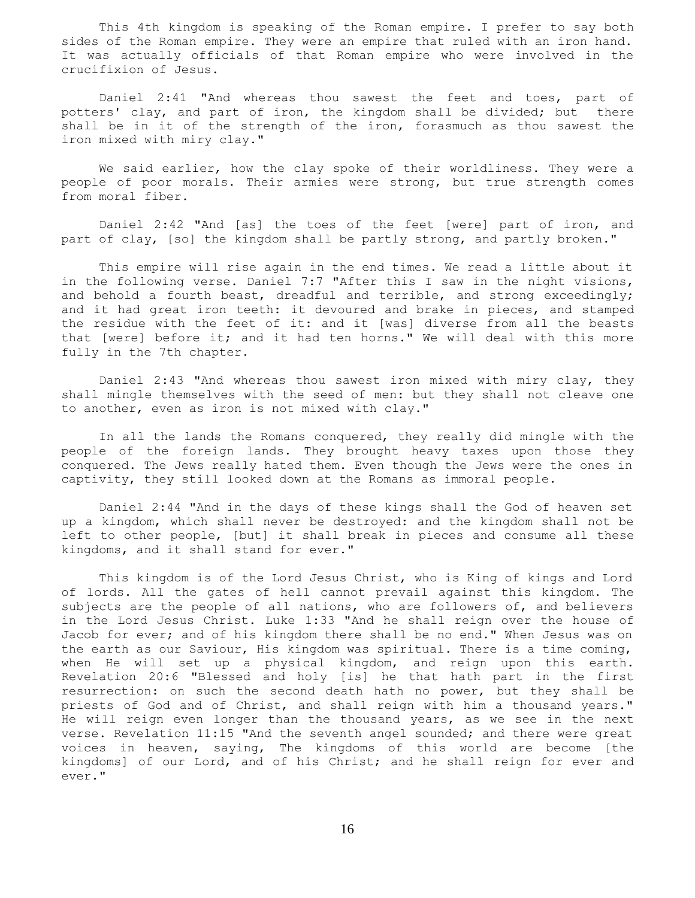This 4th kingdom is speaking of the Roman empire. I prefer to say both sides of the Roman empire. They were an empire that ruled with an iron hand. It was actually officials of that Roman empire who were involved in the crucifixion of Jesus.

Daniel 2:41 "And whereas thou sawest the feet and toes, part of potters' clay, and part of iron, the kingdom shall be divided; but there shall be in it of the strength of the iron, forasmuch as thou sawest the iron mixed with miry clay."

We said earlier, how the clay spoke of their worldliness. They were a people of poor morals. Their armies were strong, but true strength comes from moral fiber.

Daniel 2:42 "And [as] the toes of the feet [were] part of iron, and part of clay, [so] the kingdom shall be partly strong, and partly broken."

This empire will rise again in the end times. We read a little about it in the following verse. Daniel 7:7 "After this I saw in the night visions, and behold a fourth beast, dreadful and terrible, and strong exceedingly; and it had great iron teeth: it devoured and brake in pieces, and stamped the residue with the feet of it: and it [was] diverse from all the beasts that [were] before it; and it had ten horns." We will deal with this more fully in the 7th chapter.

Daniel 2:43 "And whereas thou sawest iron mixed with miry clay, they shall mingle themselves with the seed of men: but they shall not cleave one to another, even as iron is not mixed with clay."

In all the lands the Romans conquered, they really did mingle with the people of the foreign lands. They brought heavy taxes upon those they conquered. The Jews really hated them. Even though the Jews were the ones in captivity, they still looked down at the Romans as immoral people.

Daniel 2:44 "And in the days of these kings shall the God of heaven set up a kingdom, which shall never be destroyed: and the kingdom shall not be left to other people, [but] it shall break in pieces and consume all these kingdoms, and it shall stand for ever."

This kingdom is of the Lord Jesus Christ, who is King of kings and Lord of lords. All the gates of hell cannot prevail against this kingdom. The subjects are the people of all nations, who are followers of, and believers in the Lord Jesus Christ. Luke 1:33 "And he shall reign over the house of Jacob for ever; and of his kingdom there shall be no end." When Jesus was on the earth as our Saviour, His kingdom was spiritual. There is a time coming, when He will set up a physical kingdom, and reign upon this earth. Revelation 20:6 "Blessed and holy [is] he that hath part in the first resurrection: on such the second death hath no power, but they shall be priests of God and of Christ, and shall reign with him a thousand years." He will reign even longer than the thousand years, as we see in the next verse. Revelation 11:15 "And the seventh angel sounded; and there were great voices in heaven, saying, The kingdoms of this world are become [the kingdoms] of our Lord, and of his Christ; and he shall reign for ever and ever."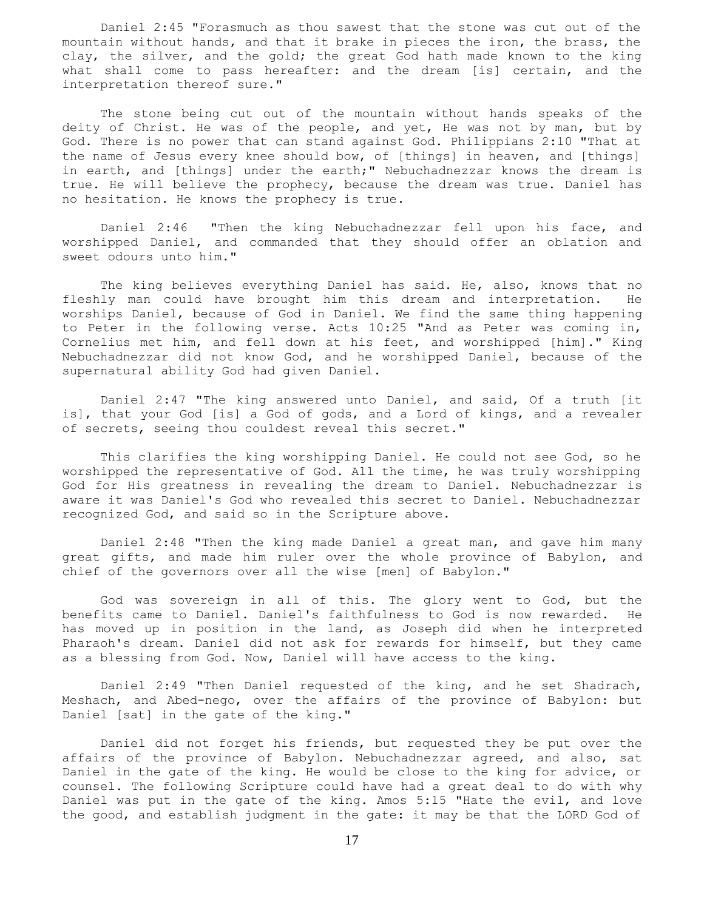Daniel 2:45 "Forasmuch as thou sawest that the stone was cut out of the mountain without hands, and that it brake in pieces the iron, the brass, the clay, the silver, and the gold; the great God hath made known to the king what shall come to pass hereafter: and the dream [is] certain, and the interpretation thereof sure."

The stone being cut out of the mountain without hands speaks of the deity of Christ. He was of the people, and yet, He was not by man, but by God. There is no power that can stand against God. Philippians 2:10 "That at the name of Jesus every knee should bow, of [things] in heaven, and [things] in earth, and [things] under the earth;" Nebuchadnezzar knows the dream is true. He will believe the prophecy, because the dream was true. Daniel has no hesitation. He knows the prophecy is true.

Daniel 2:46 "Then the king Nebuchadnezzar fell upon his face, and worshipped Daniel, and commanded that they should offer an oblation and sweet odours unto him."

The king believes everything Daniel has said. He, also, knows that no fleshly man could have brought him this dream and interpretation. He worships Daniel, because of God in Daniel. We find the same thing happening to Peter in the following verse. Acts 10:25 "And as Peter was coming in, Cornelius met him, and fell down at his feet, and worshipped [him]." King Nebuchadnezzar did not know God, and he worshipped Daniel, because of the supernatural ability God had given Daniel.

Daniel 2:47 "The king answered unto Daniel, and said, Of a truth [it is], that your God [is] a God of gods, and a Lord of kings, and a revealer of secrets, seeing thou couldest reveal this secret."

This clarifies the king worshipping Daniel. He could not see God, so he worshipped the representative of God. All the time, he was truly worshipping God for His greatness in revealing the dream to Daniel. Nebuchadnezzar is aware it was Daniel's God who revealed this secret to Daniel. Nebuchadnezzar recognized God, and said so in the Scripture above.

Daniel 2:48 "Then the king made Daniel a great man, and gave him many great gifts, and made him ruler over the whole province of Babylon, and chief of the governors over all the wise [men] of Babylon."

God was sovereign in all of this. The glory went to God, but the benefits came to Daniel. Daniel's faithfulness to God is now rewarded. He has moved up in position in the land, as Joseph did when he interpreted Pharaoh's dream. Daniel did not ask for rewards for himself, but they came as a blessing from God. Now, Daniel will have access to the king.

Daniel 2:49 "Then Daniel requested of the king, and he set Shadrach, Meshach, and Abed-nego, over the affairs of the province of Babylon: but Daniel [sat] in the gate of the king."

Daniel did not forget his friends, but requested they be put over the affairs of the province of Babylon. Nebuchadnezzar agreed, and also, sat Daniel in the gate of the king. He would be close to the king for advice, or counsel. The following Scripture could have had a great deal to do with why Daniel was put in the gate of the king. Amos 5:15 "Hate the evil, and love the good, and establish judgment in the gate: it may be that the LORD God of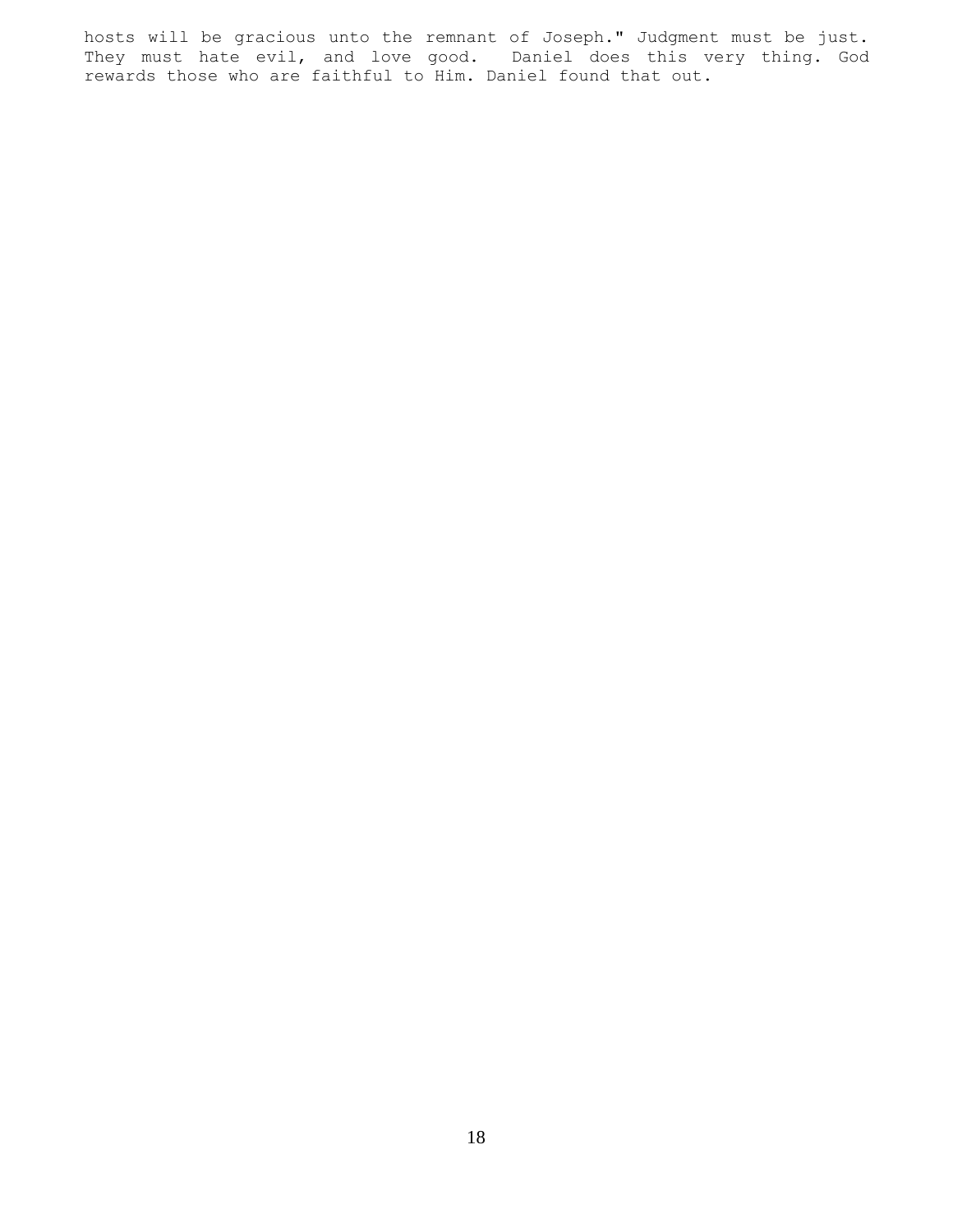hosts will be gracious unto the remnant of Joseph." Judgment must be just. They must hate evil, and love good. Daniel does this very thing. God rewards those who are faithful to Him. Daniel found that out.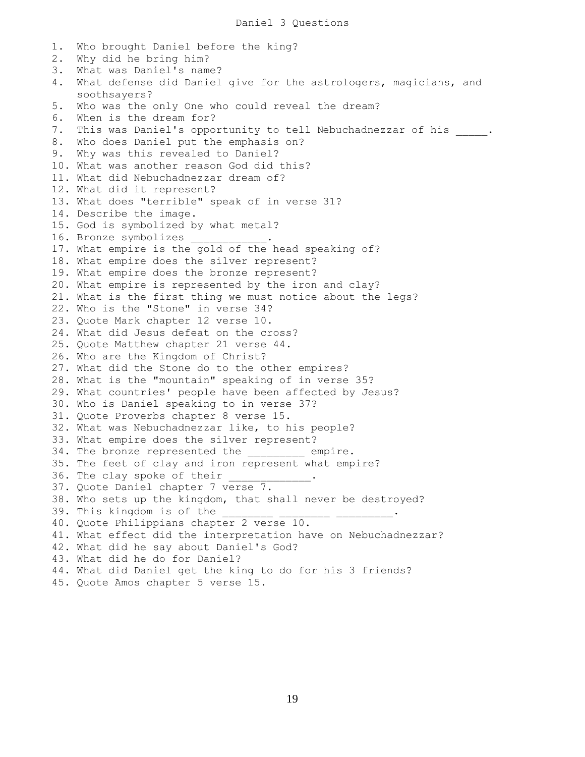# Daniel 3 Questions

1. Who brought Daniel before the king?
2. Why did he bring him?
3. What was Daniel's name?
4. What defense did Daniel give for the astrologers, magicians, and soothsayers?
5. Who was the only One who could reveal the dream?
6. When is the dream for?
7. This was Daniel's opportunity to tell Nebuchadnezzar of his _____.
8. Who does Daniel put the emphasis on?
9. Why was this revealed to Daniel?
10. What was another reason God did this?
11. What did Nebuchadnezzar dream of?
12. What did it represent?
13. What does "terrible" speak of in verse 31?
14. Describe the image.
15. God is symbolized by what metal?
16. Bronze symbolizes ____________.
17. What empire is the gold of the head speaking of?
18. What empire does the silver represent?
19. What empire does the bronze represent?
20. What empire is represented by the iron and clay?
21. What is the first thing we must notice about the legs?
22. Who is the "Stone" in verse 34?
23. Quote Mark chapter 12 verse 10.
24. What did Jesus defeat on the cross?
25. Quote Matthew chapter 21 verse 44.
26. Who are the Kingdom of Christ?
27. What did the Stone do to the other empires?
28. What is the "mountain" speaking of in verse 35?
29. What countries' people have been affected by Jesus?
30. Who is Daniel speaking to in verse 37?
31. Quote Proverbs chapter 8 verse 15.
32. What was Nebuchadnezzar like, to his people?
33. What empire does the silver represent?
34. The bronze represented the _________ empire.
35. The feet of clay and iron represent what empire?
36. The clay spoke of their _____________.
37. Quote Daniel chapter 7 verse 7.
38. Who sets up the kingdom, that shall never be destroyed?
39. This kingdom is of the ________ ________ _________.
40. Quote Philippians chapter 2 verse 10.
41. What effect did the interpretation have on Nebuchadnezzar?
42. What did he say about Daniel's God?
43. What did he do for Daniel?
44. What did Daniel get the king to do for his 3 friends?
45. Quote Amos chapter 5 verse 15.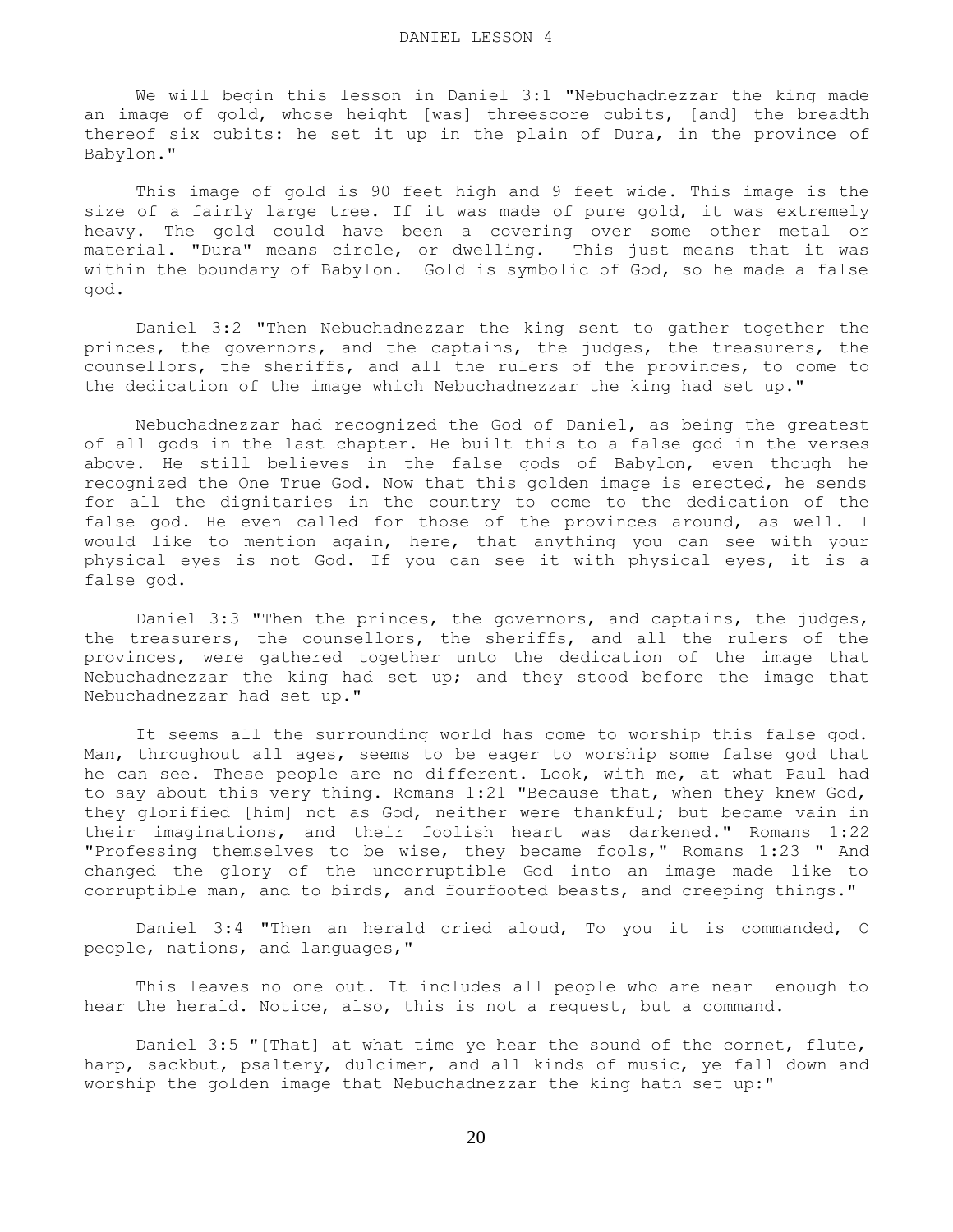# DANIEL LESSON 4

We will begin this lesson in Daniel 3:1 "Nebuchadnezzar the king made an image of gold, whose height [was] threescore cubits, [and] the breadth thereof six cubits: he set it up in the plain of Dura, in the province of Babylon."

This image of gold is 90 feet high and 9 feet wide. This image is the size of a fairly large tree. If it was made of pure gold, it was extremely heavy. The gold could have been a covering over some other metal or material. "Dura" means circle, or dwelling. This just means that it was within the boundary of Babylon. Gold is symbolic of God, so he made a false god.

Daniel 3:2 "Then Nebuchadnezzar the king sent to gather together the princes, the governors, and the captains, the judges, the treasurers, the counsellors, the sheriffs, and all the rulers of the provinces, to come to the dedication of the image which Nebuchadnezzar the king had set up."

Nebuchadnezzar had recognized the God of Daniel, as being the greatest of all gods in the last chapter. He built this to a false god in the verses above. He still believes in the false gods of Babylon, even though he recognized the One True God. Now that this golden image is erected, he sends for all the dignitaries in the country to come to the dedication of the false god. He even called for those of the provinces around, as well. I would like to mention again, here, that anything you can see with your physical eyes is not God. If you can see it with physical eyes, it is a false god.

Daniel 3:3 "Then the princes, the governors, and captains, the judges, the treasurers, the counsellors, the sheriffs, and all the rulers of the provinces, were gathered together unto the dedication of the image that Nebuchadnezzar the king had set up; and they stood before the image that Nebuchadnezzar had set up."

It seems all the surrounding world has come to worship this false god. Man, throughout all ages, seems to be eager to worship some false god that he can see. These people are no different. Look, with me, at what Paul had to say about this very thing. Romans 1:21 "Because that, when they knew God, they glorified [him] not as God, neither were thankful; but became vain in their imaginations, and their foolish heart was darkened." Romans 1:22 "Professing themselves to be wise, they became fools," Romans 1:23 " And changed the glory of the uncorruptible God into an image made like to corruptible man, and to birds, and fourfooted beasts, and creeping things."

Daniel 3:4 "Then an herald cried aloud, To you it is commanded, O people, nations, and languages,"

This leaves no one out. It includes all people who are near enough to hear the herald. Notice, also, this is not a request, but a command.

Daniel 3:5 "[That] at what time ye hear the sound of the cornet, flute, harp, sackbut, psaltery, dulcimer, and all kinds of music, ye fall down and worship the golden image that Nebuchadnezzar the king hath set up:"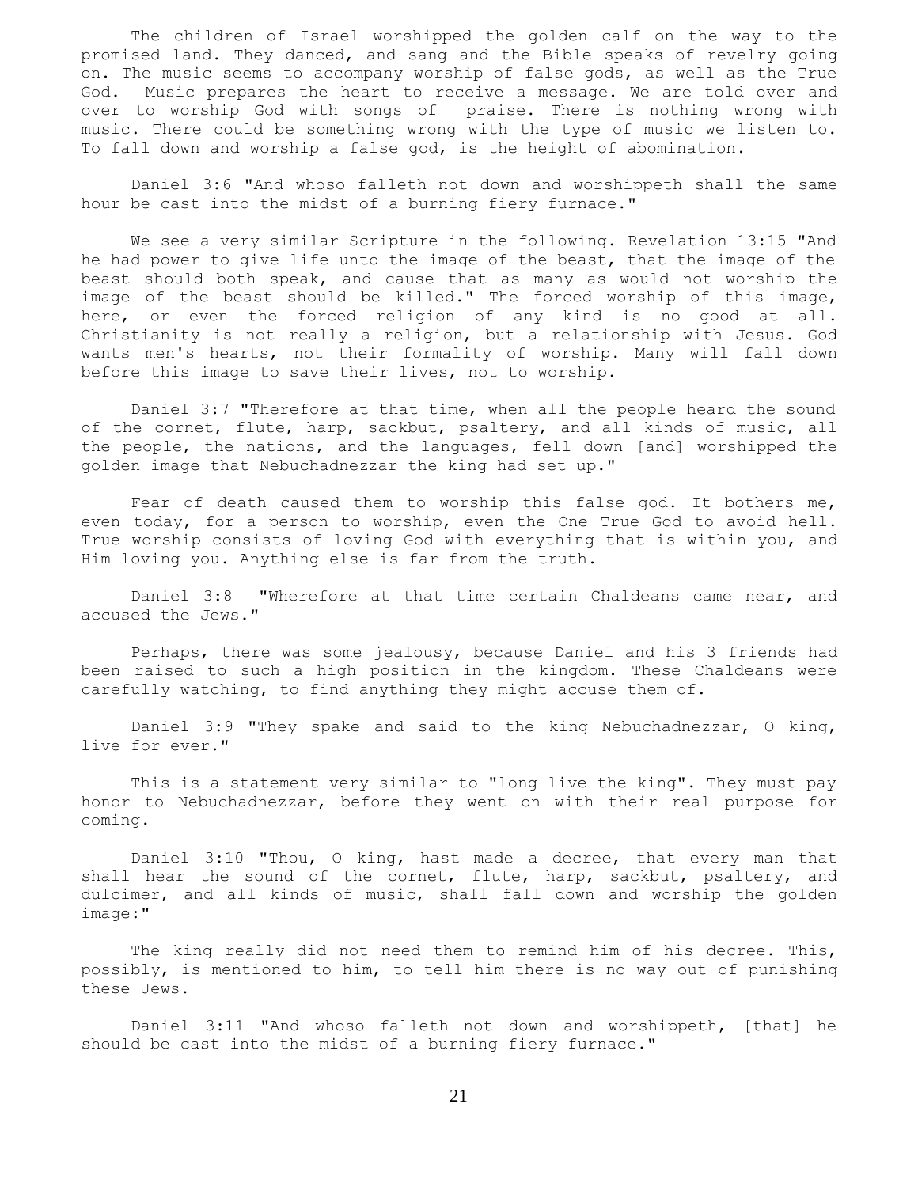The children of Israel worshipped the golden calf on the way to the promised land. They danced, and sang and the Bible speaks of revelry going on. The music seems to accompany worship of false gods, as well as the True God. Music prepares the heart to receive a message. We are told over and over to worship God with songs of praise. There is nothing wrong with music. There could be something wrong with the type of music we listen to. To fall down and worship a false god, is the height of abomination.

Daniel 3:6 "And whoso falleth not down and worshippeth shall the same hour be cast into the midst of a burning fiery furnace."

We see a very similar Scripture in the following. Revelation 13:15 "And he had power to give life unto the image of the beast, that the image of the beast should both speak, and cause that as many as would not worship the image of the beast should be killed." The forced worship of this image, here, or even the forced religion of any kind is no good at all. Christianity is not really a religion, but a relationship with Jesus. God wants men's hearts, not their formality of worship. Many will fall down before this image to save their lives, not to worship.

Daniel 3:7 "Therefore at that time, when all the people heard the sound of the cornet, flute, harp, sackbut, psaltery, and all kinds of music, all the people, the nations, and the languages, fell down [and] worshipped the golden image that Nebuchadnezzar the king had set up."

Fear of death caused them to worship this false god. It bothers me, even today, for a person to worship, even the One True God to avoid hell. True worship consists of loving God with everything that is within you, and Him loving you. Anything else is far from the truth.

Daniel 3:8 "Wherefore at that time certain Chaldeans came near, and accused the Jews."

Perhaps, there was some jealousy, because Daniel and his 3 friends had been raised to such a high position in the kingdom. These Chaldeans were carefully watching, to find anything they might accuse them of.

Daniel 3:9 "They spake and said to the king Nebuchadnezzar, O king, live for ever."

This is a statement very similar to "long live the king". They must pay honor to Nebuchadnezzar, before they went on with their real purpose for coming.

Daniel 3:10 "Thou, O king, hast made a decree, that every man that shall hear the sound of the cornet, flute, harp, sackbut, psaltery, and dulcimer, and all kinds of music, shall fall down and worship the golden image:"

The king really did not need them to remind him of his decree. This, possibly, is mentioned to him, to tell him there is no way out of punishing these Jews.

Daniel 3:11 "And whoso falleth not down and worshippeth, [that] he should be cast into the midst of a burning fiery furnace."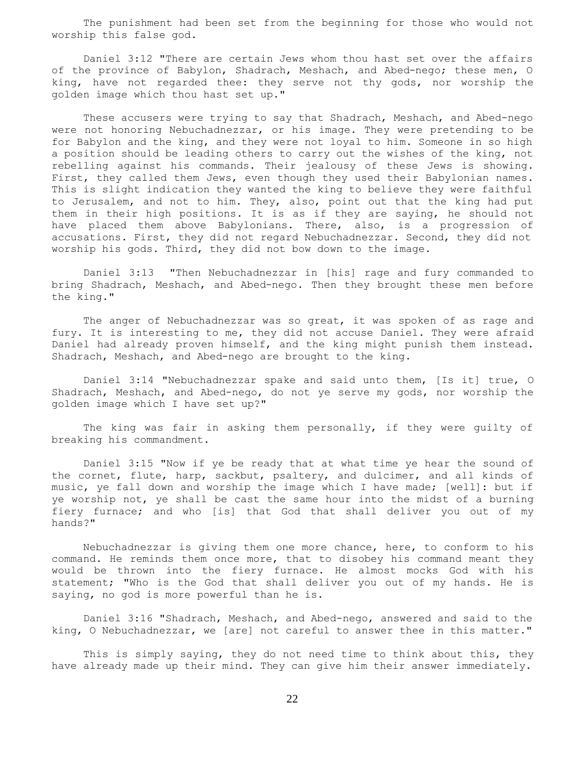The punishment had been set from the beginning for those who would not worship this false god.

Daniel 3:12 "There are certain Jews whom thou hast set over the affairs of the province of Babylon, Shadrach, Meshach, and Abed-nego; these men, O king, have not regarded thee: they serve not thy gods, nor worship the golden image which thou hast set up."

These accusers were trying to say that Shadrach, Meshach, and Abed-nego were not honoring Nebuchadnezzar, or his image. They were pretending to be for Babylon and the king, and they were not loyal to him. Someone in so high a position should be leading others to carry out the wishes of the king, not rebelling against his commands. Their jealousy of these Jews is showing. First, they called them Jews, even though they used their Babylonian names. This is slight indication they wanted the king to believe they were faithful to Jerusalem, and not to him. They, also, point out that the king had put them in their high positions. It is as if they are saying, he should not have placed them above Babylonians. There, also, is a progression of accusations. First, they did not regard Nebuchadnezzar. Second, they did not worship his gods. Third, they did not bow down to the image.

Daniel 3:13 "Then Nebuchadnezzar in [his] rage and fury commanded to bring Shadrach, Meshach, and Abed-nego. Then they brought these men before the king."

The anger of Nebuchadnezzar was so great, it was spoken of as rage and fury. It is interesting to me, they did not accuse Daniel. They were afraid Daniel had already proven himself, and the king might punish them instead. Shadrach, Meshach, and Abed-nego are brought to the king.

Daniel 3:14 "Nebuchadnezzar spake and said unto them, [Is it] true, O Shadrach, Meshach, and Abed-nego, do not ye serve my gods, nor worship the golden image which I have set up?"

The king was fair in asking them personally, if they were guilty of breaking his commandment.

Daniel 3:15 "Now if ye be ready that at what time ye hear the sound of the cornet, flute, harp, sackbut, psaltery, and dulcimer, and all kinds of music, ye fall down and worship the image which I have made; [well]: but if ye worship not, ye shall be cast the same hour into the midst of a burning fiery furnace; and who [is] that God that shall deliver you out of my hands?"

Nebuchadnezzar is giving them one more chance, here, to conform to his command. He reminds them once more, that to disobey his command meant they would be thrown into the fiery furnace. He almost mocks God with his statement; "Who is the God that shall deliver you out of my hands. He is saying, no god is more powerful than he is.

Daniel 3:16 "Shadrach, Meshach, and Abed-nego, answered and said to the king, O Nebuchadnezzar, we [are] not careful to answer thee in this matter."

This is simply saying, they do not need time to think about this, they have already made up their mind. They can give him their answer immediately.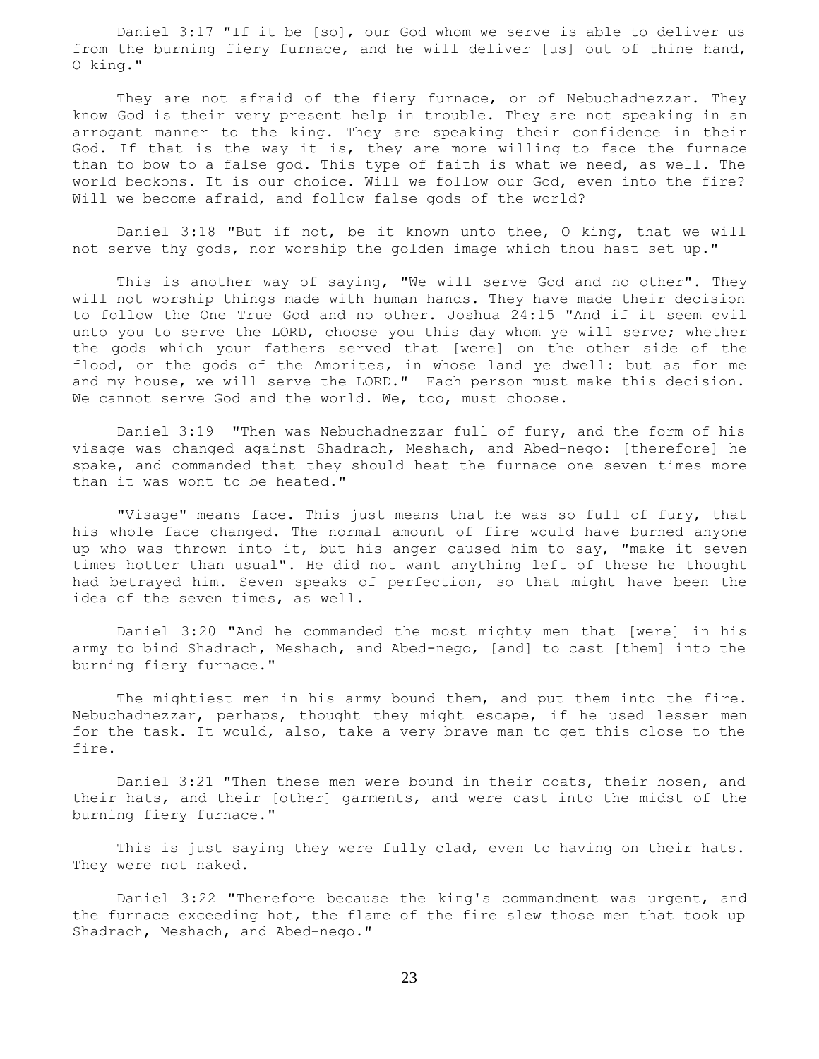Daniel 3:17 "If it be [so], our God whom we serve is able to deliver us from the burning fiery furnace, and he will deliver [us] out of thine hand, O king."

They are not afraid of the fiery furnace, or of Nebuchadnezzar. They know God is their very present help in trouble. They are not speaking in an arrogant manner to the king. They are speaking their confidence in their God. If that is the way it is, they are more willing to face the furnace than to bow to a false god. This type of faith is what we need, as well. The world beckons. It is our choice. Will we follow our God, even into the fire? Will we become afraid, and follow false gods of the world?

Daniel 3:18 "But if not, be it known unto thee, O king, that we will not serve thy gods, nor worship the golden image which thou hast set up."

This is another way of saying, "We will serve God and no other". They will not worship things made with human hands. They have made their decision to follow the One True God and no other. Joshua 24:15 "And if it seem evil unto you to serve the LORD, choose you this day whom ye will serve; whether the gods which your fathers served that [were] on the other side of the flood, or the gods of the Amorites, in whose land ye dwell: but as for me and my house, we will serve the LORD." Each person must make this decision. We cannot serve God and the world. We, too, must choose.

Daniel 3:19 "Then was Nebuchadnezzar full of fury, and the form of his visage was changed against Shadrach, Meshach, and Abed-nego: [therefore] he spake, and commanded that they should heat the furnace one seven times more than it was wont to be heated."

"Visage" means face. This just means that he was so full of fury, that his whole face changed. The normal amount of fire would have burned anyone up who was thrown into it, but his anger caused him to say, "make it seven times hotter than usual". He did not want anything left of these he thought had betrayed him. Seven speaks of perfection, so that might have been the idea of the seven times, as well.

Daniel 3:20 "And he commanded the most mighty men that [were] in his army to bind Shadrach, Meshach, and Abed-nego, [and] to cast [them] into the burning fiery furnace."

The mightiest men in his army bound them, and put them into the fire. Nebuchadnezzar, perhaps, thought they might escape, if he used lesser men for the task. It would, also, take a very brave man to get this close to the fire.

Daniel 3:21 "Then these men were bound in their coats, their hosen, and their hats, and their [other] garments, and were cast into the midst of the burning fiery furnace."

This is just saying they were fully clad, even to having on their hats. They were not naked.

Daniel 3:22 "Therefore because the king's commandment was urgent, and the furnace exceeding hot, the flame of the fire slew those men that took up Shadrach, Meshach, and Abed-nego."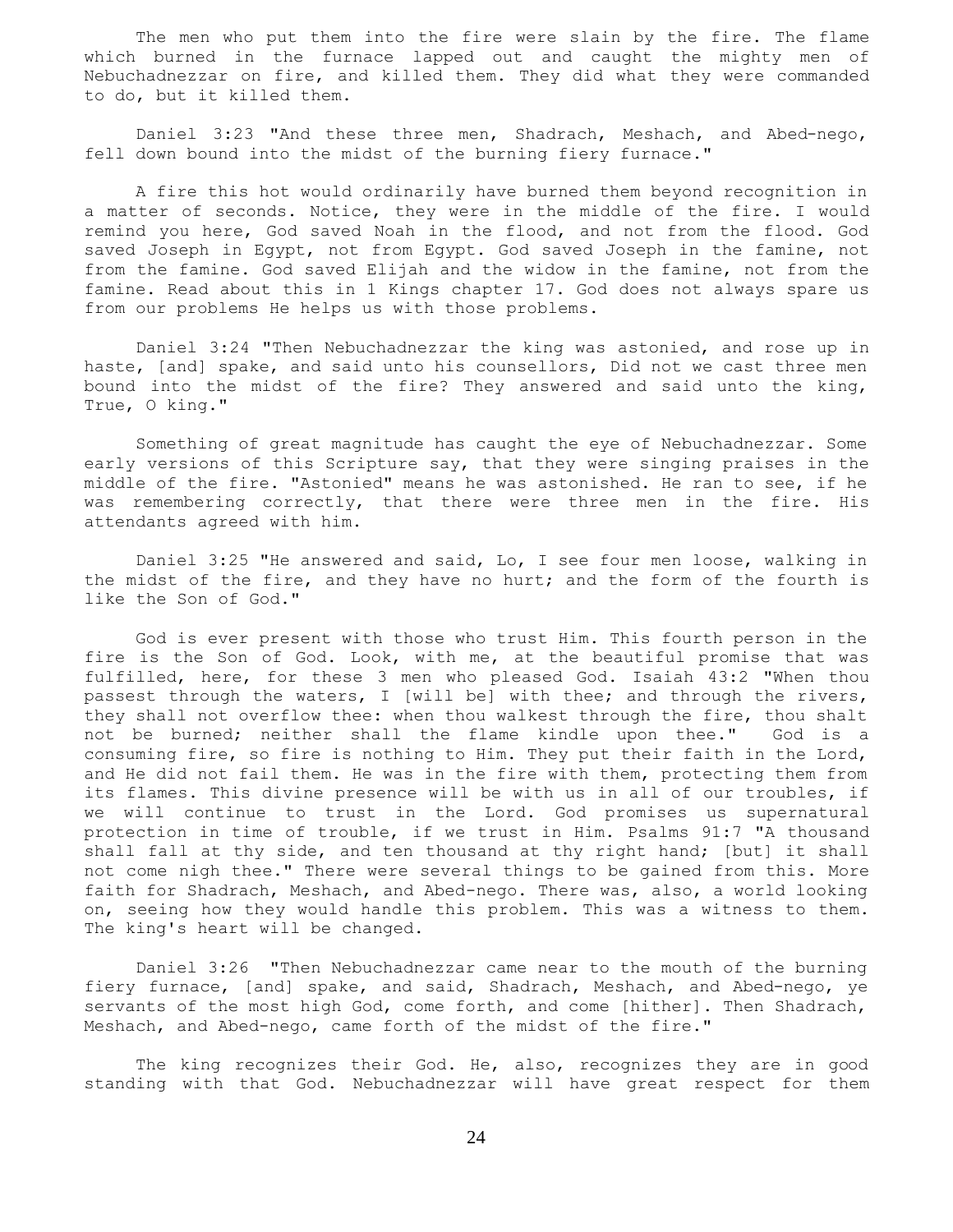The men who put them into the fire were slain by the fire. The flame which burned in the furnace lapped out and caught the mighty men of Nebuchadnezzar on fire, and killed them. They did what they were commanded to do, but it killed them.

Daniel 3:23 "And these three men, Shadrach, Meshach, and Abed-nego, fell down bound into the midst of the burning fiery furnace."

A fire this hot would ordinarily have burned them beyond recognition in a matter of seconds. Notice, they were in the middle of the fire. I would remind you here, God saved Noah in the flood, and not from the flood. God saved Joseph in Egypt, not from Egypt. God saved Joseph in the famine, not from the famine. God saved Elijah and the widow in the famine, not from the famine. Read about this in 1 Kings chapter 17. God does not always spare us from our problems He helps us with those problems.

Daniel 3:24 "Then Nebuchadnezzar the king was astonied, and rose up in haste, [and] spake, and said unto his counsellors, Did not we cast three men bound into the midst of the fire? They answered and said unto the king, True, O king."

Something of great magnitude has caught the eye of Nebuchadnezzar. Some early versions of this Scripture say, that they were singing praises in the middle of the fire. "Astonied" means he was astonished. He ran to see, if he was remembering correctly, that there were three men in the fire. His attendants agreed with him.

Daniel 3:25 "He answered and said, Lo, I see four men loose, walking in the midst of the fire, and they have no hurt; and the form of the fourth is like the Son of God."

God is ever present with those who trust Him. This fourth person in the fire is the Son of God. Look, with me, at the beautiful promise that was fulfilled, here, for these 3 men who pleased God. Isaiah 43:2 "When thou passest through the waters, I [will be] with thee; and through the rivers, they shall not overflow thee: when thou walkest through the fire, thou shalt not be burned; neither shall the flame kindle upon thee." God is a consuming fire, so fire is nothing to Him. They put their faith in the Lord, and He did not fail them. He was in the fire with them, protecting them from its flames. This divine presence will be with us in all of our troubles, if we will continue to trust in the Lord. God promises us supernatural protection in time of trouble, if we trust in Him. Psalms 91:7 "A thousand shall fall at thy side, and ten thousand at thy right hand; [but] it shall not come nigh thee." There were several things to be gained from this. More faith for Shadrach, Meshach, and Abed-nego. There was, also, a world looking on, seeing how they would handle this problem. This was a witness to them. The king's heart will be changed.

Daniel 3:26 "Then Nebuchadnezzar came near to the mouth of the burning fiery furnace, [and] spake, and said, Shadrach, Meshach, and Abed-nego, ye servants of the most high God, come forth, and come [hither]. Then Shadrach, Meshach, and Abed-nego, came forth of the midst of the fire."

The king recognizes their God. He, also, recognizes they are in good standing with that God. Nebuchadnezzar will have great respect for them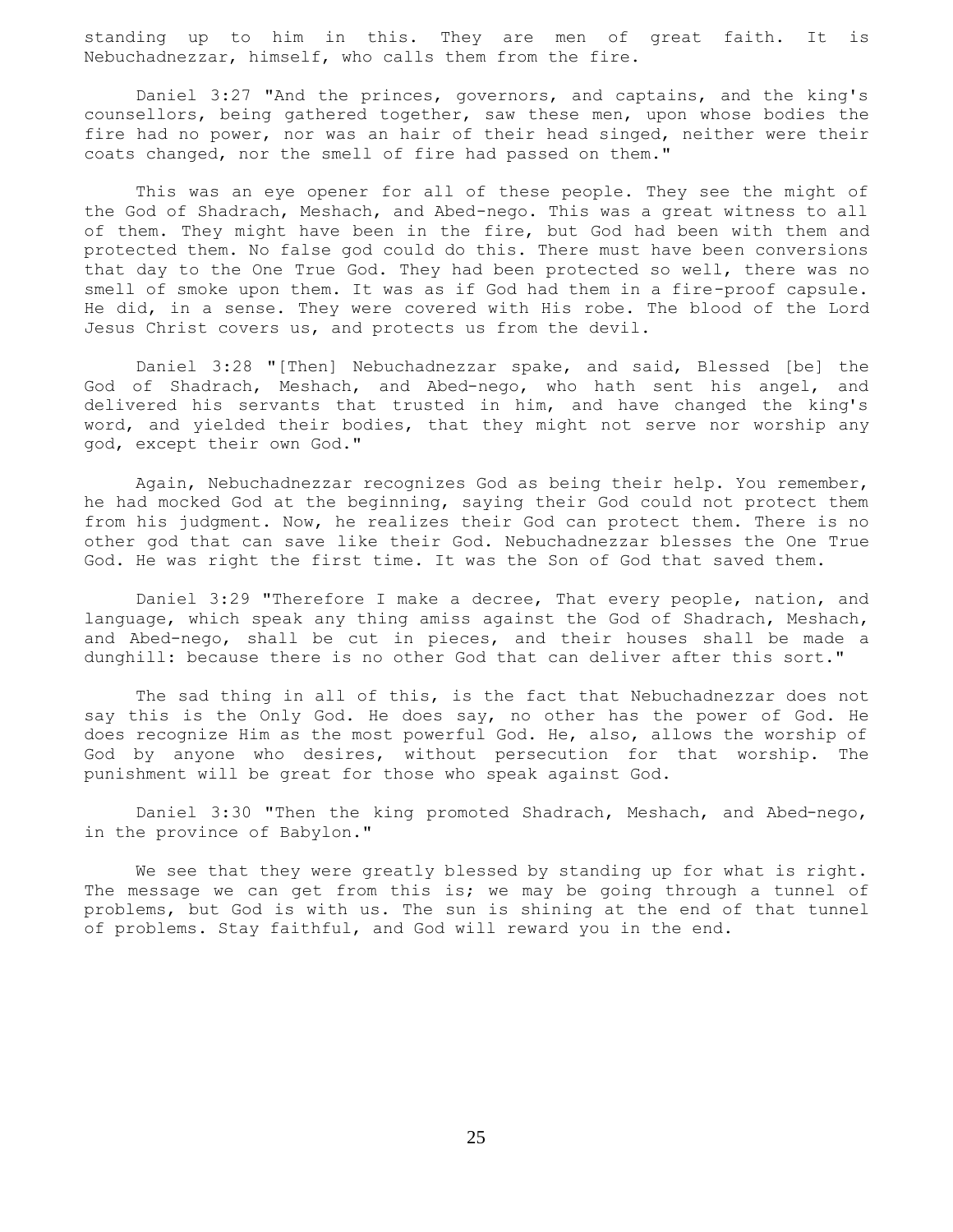standing up to him in this. They are men of great faith. It is Nebuchadnezzar, himself, who calls them from the fire.

Daniel 3:27 "And the princes, governors, and captains, and the king's counsellors, being gathered together, saw these men, upon whose bodies the fire had no power, nor was an hair of their head singed, neither were their coats changed, nor the smell of fire had passed on them."

This was an eye opener for all of these people. They see the might of the God of Shadrach, Meshach, and Abed-nego. This was a great witness to all of them. They might have been in the fire, but God had been with them and protected them. No false god could do this. There must have been conversions that day to the One True God. They had been protected so well, there was no smell of smoke upon them. It was as if God had them in a fire-proof capsule. He did, in a sense. They were covered with His robe. The blood of the Lord Jesus Christ covers us, and protects us from the devil.

Daniel 3:28 "[Then] Nebuchadnezzar spake, and said, Blessed [be] the God of Shadrach, Meshach, and Abed-nego, who hath sent his angel, and delivered his servants that trusted in him, and have changed the king's word, and yielded their bodies, that they might not serve nor worship any god, except their own God."

Again, Nebuchadnezzar recognizes God as being their help. You remember, he had mocked God at the beginning, saying their God could not protect them from his judgment. Now, he realizes their God can protect them. There is no other god that can save like their God. Nebuchadnezzar blesses the One True God. He was right the first time. It was the Son of God that saved them.

Daniel 3:29 "Therefore I make a decree, That every people, nation, and language, which speak any thing amiss against the God of Shadrach, Meshach, and Abed-nego, shall be cut in pieces, and their houses shall be made a dunghill: because there is no other God that can deliver after this sort."

The sad thing in all of this, is the fact that Nebuchadnezzar does not say this is the Only God. He does say, no other has the power of God. He does recognize Him as the most powerful God. He, also, allows the worship of God by anyone who desires, without persecution for that worship. The punishment will be great for those who speak against God.

Daniel 3:30 "Then the king promoted Shadrach, Meshach, and Abed-nego, in the province of Babylon."

We see that they were greatly blessed by standing up for what is right. The message we can get from this is; we may be going through a tunnel of problems, but God is with us. The sun is shining at the end of that tunnel of problems. Stay faithful, and God will reward you in the end.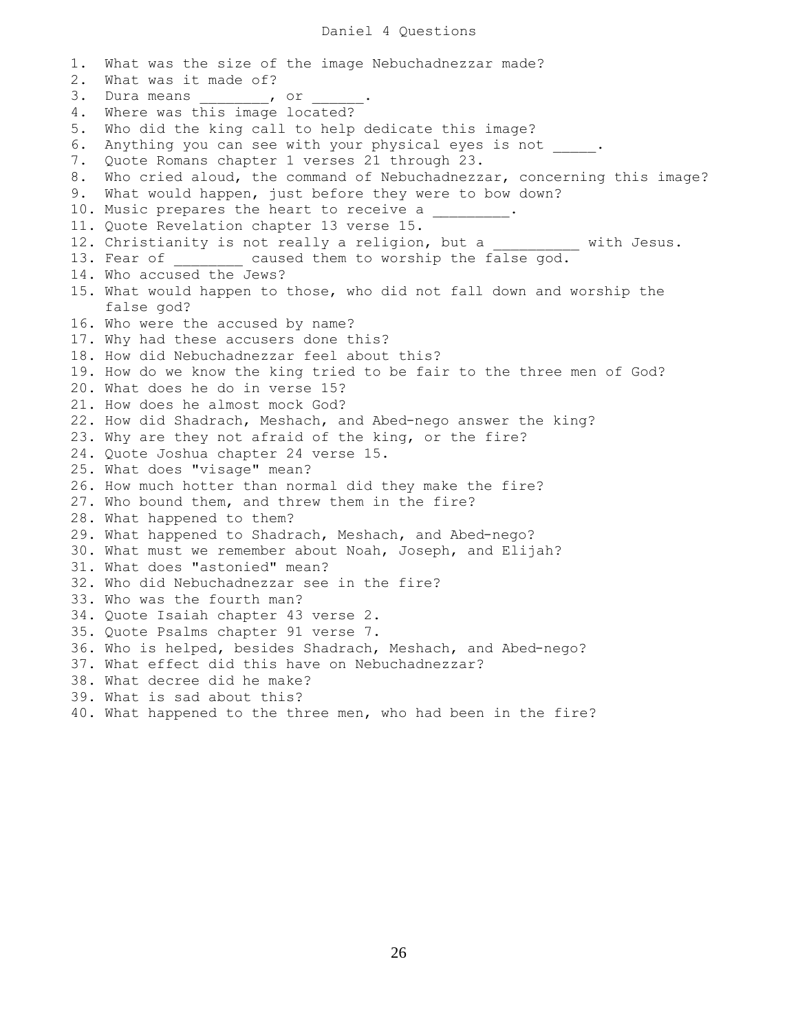# Daniel 4 Questions

1. What was the size of the image Nebuchadnezzar made?
2. What was it made of?
3. Dura means ________, or ______.
4. Where was this image located?
5. Who did the king call to help dedicate this image?
6. Anything you can see with your physical eyes is not _____.
7. Quote Romans chapter 1 verses 21 through 23.
8. Who cried aloud, the command of Nebuchadnezzar, concerning this image?
9. What would happen, just before they were to bow down?
10. Music prepares the heart to receive a _________.
11. Quote Revelation chapter 13 verse 15.
12. Christianity is not really a religion, but a __________ with Jesus.
13. Fear of ________ caused them to worship the false god.
14. Who accused the Jews?
15. What would happen to those, who did not fall down and worship the false god?
16. Who were the accused by name?
17. Why had these accusers done this?
18. How did Nebuchadnezzar feel about this?
19. How do we know the king tried to be fair to the three men of God?
20. What does he do in verse 15?
21. How does he almost mock God?
22. How did Shadrach, Meshach, and Abed-nego answer the king?
23. Why are they not afraid of the king, or the fire?
24. Quote Joshua chapter 24 verse 15.
25. What does "visage" mean?
26. How much hotter than normal did they make the fire?
27. Who bound them, and threw them in the fire?
28. What happened to them?
29. What happened to Shadrach, Meshach, and Abed-nego?
30. What must we remember about Noah, Joseph, and Elijah?
31. What does "astonied" mean?
32. Who did Nebuchadnezzar see in the fire?
33. Who was the fourth man?
34. Quote Isaiah chapter 43 verse 2.
35. Quote Psalms chapter 91 verse 7.
36. Who is helped, besides Shadrach, Meshach, and Abed-nego?
37. What effect did this have on Nebuchadnezzar?
38. What decree did he make?
39. What is sad about this?
40. What happened to the three men, who had been in the fire?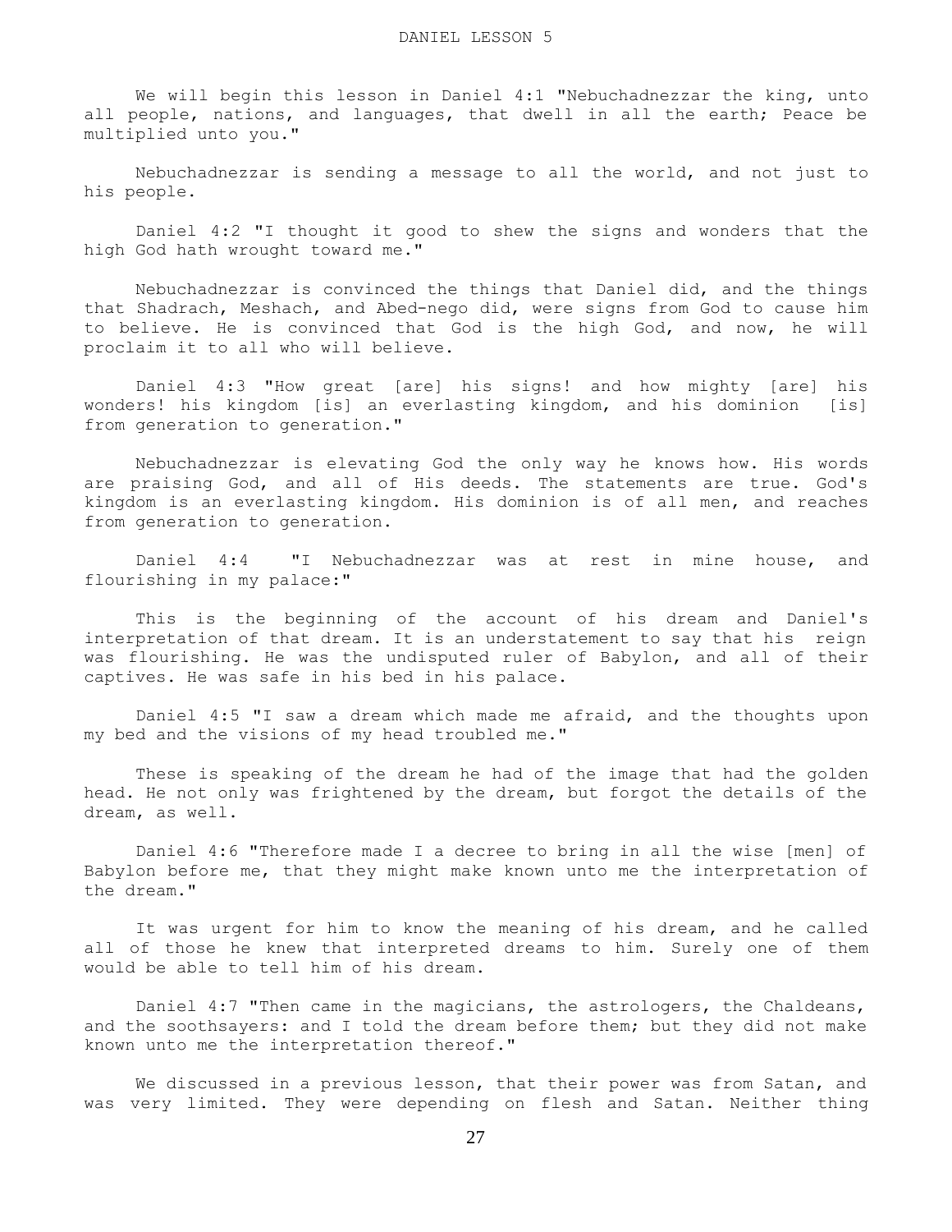# DANIEL LESSON 5

We will begin this lesson in Daniel 4:1 "Nebuchadnezzar the king, unto all people, nations, and languages, that dwell in all the earth; Peace be multiplied unto you."

Nebuchadnezzar is sending a message to all the world, and not just to his people.

Daniel 4:2 "I thought it good to shew the signs and wonders that the high God hath wrought toward me."

Nebuchadnezzar is convinced the things that Daniel did, and the things that Shadrach, Meshach, and Abed-nego did, were signs from God to cause him to believe. He is convinced that God is the high God, and now, he will proclaim it to all who will believe.

Daniel 4:3 "How great [are] his signs! and how mighty [are] his wonders! his kingdom [is] an everlasting kingdom, and his dominion [is] from generation to generation."

Nebuchadnezzar is elevating God the only way he knows how. His words are praising God, and all of His deeds. The statements are true. God's kingdom is an everlasting kingdom. His dominion is of all men, and reaches from generation to generation.

Daniel 4:4 "I Nebuchadnezzar was at rest in mine house, and flourishing in my palace:"

This is the beginning of the account of his dream and Daniel's interpretation of that dream. It is an understatement to say that his reign was flourishing. He was the undisputed ruler of Babylon, and all of their captives. He was safe in his bed in his palace.

Daniel 4:5 "I saw a dream which made me afraid, and the thoughts upon my bed and the visions of my head troubled me."

These is speaking of the dream he had of the image that had the golden head. He not only was frightened by the dream, but forgot the details of the dream, as well.

Daniel 4:6 "Therefore made I a decree to bring in all the wise [men] of Babylon before me, that they might make known unto me the interpretation of the dream."

It was urgent for him to know the meaning of his dream, and he called all of those he knew that interpreted dreams to him. Surely one of them would be able to tell him of his dream.

Daniel 4:7 "Then came in the magicians, the astrologers, the Chaldeans, and the soothsayers: and I told the dream before them; but they did not make known unto me the interpretation thereof."

We discussed in a previous lesson, that their power was from Satan, and was very limited. They were depending on flesh and Satan. Neither thing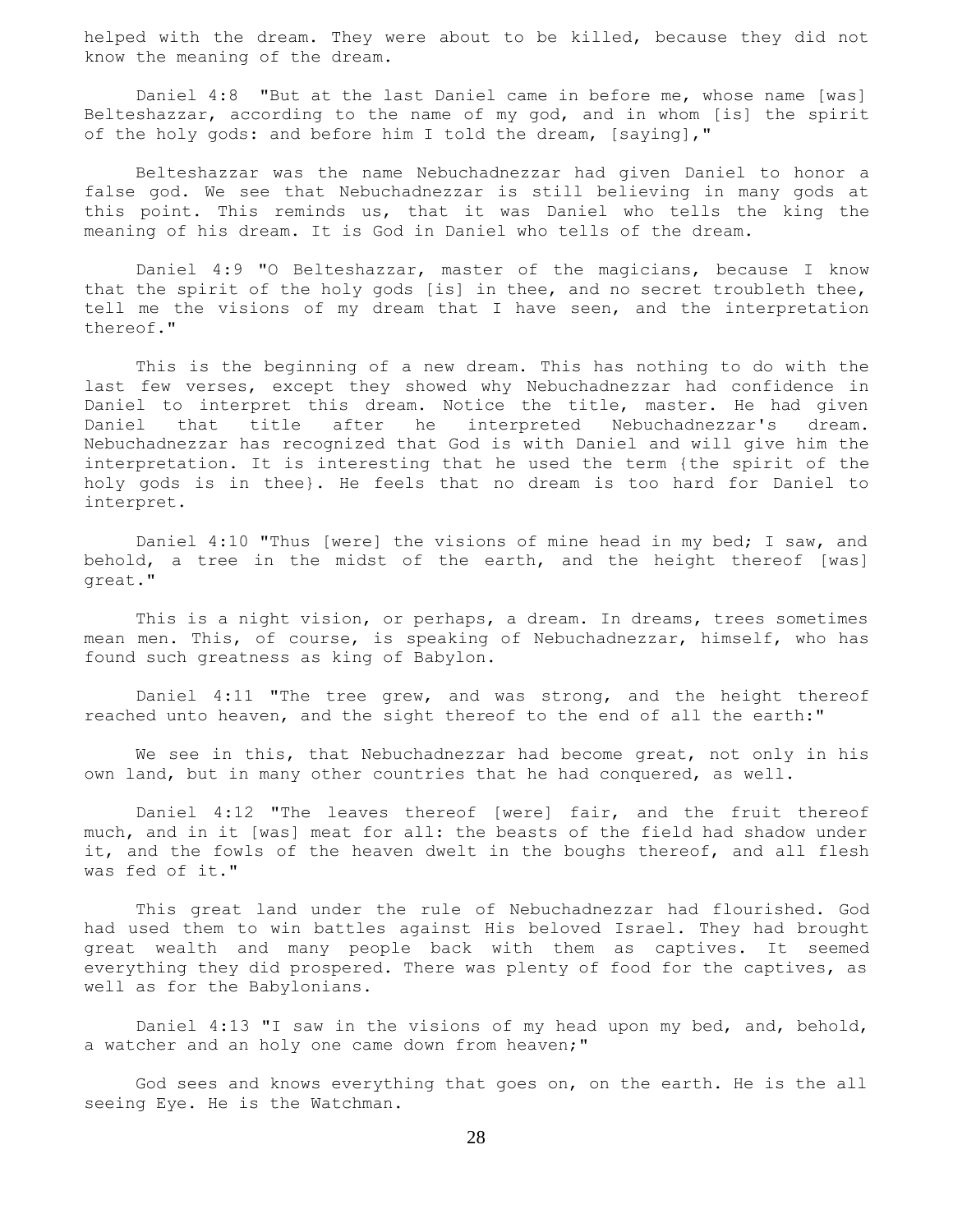helped with the dream. They were about to be killed, because they did not know the meaning of the dream.

Daniel 4:8 "But at the last Daniel came in before me, whose name [was] Belteshazzar, according to the name of my god, and in whom [is] the spirit of the holy gods: and before him I told the dream, [saying],"

Belteshazzar was the name Nebuchadnezzar had given Daniel to honor a false god. We see that Nebuchadnezzar is still believing in many gods at this point. This reminds us, that it was Daniel who tells the king the meaning of his dream. It is God in Daniel who tells of the dream.

Daniel 4:9 "O Belteshazzar, master of the magicians, because I know that the spirit of the holy gods [is] in thee, and no secret troubleth thee, tell me the visions of my dream that I have seen, and the interpretation thereof."

This is the beginning of a new dream. This has nothing to do with the last few verses, except they showed why Nebuchadnezzar had confidence in Daniel to interpret this dream. Notice the title, master. He had given Daniel that title after he interpreted Nebuchadnezzar's dream. Nebuchadnezzar has recognized that God is with Daniel and will give him the interpretation. It is interesting that he used the term {the spirit of the holy gods is in thee}. He feels that no dream is too hard for Daniel to interpret.

Daniel 4:10 "Thus [were] the visions of mine head in my bed; I saw, and behold, a tree in the midst of the earth, and the height thereof [was] great."

This is a night vision, or perhaps, a dream. In dreams, trees sometimes mean men. This, of course, is speaking of Nebuchadnezzar, himself, who has found such greatness as king of Babylon.

Daniel 4:11 "The tree grew, and was strong, and the height thereof reached unto heaven, and the sight thereof to the end of all the earth:"

We see in this, that Nebuchadnezzar had become great, not only in his own land, but in many other countries that he had conquered, as well.

Daniel 4:12 "The leaves thereof [were] fair, and the fruit thereof much, and in it [was] meat for all: the beasts of the field had shadow under it, and the fowls of the heaven dwelt in the boughs thereof, and all flesh was fed of it."

This great land under the rule of Nebuchadnezzar had flourished. God had used them to win battles against His beloved Israel. They had brought great wealth and many people back with them as captives. It seemed everything they did prospered. There was plenty of food for the captives, as well as for the Babylonians.

Daniel 4:13 "I saw in the visions of my head upon my bed, and, behold, a watcher and an holy one came down from heaven;"

God sees and knows everything that goes on, on the earth. He is the all seeing Eye. He is the Watchman.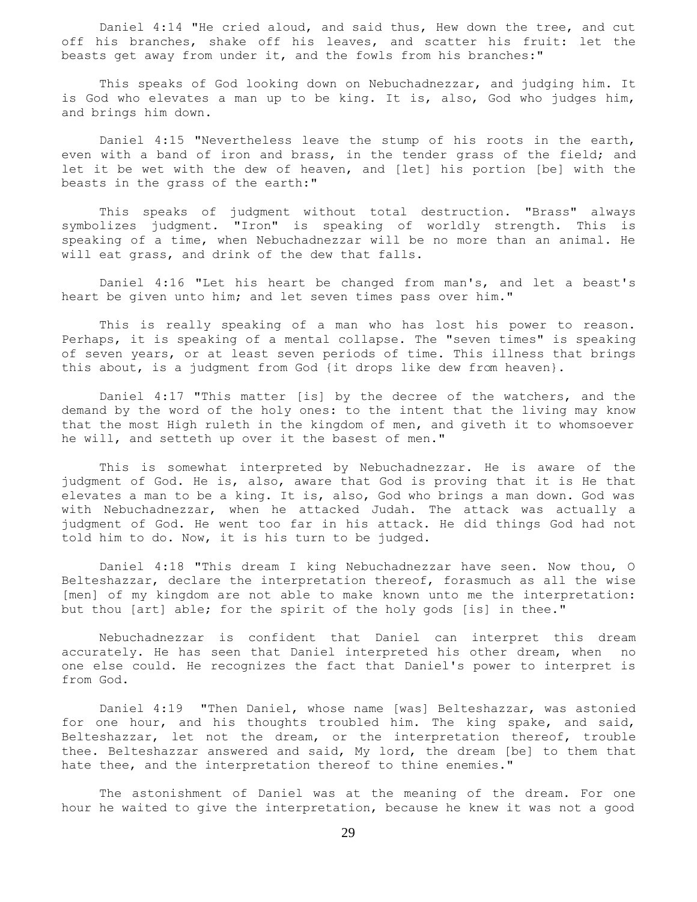Daniel 4:14 "He cried aloud, and said thus, Hew down the tree, and cut off his branches, shake off his leaves, and scatter his fruit: let the beasts get away from under it, and the fowls from his branches:"

This speaks of God looking down on Nebuchadnezzar, and judging him. It is God who elevates a man up to be king. It is, also, God who judges him, and brings him down.

Daniel 4:15 "Nevertheless leave the stump of his roots in the earth, even with a band of iron and brass, in the tender grass of the field; and let it be wet with the dew of heaven, and [let] his portion [be] with the beasts in the grass of the earth:"

This speaks of judgment without total destruction. "Brass" always symbolizes judgment. "Iron" is speaking of worldly strength. This is speaking of a time, when Nebuchadnezzar will be no more than an animal. He will eat grass, and drink of the dew that falls.

Daniel 4:16 "Let his heart be changed from man's, and let a beast's heart be given unto him; and let seven times pass over him."

This is really speaking of a man who has lost his power to reason. Perhaps, it is speaking of a mental collapse. The "seven times" is speaking of seven years, or at least seven periods of time. This illness that brings this about, is a judgment from God {it drops like dew from heaven}.

Daniel 4:17 "This matter [is] by the decree of the watchers, and the demand by the word of the holy ones: to the intent that the living may know that the most High ruleth in the kingdom of men, and giveth it to whomsoever he will, and setteth up over it the basest of men."

This is somewhat interpreted by Nebuchadnezzar. He is aware of the judgment of God. He is, also, aware that God is proving that it is He that elevates a man to be a king. It is, also, God who brings a man down. God was with Nebuchadnezzar, when he attacked Judah. The attack was actually a judgment of God. He went too far in his attack. He did things God had not told him to do. Now, it is his turn to be judged.

Daniel 4:18 "This dream I king Nebuchadnezzar have seen. Now thou, O Belteshazzar, declare the interpretation thereof, forasmuch as all the wise [men] of my kingdom are not able to make known unto me the interpretation: but thou [art] able; for the spirit of the holy gods [is] in thee."

Nebuchadnezzar is confident that Daniel can interpret this dream accurately. He has seen that Daniel interpreted his other dream, when no one else could. He recognizes the fact that Daniel's power to interpret is from God.

Daniel 4:19 "Then Daniel, whose name [was] Belteshazzar, was astonied for one hour, and his thoughts troubled him. The king spake, and said, Belteshazzar, let not the dream, or the interpretation thereof, trouble thee. Belteshazzar answered and said, My lord, the dream [be] to them that hate thee, and the interpretation thereof to thine enemies."

The astonishment of Daniel was at the meaning of the dream. For one hour he waited to give the interpretation, because he knew it was not a good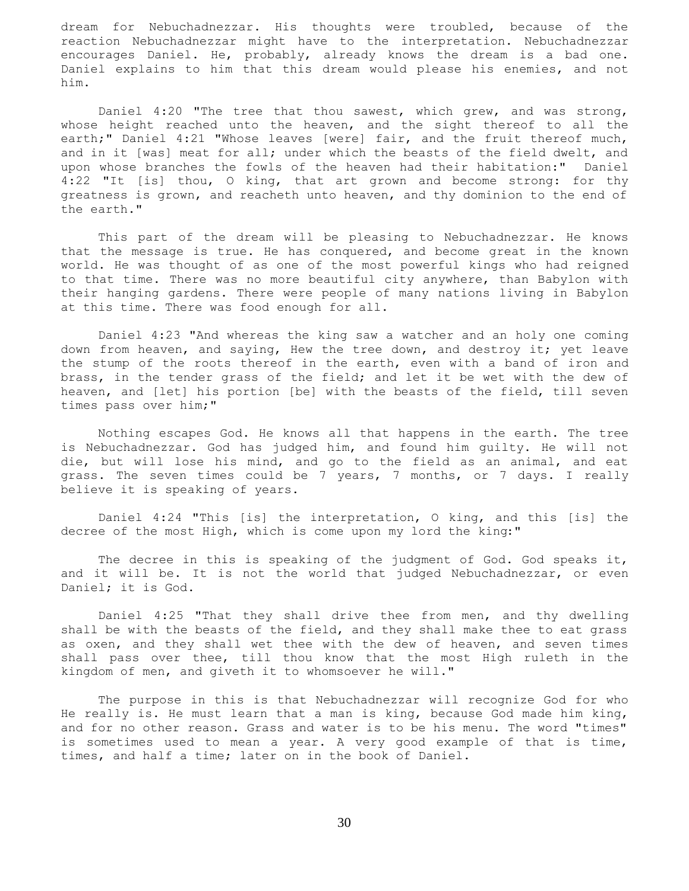dream for Nebuchadnezzar. His thoughts were troubled, because of the reaction Nebuchadnezzar might have to the interpretation. Nebuchadnezzar encourages Daniel. He, probably, already knows the dream is a bad one. Daniel explains to him that this dream would please his enemies, and not him.

Daniel 4:20 "The tree that thou sawest, which grew, and was strong, whose height reached unto the heaven, and the sight thereof to all the earth;" Daniel 4:21 "Whose leaves [were] fair, and the fruit thereof much, and in it [was] meat for all; under which the beasts of the field dwelt, and upon whose branches the fowls of the heaven had their habitation:" Daniel 4:22 "It [is] thou, O king, that art grown and become strong: for thy greatness is grown, and reacheth unto heaven, and thy dominion to the end of the earth."

This part of the dream will be pleasing to Nebuchadnezzar. He knows that the message is true. He has conquered, and become great in the known world. He was thought of as one of the most powerful kings who had reigned to that time. There was no more beautiful city anywhere, than Babylon with their hanging gardens. There were people of many nations living in Babylon at this time. There was food enough for all.

Daniel 4:23 "And whereas the king saw a watcher and an holy one coming down from heaven, and saying, Hew the tree down, and destroy it; yet leave the stump of the roots thereof in the earth, even with a band of iron and brass, in the tender grass of the field; and let it be wet with the dew of heaven, and [let] his portion [be] with the beasts of the field, till seven times pass over him;"

Nothing escapes God. He knows all that happens in the earth. The tree is Nebuchadnezzar. God has judged him, and found him guilty. He will not die, but will lose his mind, and go to the field as an animal, and eat grass. The seven times could be 7 years, 7 months, or 7 days. I really believe it is speaking of years.

Daniel 4:24 "This [is] the interpretation, O king, and this [is] the decree of the most High, which is come upon my lord the king:"

The decree in this is speaking of the judgment of God. God speaks it, and it will be. It is not the world that judged Nebuchadnezzar, or even Daniel; it is God.

Daniel 4:25 "That they shall drive thee from men, and thy dwelling shall be with the beasts of the field, and they shall make thee to eat grass as oxen, and they shall wet thee with the dew of heaven, and seven times shall pass over thee, till thou know that the most High ruleth in the kingdom of men, and giveth it to whomsoever he will."

The purpose in this is that Nebuchadnezzar will recognize God for who He really is. He must learn that a man is king, because God made him king, and for no other reason. Grass and water is to be his menu. The word "times" is sometimes used to mean a year. A very good example of that is time, times, and half a time; later on in the book of Daniel.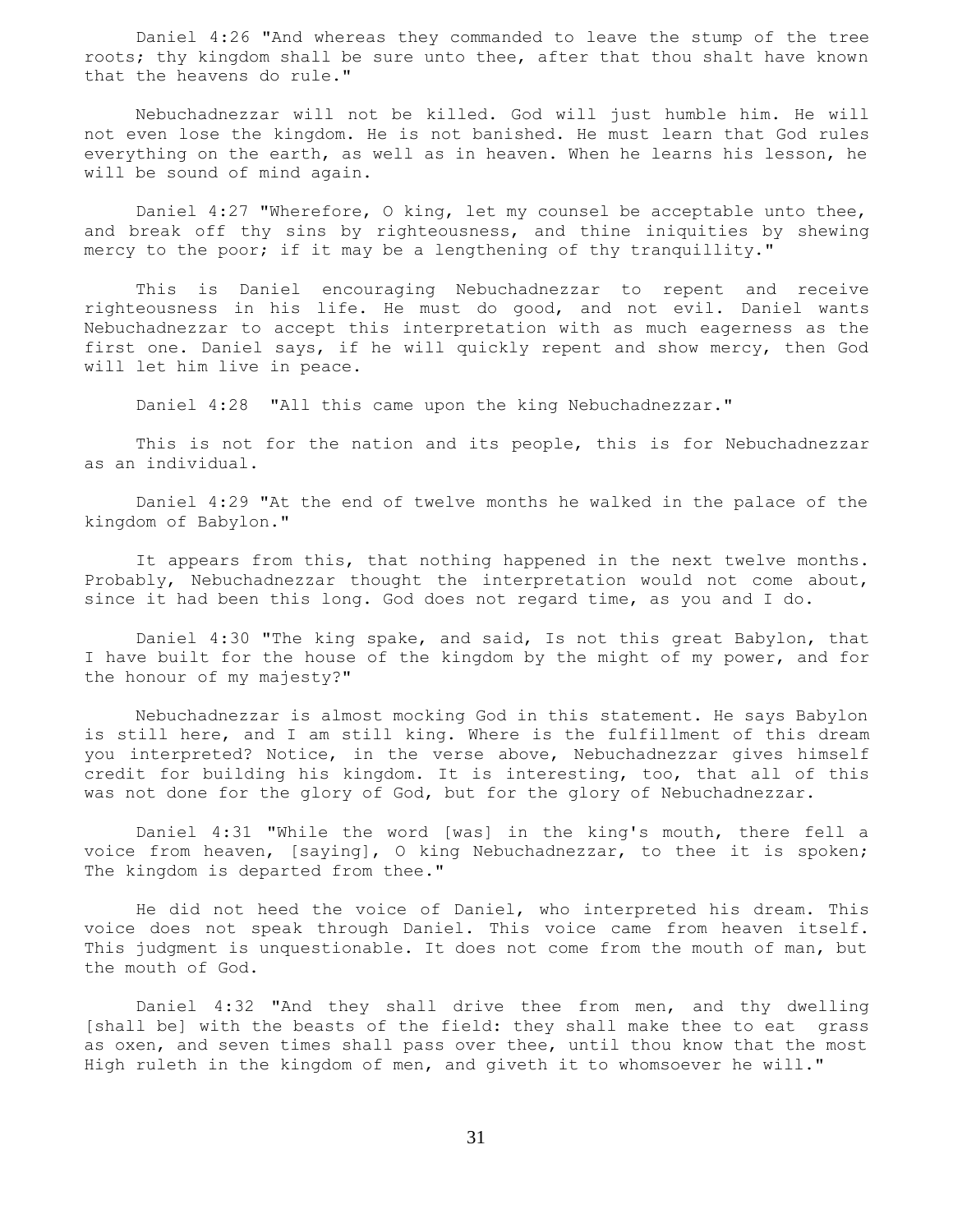Daniel 4:26 "And whereas they commanded to leave the stump of the tree roots; thy kingdom shall be sure unto thee, after that thou shalt have known that the heavens do rule."

Nebuchadnezzar will not be killed. God will just humble him. He will not even lose the kingdom. He is not banished. He must learn that God rules everything on the earth, as well as in heaven. When he learns his lesson, he will be sound of mind again.

Daniel 4:27 "Wherefore, O king, let my counsel be acceptable unto thee, and break off thy sins by righteousness, and thine iniquities by shewing mercy to the poor; if it may be a lengthening of thy tranquillity."

This is Daniel encouraging Nebuchadnezzar to repent and receive righteousness in his life. He must do good, and not evil. Daniel wants Nebuchadnezzar to accept this interpretation with as much eagerness as the first one. Daniel says, if he will quickly repent and show mercy, then God will let him live in peace.

Daniel 4:28 "All this came upon the king Nebuchadnezzar."

This is not for the nation and its people, this is for Nebuchadnezzar as an individual.

Daniel 4:29 "At the end of twelve months he walked in the palace of the kingdom of Babylon."

It appears from this, that nothing happened in the next twelve months. Probably, Nebuchadnezzar thought the interpretation would not come about, since it had been this long. God does not regard time, as you and I do.

Daniel 4:30 "The king spake, and said, Is not this great Babylon, that I have built for the house of the kingdom by the might of my power, and for the honour of my majesty?"

Nebuchadnezzar is almost mocking God in this statement. He says Babylon is still here, and I am still king. Where is the fulfillment of this dream you interpreted? Notice, in the verse above, Nebuchadnezzar gives himself credit for building his kingdom. It is interesting, too, that all of this was not done for the glory of God, but for the glory of Nebuchadnezzar.

Daniel 4:31 "While the word [was] in the king's mouth, there fell a voice from heaven, [saying], O king Nebuchadnezzar, to thee it is spoken; The kingdom is departed from thee."

He did not heed the voice of Daniel, who interpreted his dream. This voice does not speak through Daniel. This voice came from heaven itself. This judgment is unquestionable. It does not come from the mouth of man, but the mouth of God.

Daniel 4:32 "And they shall drive thee from men, and thy dwelling [shall be] with the beasts of the field: they shall make thee to eat grass as oxen, and seven times shall pass over thee, until thou know that the most High ruleth in the kingdom of men, and giveth it to whomsoever he will."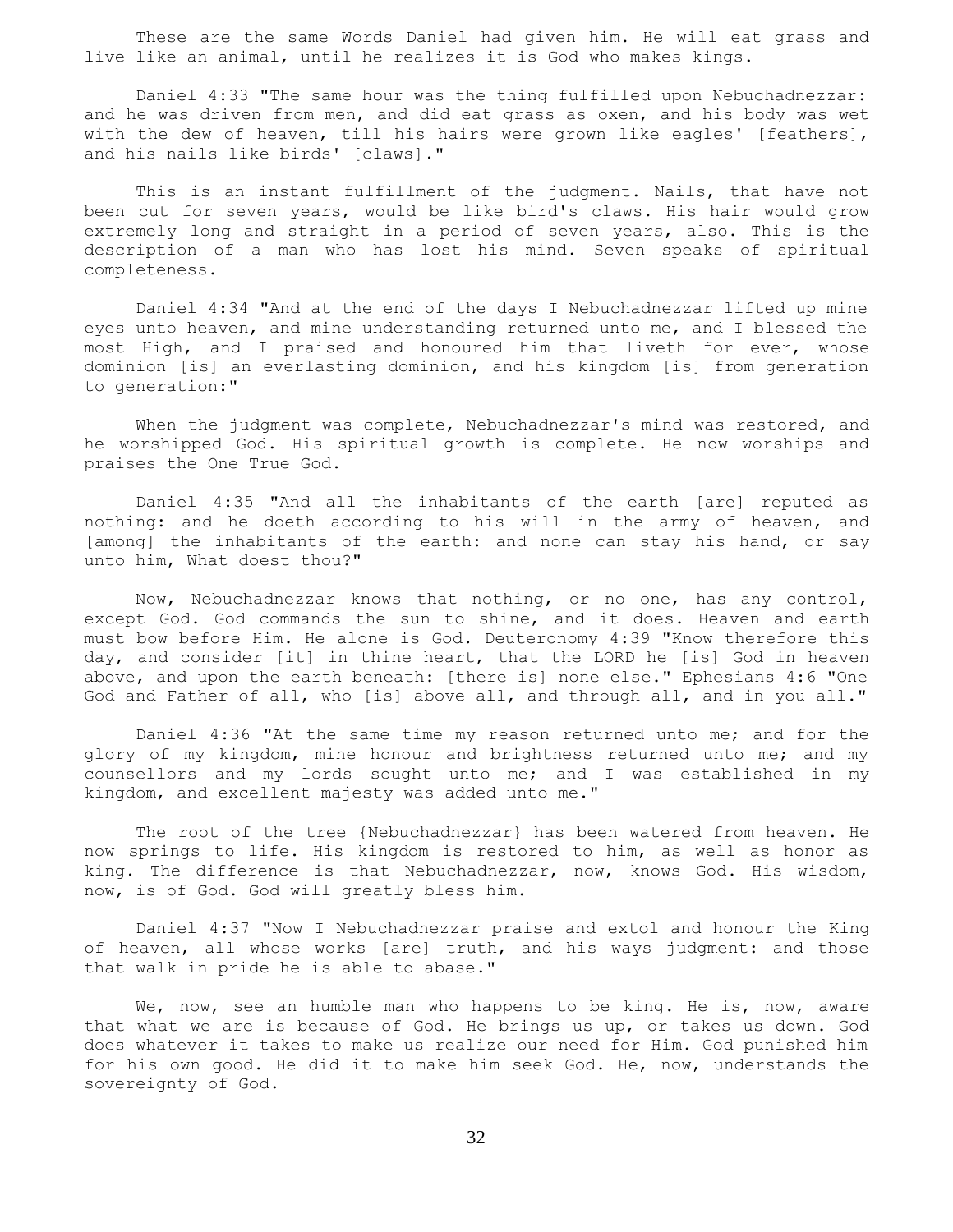These are the same Words Daniel had given him. He will eat grass and live like an animal, until he realizes it is God who makes kings.

Daniel 4:33 "The same hour was the thing fulfilled upon Nebuchadnezzar: and he was driven from men, and did eat grass as oxen, and his body was wet with the dew of heaven, till his hairs were grown like eagles' [feathers], and his nails like birds' [claws]."

This is an instant fulfillment of the judgment. Nails, that have not been cut for seven years, would be like bird's claws. His hair would grow extremely long and straight in a period of seven years, also. This is the description of a man who has lost his mind. Seven speaks of spiritual completeness.

Daniel 4:34 "And at the end of the days I Nebuchadnezzar lifted up mine eyes unto heaven, and mine understanding returned unto me, and I blessed the most High, and I praised and honoured him that liveth for ever, whose dominion [is] an everlasting dominion, and his kingdom [is] from generation to generation:"

When the judgment was complete, Nebuchadnezzar's mind was restored, and he worshipped God. His spiritual growth is complete. He now worships and praises the One True God.

Daniel 4:35 "And all the inhabitants of the earth [are] reputed as nothing: and he doeth according to his will in the army of heaven, and [among] the inhabitants of the earth: and none can stay his hand, or say unto him, What doest thou?"

Now, Nebuchadnezzar knows that nothing, or no one, has any control, except God. God commands the sun to shine, and it does. Heaven and earth must bow before Him. He alone is God. Deuteronomy 4:39 "Know therefore this day, and consider [it] in thine heart, that the LORD he [is] God in heaven above, and upon the earth beneath: [there is] none else." Ephesians 4:6 "One God and Father of all, who [is] above all, and through all, and in you all."

Daniel 4:36 "At the same time my reason returned unto me; and for the glory of my kingdom, mine honour and brightness returned unto me; and my counsellors and my lords sought unto me; and I was established in my kingdom, and excellent majesty was added unto me."

The root of the tree {Nebuchadnezzar} has been watered from heaven. He now springs to life. His kingdom is restored to him, as well as honor as king. The difference is that Nebuchadnezzar, now, knows God. His wisdom, now, is of God. God will greatly bless him.

Daniel 4:37 "Now I Nebuchadnezzar praise and extol and honour the King of heaven, all whose works [are] truth, and his ways judgment: and those that walk in pride he is able to abase."

We, now, see an humble man who happens to be king. He is, now, aware that what we are is because of God. He brings us up, or takes us down. God does whatever it takes to make us realize our need for Him. God punished him for his own good. He did it to make him seek God. He, now, understands the sovereignty of God.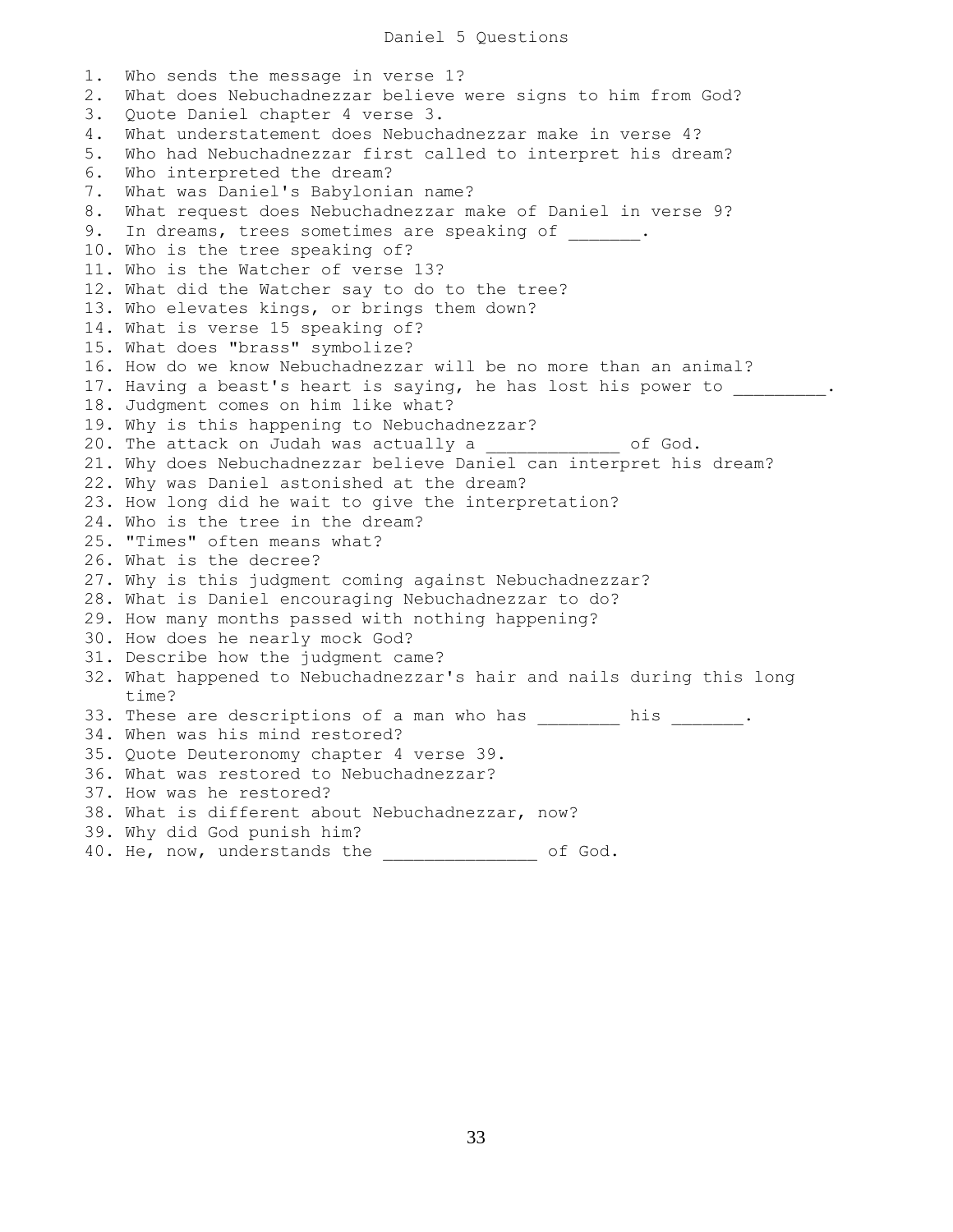# Daniel 5 Questions

1. Who sends the message in verse 1?
2. What does Nebuchadnezzar believe were signs to him from God?
3. Quote Daniel chapter 4 verse 3.
4. What understatement does Nebuchadnezzar make in verse 4?
5. Who had Nebuchadnezzar first called to interpret his dream?
6. Who interpreted the dream?
7. What was Daniel's Babylonian name?
8. What request does Nebuchadnezzar make of Daniel in verse 9?
9. In dreams, trees sometimes are speaking of _______.
10. Who is the tree speaking of?
11. Who is the Watcher of verse 13?
12. What did the Watcher say to do to the tree?
13. Who elevates kings, or brings them down?
14. What is verse 15 speaking of?
15. What does "brass" symbolize?
16. How do we know Nebuchadnezzar will be no more than an animal?
17. Having a beast's heart is saying, he has lost his power to _________.
18. Judgment comes on him like what?
19. Why is this happening to Nebuchadnezzar?
20. The attack on Judah was actually a _____________ of God.
21. Why does Nebuchadnezzar believe Daniel can interpret his dream?
22. Why was Daniel astonished at the dream?
23. How long did he wait to give the interpretation?
24. Who is the tree in the dream?
25. "Times" often means what?
26. What is the decree?
27. Why is this judgment coming against Nebuchadnezzar?
28. What is Daniel encouraging Nebuchadnezzar to do?
29. How many months passed with nothing happening?
30. How does he nearly mock God?
31. Describe how the judgment came?
32. What happened to Nebuchadnezzar's hair and nails during this long time?
33. These are descriptions of a man who has ________ his _______.
34. When was his mind restored?
35. Quote Deuteronomy chapter 4 verse 39.
36. What was restored to Nebuchadnezzar?
37. How was he restored?
38. What is different about Nebuchadnezzar, now?
39. Why did God punish him?
40. He, now, understands the ______________ of God.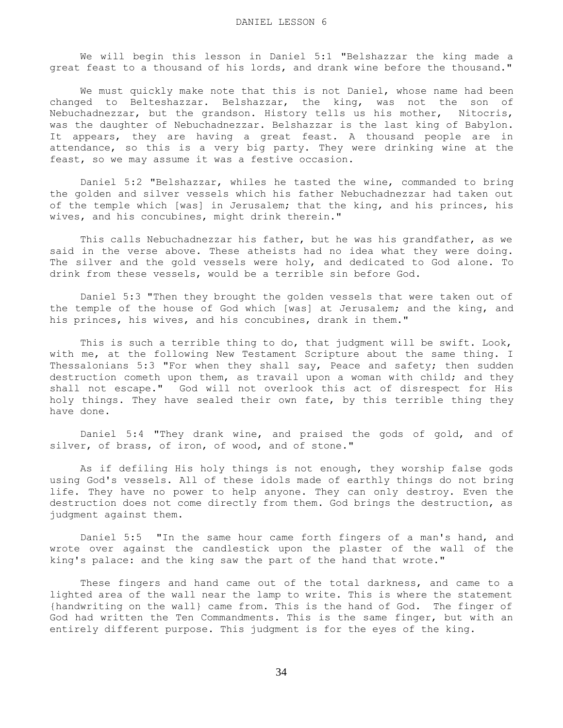# DANIEL LESSON 6

We will begin this lesson in Daniel 5:1 "Belshazzar the king made a great feast to a thousand of his lords, and drank wine before the thousand."

We must quickly make note that this is not Daniel, whose name had been changed to Belteshazzar. Belshazzar, the king, was not the son of Nebuchadnezzar, but the grandson. History tells us his mother, Nitocris, was the daughter of Nebuchadnezzar. Belshazzar is the last king of Babylon. It appears, they are having a great feast. A thousand people are in attendance, so this is a very big party. They were drinking wine at the feast, so we may assume it was a festive occasion.

Daniel 5:2 "Belshazzar, whiles he tasted the wine, commanded to bring the golden and silver vessels which his father Nebuchadnezzar had taken out of the temple which [was] in Jerusalem; that the king, and his princes, his wives, and his concubines, might drink therein."

This calls Nebuchadnezzar his father, but he was his grandfather, as we said in the verse above. These atheists had no idea what they were doing. The silver and the gold vessels were holy, and dedicated to God alone. To drink from these vessels, would be a terrible sin before God.

Daniel 5:3 "Then they brought the golden vessels that were taken out of the temple of the house of God which [was] at Jerusalem; and the king, and his princes, his wives, and his concubines, drank in them."

This is such a terrible thing to do, that judgment will be swift. Look, with me, at the following New Testament Scripture about the same thing. I Thessalonians 5:3 "For when they shall say, Peace and safety; then sudden destruction cometh upon them, as travail upon a woman with child; and they shall not escape." God will not overlook this act of disrespect for His holy things. They have sealed their own fate, by this terrible thing they have done.

Daniel 5:4 "They drank wine, and praised the gods of gold, and of silver, of brass, of iron, of wood, and of stone."

As if defiling His holy things is not enough, they worship false gods using God's vessels. All of these idols made of earthly things do not bring life. They have no power to help anyone. They can only destroy. Even the destruction does not come directly from them. God brings the destruction, as judgment against them.

Daniel 5:5 "In the same hour came forth fingers of a man's hand, and wrote over against the candlestick upon the plaster of the wall of the king's palace: and the king saw the part of the hand that wrote."

These fingers and hand came out of the total darkness, and came to a lighted area of the wall near the lamp to write. This is where the statement {handwriting on the wall} came from. This is the hand of God. The finger of God had written the Ten Commandments. This is the same finger, but with an entirely different purpose. This judgment is for the eyes of the king.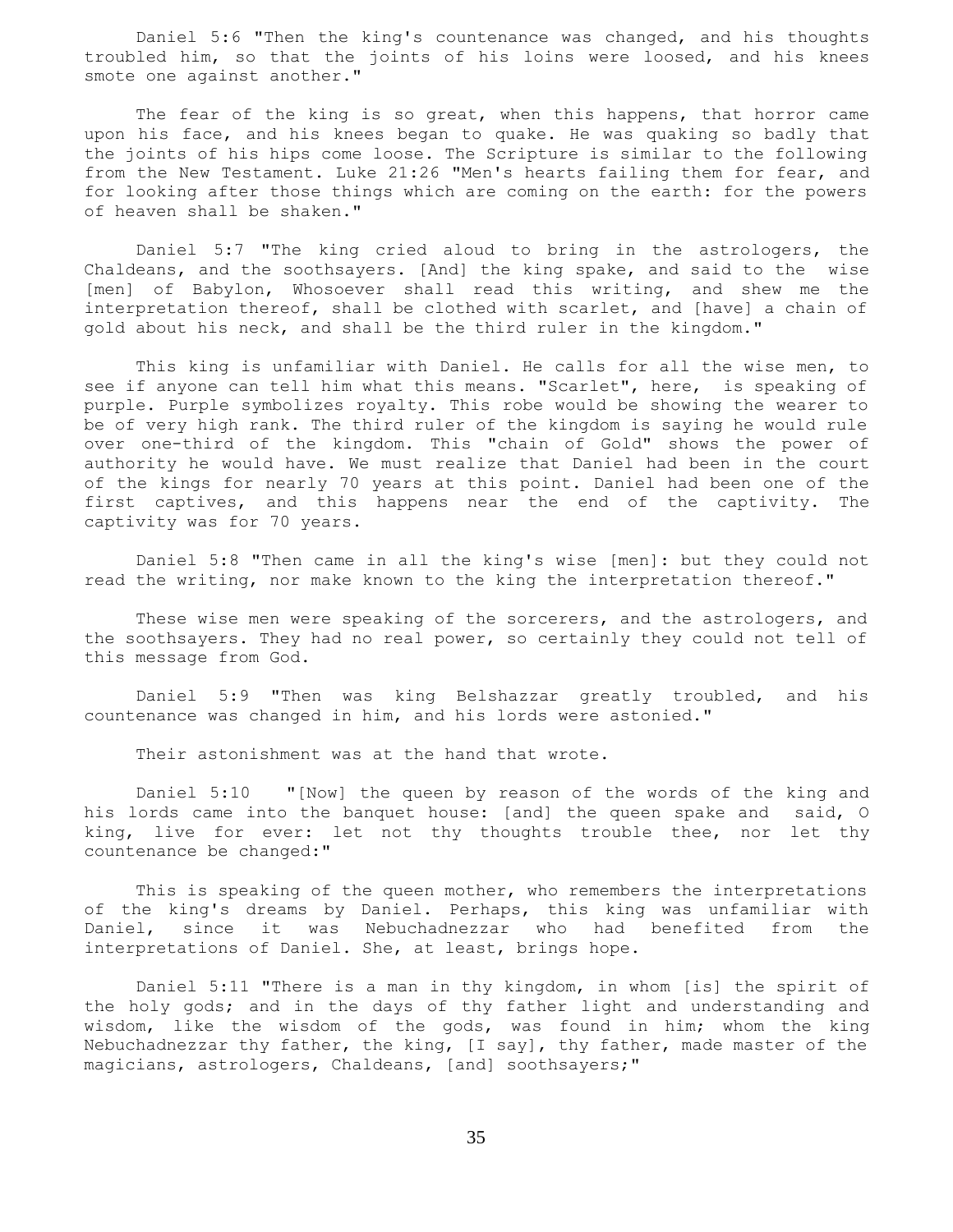Daniel 5:6 "Then the king's countenance was changed, and his thoughts troubled him, so that the joints of his loins were loosed, and his knees smote one against another."

The fear of the king is so great, when this happens, that horror came upon his face, and his knees began to quake. He was quaking so badly that the joints of his hips come loose. The Scripture is similar to the following from the New Testament. Luke 21:26 "Men's hearts failing them for fear, and for looking after those things which are coming on the earth: for the powers of heaven shall be shaken."

Daniel 5:7 "The king cried aloud to bring in the astrologers, the Chaldeans, and the soothsayers. [And] the king spake, and said to the wise [men] of Babylon, Whosoever shall read this writing, and shew me the interpretation thereof, shall be clothed with scarlet, and [have] a chain of gold about his neck, and shall be the third ruler in the kingdom."

This king is unfamiliar with Daniel. He calls for all the wise men, to see if anyone can tell him what this means. "Scarlet", here, is speaking of purple. Purple symbolizes royalty. This robe would be showing the wearer to be of very high rank. The third ruler of the kingdom is saying he would rule over one-third of the kingdom. This "chain of Gold" shows the power of authority he would have. We must realize that Daniel had been in the court of the kings for nearly 70 years at this point. Daniel had been one of the first captives, and this happens near the end of the captivity. The captivity was for 70 years.

Daniel 5:8 "Then came in all the king's wise [men]: but they could not read the writing, nor make known to the king the interpretation thereof."

These wise men were speaking of the sorcerers, and the astrologers, and the soothsayers. They had no real power, so certainly they could not tell of this message from God.

Daniel 5:9 "Then was king Belshazzar greatly troubled, and his countenance was changed in him, and his lords were astonied."

Their astonishment was at the hand that wrote.

Daniel 5:10 "[Now] the queen by reason of the words of the king and his lords came into the banquet house: [and] the queen spake and said, O king, live for ever: let not thy thoughts trouble thee, nor let thy countenance be changed:"

This is speaking of the queen mother, who remembers the interpretations of the king's dreams by Daniel. Perhaps, this king was unfamiliar with Daniel, since it was Nebuchadnezzar who had benefited from the interpretations of Daniel. She, at least, brings hope.

Daniel 5:11 "There is a man in thy kingdom, in whom [is] the spirit of the holy gods; and in the days of thy father light and understanding and wisdom, like the wisdom of the gods, was found in him; whom the king Nebuchadnezzar thy father, the king, [I say], thy father, made master of the magicians, astrologers, Chaldeans, [and] soothsayers;"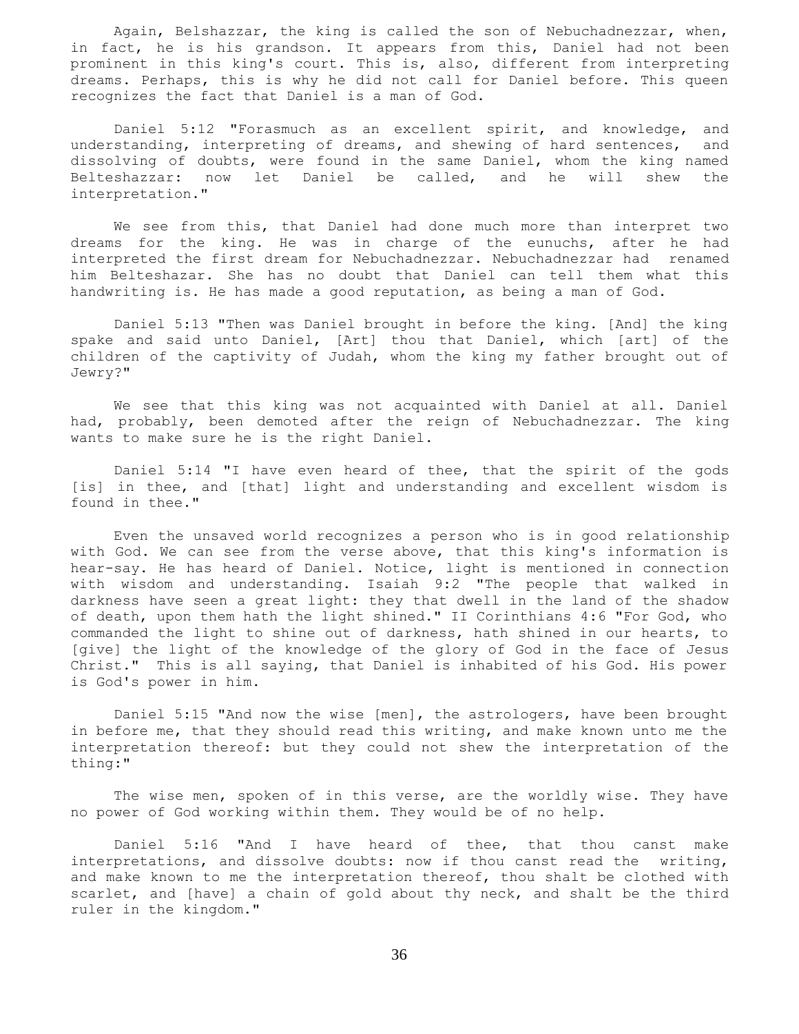Again, Belshazzar, the king is called the son of Nebuchadnezzar, when, in fact, he is his grandson. It appears from this, Daniel had not been prominent in this king's court. This is, also, different from interpreting dreams. Perhaps, this is why he did not call for Daniel before. This queen recognizes the fact that Daniel is a man of God.

Daniel 5:12 "Forasmuch as an excellent spirit, and knowledge, and understanding, interpreting of dreams, and shewing of hard sentences, and dissolving of doubts, were found in the same Daniel, whom the king named Belteshazzar: now let Daniel be called, and he will shew the interpretation."

We see from this, that Daniel had done much more than interpret two dreams for the king. He was in charge of the eunuchs, after he had interpreted the first dream for Nebuchadnezzar. Nebuchadnezzar had renamed him Belteshazar. She has no doubt that Daniel can tell them what this handwriting is. He has made a good reputation, as being a man of God.

Daniel 5:13 "Then was Daniel brought in before the king. [And] the king spake and said unto Daniel, [Art] thou that Daniel, which [art] of the children of the captivity of Judah, whom the king my father brought out of Jewry?"

We see that this king was not acquainted with Daniel at all. Daniel had, probably, been demoted after the reign of Nebuchadnezzar. The king wants to make sure he is the right Daniel.

Daniel 5:14 "I have even heard of thee, that the spirit of the gods [is] in thee, and [that] light and understanding and excellent wisdom is found in thee."

Even the unsaved world recognizes a person who is in good relationship with God. We can see from the verse above, that this king's information is hear-say. He has heard of Daniel. Notice, light is mentioned in connection with wisdom and understanding. Isaiah 9:2 "The people that walked in darkness have seen a great light: they that dwell in the land of the shadow of death, upon them hath the light shined." II Corinthians 4:6 "For God, who commanded the light to shine out of darkness, hath shined in our hearts, to [give] the light of the knowledge of the glory of God in the face of Jesus Christ." This is all saying, that Daniel is inhabited of his God. His power is God's power in him.

Daniel 5:15 "And now the wise [men], the astrologers, have been brought in before me, that they should read this writing, and make known unto me the interpretation thereof: but they could not shew the interpretation of the thing:"

The wise men, spoken of in this verse, are the worldly wise. They have no power of God working within them. They would be of no help.

Daniel 5:16 "And I have heard of thee, that thou canst make interpretations, and dissolve doubts: now if thou canst read the writing, and make known to me the interpretation thereof, thou shalt be clothed with scarlet, and [have] a chain of gold about thy neck, and shalt be the third ruler in the kingdom."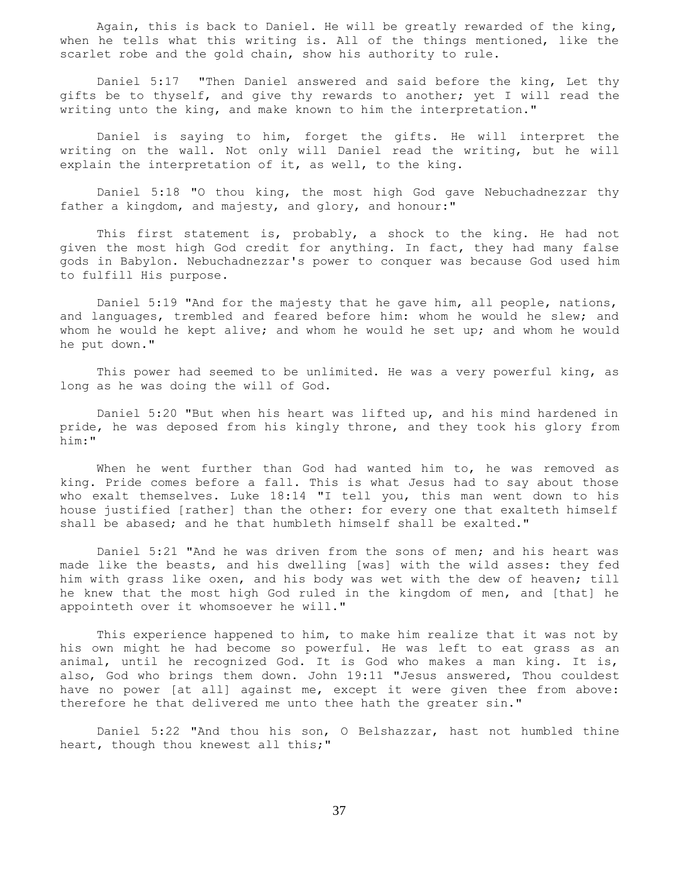Again, this is back to Daniel. He will be greatly rewarded of the king, when he tells what this writing is. All of the things mentioned, like the scarlet robe and the gold chain, show his authority to rule.

Daniel 5:17 "Then Daniel answered and said before the king, Let thy gifts be to thyself, and give thy rewards to another; yet I will read the writing unto the king, and make known to him the interpretation."

Daniel is saying to him, forget the gifts. He will interpret the writing on the wall. Not only will Daniel read the writing, but he will explain the interpretation of it, as well, to the king.

Daniel 5:18 "O thou king, the most high God gave Nebuchadnezzar thy father a kingdom, and majesty, and glory, and honour:"

This first statement is, probably, a shock to the king. He had not given the most high God credit for anything. In fact, they had many false gods in Babylon. Nebuchadnezzar's power to conquer was because God used him to fulfill His purpose.

Daniel 5:19 "And for the majesty that he gave him, all people, nations, and languages, trembled and feared before him: whom he would he slew; and whom he would he kept alive; and whom he would he set up; and whom he would he put down."

This power had seemed to be unlimited. He was a very powerful king, as long as he was doing the will of God.

Daniel 5:20 "But when his heart was lifted up, and his mind hardened in pride, he was deposed from his kingly throne, and they took his glory from him:"

When he went further than God had wanted him to, he was removed as king. Pride comes before a fall. This is what Jesus had to say about those who exalt themselves. Luke 18:14 "I tell you, this man went down to his house justified [rather] than the other: for every one that exalteth himself shall be abased; and he that humbleth himself shall be exalted."

Daniel 5:21 "And he was driven from the sons of men; and his heart was made like the beasts, and his dwelling [was] with the wild asses: they fed him with grass like oxen, and his body was wet with the dew of heaven; till he knew that the most high God ruled in the kingdom of men, and [that] he appointeth over it whomsoever he will."

This experience happened to him, to make him realize that it was not by his own might he had become so powerful. He was left to eat grass as an animal, until he recognized God. It is God who makes a man king. It is, also, God who brings them down. John 19:11 "Jesus answered, Thou couldest have no power [at all] against me, except it were given thee from above: therefore he that delivered me unto thee hath the greater sin."

Daniel 5:22 "And thou his son, O Belshazzar, hast not humbled thine heart, though thou knewest all this;"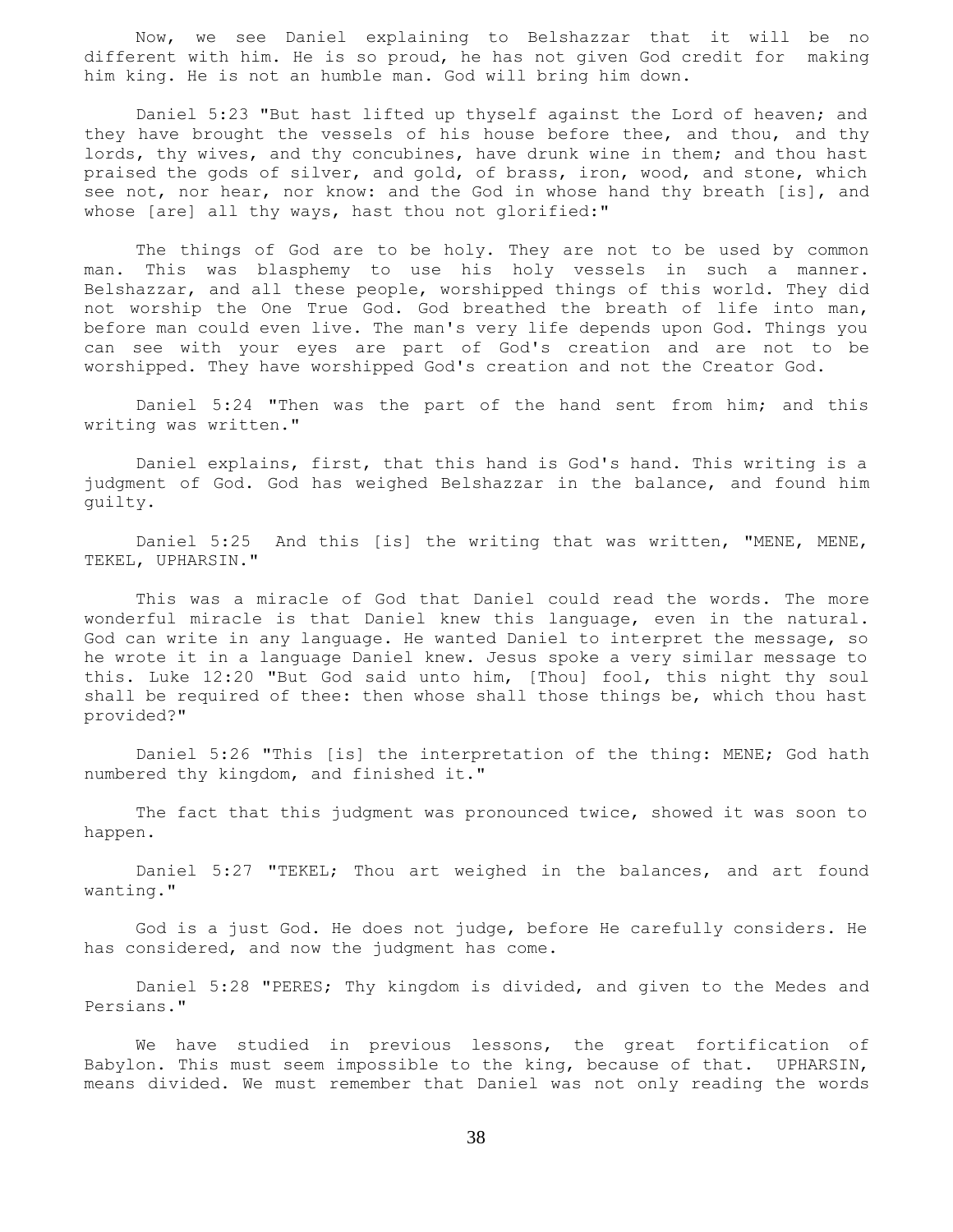Now, we see Daniel explaining to Belshazzar that it will be no different with him. He is so proud, he has not given God credit for making him king. He is not an humble man. God will bring him down.

Daniel 5:23 "But hast lifted up thyself against the Lord of heaven; and they have brought the vessels of his house before thee, and thou, and thy lords, thy wives, and thy concubines, have drunk wine in them; and thou hast praised the gods of silver, and gold, of brass, iron, wood, and stone, which see not, nor hear, nor know: and the God in whose hand thy breath [is], and whose [are] all thy ways, hast thou not glorified:"

The things of God are to be holy. They are not to be used by common man. This was blasphemy to use his holy vessels in such a manner. Belshazzar, and all these people, worshipped things of this world. They did not worship the One True God. God breathed the breath of life into man, before man could even live. The man's very life depends upon God. Things you can see with your eyes are part of God's creation and are not to be worshipped. They have worshipped God's creation and not the Creator God.

Daniel 5:24 "Then was the part of the hand sent from him; and this writing was written."

Daniel explains, first, that this hand is God's hand. This writing is a judgment of God. God has weighed Belshazzar in the balance, and found him guilty.

Daniel 5:25 And this [is] the writing that was written, "MENE, MENE, TEKEL, UPHARSIN."

This was a miracle of God that Daniel could read the words. The more wonderful miracle is that Daniel knew this language, even in the natural. God can write in any language. He wanted Daniel to interpret the message, so he wrote it in a language Daniel knew. Jesus spoke a very similar message to this. Luke 12:20 "But God said unto him, [Thou] fool, this night thy soul shall be required of thee: then whose shall those things be, which thou hast provided?"

Daniel 5:26 "This [is] the interpretation of the thing: MENE; God hath numbered thy kingdom, and finished it."

The fact that this judgment was pronounced twice, showed it was soon to happen.

Daniel 5:27 "TEKEL; Thou art weighed in the balances, and art found wanting."

God is a just God. He does not judge, before He carefully considers. He has considered, and now the judgment has come.

Daniel 5:28 "PERES; Thy kingdom is divided, and given to the Medes and Persians."

We have studied in previous lessons, the great fortification of Babylon. This must seem impossible to the king, because of that. UPHARSIN, means divided. We must remember that Daniel was not only reading the words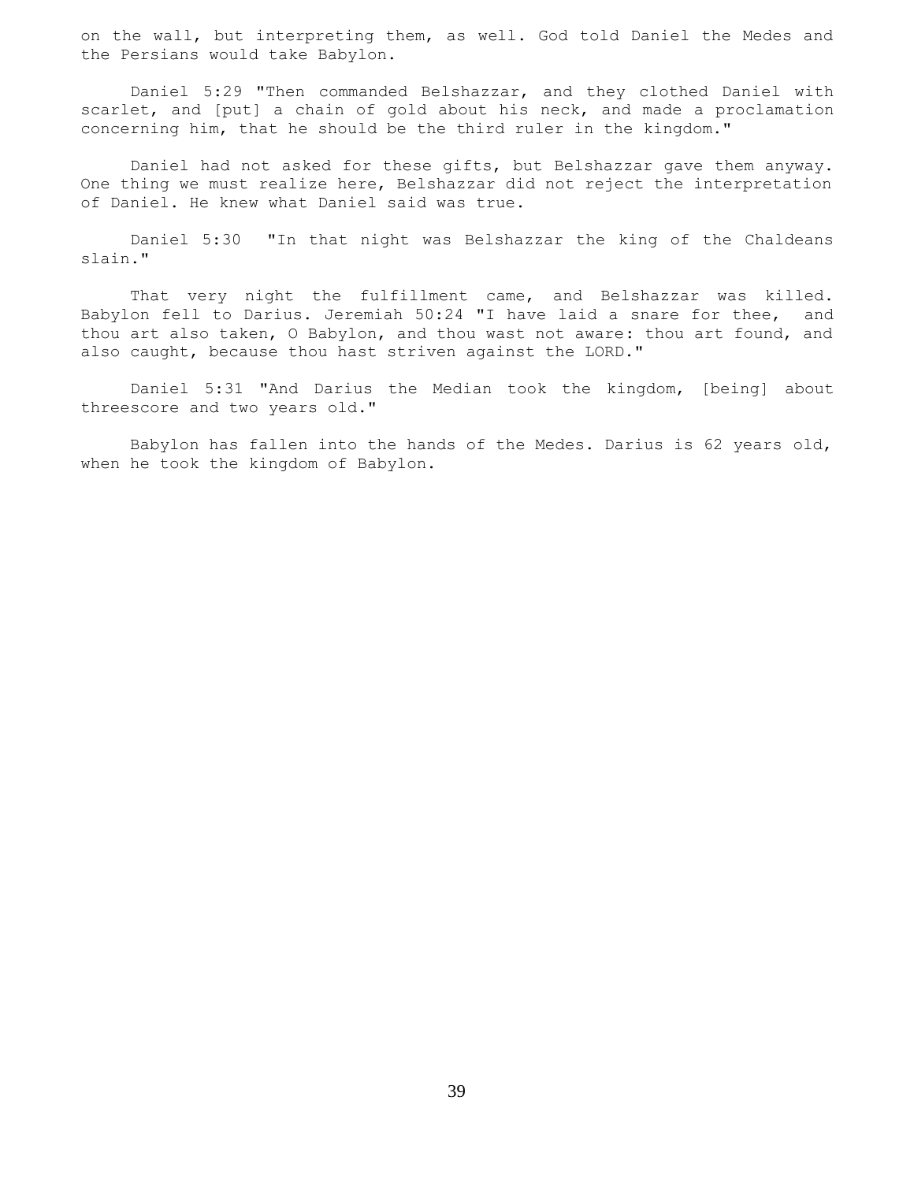on the wall, but interpreting them, as well. God told Daniel the Medes and the Persians would take Babylon.

Daniel 5:29 "Then commanded Belshazzar, and they clothed Daniel with scarlet, and [put] a chain of gold about his neck, and made a proclamation concerning him, that he should be the third ruler in the kingdom."

Daniel had not asked for these gifts, but Belshazzar gave them anyway. One thing we must realize here, Belshazzar did not reject the interpretation of Daniel. He knew what Daniel said was true.

Daniel 5:30 "In that night was Belshazzar the king of the Chaldeans slain."

That very night the fulfillment came, and Belshazzar was killed. Babylon fell to Darius. Jeremiah 50:24 "I have laid a snare for thee, and thou art also taken, O Babylon, and thou wast not aware: thou art found, and also caught, because thou hast striven against the LORD."

Daniel 5:31 "And Darius the Median took the kingdom, [being] about threescore and two years old."

Babylon has fallen into the hands of the Medes. Darius is 62 years old, when he took the kingdom of Babylon.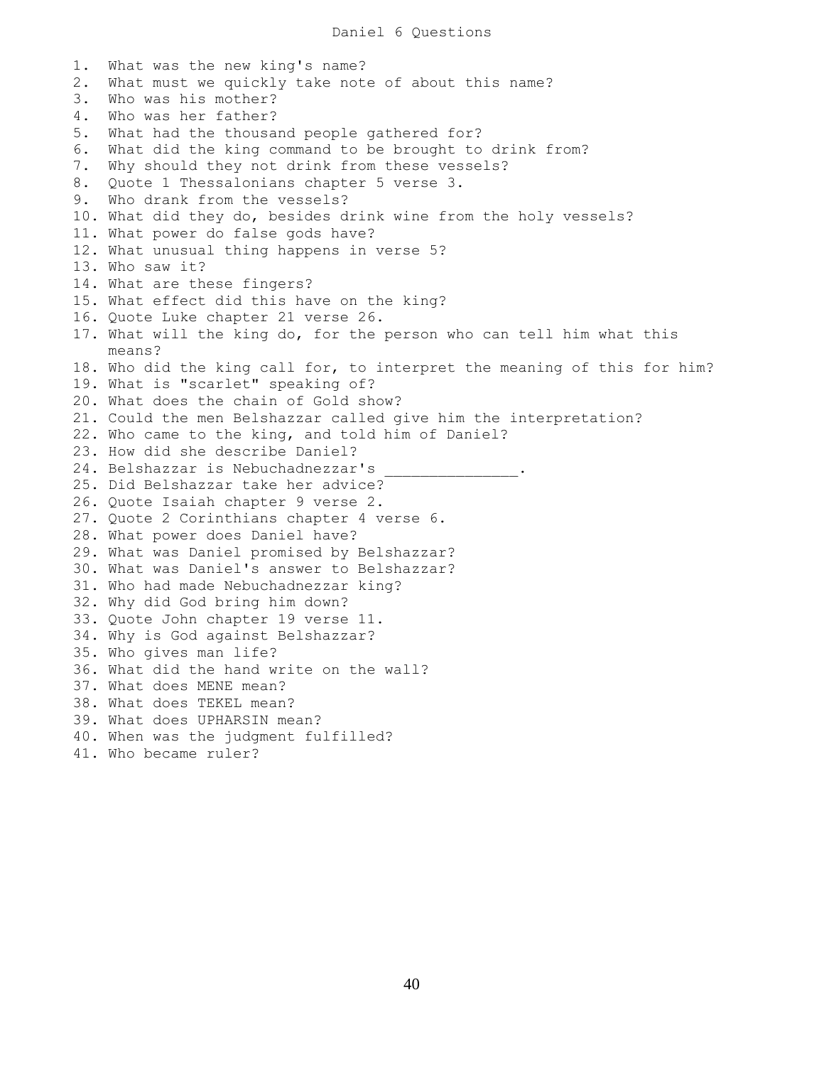# Daniel 6 Questions

1. What was the new king's name?
2. What must we quickly take note of about this name?
3. Who was his mother?
4. Who was her father?
5. What had the thousand people gathered for?
6. What did the king command to be brought to drink from?
7. Why should they not drink from these vessels?
8. Quote 1 Thessalonians chapter 5 verse 3.
9. Who drank from the vessels?
10. What did they do, besides drink wine from the holy vessels?
11. What power do false gods have?
12. What unusual thing happens in verse 5?
13. Who saw it?
14. What are these fingers?
15. What effect did this have on the king?
16. Quote Luke chapter 21 verse 26.
17. What will the king do, for the person who can tell him what this means?
18. Who did the king call for, to interpret the meaning of this for him?
19. What is "scarlet" speaking of?
20. What does the chain of Gold show?
21. Could the men Belshazzar called give him the interpretation?
22. Who came to the king, and told him of Daniel?
23. How did she describe Daniel?
24. Belshazzar is Nebuchadnezzar's _______________.
25. Did Belshazzar take her advice?
26. Quote Isaiah chapter 9 verse 2.
27. Quote 2 Corinthians chapter 4 verse 6.
28. What power does Daniel have?
29. What was Daniel promised by Belshazzar?
30. What was Daniel's answer to Belshazzar?
31. Who had made Nebuchadnezzar king?
32. Why did God bring him down?
33. Quote John chapter 19 verse 11.
34. Why is God against Belshazzar?
35. Who gives man life?
36. What did the hand write on the wall?
37. What does MENE mean?
38. What does TEKEL mean?
39. What does UPHARSIN mean?
40. When was the judgment fulfilled?
41. Who became ruler?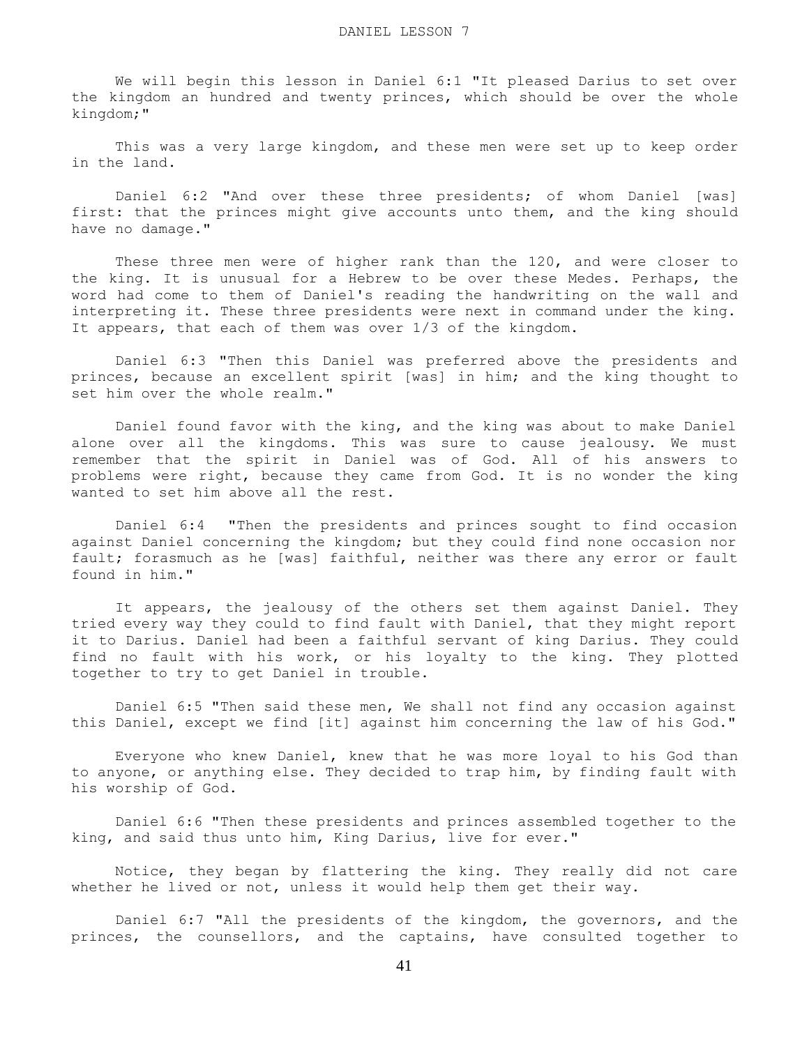We will begin this lesson in Daniel 6:1 "It pleased Darius to set over the kingdom an hundred and twenty princes, which should be over the whole kingdom;"

This was a very large kingdom, and these men were set up to keep order in the land.

Daniel 6:2 "And over these three presidents; of whom Daniel [was] first: that the princes might give accounts unto them, and the king should have no damage."

These three men were of higher rank than the 120, and were closer to the king. It is unusual for a Hebrew to be over these Medes. Perhaps, the word had come to them of Daniel's reading the handwriting on the wall and interpreting it. These three presidents were next in command under the king. It appears, that each of them was over 1/3 of the kingdom.

Daniel 6:3 "Then this Daniel was preferred above the presidents and princes, because an excellent spirit [was] in him; and the king thought to set him over the whole realm."

Daniel found favor with the king, and the king was about to make Daniel alone over all the kingdoms. This was sure to cause jealousy. We must remember that the spirit in Daniel was of God. All of his answers to problems were right, because they came from God. It is no wonder the king wanted to set him above all the rest.

Daniel 6:4 "Then the presidents and princes sought to find occasion against Daniel concerning the kingdom; but they could find none occasion nor fault; forasmuch as he [was] faithful, neither was there any error or fault found in him."

It appears, the jealousy of the others set them against Daniel. They tried every way they could to find fault with Daniel, that they might report it to Darius. Daniel had been a faithful servant of king Darius. They could find no fault with his work, or his loyalty to the king. They plotted together to try to get Daniel in trouble.

Daniel 6:5 "Then said these men, We shall not find any occasion against this Daniel, except we find [it] against him concerning the law of his God."

Everyone who knew Daniel, knew that he was more loyal to his God than to anyone, or anything else. They decided to trap him, by finding fault with his worship of God.

Daniel 6:6 "Then these presidents and princes assembled together to the king, and said thus unto him, King Darius, live for ever."

Notice, they began by flattering the king. They really did not care whether he lived or not, unless it would help them get their way.

Daniel 6:7 "All the presidents of the kingdom, the governors, and the princes, the counsellors, and the captains, have consulted together to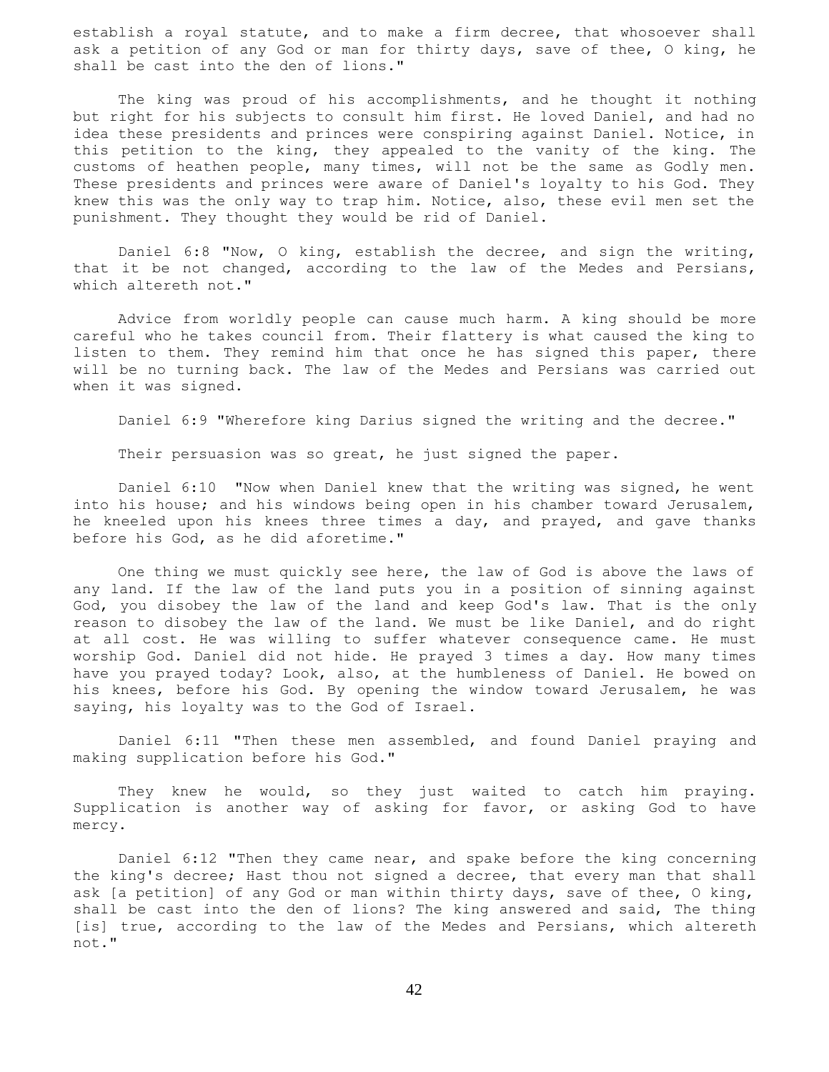establish a royal statute, and to make a firm decree, that whosoever shall ask a petition of any God or man for thirty days, save of thee, O king, he shall be cast into the den of lions."

The king was proud of his accomplishments, and he thought it nothing but right for his subjects to consult him first. He loved Daniel, and had no idea these presidents and princes were conspiring against Daniel. Notice, in this petition to the king, they appealed to the vanity of the king. The customs of heathen people, many times, will not be the same as Godly men. These presidents and princes were aware of Daniel's loyalty to his God. They knew this was the only way to trap him. Notice, also, these evil men set the punishment. They thought they would be rid of Daniel.

Daniel 6:8 "Now, O king, establish the decree, and sign the writing, that it be not changed, according to the law of the Medes and Persians, which altereth not."

Advice from worldly people can cause much harm. A king should be more careful who he takes council from. Their flattery is what caused the king to listen to them. They remind him that once he has signed this paper, there will be no turning back. The law of the Medes and Persians was carried out when it was signed.

Daniel 6:9 "Wherefore king Darius signed the writing and the decree."

Their persuasion was so great, he just signed the paper.

Daniel 6:10 "Now when Daniel knew that the writing was signed, he went into his house; and his windows being open in his chamber toward Jerusalem, he kneeled upon his knees three times a day, and prayed, and gave thanks before his God, as he did aforetime."

One thing we must quickly see here, the law of God is above the laws of any land. If the law of the land puts you in a position of sinning against God, you disobey the law of the land and keep God's law. That is the only reason to disobey the law of the land. We must be like Daniel, and do right at all cost. He was willing to suffer whatever consequence came. He must worship God. Daniel did not hide. He prayed 3 times a day. How many times have you prayed today? Look, also, at the humbleness of Daniel. He bowed on his knees, before his God. By opening the window toward Jerusalem, he was saying, his loyalty was to the God of Israel.

Daniel 6:11 "Then these men assembled, and found Daniel praying and making supplication before his God."

They knew he would, so they just waited to catch him praying. Supplication is another way of asking for favor, or asking God to have mercy.

Daniel 6:12 "Then they came near, and spake before the king concerning the king's decree; Hast thou not signed a decree, that every man that shall ask [a petition] of any God or man within thirty days, save of thee, O king, shall be cast into the den of lions? The king answered and said, The thing [is] true, according to the law of the Medes and Persians, which altereth not."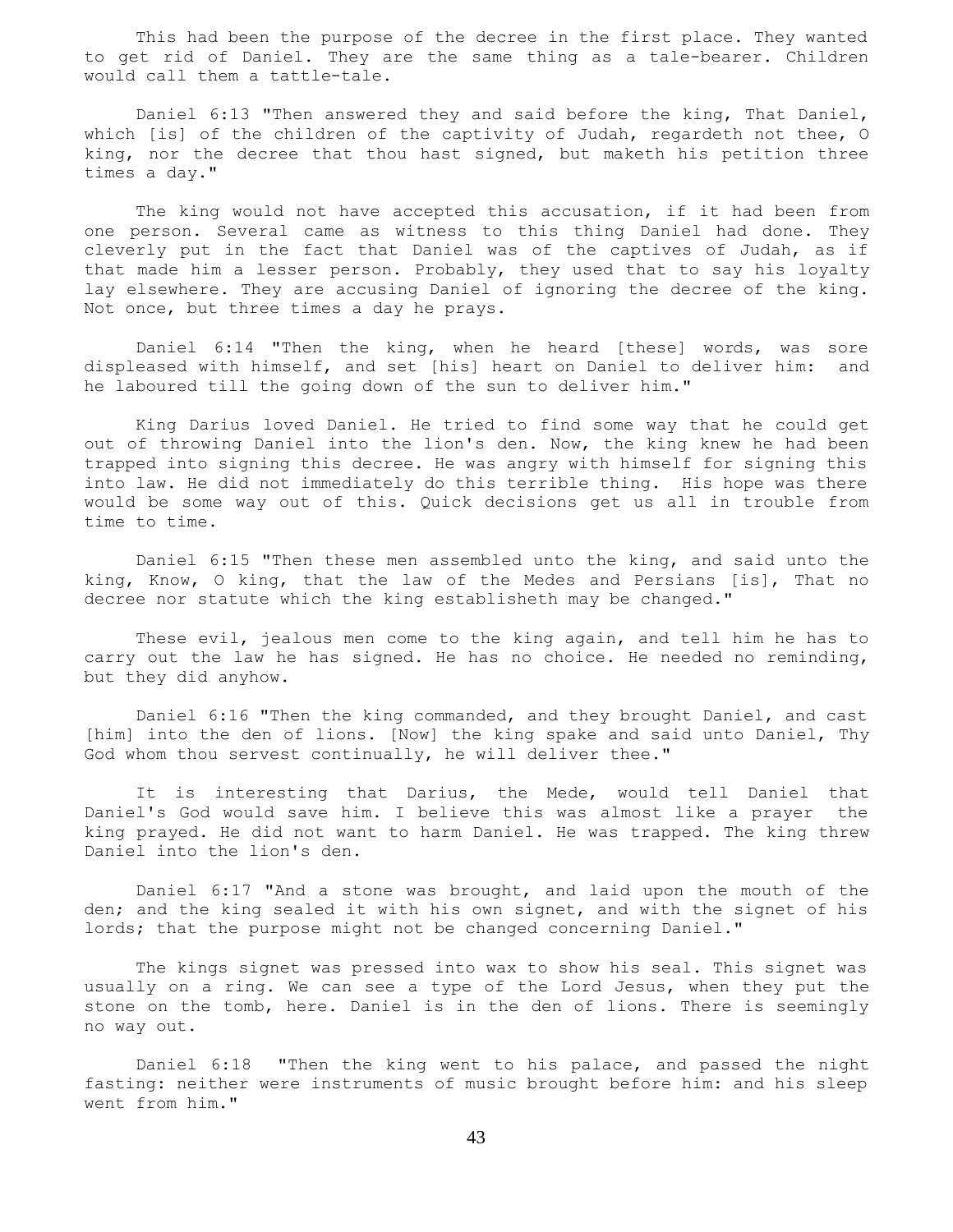This had been the purpose of the decree in the first place. They wanted to get rid of Daniel. They are the same thing as a tale-bearer. Children would call them a tattle-tale.

Daniel 6:13 "Then answered they and said before the king, That Daniel, which [is] of the children of the captivity of Judah, regardeth not thee, O king, nor the decree that thou hast signed, but maketh his petition three times a day."

The king would not have accepted this accusation, if it had been from one person. Several came as witness to this thing Daniel had done. They cleverly put in the fact that Daniel was of the captives of Judah, as if that made him a lesser person. Probably, they used that to say his loyalty lay elsewhere. They are accusing Daniel of ignoring the decree of the king. Not once, but three times a day he prays.

Daniel 6:14 "Then the king, when he heard [these] words, was sore displeased with himself, and set [his] heart on Daniel to deliver him: and he laboured till the going down of the sun to deliver him."

King Darius loved Daniel. He tried to find some way that he could get out of throwing Daniel into the lion's den. Now, the king knew he had been trapped into signing this decree. He was angry with himself for signing this into law. He did not immediately do this terrible thing. His hope was there would be some way out of this. Quick decisions get us all in trouble from time to time.

Daniel 6:15 "Then these men assembled unto the king, and said unto the king, Know, O king, that the law of the Medes and Persians [is], That no decree nor statute which the king establisheth may be changed."

These evil, jealous men come to the king again, and tell him he has to carry out the law he has signed. He has no choice. He needed no reminding, but they did anyhow.

Daniel 6:16 "Then the king commanded, and they brought Daniel, and cast [him] into the den of lions. [Now] the king spake and said unto Daniel, Thy God whom thou servest continually, he will deliver thee."

It is interesting that Darius, the Mede, would tell Daniel that Daniel's God would save him. I believe this was almost like a prayer the king prayed. He did not want to harm Daniel. He was trapped. The king threw Daniel into the lion's den.

Daniel 6:17 "And a stone was brought, and laid upon the mouth of the den; and the king sealed it with his own signet, and with the signet of his lords; that the purpose might not be changed concerning Daniel."

The kings signet was pressed into wax to show his seal. This signet was usually on a ring. We can see a type of the Lord Jesus, when they put the stone on the tomb, here. Daniel is in the den of lions. There is seemingly no way out.

Daniel 6:18 "Then the king went to his palace, and passed the night fasting: neither were instruments of music brought before him: and his sleep went from him."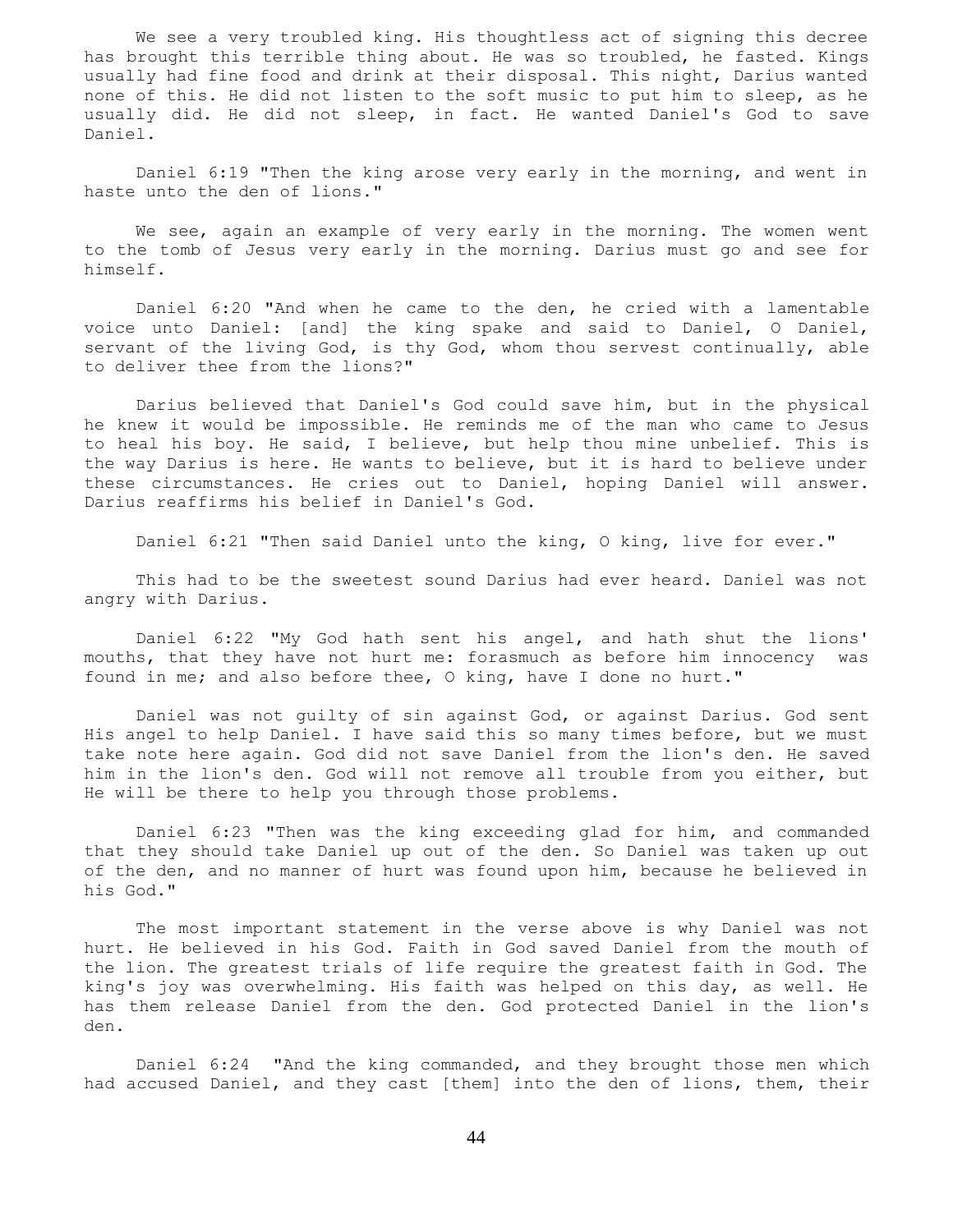We see a very troubled king. His thoughtless act of signing this decree has brought this terrible thing about. He was so troubled, he fasted. Kings usually had fine food and drink at their disposal. This night, Darius wanted none of this. He did not listen to the soft music to put him to sleep, as he usually did. He did not sleep, in fact. He wanted Daniel's God to save Daniel.

Daniel 6:19 "Then the king arose very early in the morning, and went in haste unto the den of lions."

We see, again an example of very early in the morning. The women went to the tomb of Jesus very early in the morning. Darius must go and see for himself.

Daniel 6:20 "And when he came to the den, he cried with a lamentable voice unto Daniel: [and] the king spake and said to Daniel, O Daniel, servant of the living God, is thy God, whom thou servest continually, able to deliver thee from the lions?"

Darius believed that Daniel's God could save him, but in the physical he knew it would be impossible. He reminds me of the man who came to Jesus to heal his boy. He said, I believe, but help thou mine unbelief. This is the way Darius is here. He wants to believe, but it is hard to believe under these circumstances. He cries out to Daniel, hoping Daniel will answer. Darius reaffirms his belief in Daniel's God.

Daniel 6:21 "Then said Daniel unto the king, O king, live for ever."

This had to be the sweetest sound Darius had ever heard. Daniel was not angry with Darius.

Daniel 6:22 "My God hath sent his angel, and hath shut the lions' mouths, that they have not hurt me: forasmuch as before him innocency was found in me; and also before thee, O king, have I done no hurt."

Daniel was not guilty of sin against God, or against Darius. God sent His angel to help Daniel. I have said this so many times before, but we must take note here again. God did not save Daniel from the lion's den. He saved him in the lion's den. God will not remove all trouble from you either, but He will be there to help you through those problems.

Daniel 6:23 "Then was the king exceeding glad for him, and commanded that they should take Daniel up out of the den. So Daniel was taken up out of the den, and no manner of hurt was found upon him, because he believed in his God."

The most important statement in the verse above is why Daniel was not hurt. He believed in his God. Faith in God saved Daniel from the mouth of the lion. The greatest trials of life require the greatest faith in God. The king's joy was overwhelming. His faith was helped on this day, as well. He has them release Daniel from the den. God protected Daniel in the lion's den.

Daniel 6:24 "And the king commanded, and they brought those men which had accused Daniel, and they cast [them] into the den of lions, them, their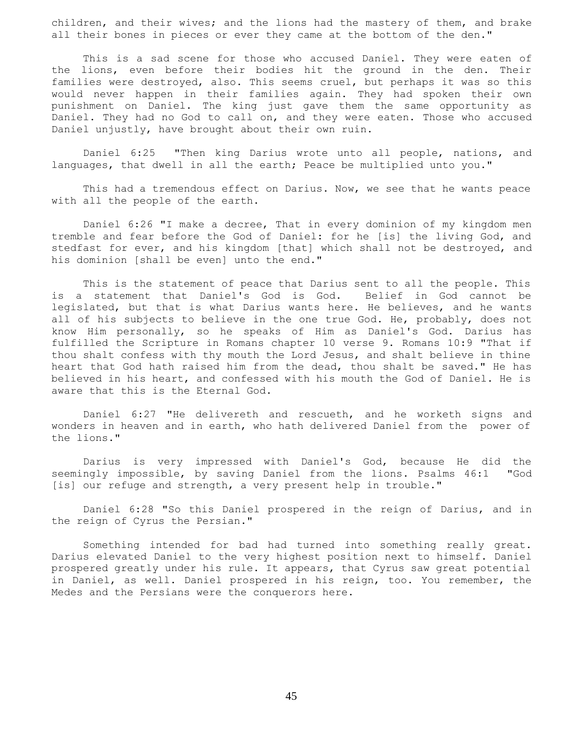children, and their wives; and the lions had the mastery of them, and brake all their bones in pieces or ever they came at the bottom of the den."

This is a sad scene for those who accused Daniel. They were eaten of the lions, even before their bodies hit the ground in the den. Their families were destroyed, also. This seems cruel, but perhaps it was so this would never happen in their families again. They had spoken their own punishment on Daniel. The king just gave them the same opportunity as Daniel. They had no God to call on, and they were eaten. Those who accused Daniel unjustly, have brought about their own ruin.

Daniel 6:25 "Then king Darius wrote unto all people, nations, and languages, that dwell in all the earth; Peace be multiplied unto you."

This had a tremendous effect on Darius. Now, we see that he wants peace with all the people of the earth.

Daniel 6:26 "I make a decree, That in every dominion of my kingdom men tremble and fear before the God of Daniel: for he [is] the living God, and stedfast for ever, and his kingdom [that] which shall not be destroyed, and his dominion [shall be even] unto the end."

This is the statement of peace that Darius sent to all the people. This is a statement that Daniel's God is God. Belief in God cannot be legislated, but that is what Darius wants here. He believes, and he wants all of his subjects to believe in the one true God. He, probably, does not know Him personally, so he speaks of Him as Daniel's God. Darius has fulfilled the Scripture in Romans chapter 10 verse 9. Romans 10:9 "That if thou shalt confess with thy mouth the Lord Jesus, and shalt believe in thine heart that God hath raised him from the dead, thou shalt be saved." He has believed in his heart, and confessed with his mouth the God of Daniel. He is aware that this is the Eternal God.

Daniel 6:27 "He delivereth and rescueth, and he worketh signs and wonders in heaven and in earth, who hath delivered Daniel from the power of the lions."

Darius is very impressed with Daniel's God, because He did the seemingly impossible, by saving Daniel from the lions. Psalms 46:1 "God [is] our refuge and strength, a very present help in trouble."

Daniel 6:28 "So this Daniel prospered in the reign of Darius, and in the reign of Cyrus the Persian."

Something intended for bad had turned into something really great. Darius elevated Daniel to the very highest position next to himself. Daniel prospered greatly under his rule. It appears, that Cyrus saw great potential in Daniel, as well. Daniel prospered in his reign, too. You remember, the Medes and the Persians were the conquerors here.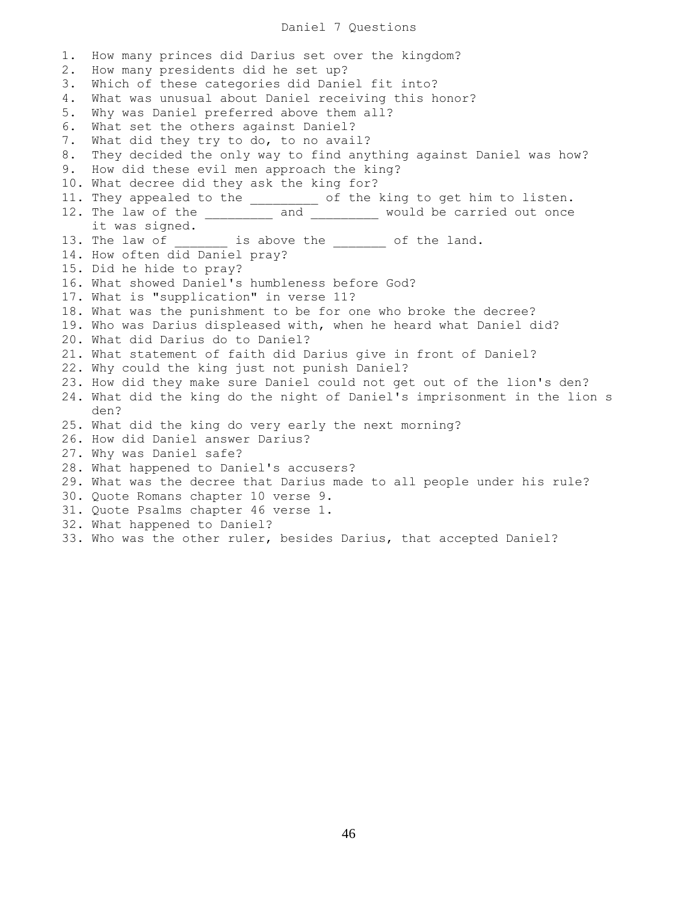# Daniel 7 Questions

1. How many princes did Darius set over the kingdom?
2. How many presidents did he set up?
3. Which of these categories did Daniel fit into?
4. What was unusual about Daniel receiving this honor?
5. Why was Daniel preferred above them all?
6. What set the others against Daniel?
7. What did they try to do, to no avail?
8. They decided the only way to find anything against Daniel was how?
9. How did these evil men approach the king?
10. What decree did they ask the king for?
11. They appealed to the _________ of the king to get him to listen.
12. The law of the _________ and _________ would be carried out once it was signed.
13. The law of _______ is above the _______ of the land.
14. How often did Daniel pray?
15. Did he hide to pray?
16. What showed Daniel's humbleness before God?
17. What is "supplication" in verse 11?
18. What was the punishment to be for one who broke the decree?
19. Who was Darius displeased with, when he heard what Daniel did?
20. What did Darius do to Daniel?
21. What statement of faith did Darius give in front of Daniel?
22. Why could the king just not punish Daniel?
23. How did they make sure Daniel could not get out of the lion's den?
24. What did the king do the night of Daniel's imprisonment in the lion s den?
25. What did the king do very early the next morning?
26. How did Daniel answer Darius?
27. Why was Daniel safe?
28. What happened to Daniel's accusers?
29. What was the decree that Darius made to all people under his rule?
30. Quote Romans chapter 10 verse 9.
31. Quote Psalms chapter 46 verse 1.
32. What happened to Daniel?
33. Who was the other ruler, besides Darius, that accepted Daniel?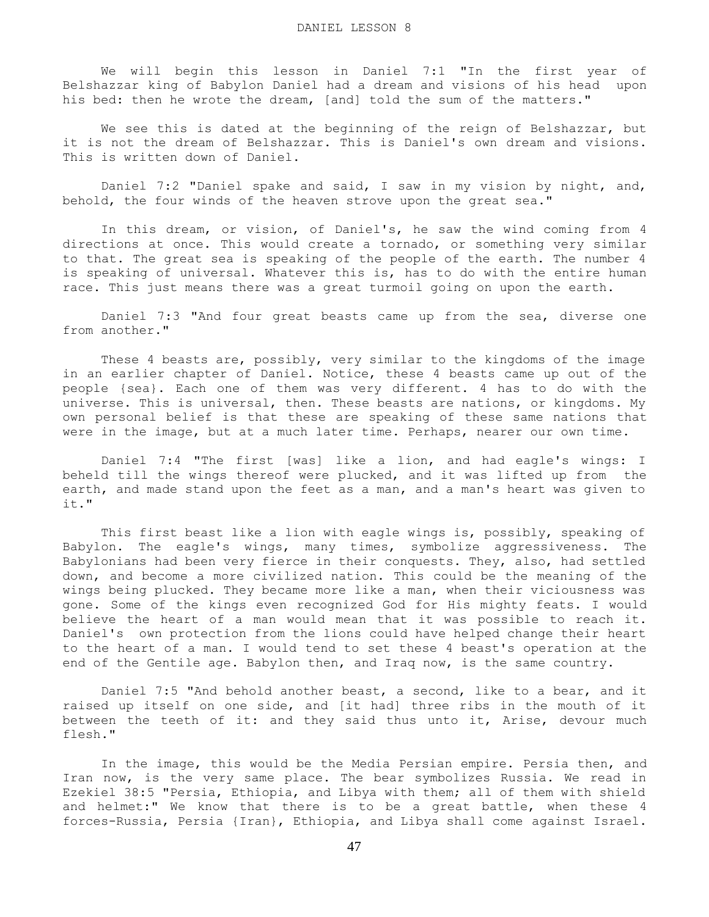# DANIEL LESSON 8

We will begin this lesson in Daniel 7:1 "In the first year of Belshazzar king of Babylon Daniel had a dream and visions of his head upon his bed: then he wrote the dream, [and] told the sum of the matters."

We see this is dated at the beginning of the reign of Belshazzar, but it is not the dream of Belshazzar. This is Daniel's own dream and visions. This is written down of Daniel.

Daniel 7:2 "Daniel spake and said, I saw in my vision by night, and, behold, the four winds of the heaven strove upon the great sea."

In this dream, or vision, of Daniel's, he saw the wind coming from 4 directions at once. This would create a tornado, or something very similar to that. The great sea is speaking of the people of the earth. The number 4 is speaking of universal. Whatever this is, has to do with the entire human race. This just means there was a great turmoil going on upon the earth.

Daniel 7:3 "And four great beasts came up from the sea, diverse one from another."

These 4 beasts are, possibly, very similar to the kingdoms of the image in an earlier chapter of Daniel. Notice, these 4 beasts came up out of the people {sea}. Each one of them was very different. 4 has to do with the universe. This is universal, then. These beasts are nations, or kingdoms. My own personal belief is that these are speaking of these same nations that were in the image, but at a much later time. Perhaps, nearer our own time.

Daniel 7:4 "The first [was] like a lion, and had eagle's wings: I beheld till the wings thereof were plucked, and it was lifted up from the earth, and made stand upon the feet as a man, and a man's heart was given to it."

This first beast like a lion with eagle wings is, possibly, speaking of Babylon. The eagle's wings, many times, symbolize aggressiveness. The Babylonians had been very fierce in their conquests. They, also, had settled down, and become a more civilized nation. This could be the meaning of the wings being plucked. They became more like a man, when their viciousness was gone. Some of the kings even recognized God for His mighty feats. I would believe the heart of a man would mean that it was possible to reach it. Daniel's own protection from the lions could have helped change their heart to the heart of a man. I would tend to set these 4 beast's operation at the end of the Gentile age. Babylon then, and Iraq now, is the same country.

Daniel 7:5 "And behold another beast, a second, like to a bear, and it raised up itself on one side, and [it had] three ribs in the mouth of it between the teeth of it: and they said thus unto it, Arise, devour much flesh."

In the image, this would be the Media Persian empire. Persia then, and Iran now, is the very same place. The bear symbolizes Russia. We read in Ezekiel 38:5 "Persia, Ethiopia, and Libya with them; all of them with shield and helmet:" We know that there is to be a great battle, when these 4 forces-Russia, Persia {Iran}, Ethiopia, and Libya shall come against Israel.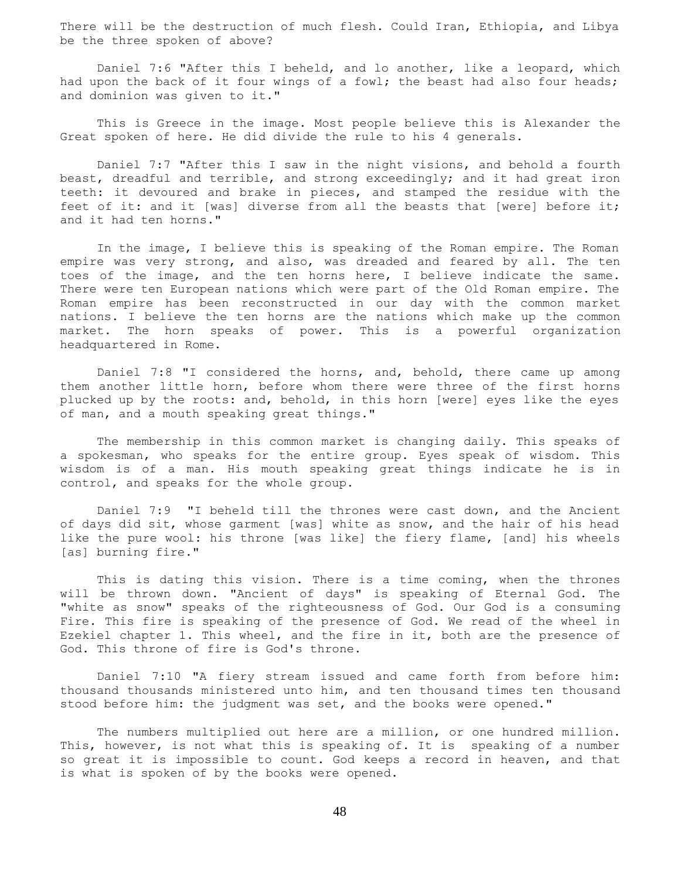There will be the destruction of much flesh. Could Iran, Ethiopia, and Libya be the three spoken of above?

Daniel 7:6 "After this I beheld, and lo another, like a leopard, which had upon the back of it four wings of a fowl; the beast had also four heads; and dominion was given to it."

This is Greece in the image. Most people believe this is Alexander the Great spoken of here. He did divide the rule to his 4 generals.

Daniel 7:7 "After this I saw in the night visions, and behold a fourth beast, dreadful and terrible, and strong exceedingly; and it had great iron teeth: it devoured and brake in pieces, and stamped the residue with the feet of it: and it [was] diverse from all the beasts that [were] before it; and it had ten horns."

In the image, I believe this is speaking of the Roman empire. The Roman empire was very strong, and also, was dreaded and feared by all. The ten toes of the image, and the ten horns here, I believe indicate the same. There were ten European nations which were part of the Old Roman empire. The Roman empire has been reconstructed in our day with the common market nations. I believe the ten horns are the nations which make up the common market. The horn speaks of power. This is a powerful organization headquartered in Rome.

Daniel 7:8 "I considered the horns, and, behold, there came up among them another little horn, before whom there were three of the first horns plucked up by the roots: and, behold, in this horn [were] eyes like the eyes of man, and a mouth speaking great things."

The membership in this common market is changing daily. This speaks of a spokesman, who speaks for the entire group. Eyes speak of wisdom. This wisdom is of a man. His mouth speaking great things indicate he is in control, and speaks for the whole group.

Daniel 7:9 "I beheld till the thrones were cast down, and the Ancient of days did sit, whose garment [was] white as snow, and the hair of his head like the pure wool: his throne [was like] the fiery flame, [and] his wheels [as] burning fire."

This is dating this vision. There is a time coming, when the thrones will be thrown down. "Ancient of days" is speaking of Eternal God. The "white as snow" speaks of the righteousness of God. Our God is a consuming Fire. This fire is speaking of the presence of God. We read of the wheel in Ezekiel chapter 1. This wheel, and the fire in it, both are the presence of God. This throne of fire is God's throne.

Daniel 7:10 "A fiery stream issued and came forth from before him: thousand thousands ministered unto him, and ten thousand times ten thousand stood before him: the judgment was set, and the books were opened."

The numbers multiplied out here are a million, or one hundred million. This, however, is not what this is speaking of. It is speaking of a number so great it is impossible to count. God keeps a record in heaven, and that is what is spoken of by the books were opened.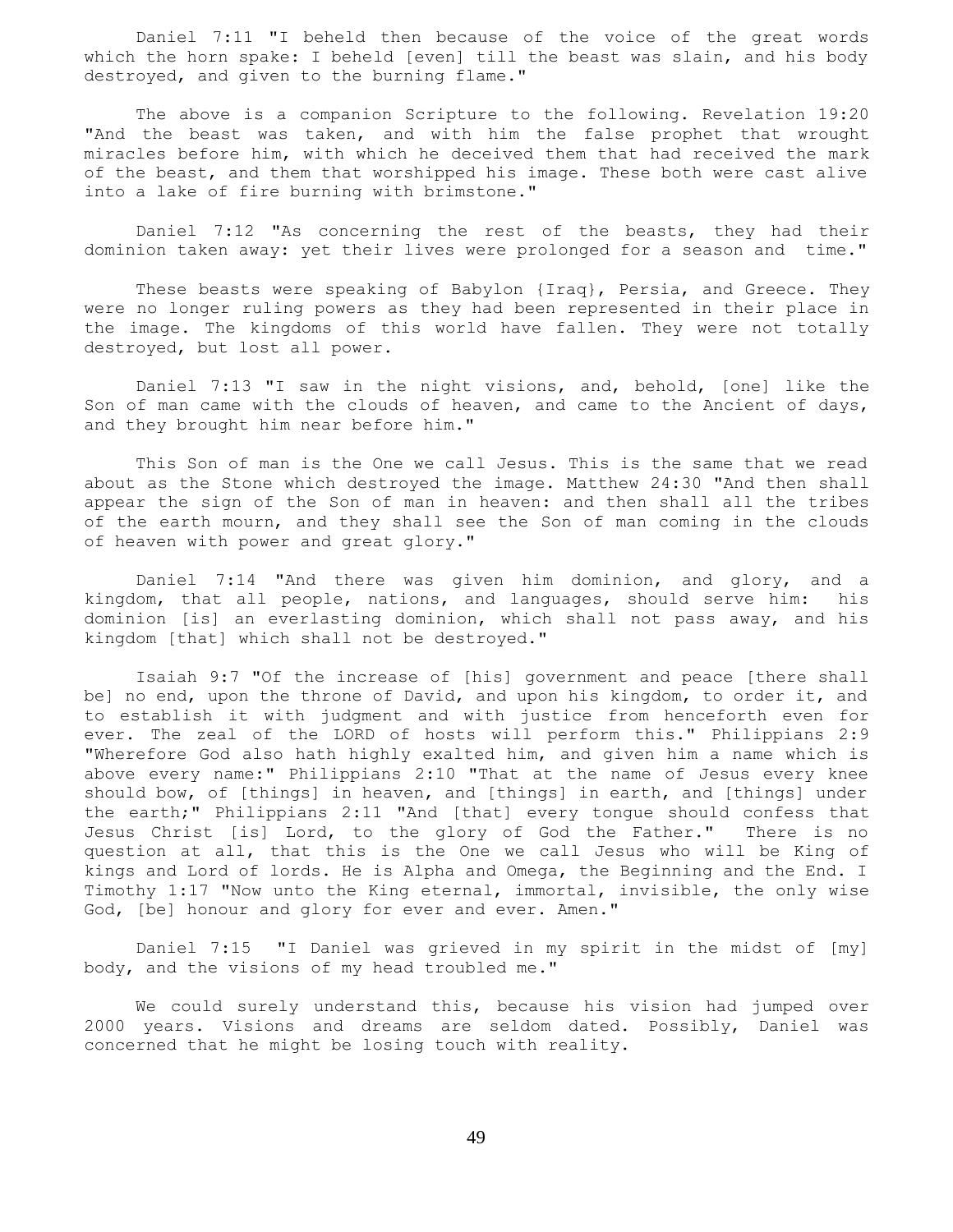Daniel 7:11 "I beheld then because of the voice of the great words which the horn spake: I beheld [even] till the beast was slain, and his body destroyed, and given to the burning flame."

The above is a companion Scripture to the following. Revelation 19:20 "And the beast was taken, and with him the false prophet that wrought miracles before him, with which he deceived them that had received the mark of the beast, and them that worshipped his image. These both were cast alive into a lake of fire burning with brimstone."

Daniel 7:12 "As concerning the rest of the beasts, they had their dominion taken away: yet their lives were prolonged for a season and time."

These beasts were speaking of Babylon {Iraq}, Persia, and Greece. They were no longer ruling powers as they had been represented in their place in the image. The kingdoms of this world have fallen. They were not totally destroyed, but lost all power.

Daniel 7:13 "I saw in the night visions, and, behold, [one] like the Son of man came with the clouds of heaven, and came to the Ancient of days, and they brought him near before him."

This Son of man is the One we call Jesus. This is the same that we read about as the Stone which destroyed the image. Matthew 24:30 "And then shall appear the sign of the Son of man in heaven: and then shall all the tribes of the earth mourn, and they shall see the Son of man coming in the clouds of heaven with power and great glory."

Daniel 7:14 "And there was given him dominion, and glory, and a kingdom, that all people, nations, and languages, should serve him: his dominion [is] an everlasting dominion, which shall not pass away, and his kingdom [that] which shall not be destroyed."

Isaiah 9:7 "Of the increase of [his] government and peace [there shall be] no end, upon the throne of David, and upon his kingdom, to order it, and to establish it with judgment and with justice from henceforth even for ever. The zeal of the LORD of hosts will perform this." Philippians 2:9 "Wherefore God also hath highly exalted him, and given him a name which is above every name:" Philippians 2:10 "That at the name of Jesus every knee should bow, of [things] in heaven, and [things] in earth, and [things] under the earth;" Philippians 2:11 "And [that] every tongue should confess that Jesus Christ [is] Lord, to the glory of God the Father." There is no question at all, that this is the One we call Jesus who will be King of kings and Lord of lords. He is Alpha and Omega, the Beginning and the End. I Timothy 1:17 "Now unto the King eternal, immortal, invisible, the only wise God, [be] honour and glory for ever and ever. Amen."

Daniel 7:15 "I Daniel was grieved in my spirit in the midst of [my] body, and the visions of my head troubled me."

We could surely understand this, because his vision had jumped over 2000 years. Visions and dreams are seldom dated. Possibly, Daniel was concerned that he might be losing touch with reality.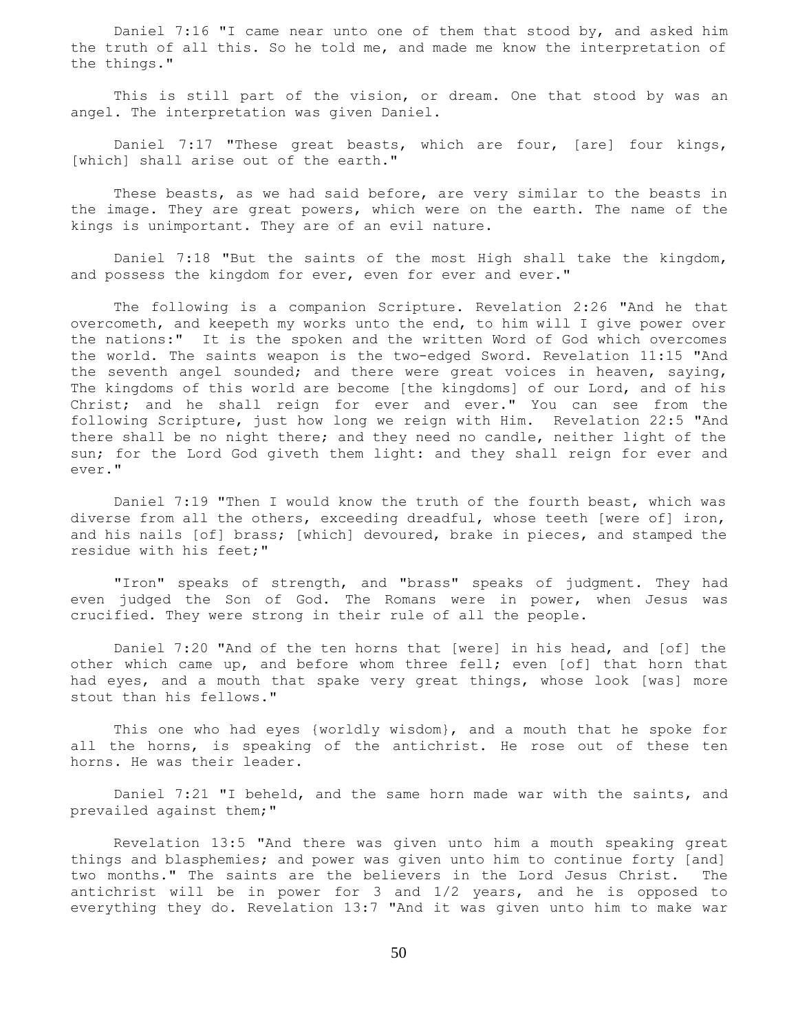Daniel 7:16 "I came near unto one of them that stood by, and asked him the truth of all this. So he told me, and made me know the interpretation of the things."

This is still part of the vision, or dream. One that stood by was an angel. The interpretation was given Daniel.

Daniel 7:17 "These great beasts, which are four, [are] four kings, [which] shall arise out of the earth."

These beasts, as we had said before, are very similar to the beasts in the image. They are great powers, which were on the earth. The name of the kings is unimportant. They are of an evil nature.

Daniel 7:18 "But the saints of the most High shall take the kingdom, and possess the kingdom for ever, even for ever and ever."

The following is a companion Scripture. Revelation 2:26 "And he that overcometh, and keepeth my works unto the end, to him will I give power over the nations:" It is the spoken and the written Word of God which overcomes the world. The saints weapon is the two-edged Sword. Revelation 11:15 "And the seventh angel sounded; and there were great voices in heaven, saying, The kingdoms of this world are become [the kingdoms] of our Lord, and of his Christ; and he shall reign for ever and ever." You can see from the following Scripture, just how long we reign with Him. Revelation 22:5 "And there shall be no night there; and they need no candle, neither light of the sun; for the Lord God giveth them light: and they shall reign for ever and ever."

Daniel 7:19 "Then I would know the truth of the fourth beast, which was diverse from all the others, exceeding dreadful, whose teeth [were of] iron, and his nails [of] brass; [which] devoured, brake in pieces, and stamped the residue with his feet;"

"Iron" speaks of strength, and "brass" speaks of judgment. They had even judged the Son of God. The Romans were in power, when Jesus was crucified. They were strong in their rule of all the people.

Daniel 7:20 "And of the ten horns that [were] in his head, and [of] the other which came up, and before whom three fell; even [of] that horn that had eyes, and a mouth that spake very great things, whose look [was] more stout than his fellows."

This one who had eyes {worldly wisdom}, and a mouth that he spoke for all the horns, is speaking of the antichrist. He rose out of these ten horns. He was their leader.

Daniel 7:21 "I beheld, and the same horn made war with the saints, and prevailed against them;"

Revelation 13:5 "And there was given unto him a mouth speaking great things and blasphemies; and power was given unto him to continue forty [and] two months." The saints are the believers in the Lord Jesus Christ. The antichrist will be in power for 3 and 1/2 years, and he is opposed to everything they do. Revelation 13:7 "And it was given unto him to make war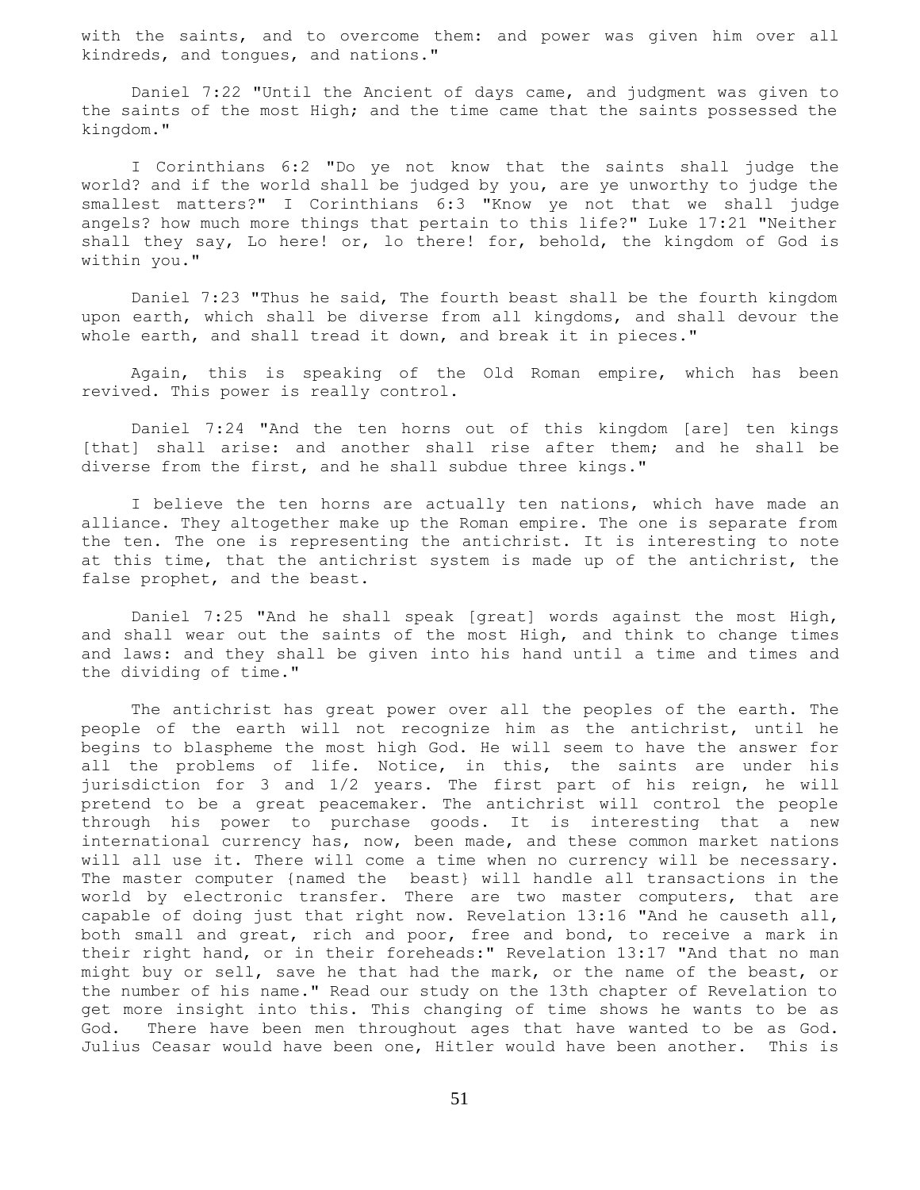with the saints, and to overcome them: and power was given him over all kindreds, and tongues, and nations."

Daniel 7:22 "Until the Ancient of days came, and judgment was given to the saints of the most High; and the time came that the saints possessed the kingdom."

I Corinthians 6:2 "Do ye not know that the saints shall judge the world? and if the world shall be judged by you, are ye unworthy to judge the smallest matters?" I Corinthians 6:3 "Know ye not that we shall judge angels? how much more things that pertain to this life?" Luke 17:21 "Neither shall they say, Lo here! or, lo there! for, behold, the kingdom of God is within you."

Daniel 7:23 "Thus he said, The fourth beast shall be the fourth kingdom upon earth, which shall be diverse from all kingdoms, and shall devour the whole earth, and shall tread it down, and break it in pieces."

Again, this is speaking of the Old Roman empire, which has been revived. This power is really control.

Daniel 7:24 "And the ten horns out of this kingdom [are] ten kings [that] shall arise: and another shall rise after them; and he shall be diverse from the first, and he shall subdue three kings."

I believe the ten horns are actually ten nations, which have made an alliance. They altogether make up the Roman empire. The one is separate from the ten. The one is representing the antichrist. It is interesting to note at this time, that the antichrist system is made up of the antichrist, the false prophet, and the beast.

Daniel 7:25 "And he shall speak [great] words against the most High, and shall wear out the saints of the most High, and think to change times and laws: and they shall be given into his hand until a time and times and the dividing of time."

The antichrist has great power over all the peoples of the earth. The people of the earth will not recognize him as the antichrist, until he begins to blaspheme the most high God. He will seem to have the answer for all the problems of life. Notice, in this, the saints are under his jurisdiction for 3 and 1/2 years. The first part of his reign, he will pretend to be a great peacemaker. The antichrist will control the people through his power to purchase goods. It is interesting that a new international currency has, now, been made, and these common market nations will all use it. There will come a time when no currency will be necessary. The master computer {named the beast} will handle all transactions in the world by electronic transfer. There are two master computers, that are capable of doing just that right now. Revelation 13:16 "And he causeth all, both small and great, rich and poor, free and bond, to receive a mark in their right hand, or in their foreheads:" Revelation 13:17 "And that no man might buy or sell, save he that had the mark, or the name of the beast, or the number of his name." Read our study on the 13th chapter of Revelation to get more insight into this. This changing of time shows he wants to be as God. There have been men throughout ages that have wanted to be as God. Julius Ceasar would have been one, Hitler would have been another. This is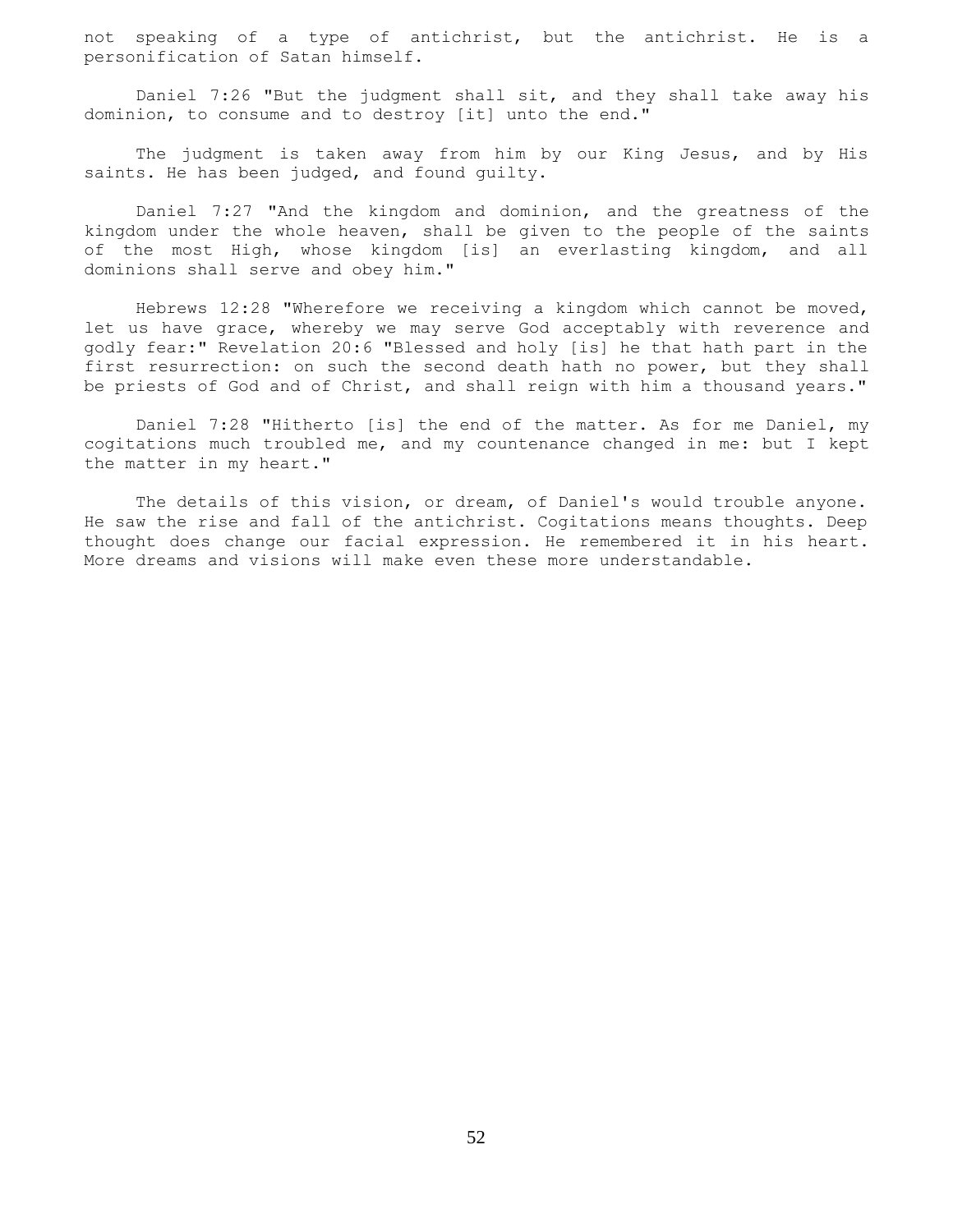not speaking of a type of antichrist, but the antichrist. He is a personification of Satan himself.

Daniel 7:26 "But the judgment shall sit, and they shall take away his dominion, to consume and to destroy [it] unto the end."

The judgment is taken away from him by our King Jesus, and by His saints. He has been judged, and found guilty.

Daniel 7:27 "And the kingdom and dominion, and the greatness of the kingdom under the whole heaven, shall be given to the people of the saints of the most High, whose kingdom [is] an everlasting kingdom, and all dominions shall serve and obey him."

Hebrews 12:28 "Wherefore we receiving a kingdom which cannot be moved, let us have grace, whereby we may serve God acceptably with reverence and godly fear:" Revelation 20:6 "Blessed and holy [is] he that hath part in the first resurrection: on such the second death hath no power, but they shall be priests of God and of Christ, and shall reign with him a thousand years."

Daniel 7:28 "Hitherto [is] the end of the matter. As for me Daniel, my cogitations much troubled me, and my countenance changed in me: but I kept the matter in my heart."

The details of this vision, or dream, of Daniel's would trouble anyone. He saw the rise and fall of the antichrist. Cogitations means thoughts. Deep thought does change our facial expression. He remembered it in his heart. More dreams and visions will make even these more understandable.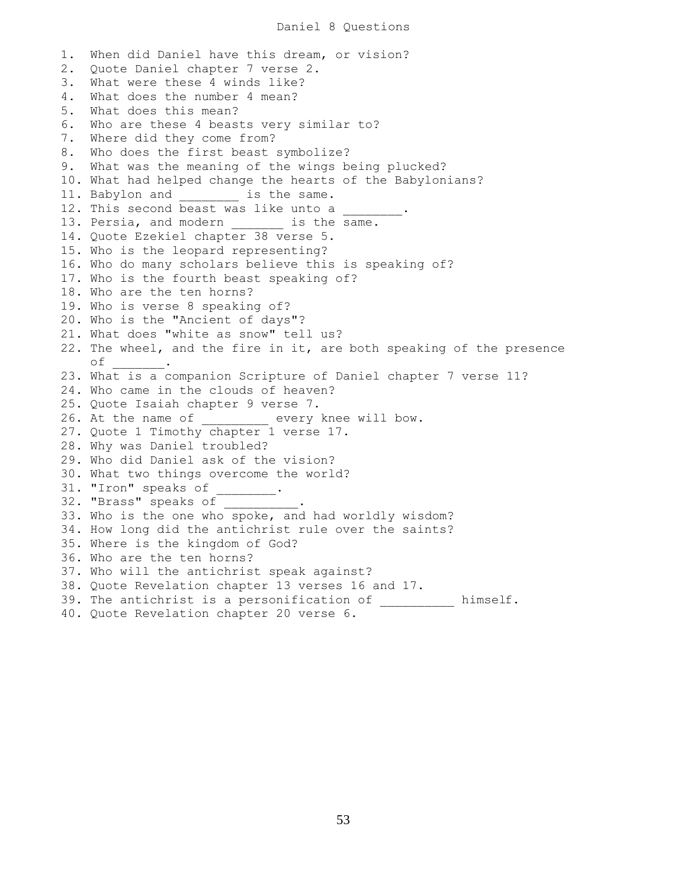# Daniel 8 Questions

1. When did Daniel have this dream, or vision?
2. Quote Daniel chapter 7 verse 2.
3. What were these 4 winds like?
4. What does the number 4 mean?
5. What does this mean?
6. Who are these 4 beasts very similar to?
7. Where did they come from?
8. Who does the first beast symbolize?
9. What was the meaning of the wings being plucked?
10. What had helped change the hearts of the Babylonians?
11. Babylon and ________ is the same.
12. This second beast was like unto a ________.
13. Persia, and modern _______ is the same.
14. Quote Ezekiel chapter 38 verse 5.
15. Who is the leopard representing?
16. Who do many scholars believe this is speaking of?
17. Who is the fourth beast speaking of?
18. Who are the ten horns?
19. Who is verse 8 speaking of?
20. Who is the "Ancient of days"?
21. What does "white as snow" tell us?
22. The wheel, and the fire in it, are both speaking of the presence of _______.
23. What is a companion Scripture of Daniel chapter 7 verse 11?
24. Who came in the clouds of heaven?
25. Quote Isaiah chapter 9 verse 7.
26. At the name of _________ every knee will bow.
27. Quote 1 Timothy chapter 1 verse 17.
28. Why was Daniel troubled?
29. Who did Daniel ask of the vision?
30. What two things overcome the world?
31. "Iron" speaks of ________.
32. "Brass" speaks of __________.
33. Who is the one who spoke, and had worldly wisdom?
34. How long did the antichrist rule over the saints?
35. Where is the kingdom of God?
36. Who are the ten horns?
37. Who will the antichrist speak against?
38. Quote Revelation chapter 13 verses 16 and 17.
39. The antichrist is a personification of __________ himself.
40. Quote Revelation chapter 20 verse 6.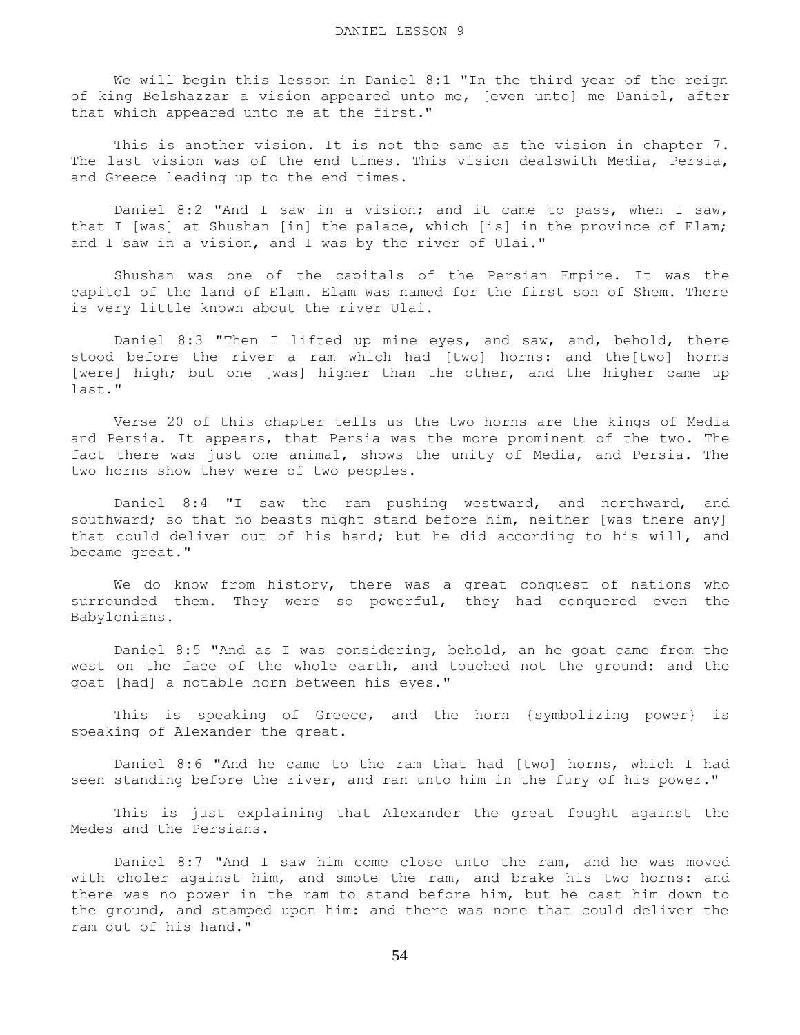# DANIEL LESSON 9

We will begin this lesson in Daniel 8:1 "In the third year of the reign of king Belshazzar a vision appeared unto me, [even unto] me Daniel, after that which appeared unto me at the first."

This is another vision. It is not the same as the vision in chapter 7. The last vision was of the end times. This vision dealswith Media, Persia, and Greece leading up to the end times.

Daniel 8:2 "And I saw in a vision; and it came to pass, when I saw, that I [was] at Shushan [in] the palace, which [is] in the province of Elam; and I saw in a vision, and I was by the river of Ulai."

Shushan was one of the capitals of the Persian Empire. It was the capitol of the land of Elam. Elam was named for the first son of Shem. There is very little known about the river Ulai.

Daniel 8:3 "Then I lifted up mine eyes, and saw, and, behold, there stood before the river a ram which had [two] horns: and the[two] horns [were] high; but one [was] higher than the other, and the higher came up last."

Verse 20 of this chapter tells us the two horns are the kings of Media and Persia. It appears, that Persia was the more prominent of the two. The fact there was just one animal, shows the unity of Media, and Persia. The two horns show they were of two peoples.

Daniel 8:4 "I saw the ram pushing westward, and northward, and southward; so that no beasts might stand before him, neither [was there any] that could deliver out of his hand; but he did according to his will, and became great."

We do know from history, there was a great conquest of nations who surrounded them. They were so powerful, they had conquered even the Babylonians.

Daniel 8:5 "And as I was considering, behold, an he goat came from the west on the face of the whole earth, and touched not the ground: and the goat [had] a notable horn between his eyes."

This is speaking of Greece, and the horn {symbolizing power} is speaking of Alexander the great.

Daniel 8:6 "And he came to the ram that had [two] horns, which I had seen standing before the river, and ran unto him in the fury of his power."

This is just explaining that Alexander the great fought against the Medes and the Persians.

Daniel 8:7 "And I saw him come close unto the ram, and he was moved with choler against him, and smote the ram, and brake his two horns: and there was no power in the ram to stand before him, but he cast him down to the ground, and stamped upon him: and there was none that could deliver the ram out of his hand."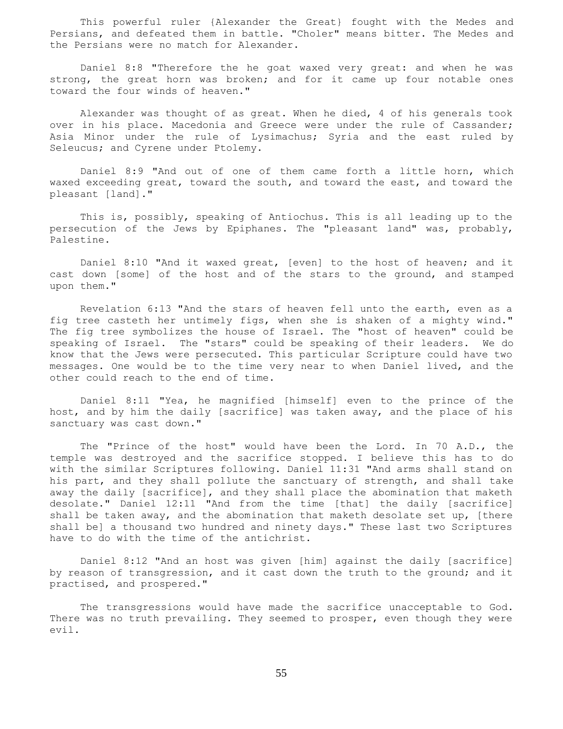This powerful ruler {Alexander the Great} fought with the Medes and Persians, and defeated them in battle. "Choler" means bitter. The Medes and the Persians were no match for Alexander.

Daniel 8:8 "Therefore the he goat waxed very great: and when he was strong, the great horn was broken; and for it came up four notable ones toward the four winds of heaven."

Alexander was thought of as great. When he died, 4 of his generals took over in his place. Macedonia and Greece were under the rule of Cassander; Asia Minor under the rule of Lysimachus; Syria and the east ruled by Seleucus; and Cyrene under Ptolemy.

Daniel 8:9 "And out of one of them came forth a little horn, which waxed exceeding great, toward the south, and toward the east, and toward the pleasant [land]."

This is, possibly, speaking of Antiochus. This is all leading up to the persecution of the Jews by Epiphanes. The "pleasant land" was, probably, Palestine.

Daniel 8:10 "And it waxed great, [even] to the host of heaven; and it cast down [some] of the host and of the stars to the ground, and stamped upon them."

Revelation 6:13 "And the stars of heaven fell unto the earth, even as a fig tree casteth her untimely figs, when she is shaken of a mighty wind." The fig tree symbolizes the house of Israel. The "host of heaven" could be speaking of Israel. The "stars" could be speaking of their leaders. We do know that the Jews were persecuted. This particular Scripture could have two messages. One would be to the time very near to when Daniel lived, and the other could reach to the end of time.

Daniel 8:11 "Yea, he magnified [himself] even to the prince of the host, and by him the daily [sacrifice] was taken away, and the place of his sanctuary was cast down."

The "Prince of the host" would have been the Lord. In 70 A.D., the temple was destroyed and the sacrifice stopped. I believe this has to do with the similar Scriptures following. Daniel 11:31 "And arms shall stand on his part, and they shall pollute the sanctuary of strength, and shall take away the daily [sacrifice], and they shall place the abomination that maketh desolate." Daniel 12:11 "And from the time [that] the daily [sacrifice] shall be taken away, and the abomination that maketh desolate set up, [there shall be] a thousand two hundred and ninety days." These last two Scriptures have to do with the time of the antichrist.

Daniel 8:12 "And an host was given [him] against the daily [sacrifice] by reason of transgression, and it cast down the truth to the ground; and it practised, and prospered."

The transgressions would have made the sacrifice unacceptable to God. There was no truth prevailing. They seemed to prosper, even though they were evil.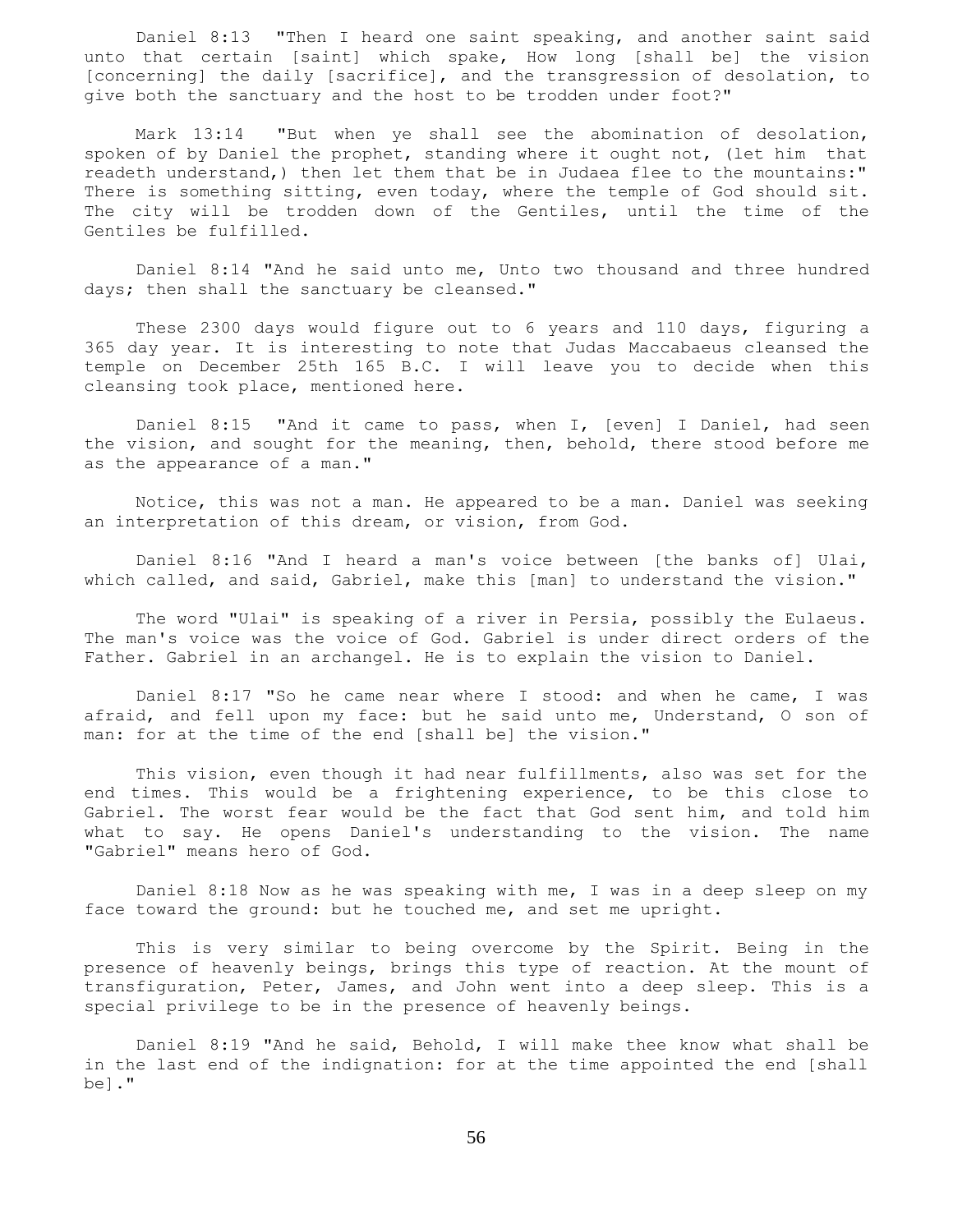Daniel 8:13 "Then I heard one saint speaking, and another saint said unto that certain [saint] which spake, How long [shall be] the vision [concerning] the daily [sacrifice], and the transgression of desolation, to give both the sanctuary and the host to be trodden under foot?"

Mark 13:14 "But when ye shall see the abomination of desolation, spoken of by Daniel the prophet, standing where it ought not, (let him that readeth understand,) then let them that be in Judaea flee to the mountains:" There is something sitting, even today, where the temple of God should sit. The city will be trodden down of the Gentiles, until the time of the Gentiles be fulfilled.

Daniel 8:14 "And he said unto me, Unto two thousand and three hundred days; then shall the sanctuary be cleansed."

These 2300 days would figure out to 6 years and 110 days, figuring a 365 day year. It is interesting to note that Judas Maccabaeus cleansed the temple on December 25th 165 B.C. I will leave you to decide when this cleansing took place, mentioned here.

Daniel 8:15 "And it came to pass, when I, [even] I Daniel, had seen the vision, and sought for the meaning, then, behold, there stood before me as the appearance of a man."

Notice, this was not a man. He appeared to be a man. Daniel was seeking an interpretation of this dream, or vision, from God.

Daniel 8:16 "And I heard a man's voice between [the banks of] Ulai, which called, and said, Gabriel, make this [man] to understand the vision."

The word "Ulai" is speaking of a river in Persia, possibly the Eulaeus. The man's voice was the voice of God. Gabriel is under direct orders of the Father. Gabriel in an archangel. He is to explain the vision to Daniel.

Daniel 8:17 "So he came near where I stood: and when he came, I was afraid, and fell upon my face: but he said unto me, Understand, O son of man: for at the time of the end [shall be] the vision."

This vision, even though it had near fulfillments, also was set for the end times. This would be a frightening experience, to be this close to Gabriel. The worst fear would be the fact that God sent him, and told him what to say. He opens Daniel's understanding to the vision. The name "Gabriel" means hero of God.

Daniel 8:18 Now as he was speaking with me, I was in a deep sleep on my face toward the ground: but he touched me, and set me upright.

This is very similar to being overcome by the Spirit. Being in the presence of heavenly beings, brings this type of reaction. At the mount of transfiguration, Peter, James, and John went into a deep sleep. This is a special privilege to be in the presence of heavenly beings.

Daniel 8:19 "And he said, Behold, I will make thee know what shall be in the last end of the indignation: for at the time appointed the end [shall be]."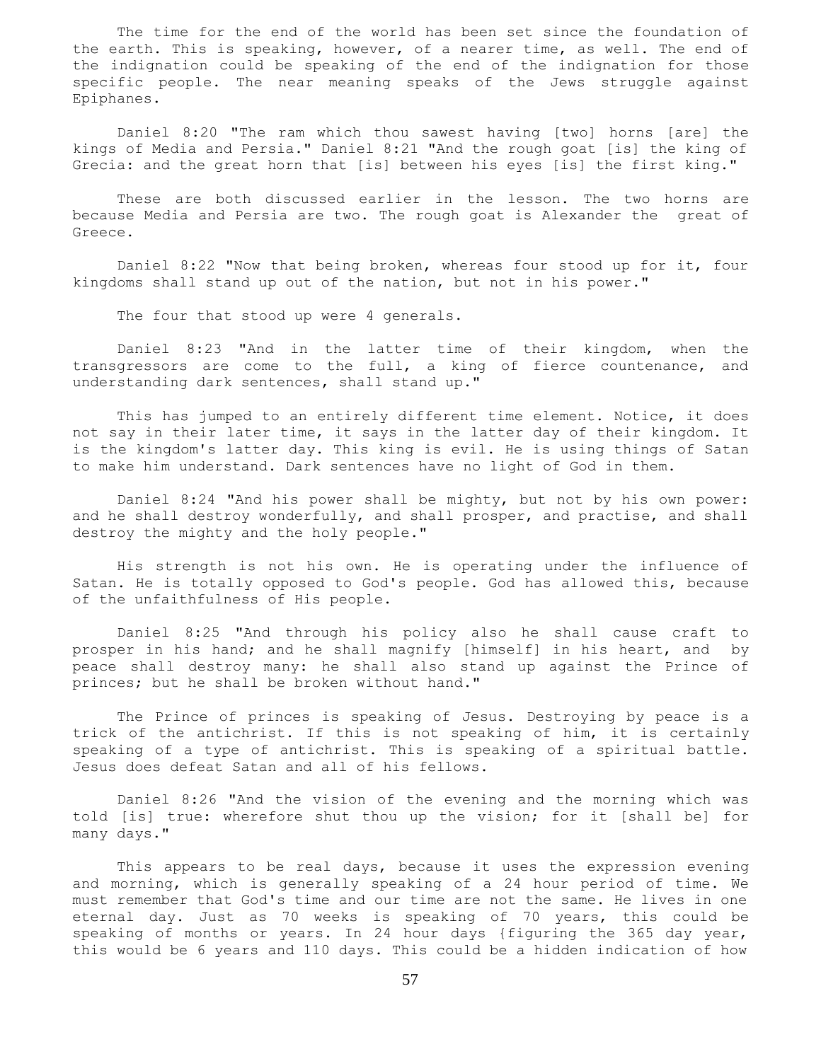The time for the end of the world has been set since the foundation of the earth. This is speaking, however, of a nearer time, as well. The end of the indignation could be speaking of the end of the indignation for those specific people. The near meaning speaks of the Jews struggle against Epiphanes.

Daniel 8:20 "The ram which thou sawest having [two] horns [are] the kings of Media and Persia." Daniel 8:21 "And the rough goat [is] the king of Grecia: and the great horn that [is] between his eyes [is] the first king."

These are both discussed earlier in the lesson. The two horns are because Media and Persia are two. The rough goat is Alexander the great of Greece.

Daniel 8:22 "Now that being broken, whereas four stood up for it, four kingdoms shall stand up out of the nation, but not in his power."

The four that stood up were 4 generals.

Daniel 8:23 "And in the latter time of their kingdom, when the transgressors are come to the full, a king of fierce countenance, and understanding dark sentences, shall stand up."

This has jumped to an entirely different time element. Notice, it does not say in their later time, it says in the latter day of their kingdom. It is the kingdom's latter day. This king is evil. He is using things of Satan to make him understand. Dark sentences have no light of God in them.

Daniel 8:24 "And his power shall be mighty, but not by his own power: and he shall destroy wonderfully, and shall prosper, and practise, and shall destroy the mighty and the holy people."

His strength is not his own. He is operating under the influence of Satan. He is totally opposed to God's people. God has allowed this, because of the unfaithfulness of His people.

Daniel 8:25 "And through his policy also he shall cause craft to prosper in his hand; and he shall magnify [himself] in his heart, and by peace shall destroy many: he shall also stand up against the Prince of princes; but he shall be broken without hand."

The Prince of princes is speaking of Jesus. Destroying by peace is a trick of the antichrist. If this is not speaking of him, it is certainly speaking of a type of antichrist. This is speaking of a spiritual battle. Jesus does defeat Satan and all of his fellows.

Daniel 8:26 "And the vision of the evening and the morning which was told [is] true: wherefore shut thou up the vision; for it [shall be] for many days."

This appears to be real days, because it uses the expression evening and morning, which is generally speaking of a 24 hour period of time. We must remember that God's time and our time are not the same. He lives in one eternal day. Just as 70 weeks is speaking of 70 years, this could be speaking of months or years. In 24 hour days {figuring the 365 day year, this would be 6 years and 110 days. This could be a hidden indication of how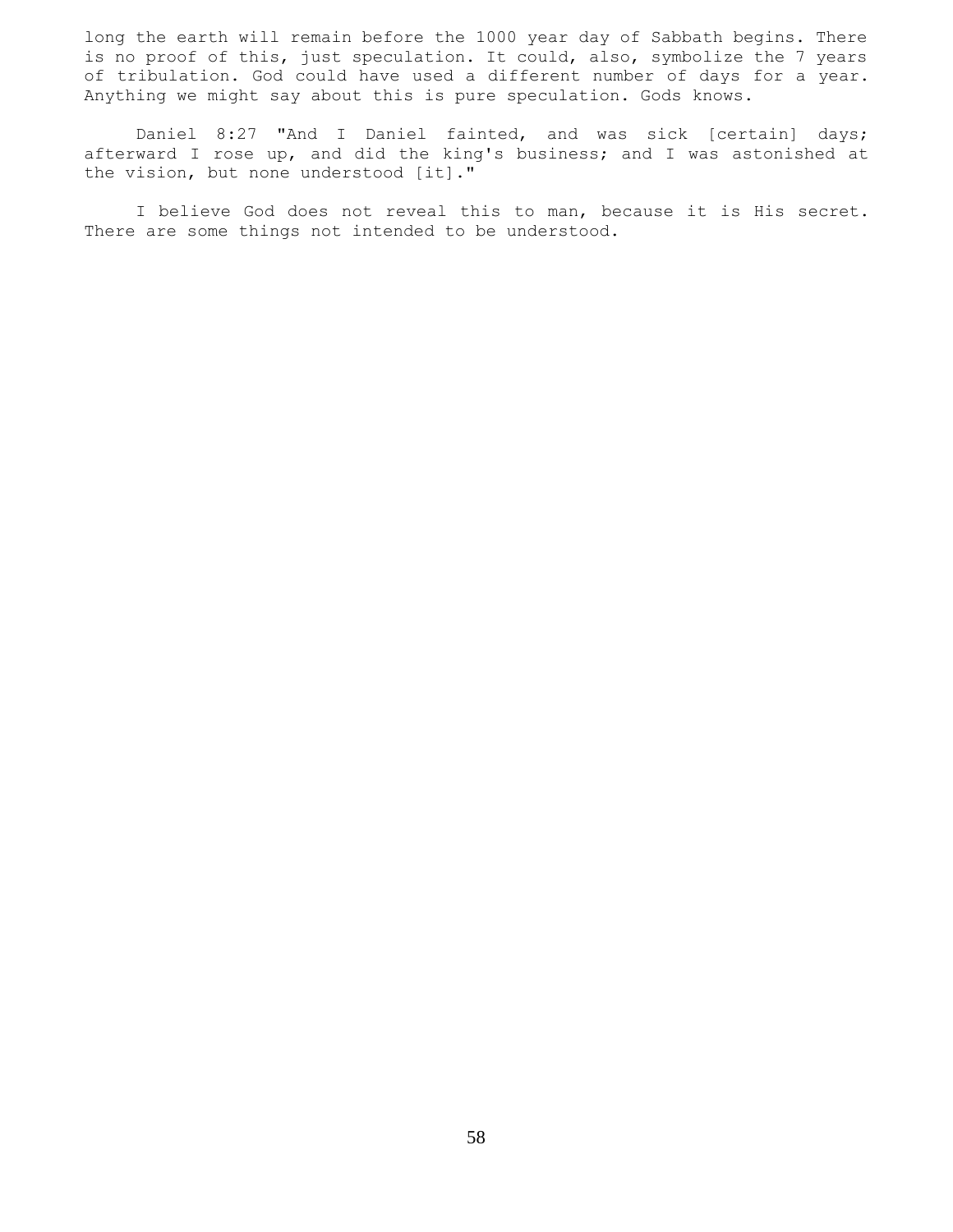long the earth will remain before the 1000 year day of Sabbath begins. There is no proof of this, just speculation. It could, also, symbolize the 7 years of tribulation. God could have used a different number of days for a year. Anything we might say about this is pure speculation. Gods knows.

Daniel 8:27 "And I Daniel fainted, and was sick [certain] days; afterward I rose up, and did the king's business; and I was astonished at the vision, but none understood [it]."

I believe God does not reveal this to man, because it is His secret. There are some things not intended to be understood.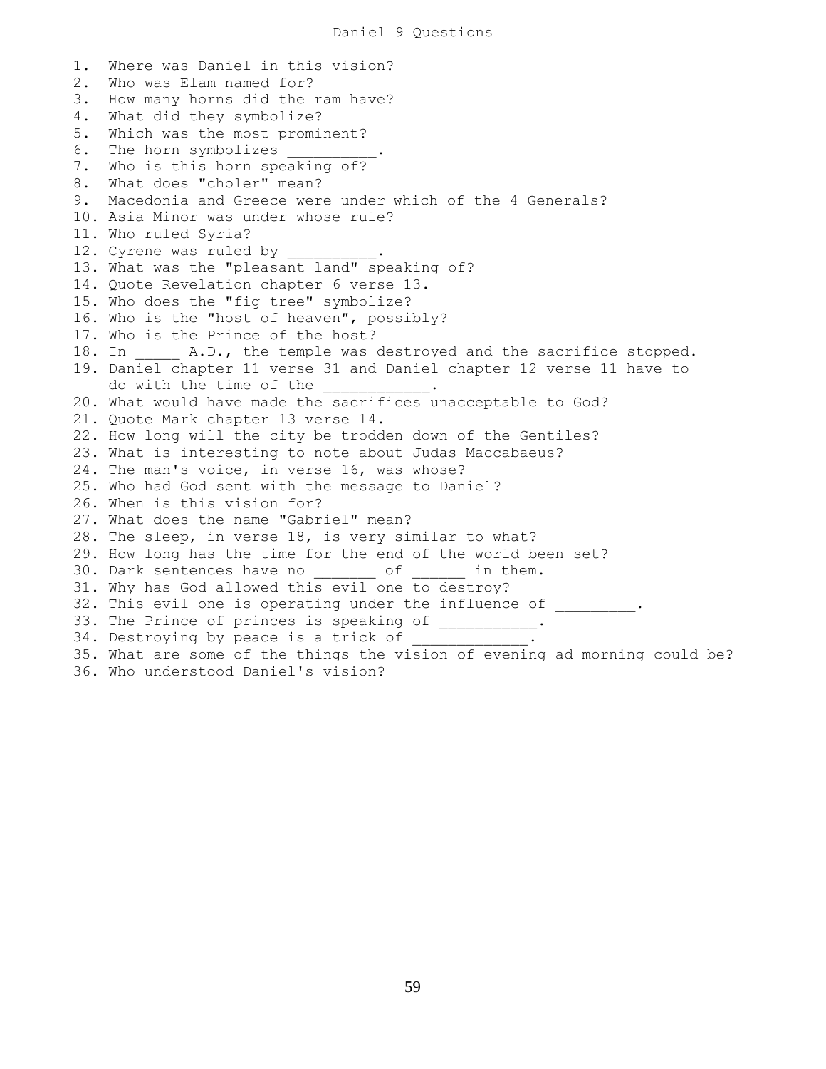# Daniel 9 Questions

1. Where was Daniel in this vision?
2. Who was Elam named for?
3. How many horns did the ram have?
4. What did they symbolize?
5. Which was the most prominent?
6. The horn symbolizes __________.
7. Who is this horn speaking of?
8. What does "choler" mean?
9. Macedonia and Greece were under which of the 4 Generals?
10. Asia Minor was under whose rule?
11. Who ruled Syria?
12. Cyrene was ruled by __________.
13. What was the "pleasant land" speaking of?
14. Quote Revelation chapter 6 verse 13.
15. Who does the "fig tree" symbolize?
16. Who is the "host of heaven", possibly?
17. Who is the Prince of the host?
18. In _____ A.D., the temple was destroyed and the sacrifice stopped.
19. Daniel chapter 11 verse 31 and Daniel chapter 12 verse 11 have to do with the time of the ____________.
20. What would have made the sacrifices unacceptable to God?
21. Quote Mark chapter 13 verse 14.
22. How long will the city be trodden down of the Gentiles?
23. What is interesting to note about Judas Maccabaeus?
24. The man's voice, in verse 16, was whose?
25. Who had God sent with the message to Daniel?
26. When is this vision for?
27. What does the name "Gabriel" mean?
28. The sleep, in verse 18, is very similar to what?
29. How long has the time for the end of the world been set?
30. Dark sentences have no _______ of ______ in them.
31. Why has God allowed this evil one to destroy?
32. This evil one is operating under the influence of _________.
33. The Prince of princes is speaking of ___________.
34. Destroying by peace is a trick of _____________.
35. What are some of the things the vision of evening ad morning could be?
36. Who understood Daniel's vision?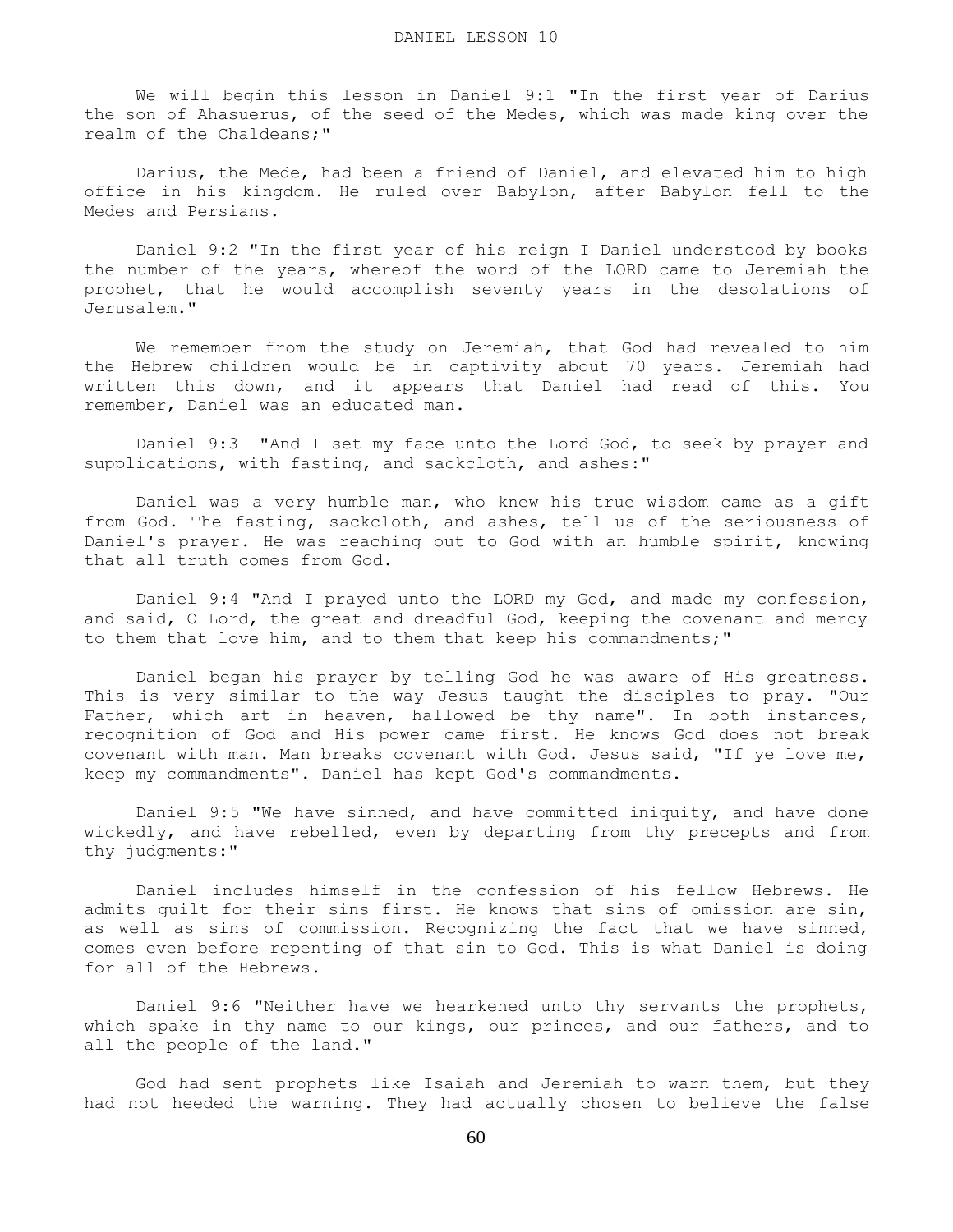# DANIEL LESSON 10

We will begin this lesson in Daniel 9:1 "In the first year of Darius the son of Ahasuerus, of the seed of the Medes, which was made king over the realm of the Chaldeans;"

Darius, the Mede, had been a friend of Daniel, and elevated him to high office in his kingdom. He ruled over Babylon, after Babylon fell to the Medes and Persians.

Daniel 9:2 "In the first year of his reign I Daniel understood by books the number of the years, whereof the word of the LORD came to Jeremiah the prophet, that he would accomplish seventy years in the desolations of Jerusalem."

We remember from the study on Jeremiah, that God had revealed to him the Hebrew children would be in captivity about 70 years. Jeremiah had written this down, and it appears that Daniel had read of this. You remember, Daniel was an educated man.

Daniel 9:3 "And I set my face unto the Lord God, to seek by prayer and supplications, with fasting, and sackcloth, and ashes:"

Daniel was a very humble man, who knew his true wisdom came as a gift from God. The fasting, sackcloth, and ashes, tell us of the seriousness of Daniel's prayer. He was reaching out to God with an humble spirit, knowing that all truth comes from God.

Daniel 9:4 "And I prayed unto the LORD my God, and made my confession, and said, O Lord, the great and dreadful God, keeping the covenant and mercy to them that love him, and to them that keep his commandments;"

Daniel began his prayer by telling God he was aware of His greatness. This is very similar to the way Jesus taught the disciples to pray. "Our Father, which art in heaven, hallowed be thy name". In both instances, recognition of God and His power came first. He knows God does not break covenant with man. Man breaks covenant with God. Jesus said, "If ye love me, keep my commandments". Daniel has kept God's commandments.

Daniel 9:5 "We have sinned, and have committed iniquity, and have done wickedly, and have rebelled, even by departing from thy precepts and from thy judgments:"

Daniel includes himself in the confession of his fellow Hebrews. He admits guilt for their sins first. He knows that sins of omission are sin, as well as sins of commission. Recognizing the fact that we have sinned, comes even before repenting of that sin to God. This is what Daniel is doing for all of the Hebrews.

Daniel 9:6 "Neither have we hearkened unto thy servants the prophets, which spake in thy name to our kings, our princes, and our fathers, and to all the people of the land."

God had sent prophets like Isaiah and Jeremiah to warn them, but they had not heeded the warning. They had actually chosen to believe the false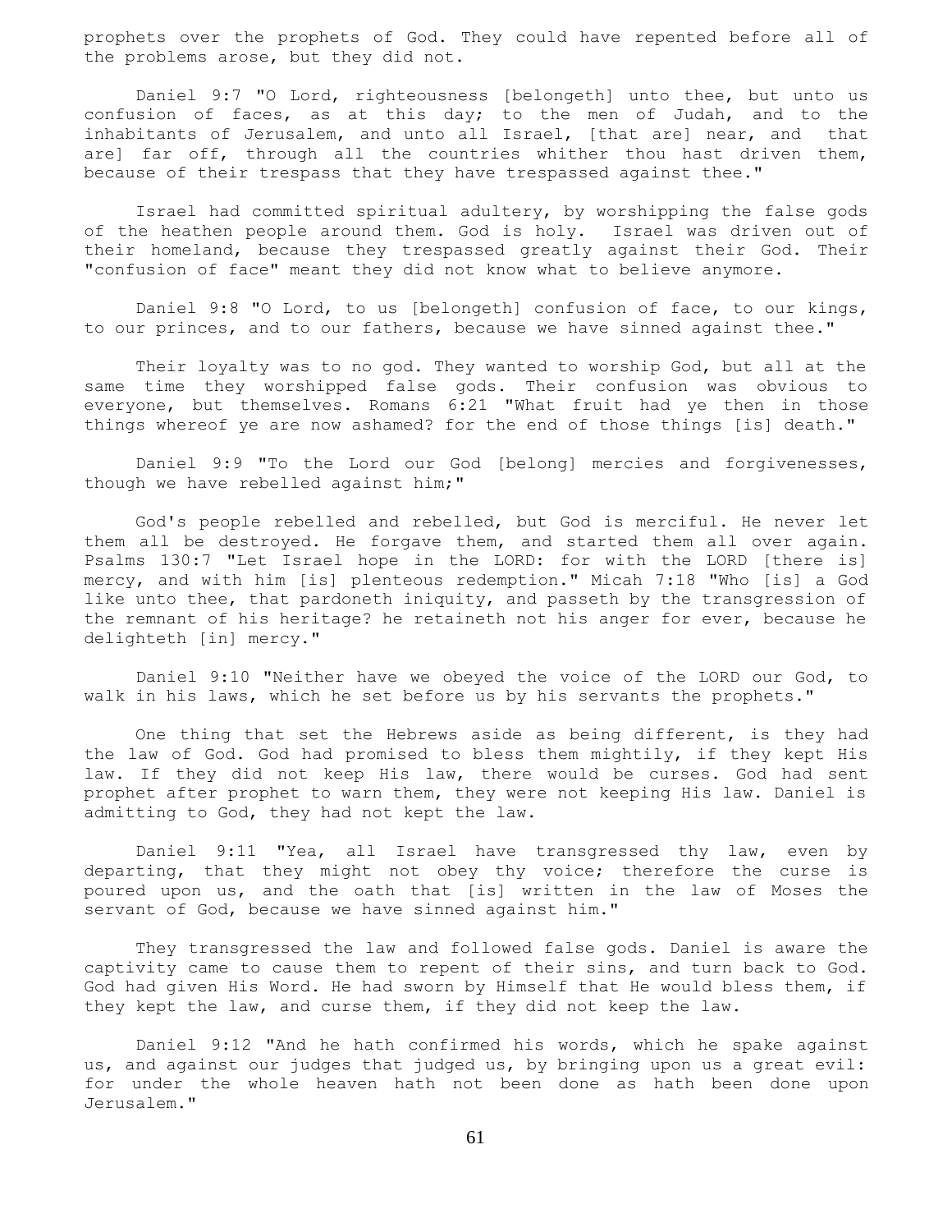prophets over the prophets of God. They could have repented before all of the problems arose, but they did not.

Daniel 9:7 "O Lord, righteousness [belongeth] unto thee, but unto us confusion of faces, as at this day; to the men of Judah, and to the inhabitants of Jerusalem, and unto all Israel, [that are] near, and that are] far off, through all the countries whither thou hast driven them, because of their trespass that they have trespassed against thee."

Israel had committed spiritual adultery, by worshipping the false gods of the heathen people around them. God is holy. Israel was driven out of their homeland, because they trespassed greatly against their God. Their "confusion of face" meant they did not know what to believe anymore.

Daniel 9:8 "O Lord, to us [belongeth] confusion of face, to our kings, to our princes, and to our fathers, because we have sinned against thee."

Their loyalty was to no god. They wanted to worship God, but all at the same time they worshipped false gods. Their confusion was obvious to everyone, but themselves. Romans 6:21 "What fruit had ye then in those things whereof ye are now ashamed? for the end of those things [is] death."

Daniel 9:9 "To the Lord our God [belong] mercies and forgivenesses, though we have rebelled against him;"

God's people rebelled and rebelled, but God is merciful. He never let them all be destroyed. He forgave them, and started them all over again. Psalms 130:7 "Let Israel hope in the LORD: for with the LORD [there is] mercy, and with him [is] plenteous redemption." Micah 7:18 "Who [is] a God like unto thee, that pardoneth iniquity, and passeth by the transgression of the remnant of his heritage? he retaineth not his anger for ever, because he delighteth [in] mercy."

Daniel 9:10 "Neither have we obeyed the voice of the LORD our God, to walk in his laws, which he set before us by his servants the prophets."

One thing that set the Hebrews aside as being different, is they had the law of God. God had promised to bless them mightily, if they kept His law. If they did not keep His law, there would be curses. God had sent prophet after prophet to warn them, they were not keeping His law. Daniel is admitting to God, they had not kept the law.

Daniel 9:11 "Yea, all Israel have transgressed thy law, even by departing, that they might not obey thy voice; therefore the curse is poured upon us, and the oath that [is] written in the law of Moses the servant of God, because we have sinned against him."

They transgressed the law and followed false gods. Daniel is aware the captivity came to cause them to repent of their sins, and turn back to God. God had given His Word. He had sworn by Himself that He would bless them, if they kept the law, and curse them, if they did not keep the law.

Daniel 9:12 "And he hath confirmed his words, which he spake against us, and against our judges that judged us, by bringing upon us a great evil: for under the whole heaven hath not been done as hath been done upon Jerusalem."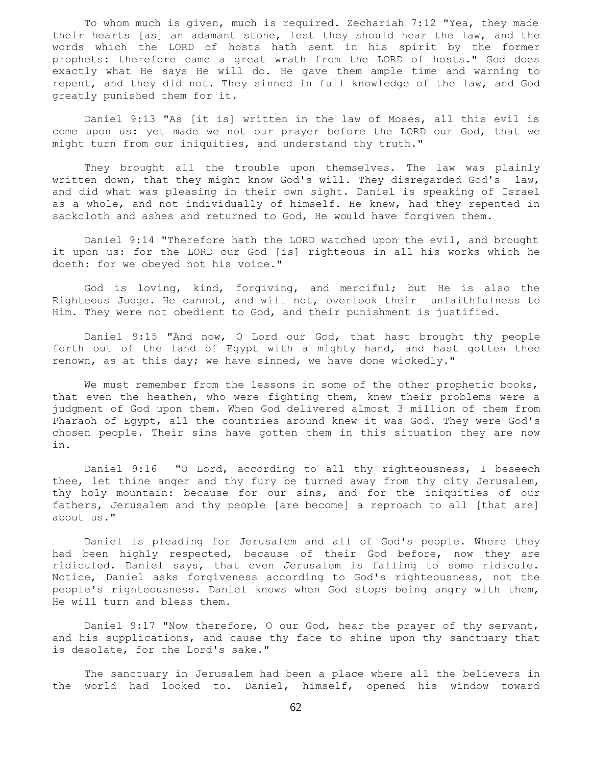To whom much is given, much is required. Zechariah 7:12 "Yea, they made their hearts [as] an adamant stone, lest they should hear the law, and the words which the LORD of hosts hath sent in his spirit by the former prophets: therefore came a great wrath from the LORD of hosts." God does exactly what He says He will do. He gave them ample time and warning to repent, and they did not. They sinned in full knowledge of the law, and God greatly punished them for it.

Daniel 9:13 "As [it is] written in the law of Moses, all this evil is come upon us: yet made we not our prayer before the LORD our God, that we might turn from our iniquities, and understand thy truth."

They brought all the trouble upon themselves. The law was plainly written down, that they might know God's will. They disregarded God's law, and did what was pleasing in their own sight. Daniel is speaking of Israel as a whole, and not individually of himself. He knew, had they repented in sackcloth and ashes and returned to God, He would have forgiven them.

Daniel 9:14 "Therefore hath the LORD watched upon the evil, and brought it upon us: for the LORD our God [is] righteous in all his works which he doeth: for we obeyed not his voice."

God is loving, kind, forgiving, and merciful; but He is also the Righteous Judge. He cannot, and will not, overlook their unfaithfulness to Him. They were not obedient to God, and their punishment is justified.

Daniel 9:15 "And now, O Lord our God, that hast brought thy people forth out of the land of Egypt with a mighty hand, and hast gotten thee renown, as at this day; we have sinned, we have done wickedly."

We must remember from the lessons in some of the other prophetic books, that even the heathen, who were fighting them, knew their problems were a judgment of God upon them. When God delivered almost 3 million of them from Pharaoh of Egypt, all the countries around knew it was God. They were God's chosen people. Their sins have gotten them in this situation they are now in.

Daniel 9:16 "O Lord, according to all thy righteousness, I beseech thee, let thine anger and thy fury be turned away from thy city Jerusalem, thy holy mountain: because for our sins, and for the iniquities of our fathers, Jerusalem and thy people [are become] a reproach to all [that are] about us."

Daniel is pleading for Jerusalem and all of God's people. Where they had been highly respected, because of their God before, now they are ridiculed. Daniel says, that even Jerusalem is falling to some ridicule. Notice, Daniel asks forgiveness according to God's righteousness, not the people's righteousness. Daniel knows when God stops being angry with them, He will turn and bless them.

Daniel 9:17 "Now therefore, O our God, hear the prayer of thy servant, and his supplications, and cause thy face to shine upon thy sanctuary that is desolate, for the Lord's sake."

The sanctuary in Jerusalem had been a place where all the believers in the world had looked to. Daniel, himself, opened his window toward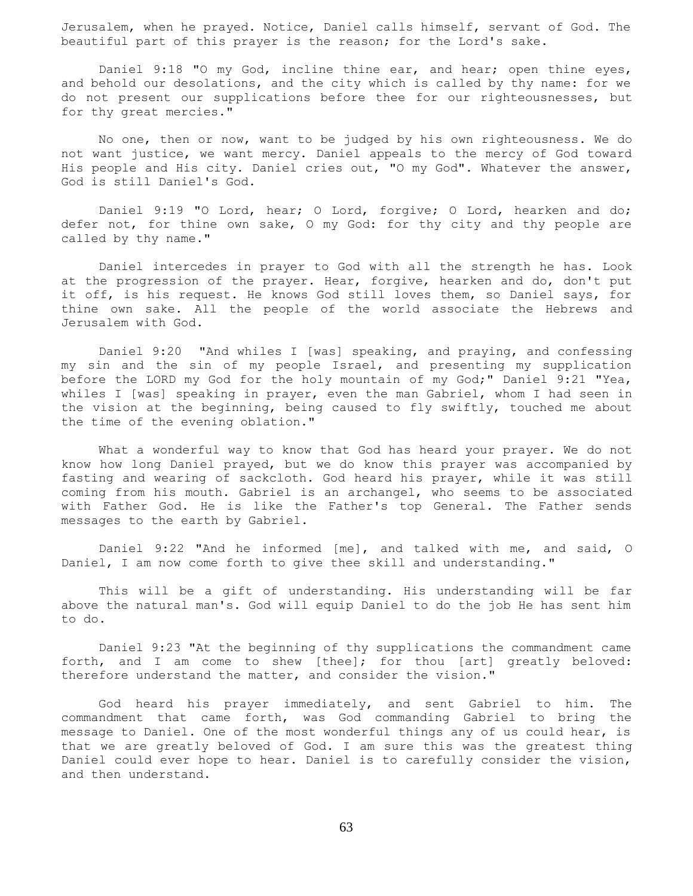Jerusalem, when he prayed. Notice, Daniel calls himself, servant of God. The beautiful part of this prayer is the reason; for the Lord's sake.

Daniel 9:18 "O my God, incline thine ear, and hear; open thine eyes, and behold our desolations, and the city which is called by thy name: for we do not present our supplications before thee for our righteousnesses, but for thy great mercies."

No one, then or now, want to be judged by his own righteousness. We do not want justice, we want mercy. Daniel appeals to the mercy of God toward His people and His city. Daniel cries out, "O my God". Whatever the answer, God is still Daniel's God.

Daniel 9:19 "O Lord, hear; O Lord, forgive; O Lord, hearken and do; defer not, for thine own sake, O my God: for thy city and thy people are called by thy name."

Daniel intercedes in prayer to God with all the strength he has. Look at the progression of the prayer. Hear, forgive, hearken and do, don't put it off, is his request. He knows God still loves them, so Daniel says, for thine own sake. All the people of the world associate the Hebrews and Jerusalem with God.

Daniel 9:20 "And whiles I [was] speaking, and praying, and confessing my sin and the sin of my people Israel, and presenting my supplication before the LORD my God for the holy mountain of my God;" Daniel 9:21 "Yea, whiles I [was] speaking in prayer, even the man Gabriel, whom I had seen in the vision at the beginning, being caused to fly swiftly, touched me about the time of the evening oblation."

What a wonderful way to know that God has heard your prayer. We do not know how long Daniel prayed, but we do know this prayer was accompanied by fasting and wearing of sackcloth. God heard his prayer, while it was still coming from his mouth. Gabriel is an archangel, who seems to be associated with Father God. He is like the Father's top General. The Father sends messages to the earth by Gabriel.

Daniel 9:22 "And he informed [me], and talked with me, and said, O Daniel, I am now come forth to give thee skill and understanding."

This will be a gift of understanding. His understanding will be far above the natural man's. God will equip Daniel to do the job He has sent him to do.

Daniel 9:23 "At the beginning of thy supplications the commandment came forth, and I am come to shew [thee]; for thou [art] greatly beloved: therefore understand the matter, and consider the vision."

God heard his prayer immediately, and sent Gabriel to him. The commandment that came forth, was God commanding Gabriel to bring the message to Daniel. One of the most wonderful things any of us could hear, is that we are greatly beloved of God. I am sure this was the greatest thing Daniel could ever hope to hear. Daniel is to carefully consider the vision, and then understand.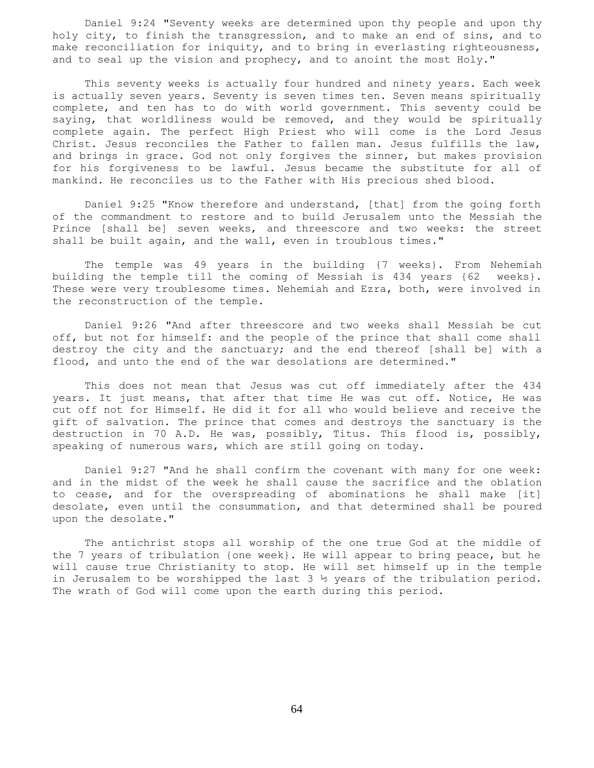Daniel 9:24 "Seventy weeks are determined upon thy people and upon thy holy city, to finish the transgression, and to make an end of sins, and to make reconciliation for iniquity, and to bring in everlasting righteousness, and to seal up the vision and prophecy, and to anoint the most Holy."

This seventy weeks is actually four hundred and ninety years. Each week is actually seven years. Seventy is seven times ten. Seven means spiritually complete, and ten has to do with world government. This seventy could be saying, that worldliness would be removed, and they would be spiritually complete again. The perfect High Priest who will come is the Lord Jesus Christ. Jesus reconciles the Father to fallen man. Jesus fulfills the law, and brings in grace. God not only forgives the sinner, but makes provision for his forgiveness to be lawful. Jesus became the substitute for all of mankind. He reconciles us to the Father with His precious shed blood.

Daniel 9:25 "Know therefore and understand, [that] from the going forth of the commandment to restore and to build Jerusalem unto the Messiah the Prince [shall be] seven weeks, and threescore and two weeks: the street shall be built again, and the wall, even in troublous times."

The temple was 49 years in the building {7 weeks}. From Nehemiah building the temple till the coming of Messiah is 434 years {62 weeks}. These were very troublesome times. Nehemiah and Ezra, both, were involved in the reconstruction of the temple.

Daniel 9:26 "And after threescore and two weeks shall Messiah be cut off, but not for himself: and the people of the prince that shall come shall destroy the city and the sanctuary; and the end thereof [shall be] with a flood, and unto the end of the war desolations are determined."

This does not mean that Jesus was cut off immediately after the 434 years. It just means, that after that time He was cut off. Notice, He was cut off not for Himself. He did it for all who would believe and receive the gift of salvation. The prince that comes and destroys the sanctuary is the destruction in 70 A.D. He was, possibly, Titus. This flood is, possibly, speaking of numerous wars, which are still going on today.

Daniel 9:27 "And he shall confirm the covenant with many for one week: and in the midst of the week he shall cause the sacrifice and the oblation to cease, and for the overspreading of abominations he shall make [it] desolate, even until the consummation, and that determined shall be poured upon the desolate."

The antichrist stops all worship of the one true God at the middle of the 7 years of tribulation {one week}. He will appear to bring peace, but he will cause true Christianity to stop. He will set himself up in the temple in Jerusalem to be worshipped the last 3 ½ years of the tribulation period. The wrath of God will come upon the earth during this period.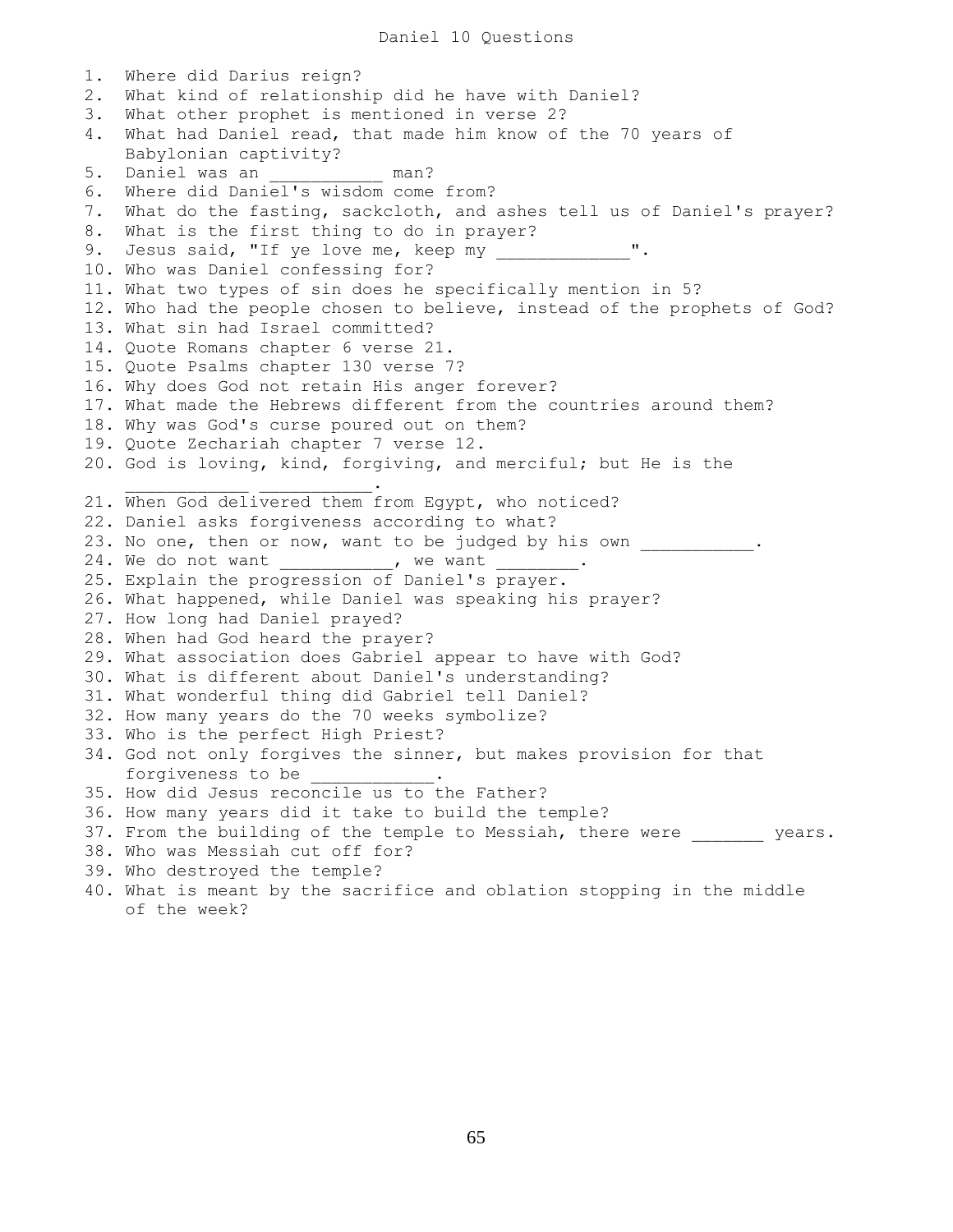# Daniel 10 Questions

1. Where did Darius reign?
2. What kind of relationship did he have with Daniel?
3. What other prophet is mentioned in verse 2?
4. What had Daniel read, that made him know of the 70 years of Babylonian captivity?
5. Daniel was an __________ man?
6. Where did Daniel's wisdom come from?
7. What do the fasting, sackcloth, and ashes tell us of Daniel's prayer?
8. What is the first thing to do in prayer?
9. Jesus said, "If ye love me, keep my ____________".
10. Who was Daniel confessing for?
11. What two types of sin does he specifically mention in 5?
12. Who had the people chosen to believe, instead of the prophets of God?
13. What sin had Israel committed?
14. Quote Romans chapter 6 verse 21.
15. Quote Psalms chapter 130 verse 7?
16. Why does God not retain His anger forever?
17. What made the Hebrews different from the countries around them?
18. Why was God's curse poured out on them?
19. Quote Zechariah chapter 7 verse 12.
20. God is loving, kind, forgiving, and merciful; but He is the ___________ __________.
21. When God delivered them from Egypt, who noticed?
22. Daniel asks forgiveness according to what?
23. No one, then or now, want to be judged by his own __________.
24. We do not want __________, we want ________.
25. Explain the progression of Daniel's prayer.
26. What happened, while Daniel was speaking his prayer?
27. How long had Daniel prayed?
28. When had God heard the prayer?
29. What association does Gabriel appear to have with God?
30. What is different about Daniel's understanding?
31. What wonderful thing did Gabriel tell Daniel?
32. How many years do the 70 weeks symbolize?
33. Who is the perfect High Priest?
34. God not only forgives the sinner, but makes provision for that forgiveness to be ___________.
35. How did Jesus reconcile us to the Father?
36. How many years did it take to build the temple?
37. From the building of the temple to Messiah, there were _______ years.
38. Who was Messiah cut off for?
39. Who destroyed the temple?
40. What is meant by the sacrifice and oblation stopping in the middle of the week?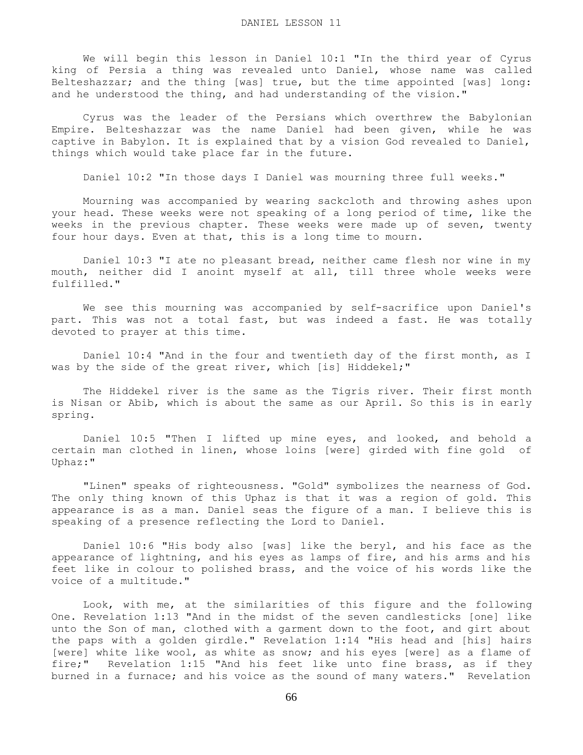# DANIEL LESSON 11

We will begin this lesson in Daniel 10:1 "In the third year of Cyrus king of Persia a thing was revealed unto Daniel, whose name was called Belteshazzar; and the thing [was] true, but the time appointed [was] long: and he understood the thing, and had understanding of the vision."

Cyrus was the leader of the Persians which overthrew the Babylonian Empire. Belteshazzar was the name Daniel had been given, while he was captive in Babylon. It is explained that by a vision God revealed to Daniel, things which would take place far in the future.

Daniel 10:2 "In those days I Daniel was mourning three full weeks."

Mourning was accompanied by wearing sackcloth and throwing ashes upon your head. These weeks were not speaking of a long period of time, like the weeks in the previous chapter. These weeks were made up of seven, twenty four hour days. Even at that, this is a long time to mourn.

Daniel 10:3 "I ate no pleasant bread, neither came flesh nor wine in my mouth, neither did I anoint myself at all, till three whole weeks were fulfilled."

We see this mourning was accompanied by self-sacrifice upon Daniel's part. This was not a total fast, but was indeed a fast. He was totally devoted to prayer at this time.

Daniel 10:4 "And in the four and twentieth day of the first month, as I was by the side of the great river, which [is] Hiddekel;"

The Hiddekel river is the same as the Tigris river. Their first month is Nisan or Abib, which is about the same as our April. So this is in early spring.

Daniel 10:5 "Then I lifted up mine eyes, and looked, and behold a certain man clothed in linen, whose loins [were] girded with fine gold of Uphaz:"

"Linen" speaks of righteousness. "Gold" symbolizes the nearness of God. The only thing known of this Uphaz is that it was a region of gold. This appearance is as a man. Daniel seas the figure of a man. I believe this is speaking of a presence reflecting the Lord to Daniel.

Daniel 10:6 "His body also [was] like the beryl, and his face as the appearance of lightning, and his eyes as lamps of fire, and his arms and his feet like in colour to polished brass, and the voice of his words like the voice of a multitude."

Look, with me, at the similarities of this figure and the following One. Revelation 1:13 "And in the midst of the seven candlesticks [one] like unto the Son of man, clothed with a garment down to the foot, and girt about the paps with a golden girdle." Revelation 1:14 "His head and [his] hairs [were] white like wool, as white as snow; and his eyes [were] as a flame of fire;" Revelation 1:15 "And his feet like unto fine brass, as if they burned in a furnace; and his voice as the sound of many waters." Revelation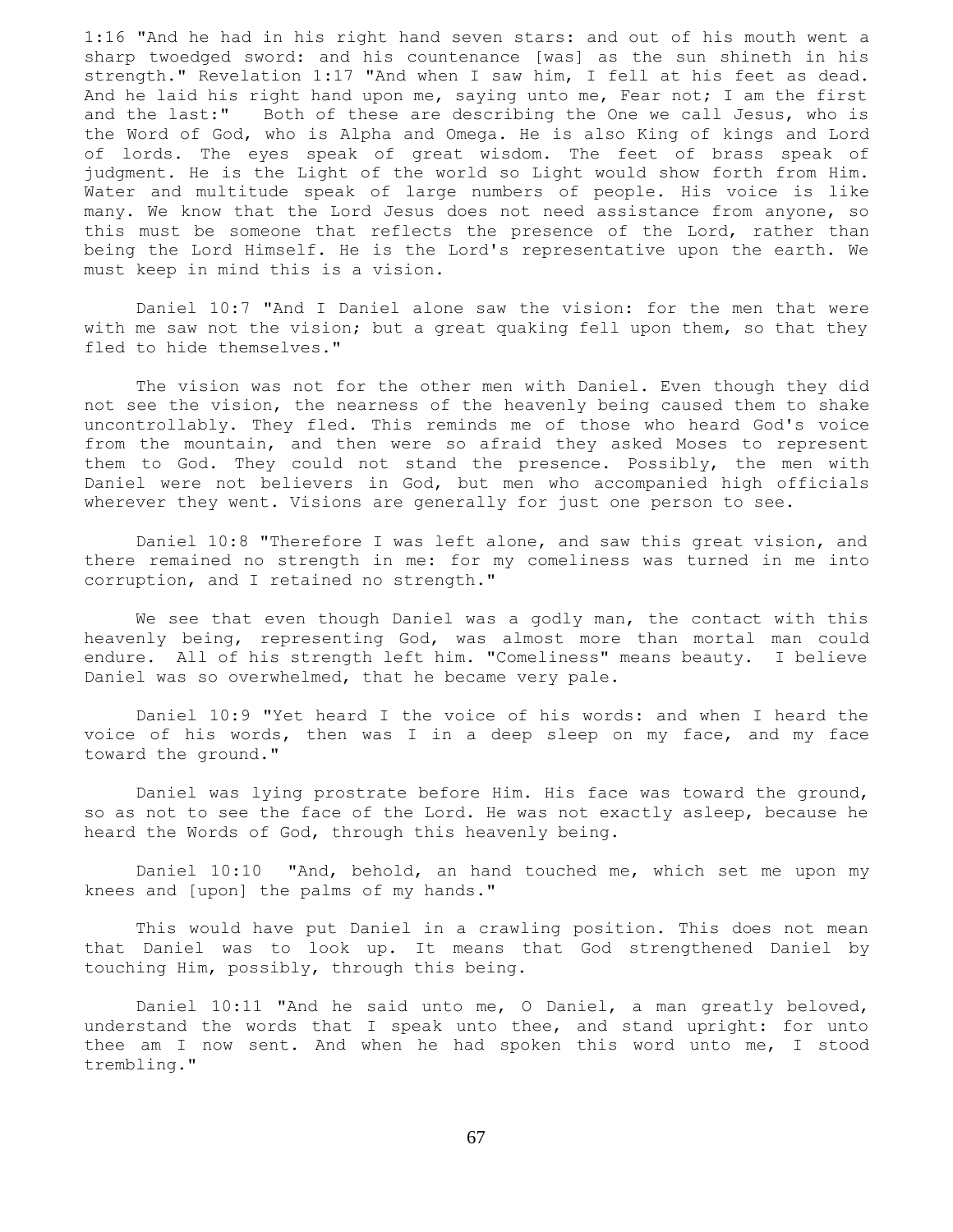1:16 "And he had in his right hand seven stars: and out of his mouth went a sharp twoedged sword: and his countenance [was] as the sun shineth in his strength." Revelation 1:17 "And when I saw him, I fell at his feet as dead. And he laid his right hand upon me, saying unto me, Fear not; I am the first and the last:" Both of these are describing the One we call Jesus, who is the Word of God, who is Alpha and Omega. He is also King of kings and Lord of lords. The eyes speak of great wisdom. The feet of brass speak of judgment. He is the Light of the world so Light would show forth from Him. Water and multitude speak of large numbers of people. His voice is like many. We know that the Lord Jesus does not need assistance from anyone, so this must be someone that reflects the presence of the Lord, rather than being the Lord Himself. He is the Lord's representative upon the earth. We must keep in mind this is a vision.

Daniel 10:7 "And I Daniel alone saw the vision: for the men that were with me saw not the vision; but a great quaking fell upon them, so that they fled to hide themselves."

The vision was not for the other men with Daniel. Even though they did not see the vision, the nearness of the heavenly being caused them to shake uncontrollably. They fled. This reminds me of those who heard God's voice from the mountain, and then were so afraid they asked Moses to represent them to God. They could not stand the presence. Possibly, the men with Daniel were not believers in God, but men who accompanied high officials wherever they went. Visions are generally for just one person to see.

Daniel 10:8 "Therefore I was left alone, and saw this great vision, and there remained no strength in me: for my comeliness was turned in me into corruption, and I retained no strength."

We see that even though Daniel was a godly man, the contact with this heavenly being, representing God, was almost more than mortal man could endure. All of his strength left him. "Comeliness" means beauty. I believe Daniel was so overwhelmed, that he became very pale.

Daniel 10:9 "Yet heard I the voice of his words: and when I heard the voice of his words, then was I in a deep sleep on my face, and my face toward the ground."

Daniel was lying prostrate before Him. His face was toward the ground, so as not to see the face of the Lord. He was not exactly asleep, because he heard the Words of God, through this heavenly being.

Daniel 10:10 "And, behold, an hand touched me, which set me upon my knees and [upon] the palms of my hands."

This would have put Daniel in a crawling position. This does not mean that Daniel was to look up. It means that God strengthened Daniel by touching Him, possibly, through this being.

Daniel 10:11 "And he said unto me, O Daniel, a man greatly beloved, understand the words that I speak unto thee, and stand upright: for unto thee am I now sent. And when he had spoken this word unto me, I stood trembling."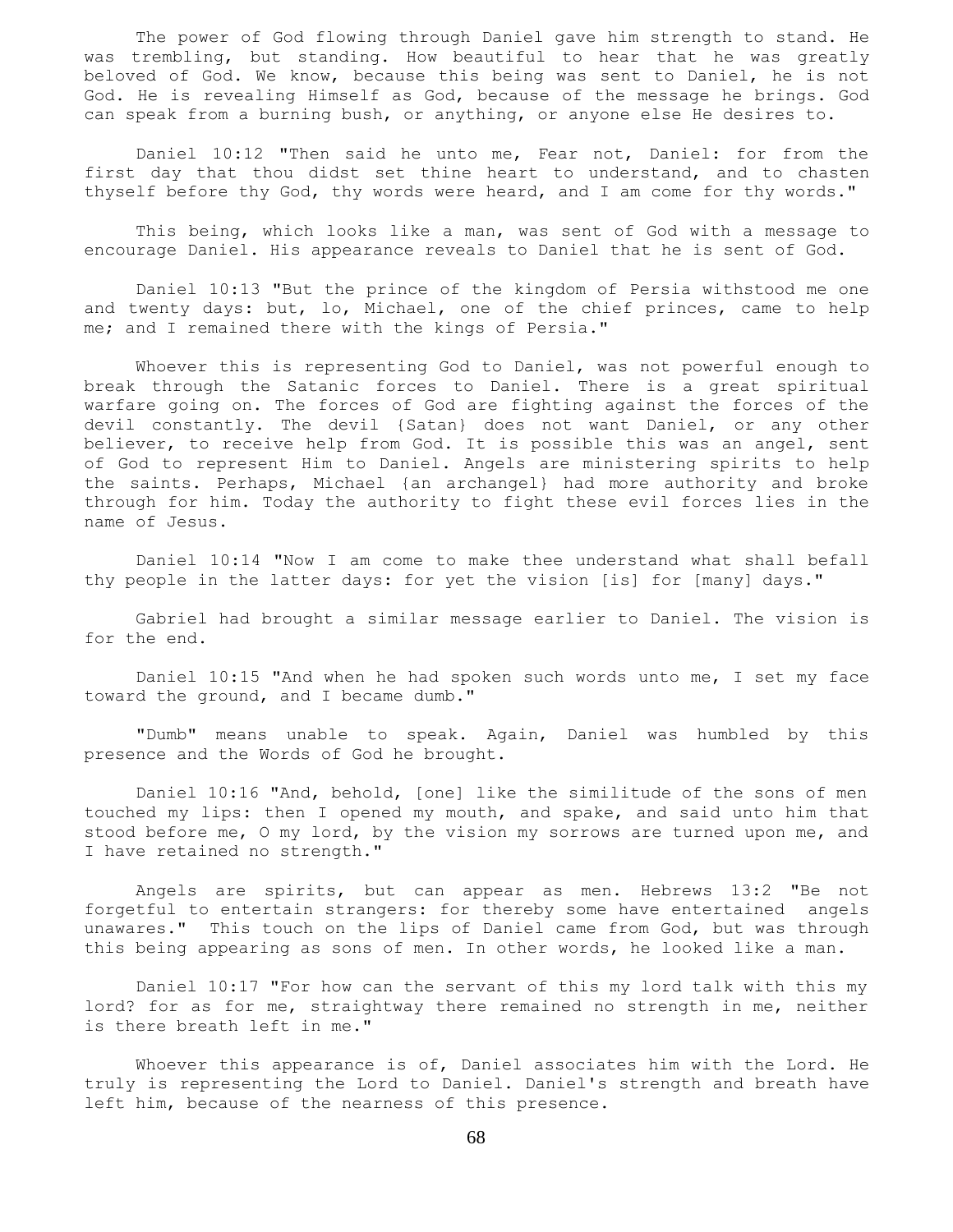The power of God flowing through Daniel gave him strength to stand. He was trembling, but standing. How beautiful to hear that he was greatly beloved of God. We know, because this being was sent to Daniel, he is not God. He is revealing Himself as God, because of the message he brings. God can speak from a burning bush, or anything, or anyone else He desires to.

Daniel 10:12 "Then said he unto me, Fear not, Daniel: for from the first day that thou didst set thine heart to understand, and to chasten thyself before thy God, thy words were heard, and I am come for thy words."

This being, which looks like a man, was sent of God with a message to encourage Daniel. His appearance reveals to Daniel that he is sent of God.

Daniel 10:13 "But the prince of the kingdom of Persia withstood me one and twenty days: but, lo, Michael, one of the chief princes, came to help me; and I remained there with the kings of Persia."

Whoever this is representing God to Daniel, was not powerful enough to break through the Satanic forces to Daniel. There is a great spiritual warfare going on. The forces of God are fighting against the forces of the devil constantly. The devil {Satan} does not want Daniel, or any other believer, to receive help from God. It is possible this was an angel, sent of God to represent Him to Daniel. Angels are ministering spirits to help the saints. Perhaps, Michael {an archangel} had more authority and broke through for him. Today the authority to fight these evil forces lies in the name of Jesus.

Daniel 10:14 "Now I am come to make thee understand what shall befall thy people in the latter days: for yet the vision [is] for [many] days."

Gabriel had brought a similar message earlier to Daniel. The vision is for the end.

Daniel 10:15 "And when he had spoken such words unto me, I set my face toward the ground, and I became dumb."

"Dumb" means unable to speak. Again, Daniel was humbled by this presence and the Words of God he brought.

Daniel 10:16 "And, behold, [one] like the similitude of the sons of men touched my lips: then I opened my mouth, and spake, and said unto him that stood before me, O my lord, by the vision my sorrows are turned upon me, and I have retained no strength."

Angels are spirits, but can appear as men. Hebrews 13:2 "Be not forgetful to entertain strangers: for thereby some have entertained angels unawares." This touch on the lips of Daniel came from God, but was through this being appearing as sons of men. In other words, he looked like a man.

Daniel 10:17 "For how can the servant of this my lord talk with this my lord? for as for me, straightway there remained no strength in me, neither is there breath left in me."

Whoever this appearance is of, Daniel associates him with the Lord. He truly is representing the Lord to Daniel. Daniel's strength and breath have left him, because of the nearness of this presence.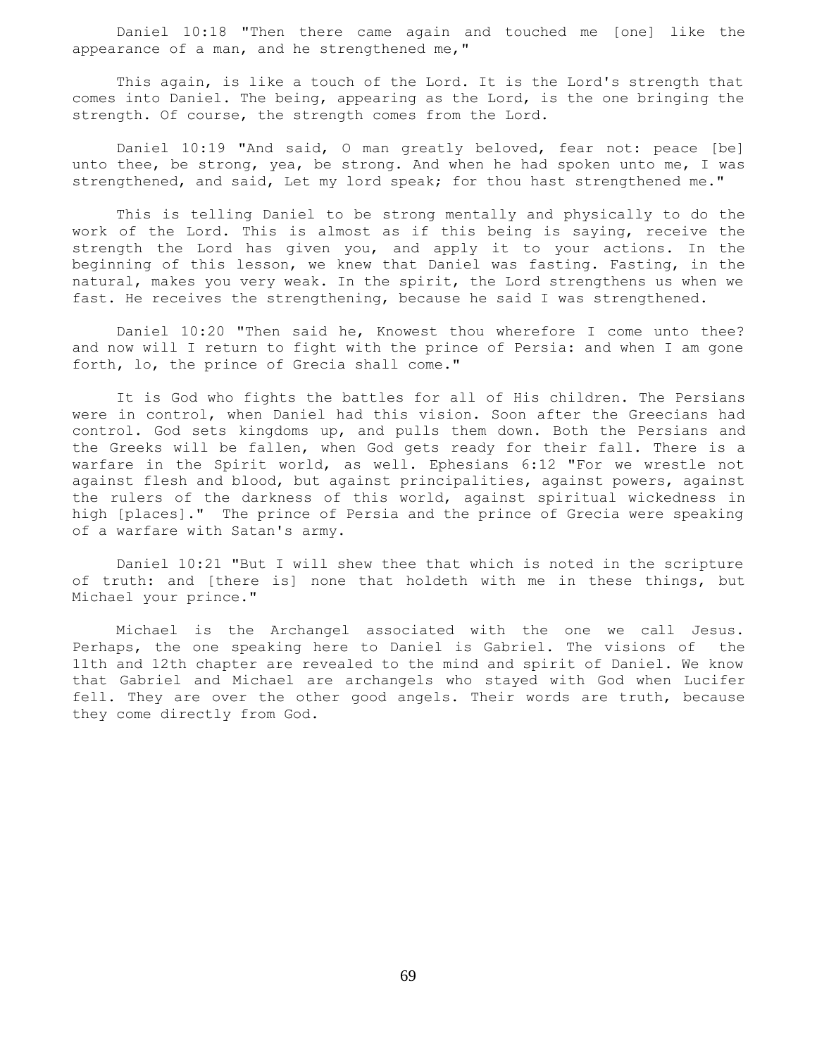Daniel 10:18 "Then there came again and touched me [one] like the appearance of a man, and he strengthened me,"

This again, is like a touch of the Lord. It is the Lord's strength that comes into Daniel. The being, appearing as the Lord, is the one bringing the strength. Of course, the strength comes from the Lord.

Daniel 10:19 "And said, O man greatly beloved, fear not: peace [be] unto thee, be strong, yea, be strong. And when he had spoken unto me, I was strengthened, and said, Let my lord speak; for thou hast strengthened me."

This is telling Daniel to be strong mentally and physically to do the work of the Lord. This is almost as if this being is saying, receive the strength the Lord has given you, and apply it to your actions. In the beginning of this lesson, we knew that Daniel was fasting. Fasting, in the natural, makes you very weak. In the spirit, the Lord strengthens us when we fast. He receives the strengthening, because he said I was strengthened.

Daniel 10:20 "Then said he, Knowest thou wherefore I come unto thee? and now will I return to fight with the prince of Persia: and when I am gone forth, lo, the prince of Grecia shall come."

It is God who fights the battles for all of His children. The Persians were in control, when Daniel had this vision. Soon after the Greecians had control. God sets kingdoms up, and pulls them down. Both the Persians and the Greeks will be fallen, when God gets ready for their fall. There is a warfare in the Spirit world, as well. Ephesians 6:12 "For we wrestle not against flesh and blood, but against principalities, against powers, against the rulers of the darkness of this world, against spiritual wickedness in high [places]." The prince of Persia and the prince of Grecia were speaking of a warfare with Satan's army.

Daniel 10:21 "But I will shew thee that which is noted in the scripture of truth: and [there is] none that holdeth with me in these things, but Michael your prince."

Michael is the Archangel associated with the one we call Jesus. Perhaps, the one speaking here to Daniel is Gabriel. The visions of the 11th and 12th chapter are revealed to the mind and spirit of Daniel. We know that Gabriel and Michael are archangels who stayed with God when Lucifer fell. They are over the other good angels. Their words are truth, because they come directly from God.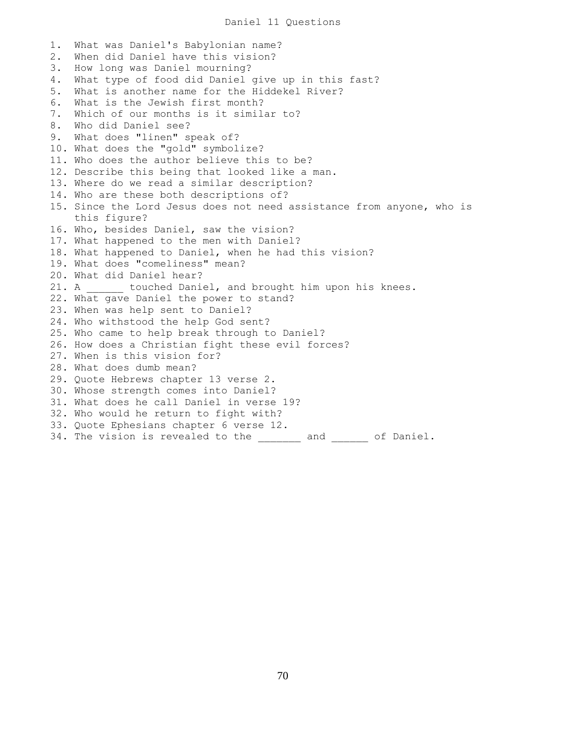# Daniel 11 Questions

1. What was Daniel's Babylonian name?
2. When did Daniel have this vision?
3. How long was Daniel mourning?
4. What type of food did Daniel give up in this fast?
5. What is another name for the Hiddekel River?
6. What is the Jewish first month?
7. Which of our months is it similar to?
8. Who did Daniel see?
9. What does "linen" speak of?
10. What does the "gold" symbolize?
11. Who does the author believe this to be?
12. Describe this being that looked like a man.
13. Where do we read a similar description?
14. Who are these both descriptions of?
15. Since the Lord Jesus does not need assistance from anyone, who is this figure?
16. Who, besides Daniel, saw the vision?
17. What happened to the men with Daniel?
18. What happened to Daniel, when he had this vision?
19. What does "comeliness" mean?
20. What did Daniel hear?
21. A ______ touched Daniel, and brought him upon his knees.
22. What gave Daniel the power to stand?
23. When was help sent to Daniel?
24. Who withstood the help God sent?
25. Who came to help break through to Daniel?
26. How does a Christian fight these evil forces?
27. When is this vision for?
28. What does dumb mean?
29. Quote Hebrews chapter 13 verse 2.
30. Whose strength comes into Daniel?
31. What does he call Daniel in verse 19?
32. Who would he return to fight with?
33. Quote Ephesians chapter 6 verse 12.
34. The vision is revealed to the _______ and ______ of Daniel.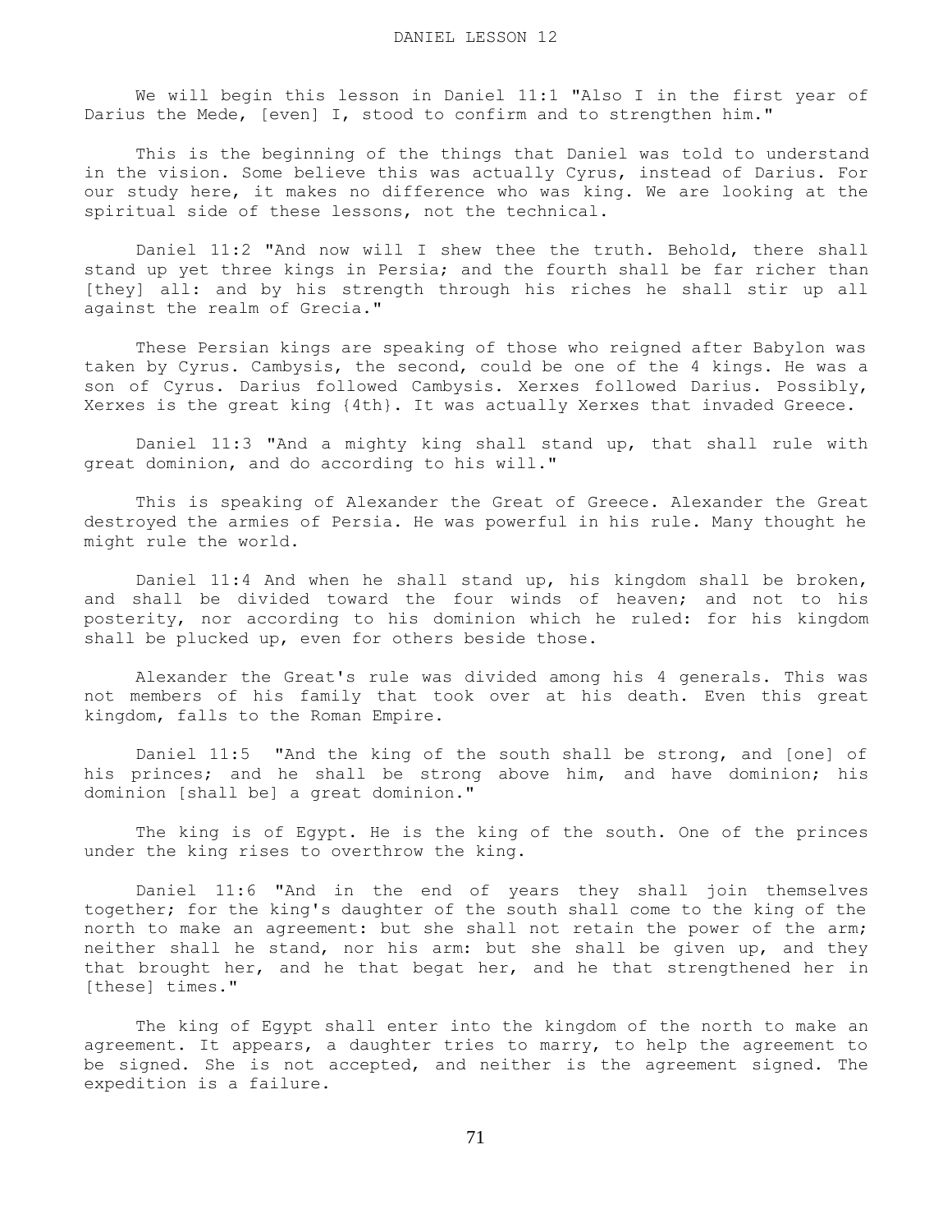DANIEL LESSON 12

We will begin this lesson in Daniel 11:1 "Also I in the first year of Darius the Mede, [even] I, stood to confirm and to strengthen him."

This is the beginning of the things that Daniel was told to understand in the vision. Some believe this was actually Cyrus, instead of Darius. For our study here, it makes no difference who was king. We are looking at the spiritual side of these lessons, not the technical.

Daniel 11:2 "And now will I shew thee the truth. Behold, there shall stand up yet three kings in Persia; and the fourth shall be far richer than [they] all: and by his strength through his riches he shall stir up all against the realm of Grecia."

These Persian kings are speaking of those who reigned after Babylon was taken by Cyrus. Cambysis, the second, could be one of the 4 kings. He was a son of Cyrus. Darius followed Cambysis. Xerxes followed Darius. Possibly, Xerxes is the great king {4th}. It was actually Xerxes that invaded Greece.

Daniel 11:3 "And a mighty king shall stand up, that shall rule with great dominion, and do according to his will."

This is speaking of Alexander the Great of Greece. Alexander the Great destroyed the armies of Persia. He was powerful in his rule. Many thought he might rule the world.

Daniel 11:4 And when he shall stand up, his kingdom shall be broken, and shall be divided toward the four winds of heaven; and not to his posterity, nor according to his dominion which he ruled: for his kingdom shall be plucked up, even for others beside those.

Alexander the Great's rule was divided among his 4 generals. This was not members of his family that took over at his death. Even this great kingdom, falls to the Roman Empire.

Daniel 11:5 "And the king of the south shall be strong, and [one] of his princes; and he shall be strong above him, and have dominion; his dominion [shall be] a great dominion."

The king is of Egypt. He is the king of the south. One of the princes under the king rises to overthrow the king.

Daniel 11:6 "And in the end of years they shall join themselves together; for the king's daughter of the south shall come to the king of the north to make an agreement: but she shall not retain the power of the arm; neither shall he stand, nor his arm: but she shall be given up, and they that brought her, and he that begat her, and he that strengthened her in [these] times."

The king of Egypt shall enter into the kingdom of the north to make an agreement. It appears, a daughter tries to marry, to help the agreement to be signed. She is not accepted, and neither is the agreement signed. The expedition is a failure.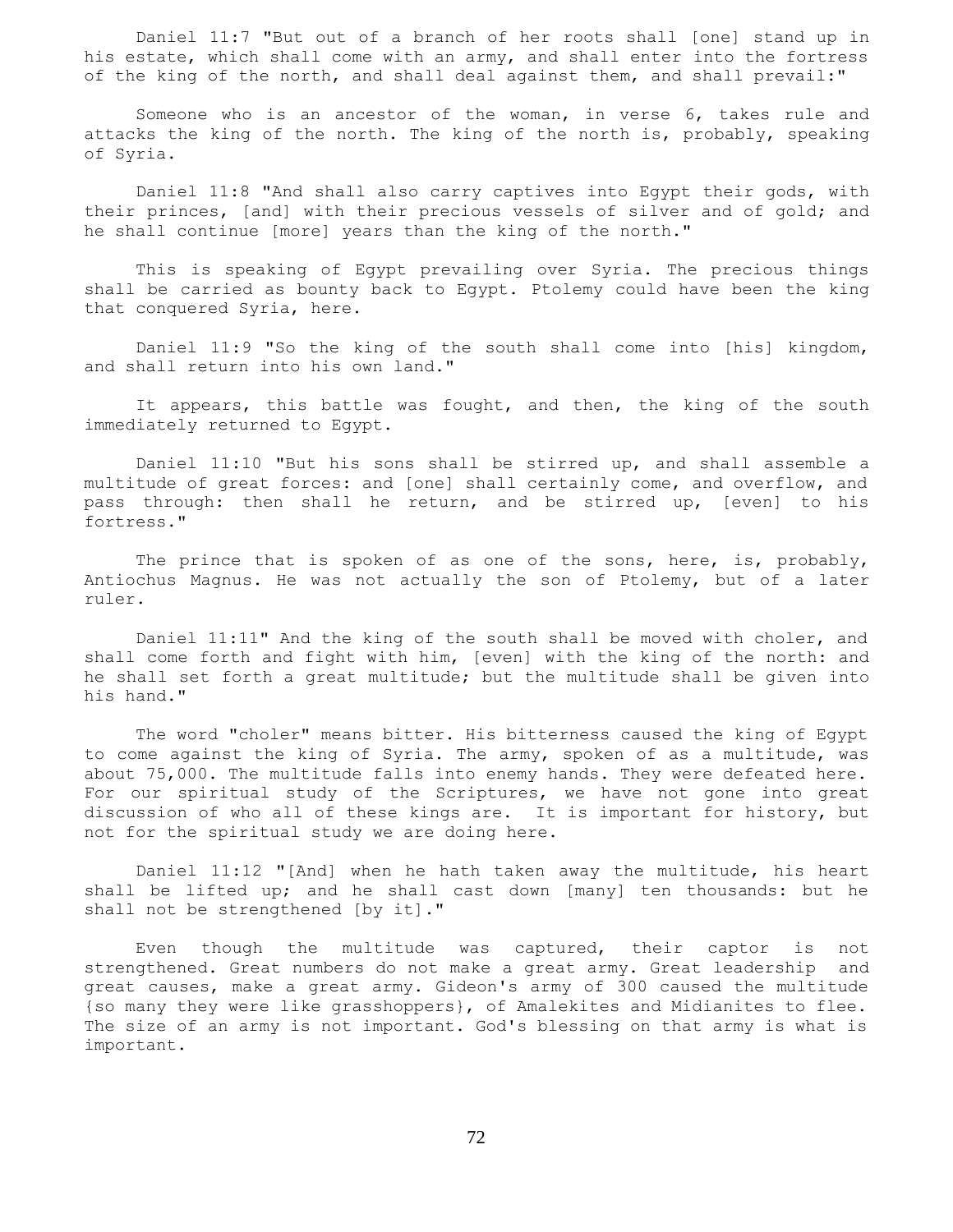Daniel 11:7 "But out of a branch of her roots shall [one] stand up in his estate, which shall come with an army, and shall enter into the fortress of the king of the north, and shall deal against them, and shall prevail:"

Someone who is an ancestor of the woman, in verse 6, takes rule and attacks the king of the north. The king of the north is, probably, speaking of Syria.

Daniel 11:8 "And shall also carry captives into Egypt their gods, with their princes, [and] with their precious vessels of silver and of gold; and he shall continue [more] years than the king of the north."

This is speaking of Egypt prevailing over Syria. The precious things shall be carried as bounty back to Egypt. Ptolemy could have been the king that conquered Syria, here.

Daniel 11:9 "So the king of the south shall come into [his] kingdom, and shall return into his own land."

It appears, this battle was fought, and then, the king of the south immediately returned to Egypt.

Daniel 11:10 "But his sons shall be stirred up, and shall assemble a multitude of great forces: and [one] shall certainly come, and overflow, and pass through: then shall he return, and be stirred up, [even] to his fortress."

The prince that is spoken of as one of the sons, here, is, probably, Antiochus Magnus. He was not actually the son of Ptolemy, but of a later ruler.

Daniel 11:11" And the king of the south shall be moved with choler, and shall come forth and fight with him, [even] with the king of the north: and he shall set forth a great multitude; but the multitude shall be given into his hand."

The word "choler" means bitter. His bitterness caused the king of Egypt to come against the king of Syria. The army, spoken of as a multitude, was about 75,000. The multitude falls into enemy hands. They were defeated here. For our spiritual study of the Scriptures, we have not gone into great discussion of who all of these kings are. It is important for history, but not for the spiritual study we are doing here.

Daniel 11:12 "[And] when he hath taken away the multitude, his heart shall be lifted up; and he shall cast down [many] ten thousands: but he shall not be strengthened [by it]."

Even though the multitude was captured, their captor is not strengthened. Great numbers do not make a great army. Great leadership and great causes, make a great army. Gideon's army of 300 caused the multitude {so many they were like grasshoppers}, of Amalekites and Midianites to flee. The size of an army is not important. God's blessing on that army is what is important.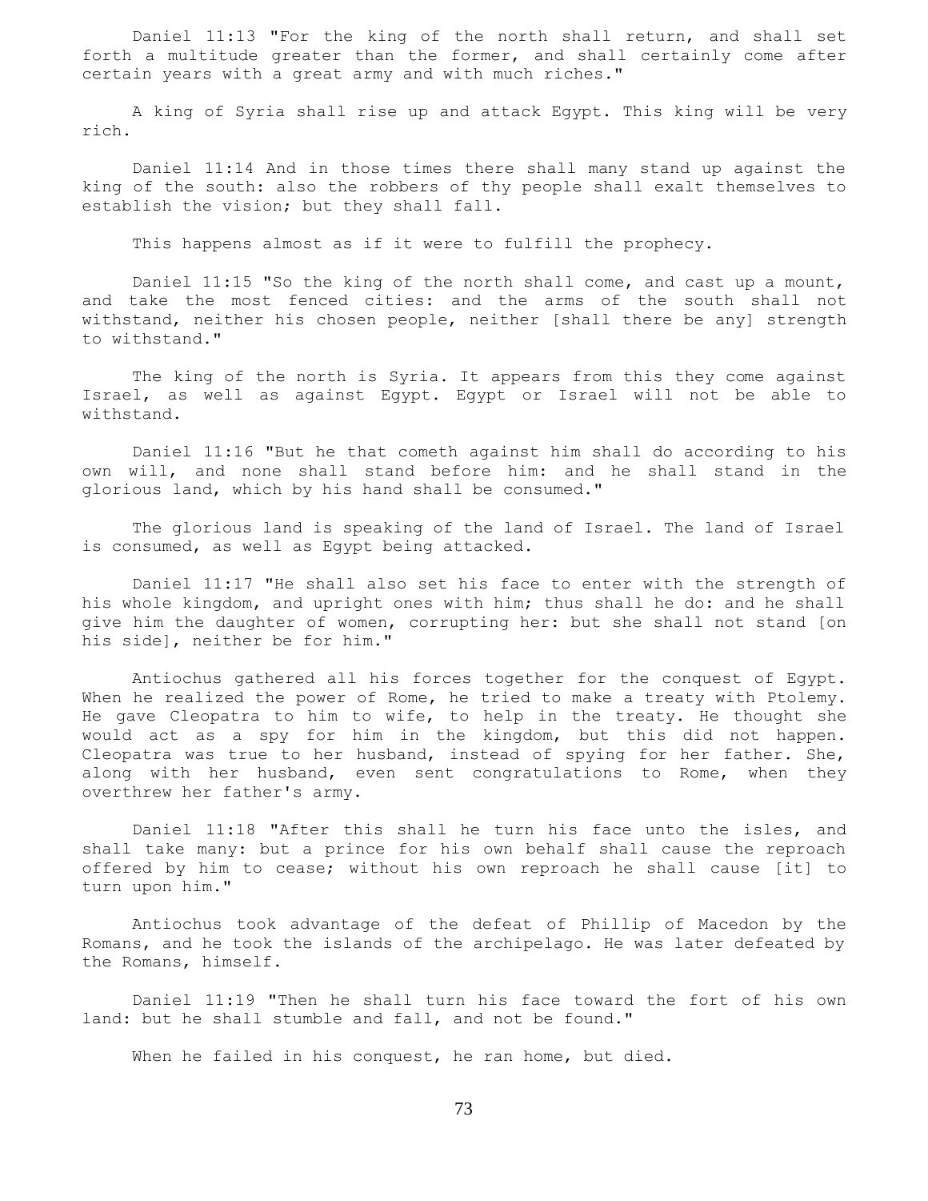Daniel 11:13 "For the king of the north shall return, and shall set forth a multitude greater than the former, and shall certainly come after certain years with a great army and with much riches."

A king of Syria shall rise up and attack Egypt. This king will be very rich.

Daniel 11:14 And in those times there shall many stand up against the king of the south: also the robbers of thy people shall exalt themselves to establish the vision; but they shall fall.

This happens almost as if it were to fulfill the prophecy.

Daniel 11:15 "So the king of the north shall come, and cast up a mount, and take the most fenced cities: and the arms of the south shall not withstand, neither his chosen people, neither [shall there be any] strength to withstand."

The king of the north is Syria. It appears from this they come against Israel, as well as against Egypt. Egypt or Israel will not be able to withstand.

Daniel 11:16 "But he that cometh against him shall do according to his own will, and none shall stand before him: and he shall stand in the glorious land, which by his hand shall be consumed."

The glorious land is speaking of the land of Israel. The land of Israel is consumed, as well as Egypt being attacked.

Daniel 11:17 "He shall also set his face to enter with the strength of his whole kingdom, and upright ones with him; thus shall he do: and he shall give him the daughter of women, corrupting her: but she shall not stand [on his side], neither be for him."

Antiochus gathered all his forces together for the conquest of Egypt. When he realized the power of Rome, he tried to make a treaty with Ptolemy. He gave Cleopatra to him to wife, to help in the treaty. He thought she would act as a spy for him in the kingdom, but this did not happen. Cleopatra was true to her husband, instead of spying for her father. She, along with her husband, even sent congratulations to Rome, when they overthrew her father's army.

Daniel 11:18 "After this shall he turn his face unto the isles, and shall take many: but a prince for his own behalf shall cause the reproach offered by him to cease; without his own reproach he shall cause [it] to turn upon him."

Antiochus took advantage of the defeat of Phillip of Macedon by the Romans, and he took the islands of the archipelago. He was later defeated by the Romans, himself.

Daniel 11:19 "Then he shall turn his face toward the fort of his own land: but he shall stumble and fall, and not be found."

When he failed in his conquest, he ran home, but died.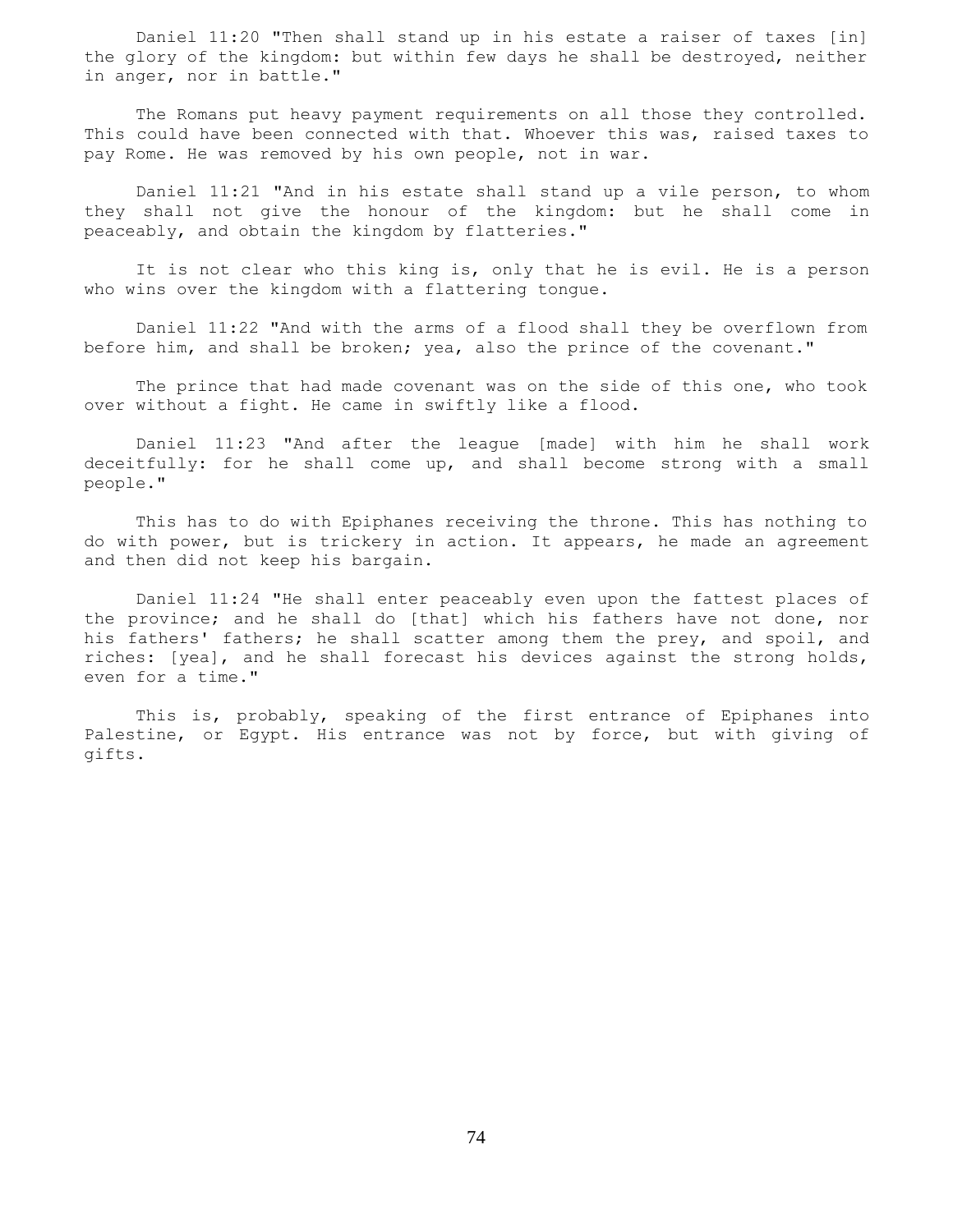Daniel 11:20 "Then shall stand up in his estate a raiser of taxes [in] the glory of the kingdom: but within few days he shall be destroyed, neither in anger, nor in battle."

The Romans put heavy payment requirements on all those they controlled. This could have been connected with that. Whoever this was, raised taxes to pay Rome. He was removed by his own people, not in war.

Daniel 11:21 "And in his estate shall stand up a vile person, to whom they shall not give the honour of the kingdom: but he shall come in peaceably, and obtain the kingdom by flatteries."

It is not clear who this king is, only that he is evil. He is a person who wins over the kingdom with a flattering tongue.

Daniel 11:22 "And with the arms of a flood shall they be overflown from before him, and shall be broken; yea, also the prince of the covenant."

The prince that had made covenant was on the side of this one, who took over without a fight. He came in swiftly like a flood.

Daniel 11:23 "And after the league [made] with him he shall work deceitfully: for he shall come up, and shall become strong with a small people."

This has to do with Epiphanes receiving the throne. This has nothing to do with power, but is trickery in action. It appears, he made an agreement and then did not keep his bargain.

Daniel 11:24 "He shall enter peaceably even upon the fattest places of the province; and he shall do [that] which his fathers have not done, nor his fathers' fathers; he shall scatter among them the prey, and spoil, and riches: [yea], and he shall forecast his devices against the strong holds, even for a time."

This is, probably, speaking of the first entrance of Epiphanes into Palestine, or Egypt. His entrance was not by force, but with giving of gifts.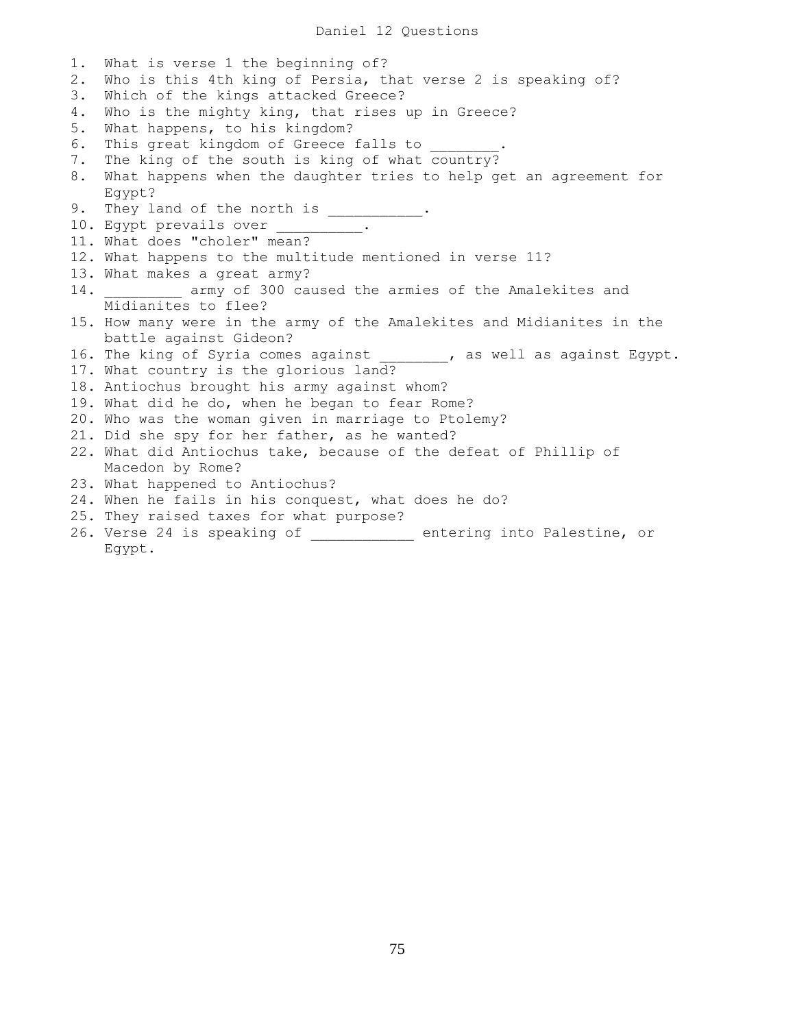# Daniel 12 Questions

1. What is verse 1 the beginning of?
2. Who is this 4th king of Persia, that verse 2 is speaking of?
3. Which of the kings attacked Greece?
4. Who is the mighty king, that rises up in Greece?
5. What happens, to his kingdom?
6. This great kingdom of Greece falls to ________.
7. The king of the south is king of what country?
8. What happens when the daughter tries to help get an agreement for Egypt?
9. They land of the north is ___________.
10. Egypt prevails over __________.
11. What does "choler" mean?
12. What happens to the multitude mentioned in verse 11?
13. What makes a great army?
14. _________ army of 300 caused the armies of the Amalekites and Midianites to flee?
15. How many were in the army of the Amalekites and Midianites in the battle against Gideon?
16. The king of Syria comes against ________, as well as against Egypt.
17. What country is the glorious land?
18. Antiochus brought his army against whom?
19. What did he do, when he began to fear Rome?
20. Who was the woman given in marriage to Ptolemy?
21. Did she spy for her father, as he wanted?
22. What did Antiochus take, because of the defeat of Phillip of Macedon by Rome?
23. What happened to Antiochus?
24. When he fails in his conquest, what does he do?
25. They raised taxes for what purpose?
26. Verse 24 is speaking of ____________ entering into Palestine, or Egypt.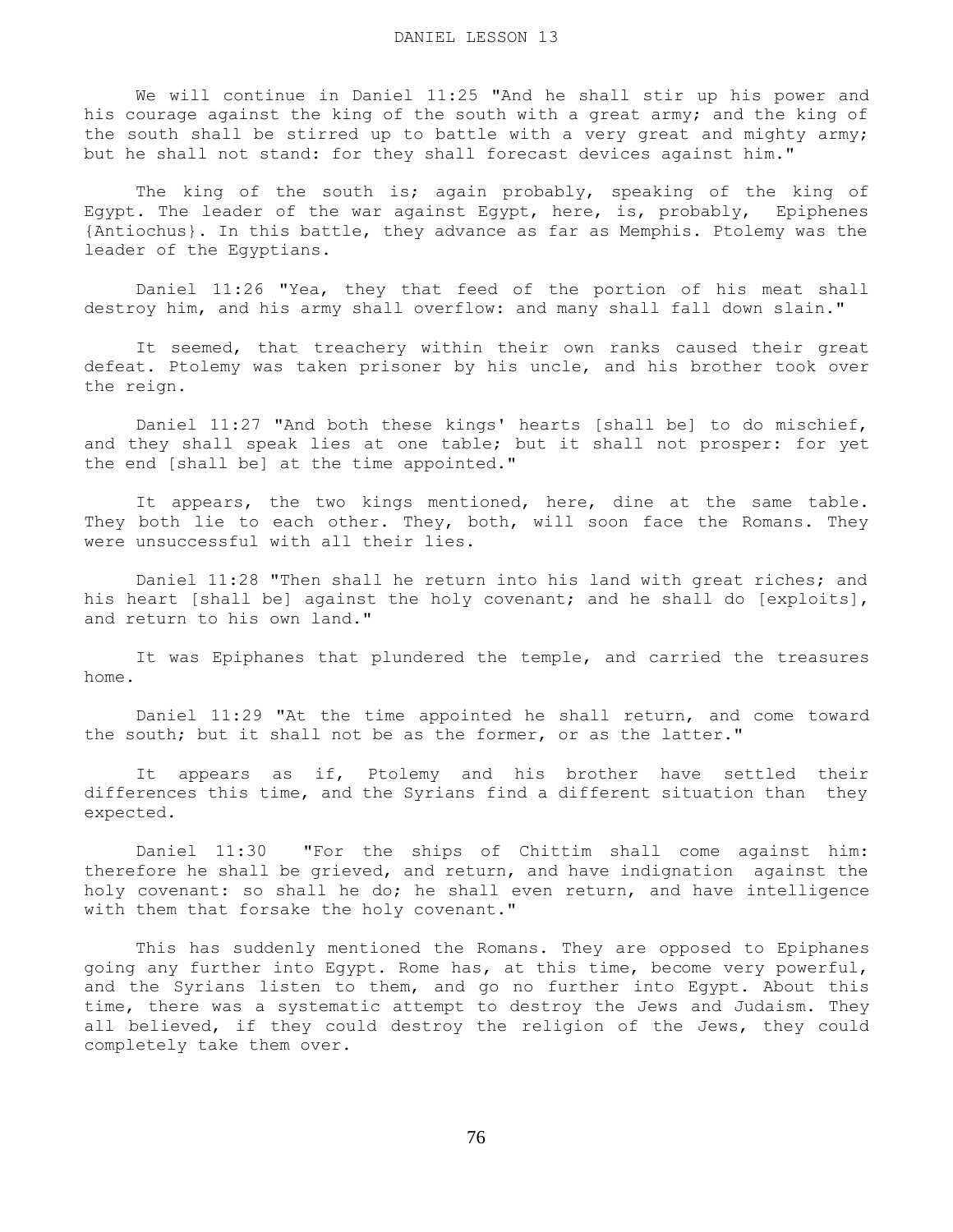# DANIEL LESSON 13

We will continue in Daniel 11:25 "And he shall stir up his power and his courage against the king of the south with a great army; and the king of the south shall be stirred up to battle with a very great and mighty army; but he shall not stand: for they shall forecast devices against him."

The king of the south is; again probably, speaking of the king of Egypt. The leader of the war against Egypt, here, is, probably, Epiphenes {Antiochus}. In this battle, they advance as far as Memphis. Ptolemy was the leader of the Egyptians.

Daniel 11:26 "Yea, they that feed of the portion of his meat shall destroy him, and his army shall overflow: and many shall fall down slain."

It seemed, that treachery within their own ranks caused their great defeat. Ptolemy was taken prisoner by his uncle, and his brother took over the reign.

Daniel 11:27 "And both these kings' hearts [shall be] to do mischief, and they shall speak lies at one table; but it shall not prosper: for yet the end [shall be] at the time appointed."

It appears, the two kings mentioned, here, dine at the same table. They both lie to each other. They, both, will soon face the Romans. They were unsuccessful with all their lies.

Daniel 11:28 "Then shall he return into his land with great riches; and his heart [shall be] against the holy covenant; and he shall do [exploits], and return to his own land."

It was Epiphanes that plundered the temple, and carried the treasures home.

Daniel 11:29 "At the time appointed he shall return, and come toward the south; but it shall not be as the former, or as the latter."

It appears as if, Ptolemy and his brother have settled their differences this time, and the Syrians find a different situation than they expected.

Daniel 11:30 "For the ships of Chittim shall come against him: therefore he shall be grieved, and return, and have indignation against the holy covenant: so shall he do; he shall even return, and have intelligence with them that forsake the holy covenant."

This has suddenly mentioned the Romans. They are opposed to Epiphanes going any further into Egypt. Rome has, at this time, become very powerful, and the Syrians listen to them, and go no further into Egypt. About this time, there was a systematic attempt to destroy the Jews and Judaism. They all believed, if they could destroy the religion of the Jews, they could completely take them over.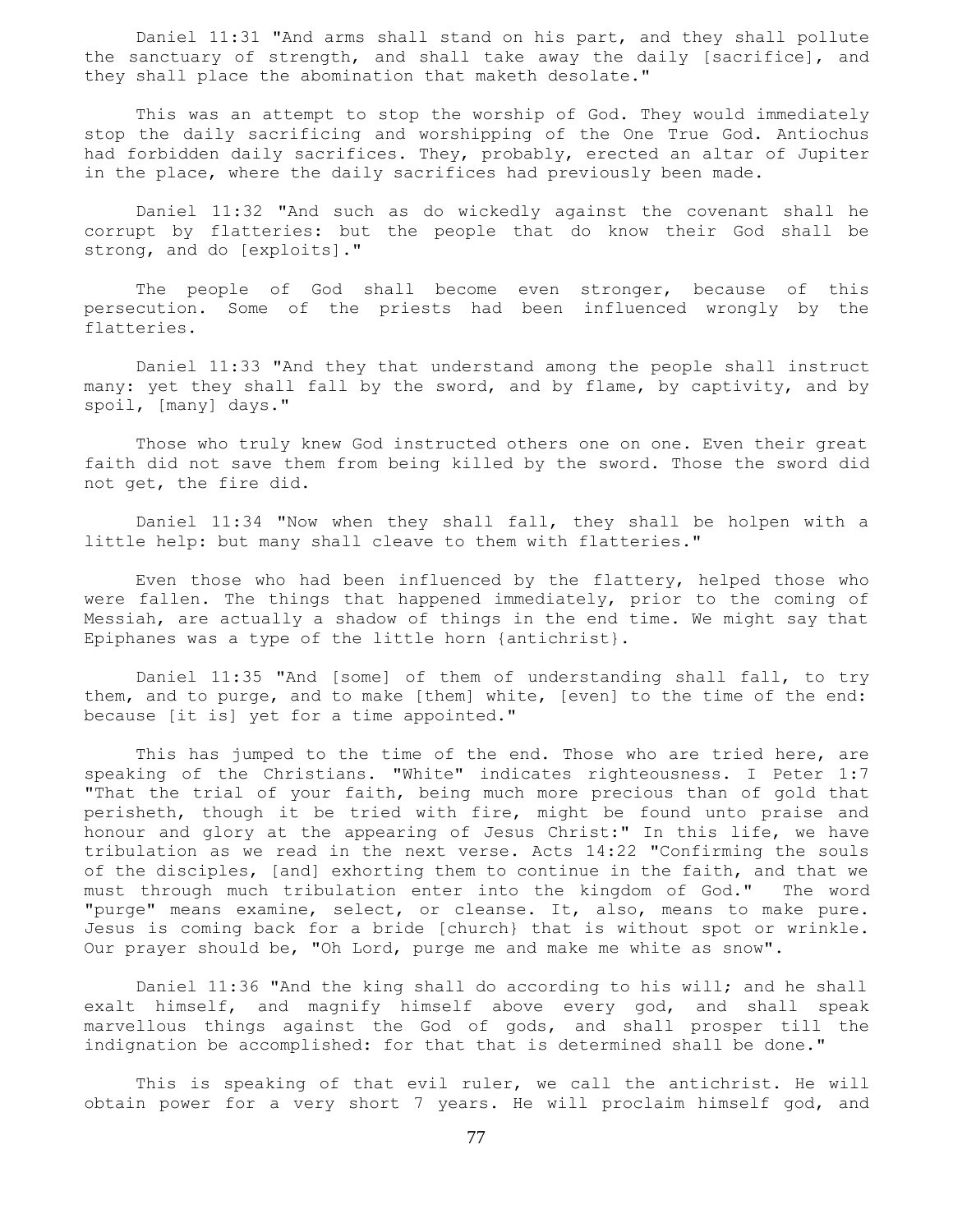Daniel 11:31 "And arms shall stand on his part, and they shall pollute the sanctuary of strength, and shall take away the daily [sacrifice], and they shall place the abomination that maketh desolate."

This was an attempt to stop the worship of God. They would immediately stop the daily sacrificing and worshipping of the One True God. Antiochus had forbidden daily sacrifices. They, probably, erected an altar of Jupiter in the place, where the daily sacrifices had previously been made.

Daniel 11:32 "And such as do wickedly against the covenant shall he corrupt by flatteries: but the people that do know their God shall be strong, and do [exploits]."

The people of God shall become even stronger, because of this persecution. Some of the priests had been influenced wrongly by the flatteries.

Daniel 11:33 "And they that understand among the people shall instruct many: yet they shall fall by the sword, and by flame, by captivity, and by spoil, [many] days."

Those who truly knew God instructed others one on one. Even their great faith did not save them from being killed by the sword. Those the sword did not get, the fire did.

Daniel 11:34 "Now when they shall fall, they shall be holpen with a little help: but many shall cleave to them with flatteries."

Even those who had been influenced by the flattery, helped those who were fallen. The things that happened immediately, prior to the coming of Messiah, are actually a shadow of things in the end time. We might say that Epiphanes was a type of the little horn {antichrist}.

Daniel 11:35 "And [some] of them of understanding shall fall, to try them, and to purge, and to make [them] white, [even] to the time of the end: because [it is] yet for a time appointed."

This has jumped to the time of the end. Those who are tried here, are speaking of the Christians. "White" indicates righteousness. I Peter 1:7 "That the trial of your faith, being much more precious than of gold that perisheth, though it be tried with fire, might be found unto praise and honour and glory at the appearing of Jesus Christ:" In this life, we have tribulation as we read in the next verse. Acts 14:22 "Confirming the souls of the disciples, [and] exhorting them to continue in the faith, and that we must through much tribulation enter into the kingdom of God." The word "purge" means examine, select, or cleanse. It, also, means to make pure. Jesus is coming back for a bride [church} that is without spot or wrinkle. Our prayer should be, "Oh Lord, purge me and make me white as snow".

Daniel 11:36 "And the king shall do according to his will; and he shall exalt himself, and magnify himself above every god, and shall speak marvellous things against the God of gods, and shall prosper till the indignation be accomplished: for that that is determined shall be done."

This is speaking of that evil ruler, we call the antichrist. He will obtain power for a very short 7 years. He will proclaim himself god, and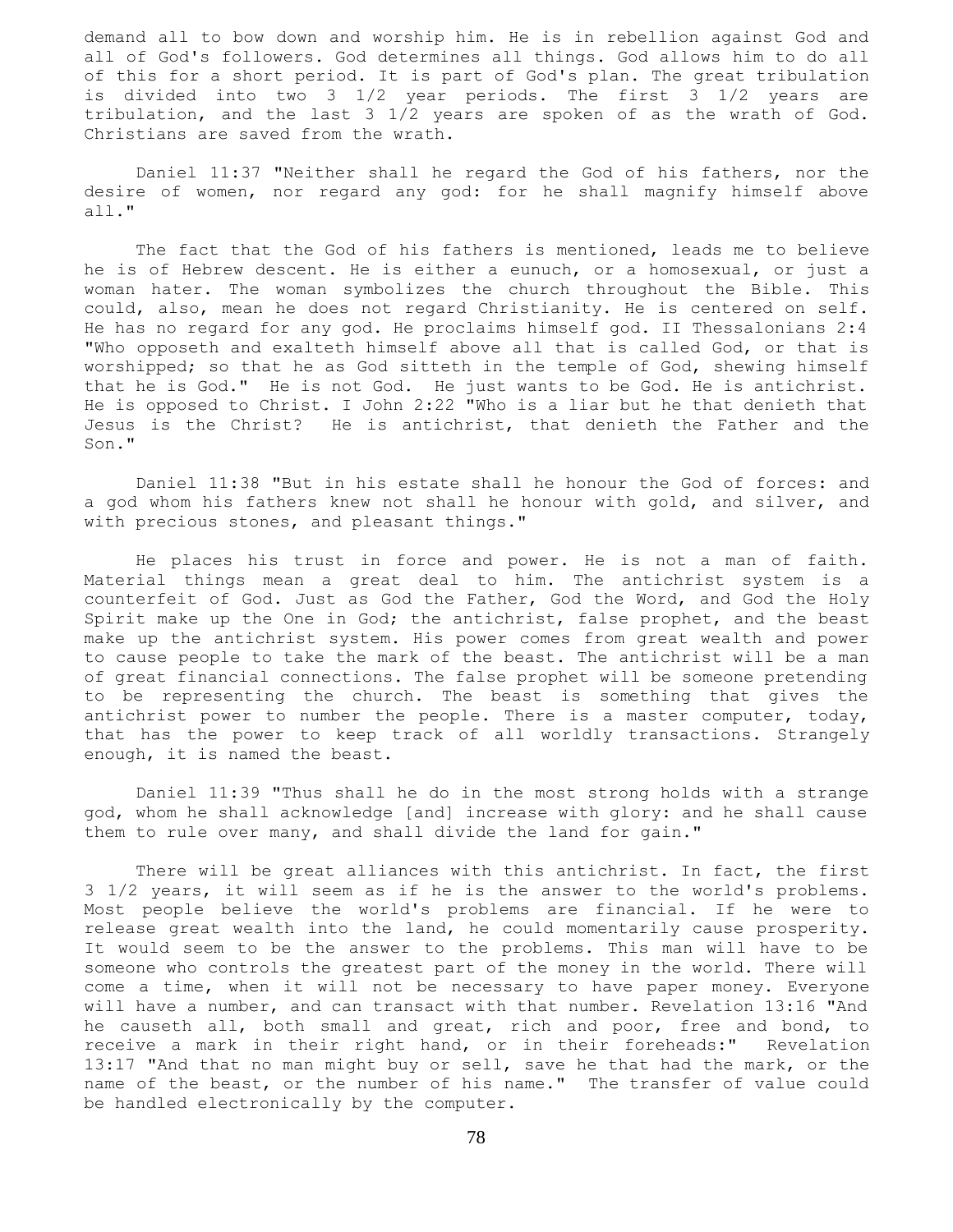demand all to bow down and worship him. He is in rebellion against God and all of God's followers. God determines all things. God allows him to do all of this for a short period. It is part of God's plan. The great tribulation is divided into two 3 1/2 year periods. The first 3 1/2 years are tribulation, and the last 3 1/2 years are spoken of as the wrath of God. Christians are saved from the wrath.

Daniel 11:37 "Neither shall he regard the God of his fathers, nor the desire of women, nor regard any god: for he shall magnify himself above all."

The fact that the God of his fathers is mentioned, leads me to believe he is of Hebrew descent. He is either a eunuch, or a homosexual, or just a woman hater. The woman symbolizes the church throughout the Bible. This could, also, mean he does not regard Christianity. He is centered on self. He has no regard for any god. He proclaims himself god. II Thessalonians 2:4 "Who opposeth and exalteth himself above all that is called God, or that is worshipped; so that he as God sitteth in the temple of God, shewing himself that he is God." He is not God. He just wants to be God. He is antichrist. He is opposed to Christ. I John 2:22 "Who is a liar but he that denieth that Jesus is the Christ? He is antichrist, that denieth the Father and the Son."

Daniel 11:38 "But in his estate shall he honour the God of forces: and a god whom his fathers knew not shall he honour with gold, and silver, and with precious stones, and pleasant things."

He places his trust in force and power. He is not a man of faith. Material things mean a great deal to him. The antichrist system is a counterfeit of God. Just as God the Father, God the Word, and God the Holy Spirit make up the One in God; the antichrist, false prophet, and the beast make up the antichrist system. His power comes from great wealth and power to cause people to take the mark of the beast. The antichrist will be a man of great financial connections. The false prophet will be someone pretending to be representing the church. The beast is something that gives the antichrist power to number the people. There is a master computer, today, that has the power to keep track of all worldly transactions. Strangely enough, it is named the beast.

Daniel 11:39 "Thus shall he do in the most strong holds with a strange god, whom he shall acknowledge [and] increase with glory: and he shall cause them to rule over many, and shall divide the land for gain."

There will be great alliances with this antichrist. In fact, the first 3 1/2 years, it will seem as if he is the answer to the world's problems. Most people believe the world's problems are financial. If he were to release great wealth into the land, he could momentarily cause prosperity. It would seem to be the answer to the problems. This man will have to be someone who controls the greatest part of the money in the world. There will come a time, when it will not be necessary to have paper money. Everyone will have a number, and can transact with that number. Revelation 13:16 "And he causeth all, both small and great, rich and poor, free and bond, to receive a mark in their right hand, or in their foreheads:" Revelation 13:17 "And that no man might buy or sell, save he that had the mark, or the name of the beast, or the number of his name." The transfer of value could be handled electronically by the computer.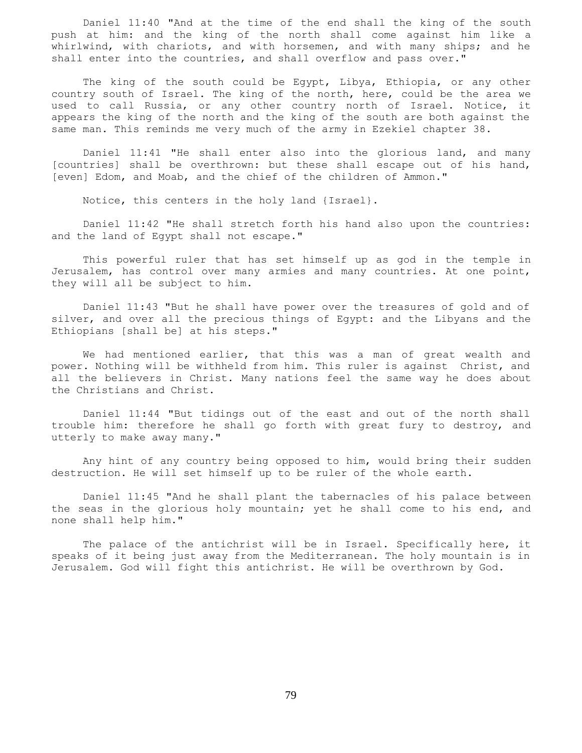Daniel 11:40 "And at the time of the end shall the king of the south push at him: and the king of the north shall come against him like a whirlwind, with chariots, and with horsemen, and with many ships; and he shall enter into the countries, and shall overflow and pass over."

The king of the south could be Egypt, Libya, Ethiopia, or any other country south of Israel. The king of the north, here, could be the area we used to call Russia, or any other country north of Israel. Notice, it appears the king of the north and the king of the south are both against the same man. This reminds me very much of the army in Ezekiel chapter 38.

Daniel 11:41 "He shall enter also into the glorious land, and many [countries] shall be overthrown: but these shall escape out of his hand, [even] Edom, and Moab, and the chief of the children of Ammon."

Notice, this centers in the holy land {Israel}.

Daniel 11:42 "He shall stretch forth his hand also upon the countries: and the land of Egypt shall not escape."

This powerful ruler that has set himself up as god in the temple in Jerusalem, has control over many armies and many countries. At one point, they will all be subject to him.

Daniel 11:43 "But he shall have power over the treasures of gold and of silver, and over all the precious things of Egypt: and the Libyans and the Ethiopians [shall be] at his steps."

We had mentioned earlier, that this was a man of great wealth and power. Nothing will be withheld from him. This ruler is against Christ, and all the believers in Christ. Many nations feel the same way he does about the Christians and Christ.

Daniel 11:44 "But tidings out of the east and out of the north shall trouble him: therefore he shall go forth with great fury to destroy, and utterly to make away many."

Any hint of any country being opposed to him, would bring their sudden destruction. He will set himself up to be ruler of the whole earth.

Daniel 11:45 "And he shall plant the tabernacles of his palace between the seas in the glorious holy mountain; yet he shall come to his end, and none shall help him."

The palace of the antichrist will be in Israel. Specifically here, it speaks of it being just away from the Mediterranean. The holy mountain is in Jerusalem. God will fight this antichrist. He will be overthrown by God.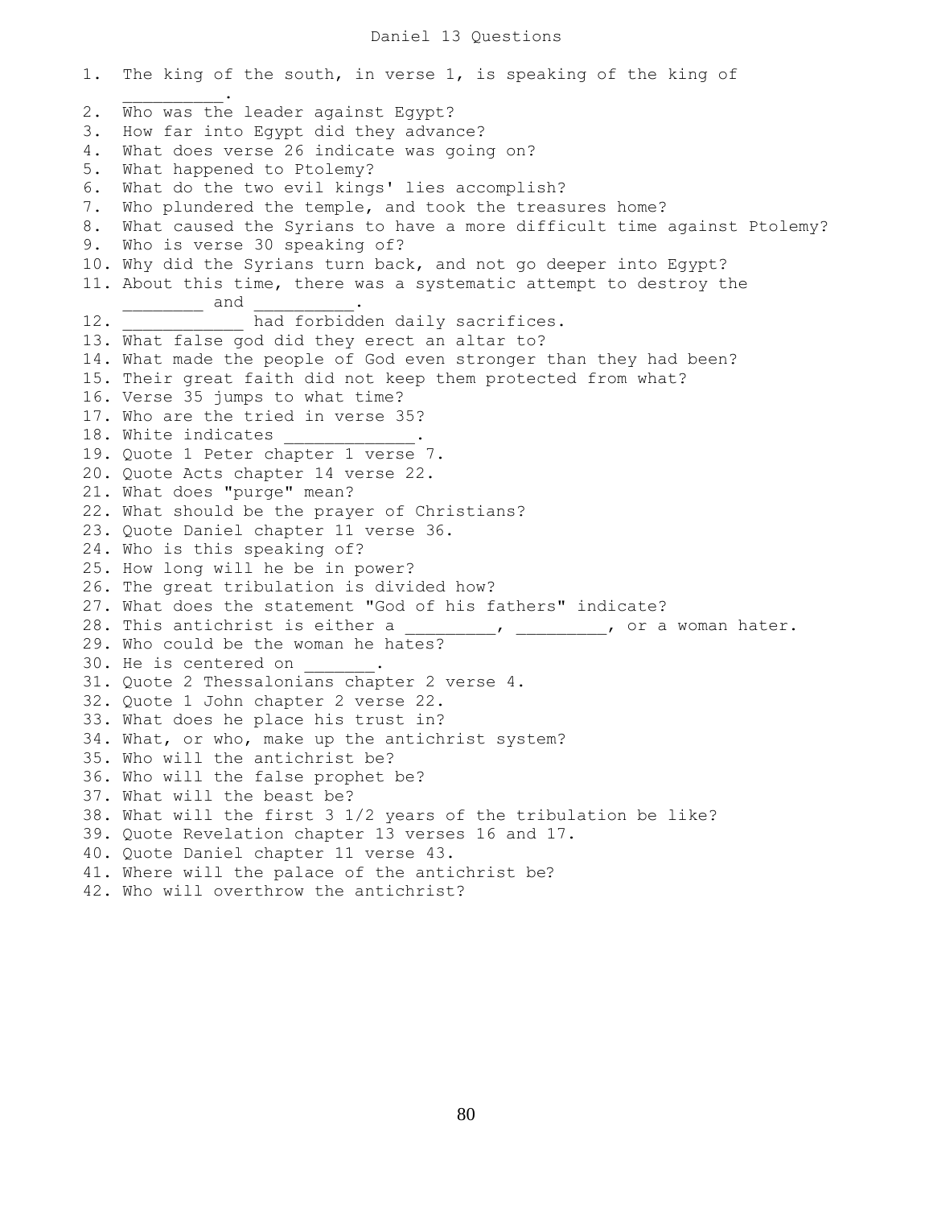# Daniel 13 Questions

1. The king of the south, in verse 1, is speaking of the king of __________.
2. Who was the leader against Egypt?
3. How far into Egypt did they advance?
4. What does verse 26 indicate was going on?
5. What happened to Ptolemy?
6. What do the two evil kings' lies accomplish?
7. Who plundered the temple, and took the treasures home?
8. What caused the Syrians to have a more difficult time against Ptolemy?
9. Who is verse 30 speaking of?
10. Why did the Syrians turn back, and not go deeper into Egypt?
11. About this time, there was a systematic attempt to destroy the ________ and __________.
12. ____________ had forbidden daily sacrifices.
13. What false god did they erect an altar to?
14. What made the people of God even stronger than they had been?
15. Their great faith did not keep them protected from what?
16. Verse 35 jumps to what time?
17. Who are the tried in verse 35?
18. White indicates _____________.
19. Quote 1 Peter chapter 1 verse 7.
20. Quote Acts chapter 14 verse 22.
21. What does "purge" mean?
22. What should be the prayer of Christians?
23. Quote Daniel chapter 11 verse 36.
24. Who is this speaking of?
25. How long will he be in power?
26. The great tribulation is divided how?
27. What does the statement "God of his fathers" indicate?
28. This antichrist is either a _________, _________, or a woman hater.
29. Who could be the woman he hates?
30. He is centered on _______.
31. Quote 2 Thessalonians chapter 2 verse 4.
32. Quote 1 John chapter 2 verse 22.
33. What does he place his trust in?
34. What, or who, make up the antichrist system?
35. Who will the antichrist be?
36. Who will the false prophet be?
37. What will the beast be?
38. What will the first 3 1/2 years of the tribulation be like?
39. Quote Revelation chapter 13 verses 16 and 17.
40. Quote Daniel chapter 11 verse 43.
41. Where will the palace of the antichrist be?
42. Who will overthrow the antichrist?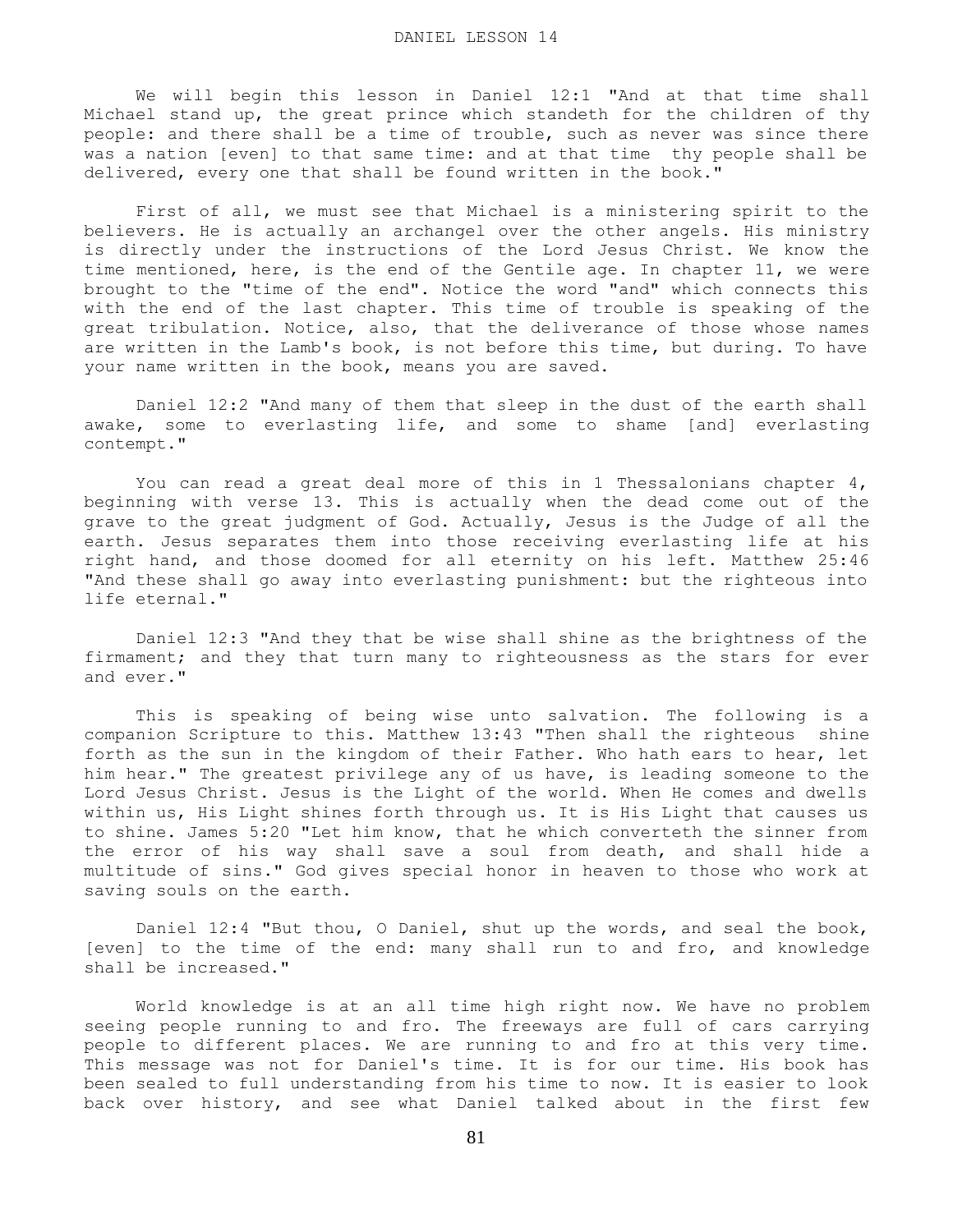# DANIEL LESSON 14

We will begin this lesson in Daniel 12:1 "And at that time shall Michael stand up, the great prince which standeth for the children of thy people: and there shall be a time of trouble, such as never was since there was a nation [even] to that same time: and at that time thy people shall be delivered, every one that shall be found written in the book."

First of all, we must see that Michael is a ministering spirit to the believers. He is actually an archangel over the other angels. His ministry is directly under the instructions of the Lord Jesus Christ. We know the time mentioned, here, is the end of the Gentile age. In chapter 11, we were brought to the "time of the end". Notice the word "and" which connects this with the end of the last chapter. This time of trouble is speaking of the great tribulation. Notice, also, that the deliverance of those whose names are written in the Lamb's book, is not before this time, but during. To have your name written in the book, means you are saved.

Daniel 12:2 "And many of them that sleep in the dust of the earth shall awake, some to everlasting life, and some to shame [and] everlasting contempt."

You can read a great deal more of this in 1 Thessalonians chapter 4, beginning with verse 13. This is actually when the dead come out of the grave to the great judgment of God. Actually, Jesus is the Judge of all the earth. Jesus separates them into those receiving everlasting life at his right hand, and those doomed for all eternity on his left. Matthew 25:46 "And these shall go away into everlasting punishment: but the righteous into life eternal."

Daniel 12:3 "And they that be wise shall shine as the brightness of the firmament; and they that turn many to righteousness as the stars for ever and ever."

This is speaking of being wise unto salvation. The following is a companion Scripture to this. Matthew 13:43 "Then shall the righteous shine forth as the sun in the kingdom of their Father. Who hath ears to hear, let him hear." The greatest privilege any of us have, is leading someone to the Lord Jesus Christ. Jesus is the Light of the world. When He comes and dwells within us, His Light shines forth through us. It is His Light that causes us to shine. James 5:20 "Let him know, that he which converteth the sinner from the error of his way shall save a soul from death, and shall hide a multitude of sins." God gives special honor in heaven to those who work at saving souls on the earth.

Daniel 12:4 "But thou, O Daniel, shut up the words, and seal the book, [even] to the time of the end: many shall run to and fro, and knowledge shall be increased."

World knowledge is at an all time high right now. We have no problem seeing people running to and fro. The freeways are full of cars carrying people to different places. We are running to and fro at this very time. This message was not for Daniel's time. It is for our time. His book has been sealed to full understanding from his time to now. It is easier to look back over history, and see what Daniel talked about in the first few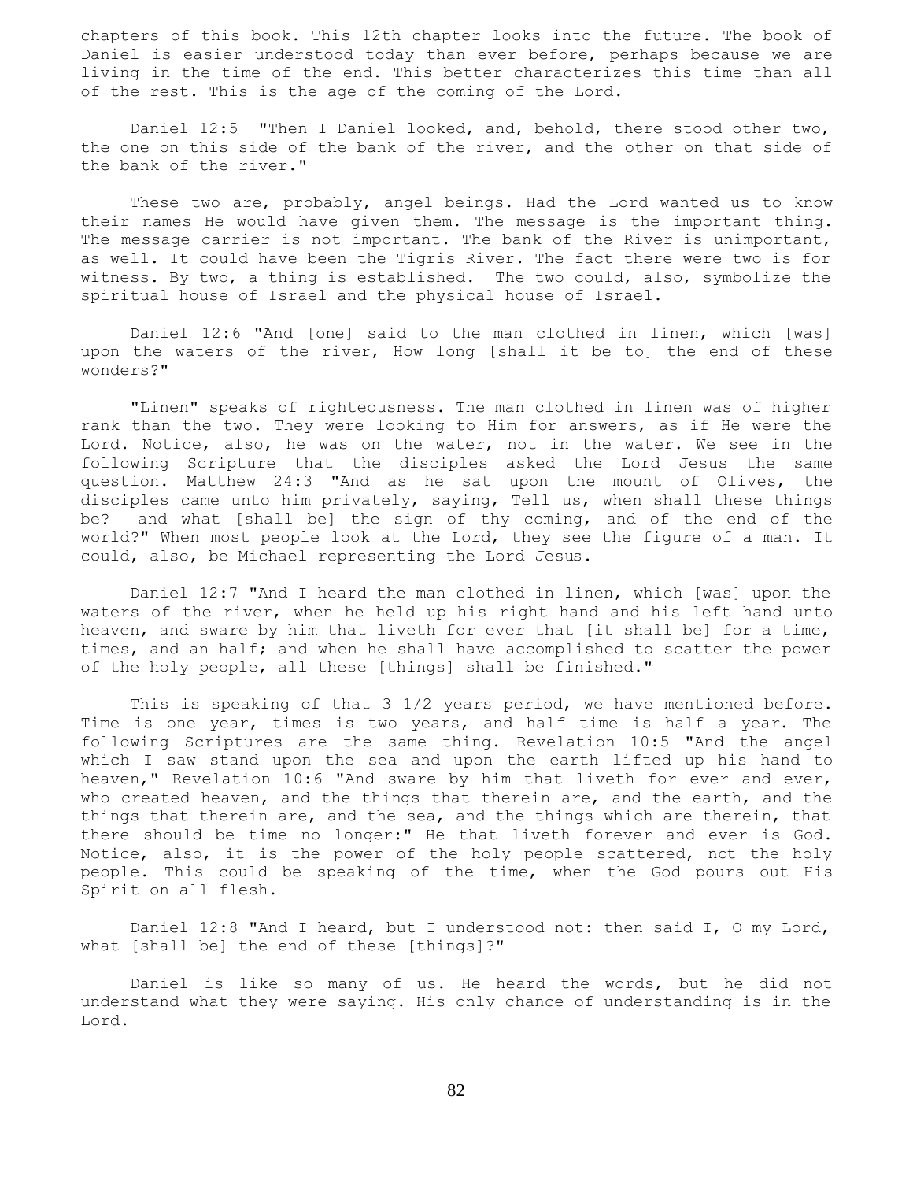chapters of this book. This 12th chapter looks into the future. The book of Daniel is easier understood today than ever before, perhaps because we are living in the time of the end. This better characterizes this time than all of the rest. This is the age of the coming of the Lord.

Daniel 12:5 "Then I Daniel looked, and, behold, there stood other two, the one on this side of the bank of the river, and the other on that side of the bank of the river."

These two are, probably, angel beings. Had the Lord wanted us to know their names He would have given them. The message is the important thing. The message carrier is not important. The bank of the River is unimportant, as well. It could have been the Tigris River. The fact there were two is for witness. By two, a thing is established. The two could, also, symbolize the spiritual house of Israel and the physical house of Israel.

Daniel 12:6 "And [one] said to the man clothed in linen, which [was] upon the waters of the river, How long [shall it be to] the end of these wonders?"

"Linen" speaks of righteousness. The man clothed in linen was of higher rank than the two. They were looking to Him for answers, as if He were the Lord. Notice, also, he was on the water, not in the water. We see in the following Scripture that the disciples asked the Lord Jesus the same question. Matthew 24:3 "And as he sat upon the mount of Olives, the disciples came unto him privately, saying, Tell us, when shall these things be? and what [shall be] the sign of thy coming, and of the end of the world?" When most people look at the Lord, they see the figure of a man. It could, also, be Michael representing the Lord Jesus.

Daniel 12:7 "And I heard the man clothed in linen, which [was] upon the waters of the river, when he held up his right hand and his left hand unto heaven, and sware by him that liveth for ever that [it shall be] for a time, times, and an half; and when he shall have accomplished to scatter the power of the holy people, all these [things] shall be finished."

This is speaking of that 3 1/2 years period, we have mentioned before. Time is one year, times is two years, and half time is half a year. The following Scriptures are the same thing. Revelation 10:5 "And the angel which I saw stand upon the sea and upon the earth lifted up his hand to heaven," Revelation 10:6 "And sware by him that liveth for ever and ever, who created heaven, and the things that therein are, and the earth, and the things that therein are, and the sea, and the things which are therein, that there should be time no longer:" He that liveth forever and ever is God. Notice, also, it is the power of the holy people scattered, not the holy people. This could be speaking of the time, when the God pours out His Spirit on all flesh.

Daniel 12:8 "And I heard, but I understood not: then said I, O my Lord, what [shall be] the end of these [things]?"

Daniel is like so many of us. He heard the words, but he did not understand what they were saying. His only chance of understanding is in the Lord.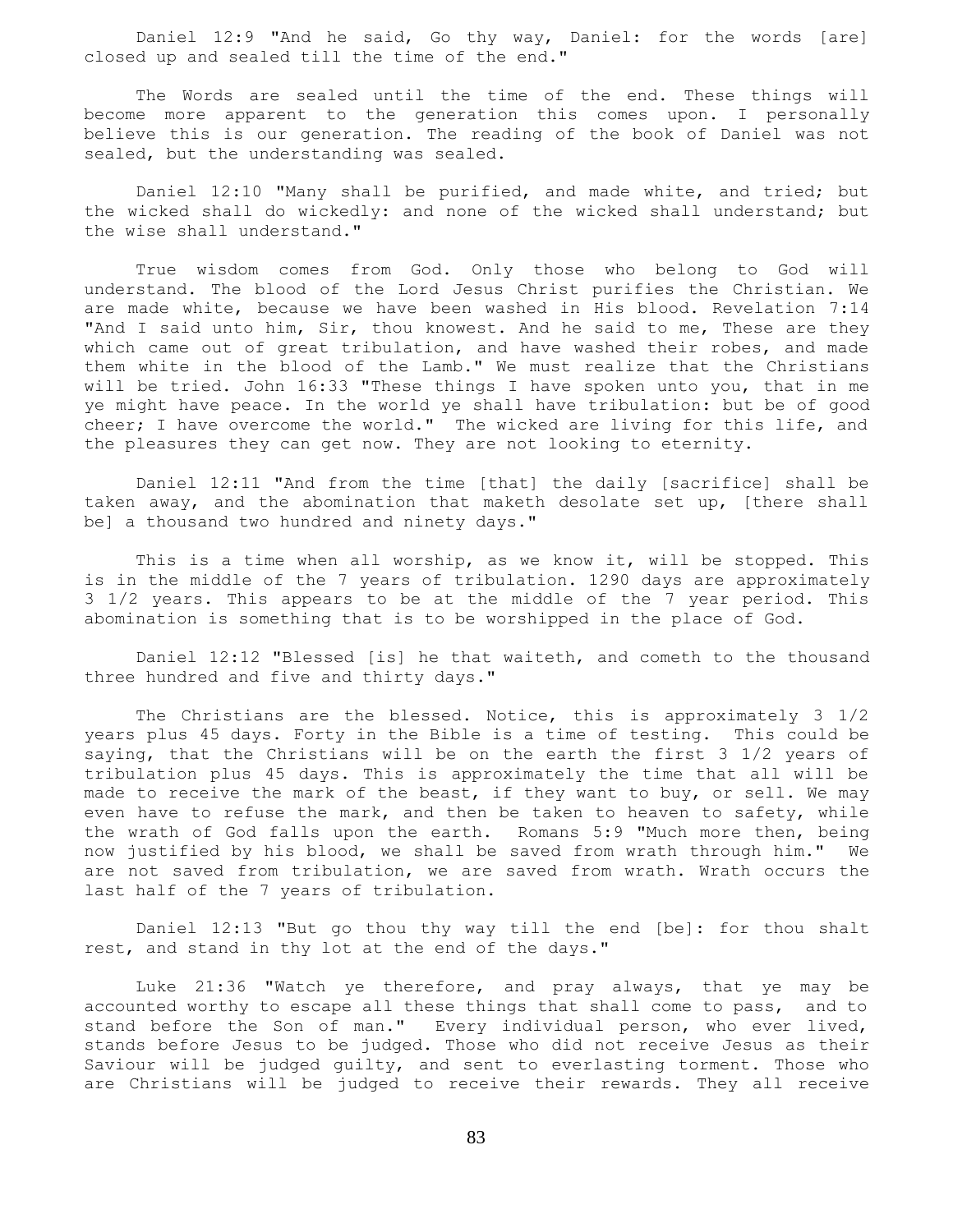Daniel 12:9 "And he said, Go thy way, Daniel: for the words [are] closed up and sealed till the time of the end."

The Words are sealed until the time of the end. These things will become more apparent to the generation this comes upon. I personally believe this is our generation. The reading of the book of Daniel was not sealed, but the understanding was sealed.

Daniel 12:10 "Many shall be purified, and made white, and tried; but the wicked shall do wickedly: and none of the wicked shall understand; but the wise shall understand."

True wisdom comes from God. Only those who belong to God will understand. The blood of the Lord Jesus Christ purifies the Christian. We are made white, because we have been washed in His blood. Revelation 7:14 "And I said unto him, Sir, thou knowest. And he said to me, These are they which came out of great tribulation, and have washed their robes, and made them white in the blood of the Lamb." We must realize that the Christians will be tried. John 16:33 "These things I have spoken unto you, that in me ye might have peace. In the world ye shall have tribulation: but be of good cheer; I have overcome the world." The wicked are living for this life, and the pleasures they can get now. They are not looking to eternity.

Daniel 12:11 "And from the time [that] the daily [sacrifice] shall be taken away, and the abomination that maketh desolate set up, [there shall be] a thousand two hundred and ninety days."

This is a time when all worship, as we know it, will be stopped. This is in the middle of the 7 years of tribulation. 1290 days are approximately 3 1/2 years. This appears to be at the middle of the 7 year period. This abomination is something that is to be worshipped in the place of God.

Daniel 12:12 "Blessed [is] he that waiteth, and cometh to the thousand three hundred and five and thirty days."

The Christians are the blessed. Notice, this is approximately 3 1/2 years plus 45 days. Forty in the Bible is a time of testing. This could be saying, that the Christians will be on the earth the first 3 1/2 years of tribulation plus 45 days. This is approximately the time that all will be made to receive the mark of the beast, if they want to buy, or sell. We may even have to refuse the mark, and then be taken to heaven to safety, while the wrath of God falls upon the earth. Romans 5:9 "Much more then, being now justified by his blood, we shall be saved from wrath through him." We are not saved from tribulation, we are saved from wrath. Wrath occurs the last half of the 7 years of tribulation.

Daniel 12:13 "But go thou thy way till the end [be]: for thou shalt rest, and stand in thy lot at the end of the days."

Luke 21:36 "Watch ye therefore, and pray always, that ye may be accounted worthy to escape all these things that shall come to pass, and to stand before the Son of man." Every individual person, who ever lived, stands before Jesus to be judged. Those who did not receive Jesus as their Saviour will be judged guilty, and sent to everlasting torment. Those who are Christians will be judged to receive their rewards. They all receive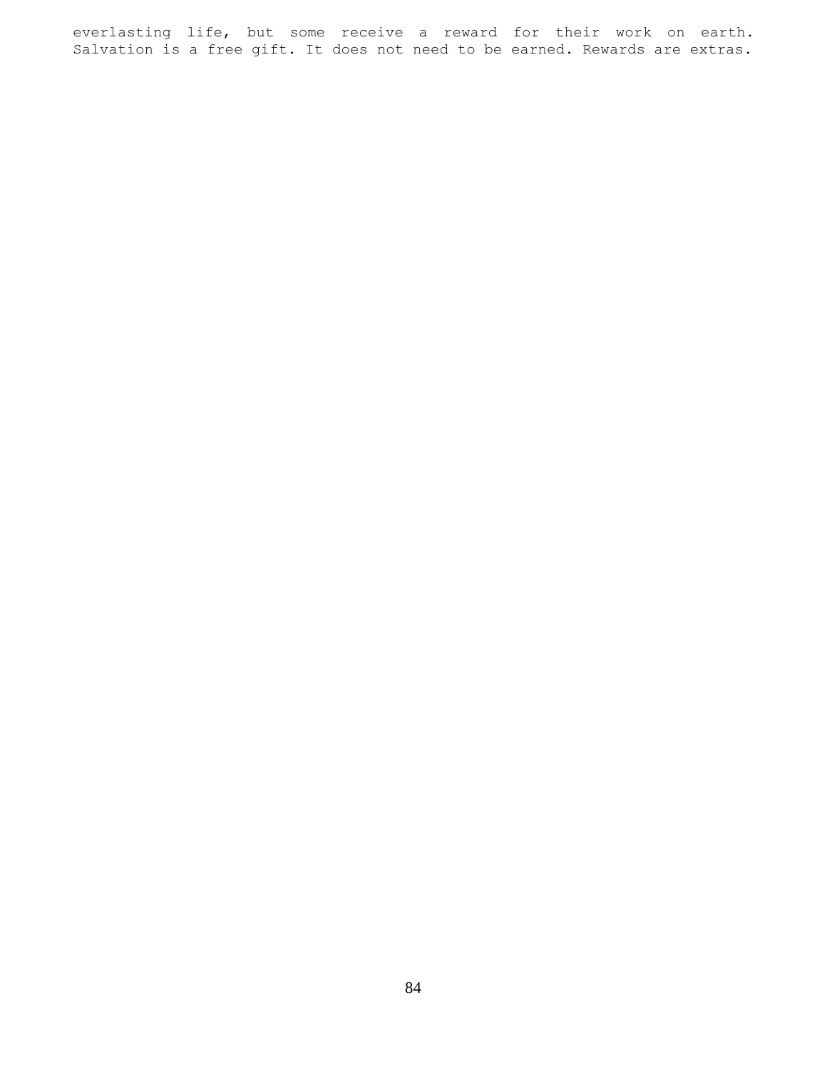everlasting life, but some receive a reward for their work on earth. Salvation is a free gift. It does not need to be earned. Rewards are extras.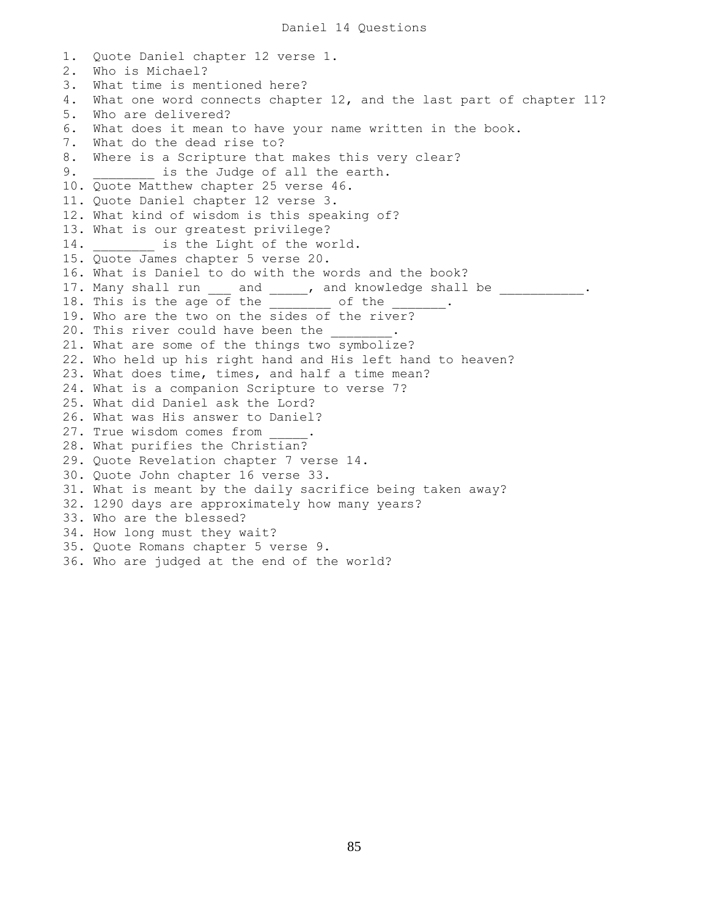# Daniel 14 Questions

1. Quote Daniel chapter 12 verse 1.
2. Who is Michael?
3. What time is mentioned here?
4. What one word connects chapter 12, and the last part of chapter 11?
5. Who are delivered?
6. What does it mean to have your name written in the book.
7. What do the dead rise to?
8. Where is a Scripture that makes this very clear?
9. ________ is the Judge of all the earth.
10. Quote Matthew chapter 25 verse 46.
11. Quote Daniel chapter 12 verse 3.
12. What kind of wisdom is this speaking of?
13. What is our greatest privilege?
14. ________ is the Light of the world.
15. Quote James chapter 5 verse 20.
16. What is Daniel to do with the words and the book?
17. Many shall run ___ and _____, and knowledge shall be ___________.
18. This is the age of the ________ of the _______.
19. Who are the two on the sides of the river?
20. This river could have been the ________.
21. What are some of the things two symbolize?
22. Who held up his right hand and His left hand to heaven?
23. What does time, times, and half a time mean?
24. What is a companion Scripture to verse 7?
25. What did Daniel ask the Lord?
26. What was His answer to Daniel?
27. True wisdom comes from _____.
28. What purifies the Christian?
29. Quote Revelation chapter 7 verse 14.
30. Quote John chapter 16 verse 33.
31. What is meant by the daily sacrifice being taken away?
32. 1290 days are approximately how many years?
33. Who are the blessed?
34. How long must they wait?
35. Quote Romans chapter 5 verse 9.
36. Who are judged at the end of the world?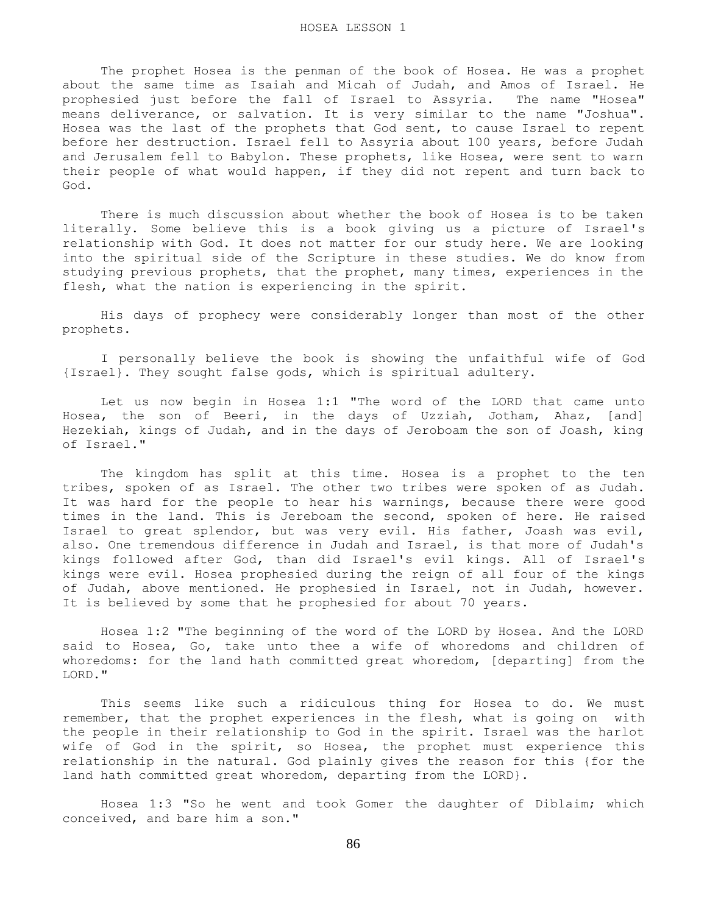# HOSEA LESSON 1

The prophet Hosea is the penman of the book of Hosea. He was a prophet about the same time as Isaiah and Micah of Judah, and Amos of Israel. He prophesied just before the fall of Israel to Assyria. The name "Hosea" means deliverance, or salvation. It is very similar to the name "Joshua". Hosea was the last of the prophets that God sent, to cause Israel to repent before her destruction. Israel fell to Assyria about 100 years, before Judah and Jerusalem fell to Babylon. These prophets, like Hosea, were sent to warn their people of what would happen, if they did not repent and turn back to God.

There is much discussion about whether the book of Hosea is to be taken literally. Some believe this is a book giving us a picture of Israel's relationship with God. It does not matter for our study here. We are looking into the spiritual side of the Scripture in these studies. We do know from studying previous prophets, that the prophet, many times, experiences in the flesh, what the nation is experiencing in the spirit.

His days of prophecy were considerably longer than most of the other prophets.

I personally believe the book is showing the unfaithful wife of God {Israel}. They sought false gods, which is spiritual adultery.

Let us now begin in Hosea 1:1 "The word of the LORD that came unto Hosea, the son of Beeri, in the days of Uzziah, Jotham, Ahaz, [and] Hezekiah, kings of Judah, and in the days of Jeroboam the son of Joash, king of Israel."

The kingdom has split at this time. Hosea is a prophet to the ten tribes, spoken of as Israel. The other two tribes were spoken of as Judah. It was hard for the people to hear his warnings, because there were good times in the land. This is Jereboam the second, spoken of here. He raised Israel to great splendor, but was very evil. His father, Joash was evil, also. One tremendous difference in Judah and Israel, is that more of Judah's kings followed after God, than did Israel's evil kings. All of Israel's kings were evil. Hosea prophesied during the reign of all four of the kings of Judah, above mentioned. He prophesied in Israel, not in Judah, however. It is believed by some that he prophesied for about 70 years.

Hosea 1:2 "The beginning of the word of the LORD by Hosea. And the LORD said to Hosea, Go, take unto thee a wife of whoredoms and children of whoredoms: for the land hath committed great whoredom, [departing] from the LORD."

This seems like such a ridiculous thing for Hosea to do. We must remember, that the prophet experiences in the flesh, what is going on with the people in their relationship to God in the spirit. Israel was the harlot wife of God in the spirit, so Hosea, the prophet must experience this relationship in the natural. God plainly gives the reason for this {for the land hath committed great whoredom, departing from the LORD}.

Hosea 1:3 "So he went and took Gomer the daughter of Diblaim; which conceived, and bare him a son."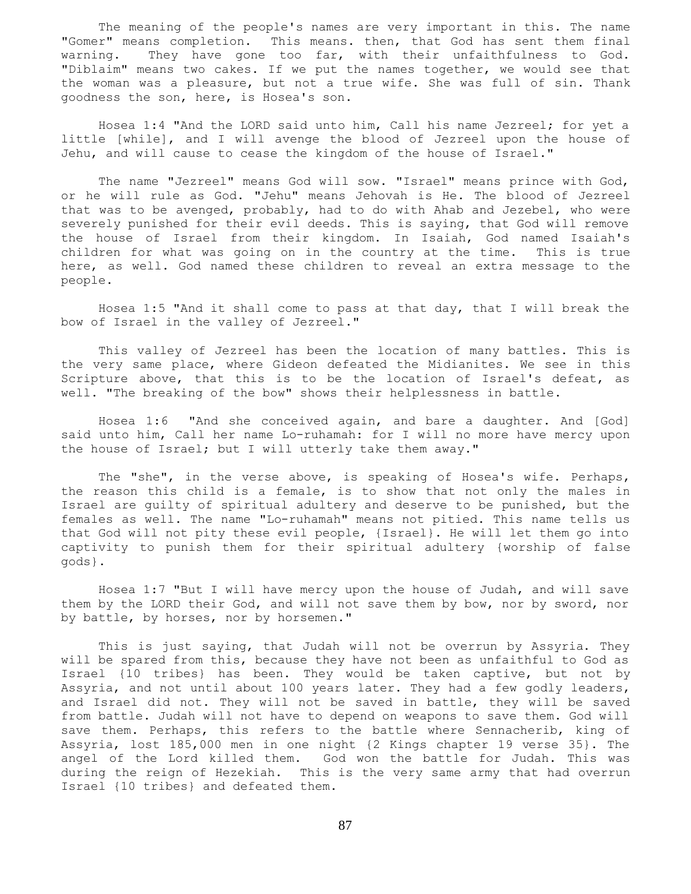The meaning of the people's names are very important in this. The name "Gomer" means completion. This means. then, that God has sent them final warning. They have gone too far, with their unfaithfulness to God. "Diblaim" means two cakes. If we put the names together, we would see that the woman was a pleasure, but not a true wife. She was full of sin. Thank goodness the son, here, is Hosea's son.

Hosea 1:4 "And the LORD said unto him, Call his name Jezreel; for yet a little [while], and I will avenge the blood of Jezreel upon the house of Jehu, and will cause to cease the kingdom of the house of Israel."

The name "Jezreel" means God will sow. "Israel" means prince with God, or he will rule as God. "Jehu" means Jehovah is He. The blood of Jezreel that was to be avenged, probably, had to do with Ahab and Jezebel, who were severely punished for their evil deeds. This is saying, that God will remove the house of Israel from their kingdom. In Isaiah, God named Isaiah's children for what was going on in the country at the time. This is true here, as well. God named these children to reveal an extra message to the people.

Hosea 1:5 "And it shall come to pass at that day, that I will break the bow of Israel in the valley of Jezreel."

This valley of Jezreel has been the location of many battles. This is the very same place, where Gideon defeated the Midianites. We see in this Scripture above, that this is to be the location of Israel's defeat, as well. "The breaking of the bow" shows their helplessness in battle.

Hosea 1:6 "And she conceived again, and bare a daughter. And [God] said unto him, Call her name Lo-ruhamah: for I will no more have mercy upon the house of Israel; but I will utterly take them away."

The "she", in the verse above, is speaking of Hosea's wife. Perhaps, the reason this child is a female, is to show that not only the males in Israel are guilty of spiritual adultery and deserve to be punished, but the females as well. The name "Lo-ruhamah" means not pitied. This name tells us that God will not pity these evil people, {Israel}. He will let them go into captivity to punish them for their spiritual adultery {worship of false gods}.

Hosea 1:7 "But I will have mercy upon the house of Judah, and will save them by the LORD their God, and will not save them by bow, nor by sword, nor by battle, by horses, nor by horsemen."

This is just saying, that Judah will not be overrun by Assyria. They will be spared from this, because they have not been as unfaithful to God as Israel {10 tribes} has been. They would be taken captive, but not by Assyria, and not until about 100 years later. They had a few godly leaders, and Israel did not. They will not be saved in battle, they will be saved from battle. Judah will not have to depend on weapons to save them. God will save them. Perhaps, this refers to the battle where Sennacherib, king of Assyria, lost 185,000 men in one night {2 Kings chapter 19 verse 35}. The angel of the Lord killed them. God won the battle for Judah. This was during the reign of Hezekiah. This is the very same army that had overrun Israel {10 tribes} and defeated them.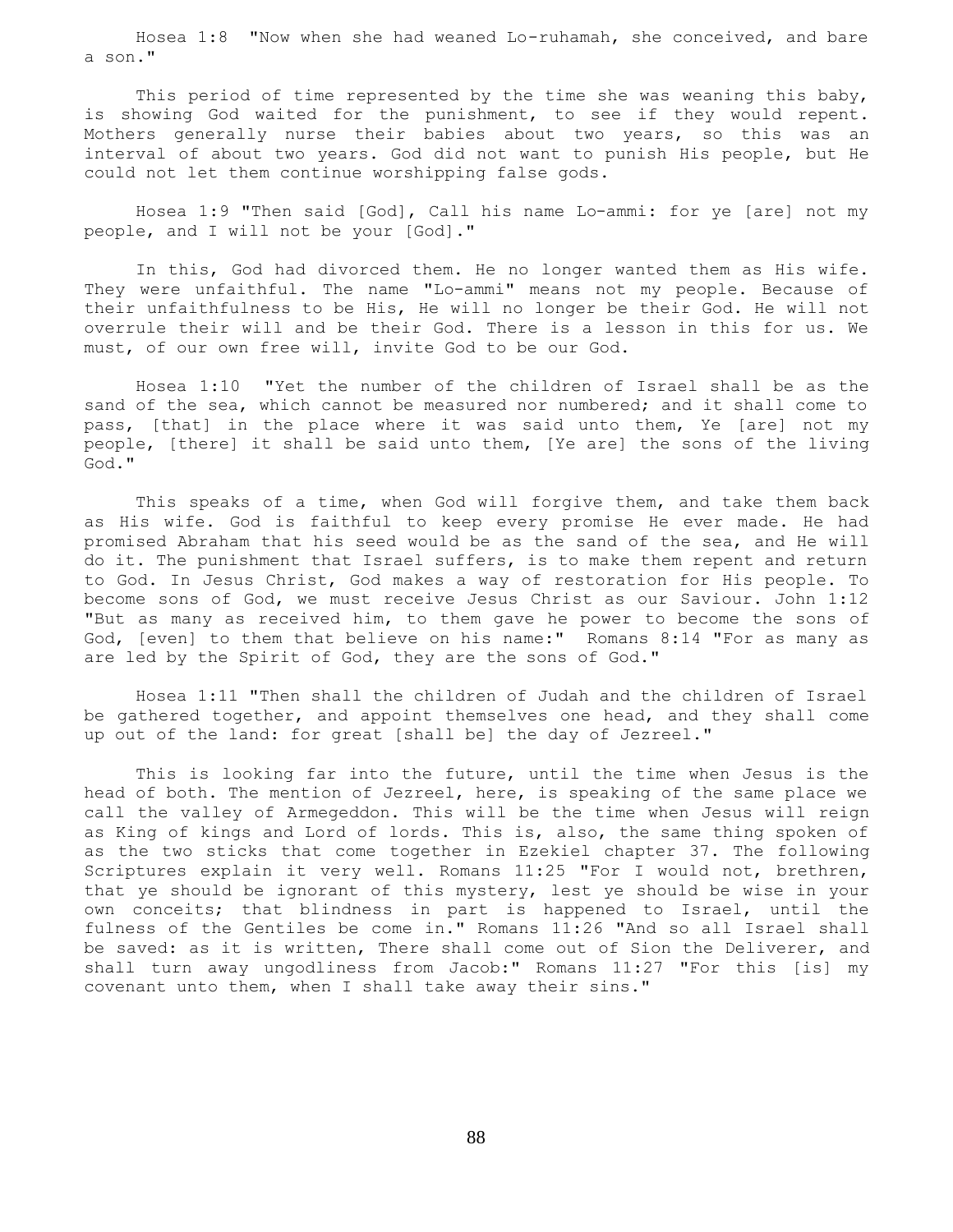Hosea 1:8 "Now when she had weaned Lo-ruhamah, she conceived, and bare a son."

This period of time represented by the time she was weaning this baby, is showing God waited for the punishment, to see if they would repent. Mothers generally nurse their babies about two years, so this was an interval of about two years. God did not want to punish His people, but He could not let them continue worshipping false gods.

Hosea 1:9 "Then said [God], Call his name Lo-ammi: for ye [are] not my people, and I will not be your [God]."

In this, God had divorced them. He no longer wanted them as His wife. They were unfaithful. The name "Lo-ammi" means not my people. Because of their unfaithfulness to be His, He will no longer be their God. He will not overrule their will and be their God. There is a lesson in this for us. We must, of our own free will, invite God to be our God.

Hosea 1:10 "Yet the number of the children of Israel shall be as the sand of the sea, which cannot be measured nor numbered; and it shall come to pass, [that] in the place where it was said unto them, Ye [are] not my people, [there] it shall be said unto them, [Ye are] the sons of the living God."

This speaks of a time, when God will forgive them, and take them back as His wife. God is faithful to keep every promise He ever made. He had promised Abraham that his seed would be as the sand of the sea, and He will do it. The punishment that Israel suffers, is to make them repent and return to God. In Jesus Christ, God makes a way of restoration for His people. To become sons of God, we must receive Jesus Christ as our Saviour. John 1:12 "But as many as received him, to them gave he power to become the sons of God, [even] to them that believe on his name:" Romans 8:14 "For as many as are led by the Spirit of God, they are the sons of God."

Hosea 1:11 "Then shall the children of Judah and the children of Israel be gathered together, and appoint themselves one head, and they shall come up out of the land: for great [shall be] the day of Jezreel."

This is looking far into the future, until the time when Jesus is the head of both. The mention of Jezreel, here, is speaking of the same place we call the valley of Armegeddon. This will be the time when Jesus will reign as King of kings and Lord of lords. This is, also, the same thing spoken of as the two sticks that come together in Ezekiel chapter 37. The following Scriptures explain it very well. Romans 11:25 "For I would not, brethren, that ye should be ignorant of this mystery, lest ye should be wise in your own conceits; that blindness in part is happened to Israel, until the fulness of the Gentiles be come in." Romans 11:26 "And so all Israel shall be saved: as it is written, There shall come out of Sion the Deliverer, and shall turn away ungodliness from Jacob:" Romans 11:27 "For this [is] my covenant unto them, when I shall take away their sins."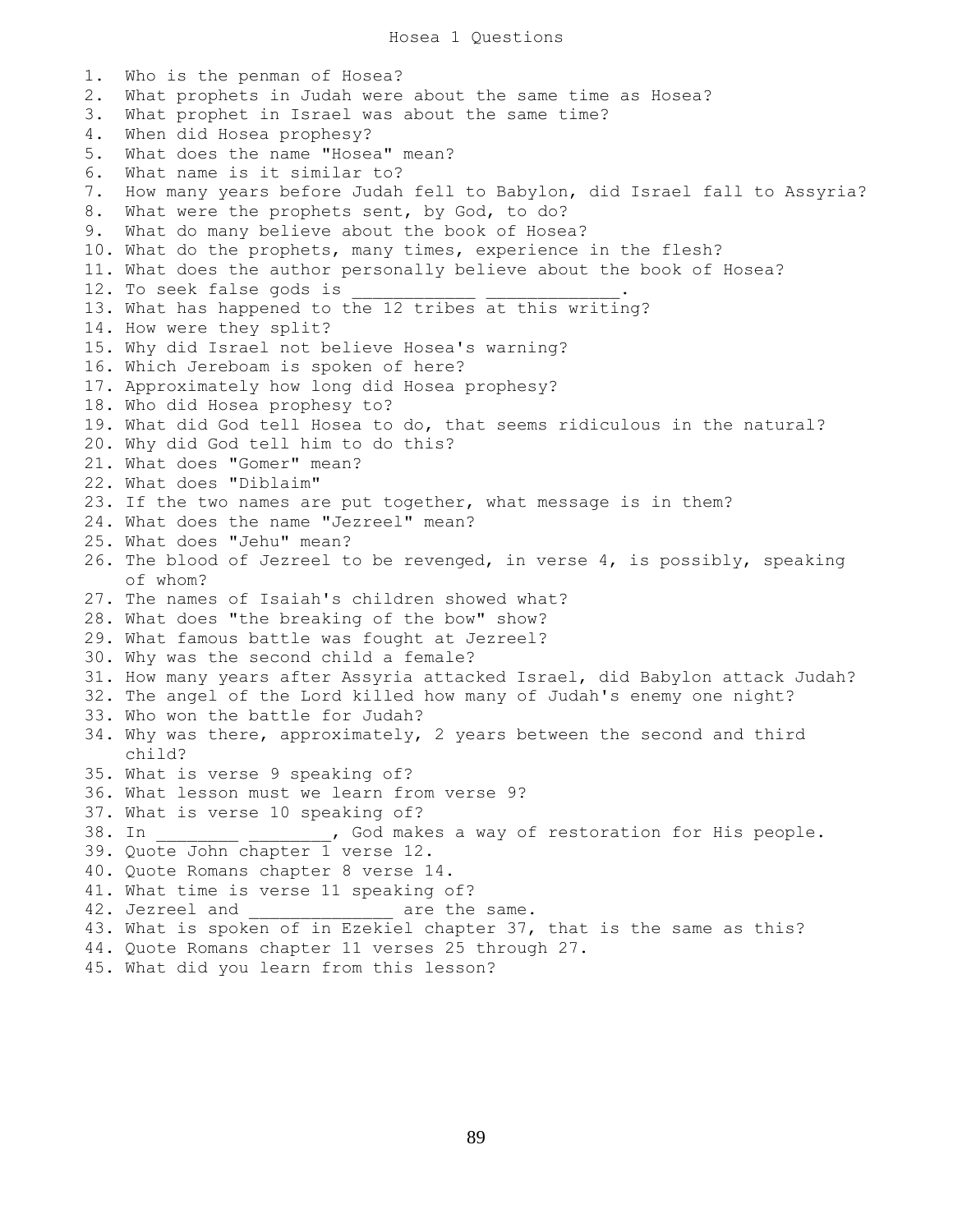# Hosea 1 Questions

1. Who is the penman of Hosea?
2. What prophets in Judah were about the same time as Hosea?
3. What prophet in Israel was about the same time?
4. When did Hosea prophesy?
5. What does the name "Hosea" mean?
6. What name is it similar to?
7. How many years before Judah fell to Babylon, did Israel fall to Assyria?
8. What were the prophets sent, by God, to do?
9. What do many believe about the book of Hosea?
10. What do the prophets, many times, experience in the flesh?
11. What does the author personally believe about the book of Hosea?
12. To seek false gods is ____________ _____________.
13. What has happened to the 12 tribes at this writing?
14. How were they split?
15. Why did Israel not believe Hosea's warning?
16. Which Jereboam is spoken of here?
17. Approximately how long did Hosea prophesy?
18. Who did Hosea prophesy to?
19. What did God tell Hosea to do, that seems ridiculous in the natural?
20. Why did God tell him to do this?
21. What does "Gomer" mean?
22. What does "Diblaim"
23. If the two names are put together, what message is in them?
24. What does the name "Jezreel" mean?
25. What does "Jehu" mean?
26. The blood of Jezreel to be revenged, in verse 4, is possibly, speaking of whom?
27. The names of Isaiah's children showed what?
28. What does "the breaking of the bow" show?
29. What famous battle was fought at Jezreel?
30. Why was the second child a female?
31. How many years after Assyria attacked Israel, did Babylon attack Judah?
32. The angel of the Lord killed how many of Judah's enemy one night?
33. Who won the battle for Judah?
34. Why was there, approximately, 2 years between the second and third child?
35. What is verse 9 speaking of?
36. What lesson must we learn from verse 9?
37. What is verse 10 speaking of?
38. In ________ ________, God makes a way of restoration for His people.
39. Quote John chapter 1 verse 12.
40. Quote Romans chapter 8 verse 14.
41. What time is verse 11 speaking of?
42. Jezreel and ______________ are the same.
43. What is spoken of in Ezekiel chapter 37, that is the same as this?
44. Quote Romans chapter 11 verses 25 through 27.
45. What did you learn from this lesson?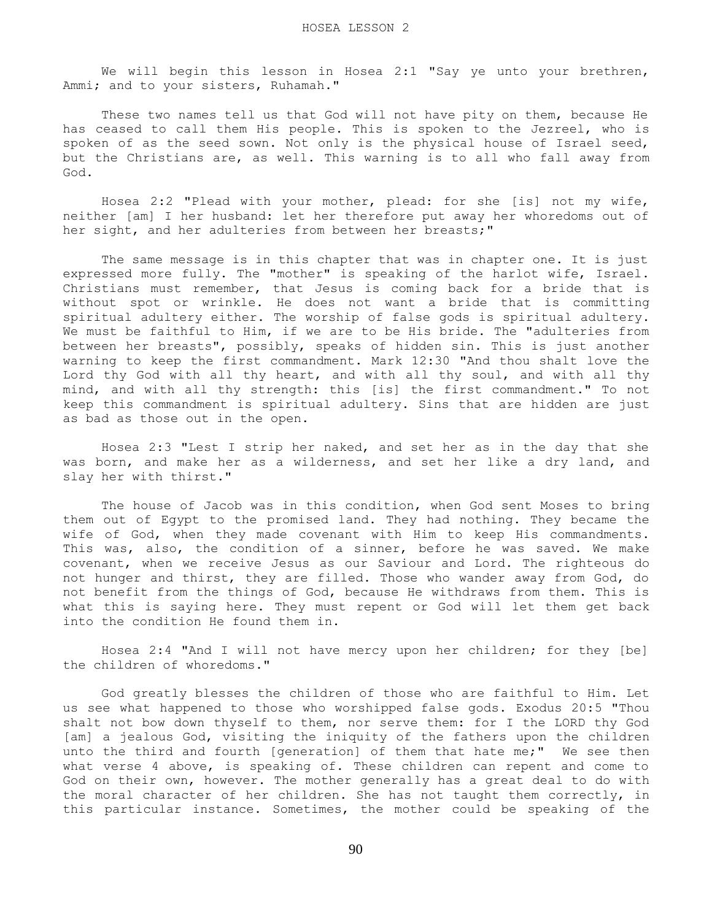# HOSEA LESSON 2

We will begin this lesson in Hosea 2:1 "Say ye unto your brethren, Ammi; and to your sisters, Ruhamah."

These two names tell us that God will not have pity on them, because He has ceased to call them His people. This is spoken to the Jezreel, who is spoken of as the seed sown. Not only is the physical house of Israel seed, but the Christians are, as well. This warning is to all who fall away from God.

Hosea 2:2 "Plead with your mother, plead: for she [is] not my wife, neither [am] I her husband: let her therefore put away her whoredoms out of her sight, and her adulteries from between her breasts;"

The same message is in this chapter that was in chapter one. It is just expressed more fully. The "mother" is speaking of the harlot wife, Israel. Christians must remember, that Jesus is coming back for a bride that is without spot or wrinkle. He does not want a bride that is committing spiritual adultery either. The worship of false gods is spiritual adultery. We must be faithful to Him, if we are to be His bride. The "adulteries from between her breasts", possibly, speaks of hidden sin. This is just another warning to keep the first commandment. Mark 12:30 "And thou shalt love the Lord thy God with all thy heart, and with all thy soul, and with all thy mind, and with all thy strength: this [is] the first commandment." To not keep this commandment is spiritual adultery. Sins that are hidden are just as bad as those out in the open.

Hosea 2:3 "Lest I strip her naked, and set her as in the day that she was born, and make her as a wilderness, and set her like a dry land, and slay her with thirst."

The house of Jacob was in this condition, when God sent Moses to bring them out of Egypt to the promised land. They had nothing. They became the wife of God, when they made covenant with Him to keep His commandments. This was, also, the condition of a sinner, before he was saved. We make covenant, when we receive Jesus as our Saviour and Lord. The righteous do not hunger and thirst, they are filled. Those who wander away from God, do not benefit from the things of God, because He withdraws from them. This is what this is saying here. They must repent or God will let them get back into the condition He found them in.

Hosea 2:4 "And I will not have mercy upon her children; for they [be] the children of whoredoms."

God greatly blesses the children of those who are faithful to Him. Let us see what happened to those who worshipped false gods. Exodus 20:5 "Thou shalt not bow down thyself to them, nor serve them: for I the LORD thy God [am] a jealous God, visiting the iniquity of the fathers upon the children unto the third and fourth [generation] of them that hate me;" We see then what verse 4 above, is speaking of. These children can repent and come to God on their own, however. The mother generally has a great deal to do with the moral character of her children. She has not taught them correctly, in this particular instance. Sometimes, the mother could be speaking of the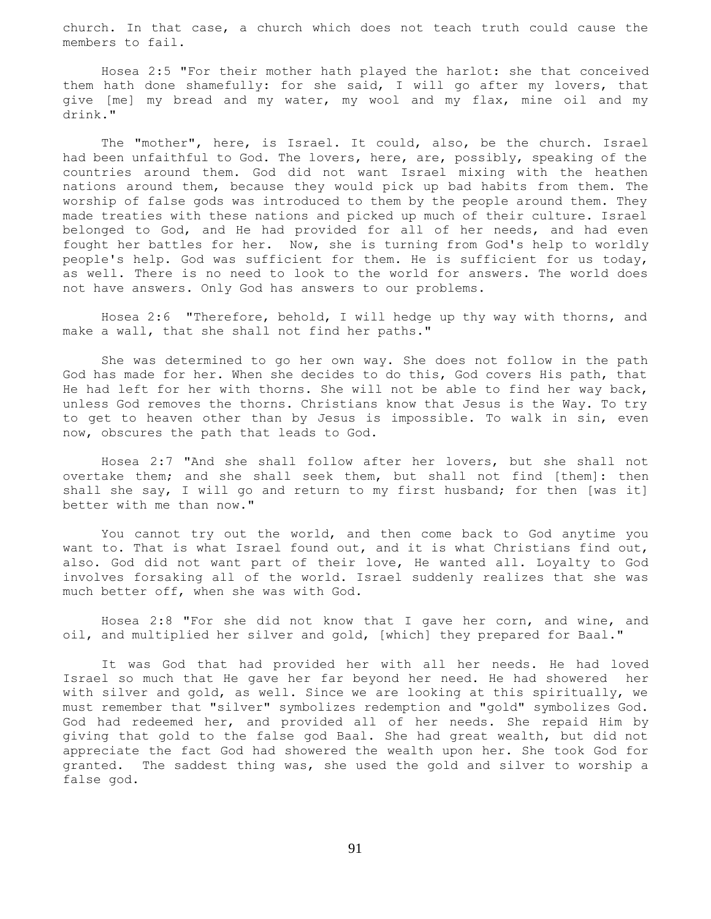church. In that case, a church which does not teach truth could cause the members to fail.

Hosea 2:5 "For their mother hath played the harlot: she that conceived them hath done shamefully: for she said, I will go after my lovers, that give [me] my bread and my water, my wool and my flax, mine oil and my drink."

The "mother", here, is Israel. It could, also, be the church. Israel had been unfaithful to God. The lovers, here, are, possibly, speaking of the countries around them. God did not want Israel mixing with the heathen nations around them, because they would pick up bad habits from them. The worship of false gods was introduced to them by the people around them. They made treaties with these nations and picked up much of their culture. Israel belonged to God, and He had provided for all of her needs, and had even fought her battles for her. Now, she is turning from God's help to worldly people's help. God was sufficient for them. He is sufficient for us today, as well. There is no need to look to the world for answers. The world does not have answers. Only God has answers to our problems.

Hosea 2:6 "Therefore, behold, I will hedge up thy way with thorns, and make a wall, that she shall not find her paths."

She was determined to go her own way. She does not follow in the path God has made for her. When she decides to do this, God covers His path, that He had left for her with thorns. She will not be able to find her way back, unless God removes the thorns. Christians know that Jesus is the Way. To try to get to heaven other than by Jesus is impossible. To walk in sin, even now, obscures the path that leads to God.

Hosea 2:7 "And she shall follow after her lovers, but she shall not overtake them; and she shall seek them, but shall not find [them]: then shall she say, I will go and return to my first husband; for then [was it] better with me than now."

You cannot try out the world, and then come back to God anytime you want to. That is what Israel found out, and it is what Christians find out, also. God did not want part of their love, He wanted all. Loyalty to God involves forsaking all of the world. Israel suddenly realizes that she was much better off, when she was with God.

Hosea 2:8 "For she did not know that I gave her corn, and wine, and oil, and multiplied her silver and gold, [which] they prepared for Baal."

It was God that had provided her with all her needs. He had loved Israel so much that He gave her far beyond her need. He had showered her with silver and gold, as well. Since we are looking at this spiritually, we must remember that "silver" symbolizes redemption and "gold" symbolizes God. God had redeemed her, and provided all of her needs. She repaid Him by giving that gold to the false god Baal. She had great wealth, but did not appreciate the fact God had showered the wealth upon her. She took God for granted. The saddest thing was, she used the gold and silver to worship a false god.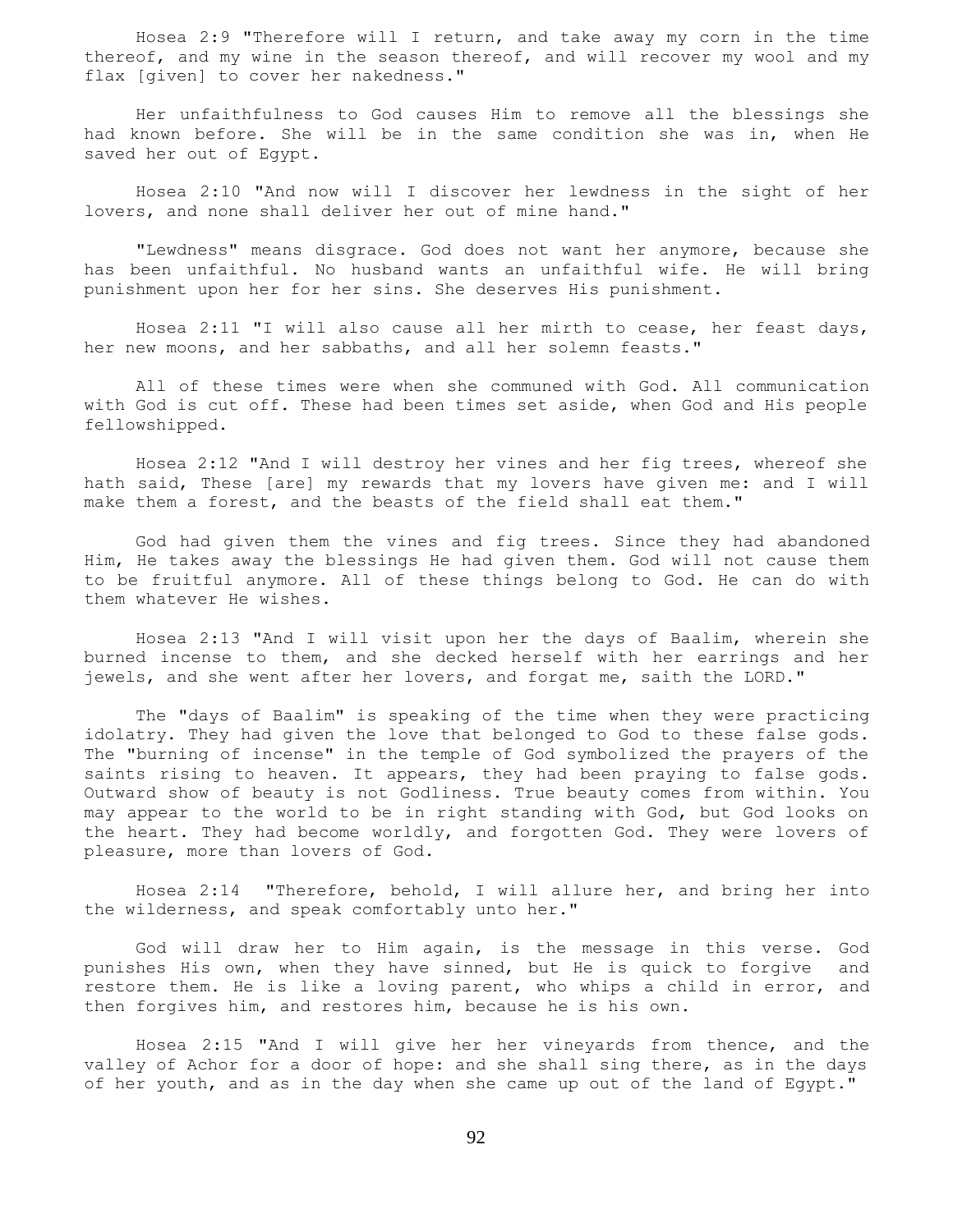Hosea 2:9 "Therefore will I return, and take away my corn in the time thereof, and my wine in the season thereof, and will recover my wool and my flax [given] to cover her nakedness."

Her unfaithfulness to God causes Him to remove all the blessings she had known before. She will be in the same condition she was in, when He saved her out of Egypt.

Hosea 2:10 "And now will I discover her lewdness in the sight of her lovers, and none shall deliver her out of mine hand."

"Lewdness" means disgrace. God does not want her anymore, because she has been unfaithful. No husband wants an unfaithful wife. He will bring punishment upon her for her sins. She deserves His punishment.

Hosea 2:11 "I will also cause all her mirth to cease, her feast days, her new moons, and her sabbaths, and all her solemn feasts."

All of these times were when she communed with God. All communication with God is cut off. These had been times set aside, when God and His people fellowshipped.

Hosea 2:12 "And I will destroy her vines and her fig trees, whereof she hath said, These [are] my rewards that my lovers have given me: and I will make them a forest, and the beasts of the field shall eat them."

God had given them the vines and fig trees. Since they had abandoned Him, He takes away the blessings He had given them. God will not cause them to be fruitful anymore. All of these things belong to God. He can do with them whatever He wishes.

Hosea 2:13 "And I will visit upon her the days of Baalim, wherein she burned incense to them, and she decked herself with her earrings and her jewels, and she went after her lovers, and forgat me, saith the LORD."

The "days of Baalim" is speaking of the time when they were practicing idolatry. They had given the love that belonged to God to these false gods. The "burning of incense" in the temple of God symbolized the prayers of the saints rising to heaven. It appears, they had been praying to false gods. Outward show of beauty is not Godliness. True beauty comes from within. You may appear to the world to be in right standing with God, but God looks on the heart. They had become worldly, and forgotten God. They were lovers of pleasure, more than lovers of God.

Hosea 2:14 "Therefore, behold, I will allure her, and bring her into the wilderness, and speak comfortably unto her."

God will draw her to Him again, is the message in this verse. God punishes His own, when they have sinned, but He is quick to forgive and restore them. He is like a loving parent, who whips a child in error, and then forgives him, and restores him, because he is his own.

Hosea 2:15 "And I will give her her vineyards from thence, and the valley of Achor for a door of hope: and she shall sing there, as in the days of her youth, and as in the day when she came up out of the land of Egypt."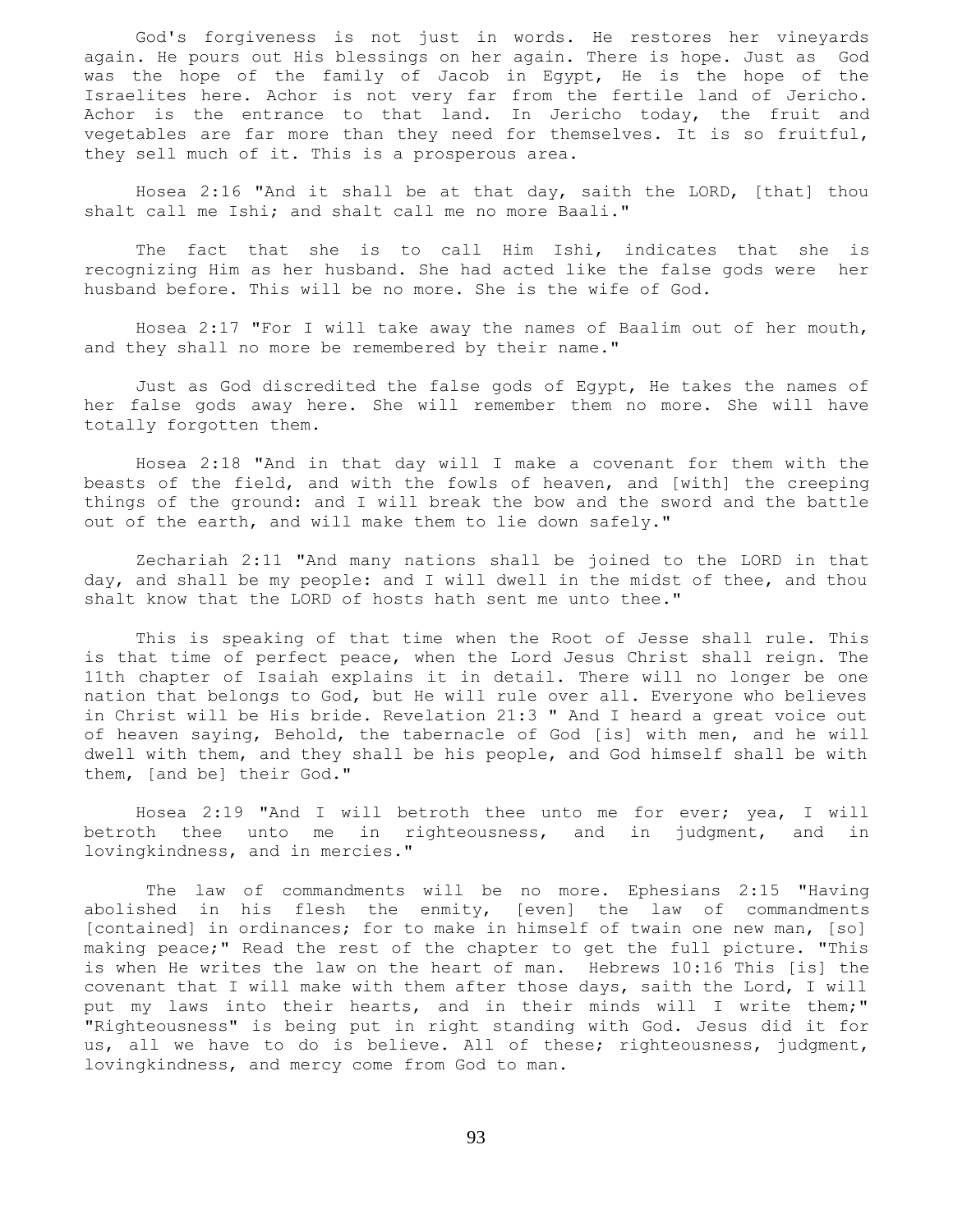God's forgiveness is not just in words. He restores her vineyards again. He pours out His blessings on her again. There is hope. Just as God was the hope of the family of Jacob in Egypt, He is the hope of the Israelites here. Achor is not very far from the fertile land of Jericho. Achor is the entrance to that land. In Jericho today, the fruit and vegetables are far more than they need for themselves. It is so fruitful, they sell much of it. This is a prosperous area.

Hosea 2:16 "And it shall be at that day, saith the LORD, [that] thou shalt call me Ishi; and shalt call me no more Baali."

The fact that she is to call Him Ishi, indicates that she is recognizing Him as her husband. She had acted like the false gods were her husband before. This will be no more. She is the wife of God.

Hosea 2:17 "For I will take away the names of Baalim out of her mouth, and they shall no more be remembered by their name."

Just as God discredited the false gods of Egypt, He takes the names of her false gods away here. She will remember them no more. She will have totally forgotten them.

Hosea 2:18 "And in that day will I make a covenant for them with the beasts of the field, and with the fowls of heaven, and [with] the creeping things of the ground: and I will break the bow and the sword and the battle out of the earth, and will make them to lie down safely."

Zechariah 2:11 "And many nations shall be joined to the LORD in that day, and shall be my people: and I will dwell in the midst of thee, and thou shalt know that the LORD of hosts hath sent me unto thee."

This is speaking of that time when the Root of Jesse shall rule. This is that time of perfect peace, when the Lord Jesus Christ shall reign. The 11th chapter of Isaiah explains it in detail. There will no longer be one nation that belongs to God, but He will rule over all. Everyone who believes in Christ will be His bride. Revelation 21:3 " And I heard a great voice out of heaven saying, Behold, the tabernacle of God [is] with men, and he will dwell with them, and they shall be his people, and God himself shall be with them, [and be] their God."

Hosea 2:19 "And I will betroth thee unto me for ever; yea, I will betroth thee unto me in righteousness, and in judgment, and in lovingkindness, and in mercies."

The law of commandments will be no more. Ephesians 2:15 "Having abolished in his flesh the enmity, [even] the law of commandments [contained] in ordinances; for to make in himself of twain one new man, [so] making peace;" Read the rest of the chapter to get the full picture. "This is when He writes the law on the heart of man. Hebrews 10:16 This [is] the covenant that I will make with them after those days, saith the Lord, I will put my laws into their hearts, and in their minds will I write them;" "Righteousness" is being put in right standing with God. Jesus did it for us, all we have to do is believe. All of these; righteousness, judgment, lovingkindness, and mercy come from God to man.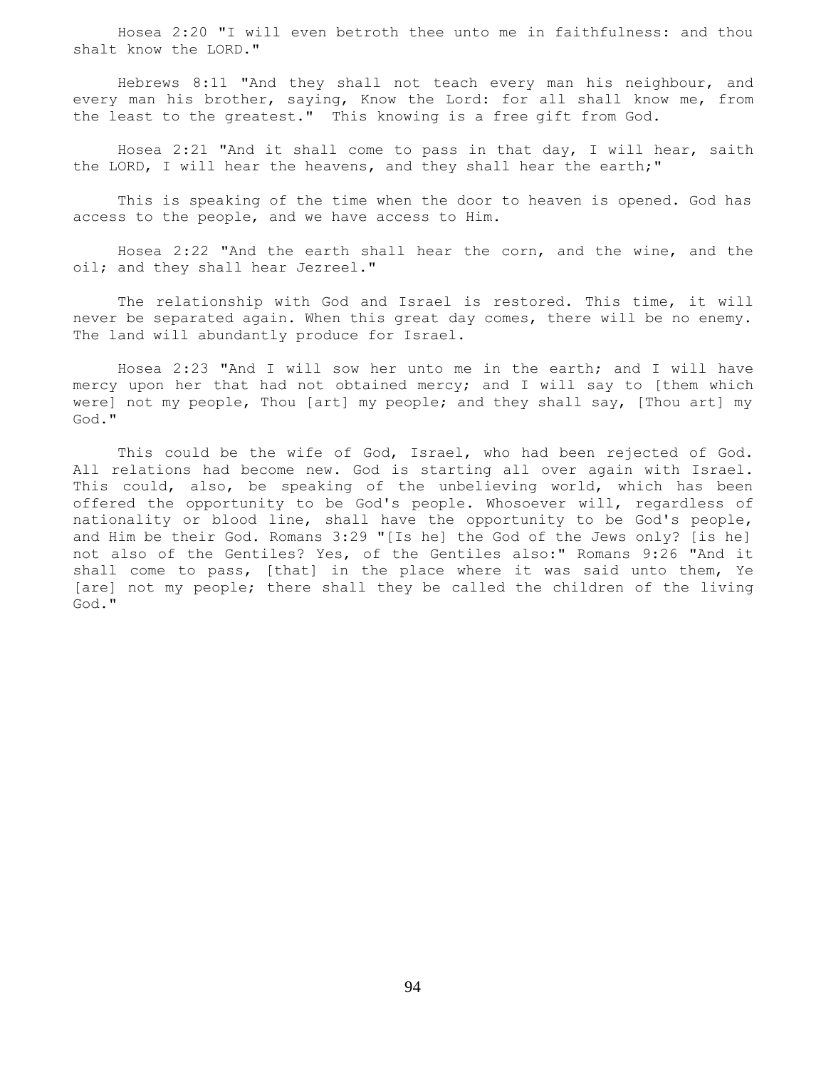Hosea 2:20 "I will even betroth thee unto me in faithfulness: and thou shalt know the LORD."

Hebrews 8:11 "And they shall not teach every man his neighbour, and every man his brother, saying, Know the Lord: for all shall know me, from the least to the greatest." This knowing is a free gift from God.

Hosea 2:21 "And it shall come to pass in that day, I will hear, saith the LORD, I will hear the heavens, and they shall hear the earth;"

This is speaking of the time when the door to heaven is opened. God has access to the people, and we have access to Him.

Hosea 2:22 "And the earth shall hear the corn, and the wine, and the oil; and they shall hear Jezreel."

The relationship with God and Israel is restored. This time, it will never be separated again. When this great day comes, there will be no enemy. The land will abundantly produce for Israel.

Hosea 2:23 "And I will sow her unto me in the earth; and I will have mercy upon her that had not obtained mercy; and I will say to [them which were] not my people, Thou [art] my people; and they shall say, [Thou art] my God."

This could be the wife of God, Israel, who had been rejected of God. All relations had become new. God is starting all over again with Israel. This could, also, be speaking of the unbelieving world, which has been offered the opportunity to be God's people. Whosoever will, regardless of nationality or blood line, shall have the opportunity to be God's people, and Him be their God. Romans 3:29 "[Is he] the God of the Jews only? [is he] not also of the Gentiles? Yes, of the Gentiles also:" Romans 9:26 "And it shall come to pass, [that] in the place where it was said unto them, Ye [are] not my people; there shall they be called the children of the living God."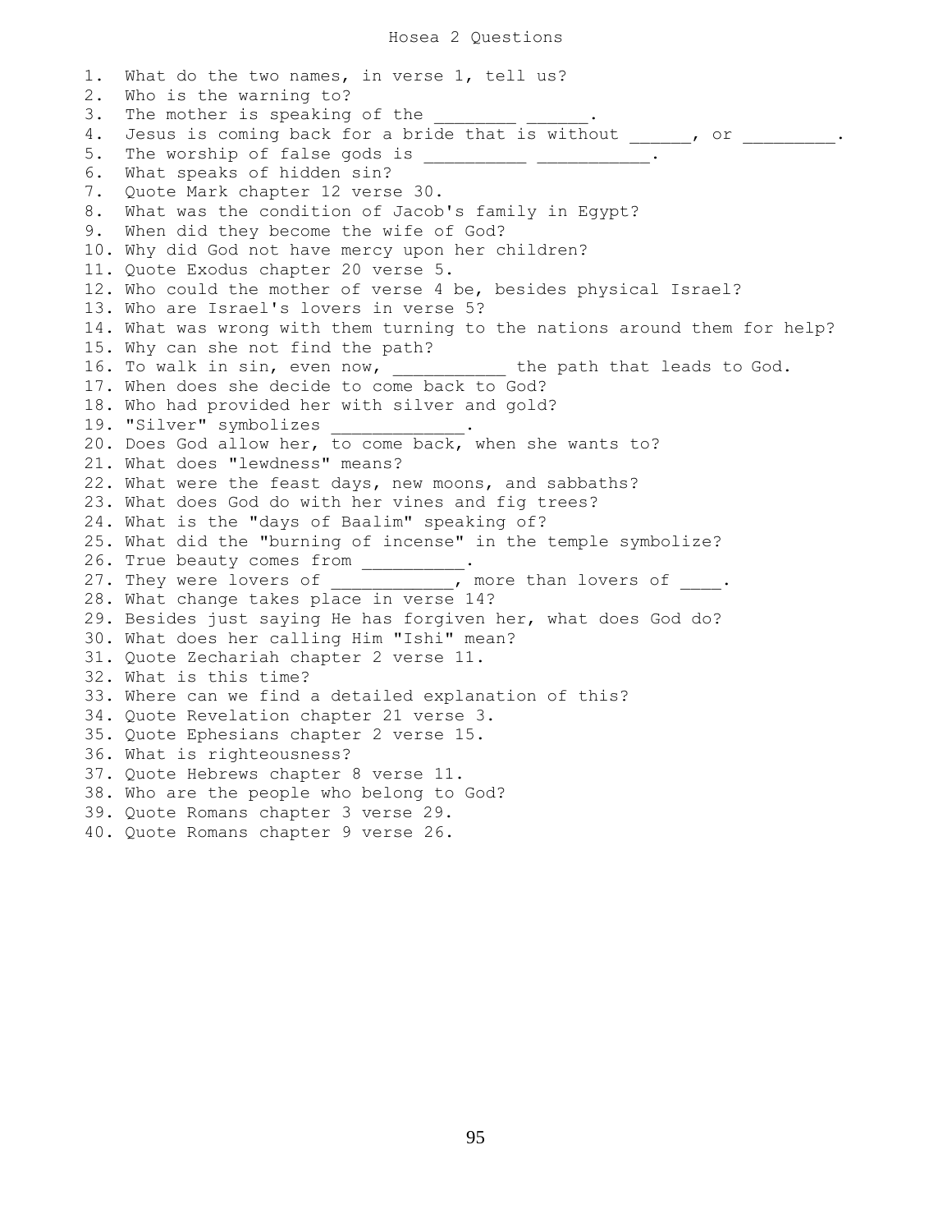# Hosea 2 Questions

1. What do the two names, in verse 1, tell us?
2. Who is the warning to?
3. The mother is speaking of the ________ ______.
4. Jesus is coming back for a bride that is without ______, or _________.
5. The worship of false gods is __________ ___________.
6. What speaks of hidden sin?
7. Quote Mark chapter 12 verse 30.
8. What was the condition of Jacob's family in Egypt?
9. When did they become the wife of God?
10. Why did God not have mercy upon her children?
11. Quote Exodus chapter 20 verse 5.
12. Who could the mother of verse 4 be, besides physical Israel?
13. Who are Israel's lovers in verse 5?
14. What was wrong with them turning to the nations around them for help?
15. Why can she not find the path?
16. To walk in sin, even now, ___________ the path that leads to God.
17. When does she decide to come back to God?
18. Who had provided her with silver and gold?
19. "Silver" symbolizes _____________.
20. Does God allow her, to come back, when she wants to?
21. What does "lewdness" means?
22. What were the feast days, new moons, and sabbaths?
23. What does God do with her vines and fig trees?
24. What is the "days of Baalim" speaking of?
25. What did the "burning of incense" in the temple symbolize?
26. True beauty comes from __________.
27. They were lovers of ____________, more than lovers of ____.
28. What change takes place in verse 14?
29. Besides just saying He has forgiven her, what does God do?
30. What does her calling Him "Ishi" mean?
31. Quote Zechariah chapter 2 verse 11.
32. What is this time?
33. Where can we find a detailed explanation of this?
34. Quote Revelation chapter 21 verse 3.
35. Quote Ephesians chapter 2 verse 15.
36. What is righteousness?
37. Quote Hebrews chapter 8 verse 11.
38. Who are the people who belong to God?
39. Quote Romans chapter 3 verse 29.
40. Quote Romans chapter 9 verse 26.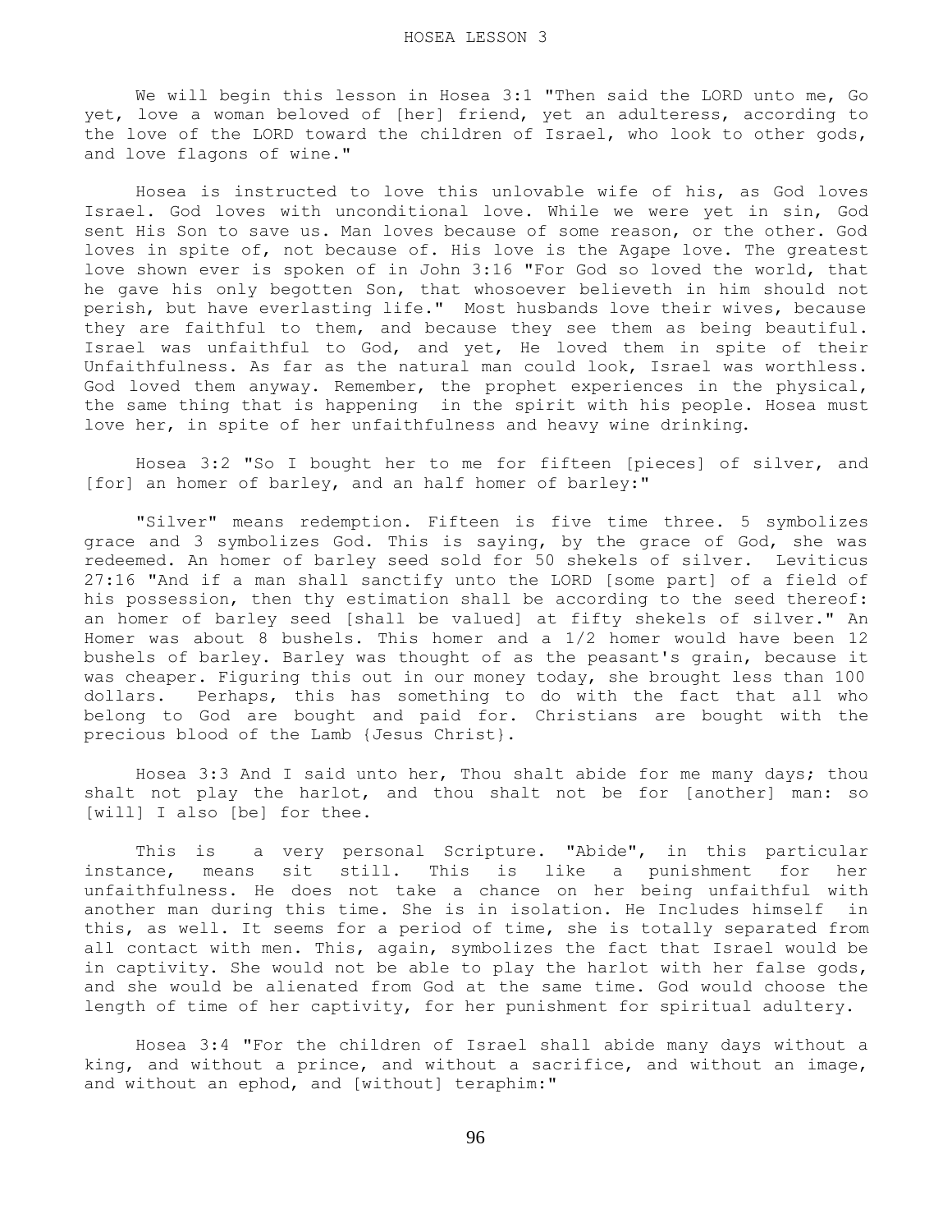# HOSEA LESSON 3

We will begin this lesson in Hosea 3:1 "Then said the LORD unto me, Go yet, love a woman beloved of [her] friend, yet an adulteress, according to the love of the LORD toward the children of Israel, who look to other gods, and love flagons of wine."

Hosea is instructed to love this unlovable wife of his, as God loves Israel. God loves with unconditional love. While we were yet in sin, God sent His Son to save us. Man loves because of some reason, or the other. God loves in spite of, not because of. His love is the Agape love. The greatest love shown ever is spoken of in John 3:16 "For God so loved the world, that he gave his only begotten Son, that whosoever believeth in him should not perish, but have everlasting life." Most husbands love their wives, because they are faithful to them, and because they see them as being beautiful. Israel was unfaithful to God, and yet, He loved them in spite of their Unfaithfulness. As far as the natural man could look, Israel was worthless. God loved them anyway. Remember, the prophet experiences in the physical, the same thing that is happening in the spirit with his people. Hosea must love her, in spite of her unfaithfulness and heavy wine drinking.

Hosea 3:2 "So I bought her to me for fifteen [pieces] of silver, and [for] an homer of barley, and an half homer of barley:"

"Silver" means redemption. Fifteen is five time three. 5 symbolizes grace and 3 symbolizes God. This is saying, by the grace of God, she was redeemed. An homer of barley seed sold for 50 shekels of silver. Leviticus 27:16 "And if a man shall sanctify unto the LORD [some part] of a field of his possession, then thy estimation shall be according to the seed thereof: an homer of barley seed [shall be valued] at fifty shekels of silver." An Homer was about 8 bushels. This homer and a 1/2 homer would have been 12 bushels of barley. Barley was thought of as the peasant's grain, because it was cheaper. Figuring this out in our money today, she brought less than 100 dollars. Perhaps, this has something to do with the fact that all who belong to God are bought and paid for. Christians are bought with the precious blood of the Lamb {Jesus Christ}.

Hosea 3:3 And I said unto her, Thou shalt abide for me many days; thou shalt not play the harlot, and thou shalt not be for [another] man: so [will] I also [be] for thee.

This is a very personal Scripture. "Abide", in this particular instance, means sit still. This is like a punishment for her unfaithfulness. He does not take a chance on her being unfaithful with another man during this time. She is in isolation. He Includes himself in this, as well. It seems for a period of time, she is totally separated from all contact with men. This, again, symbolizes the fact that Israel would be in captivity. She would not be able to play the harlot with her false gods, and she would be alienated from God at the same time. God would choose the length of time of her captivity, for her punishment for spiritual adultery.

Hosea 3:4 "For the children of Israel shall abide many days without a king, and without a prince, and without a sacrifice, and without an image, and without an ephod, and [without] teraphim:"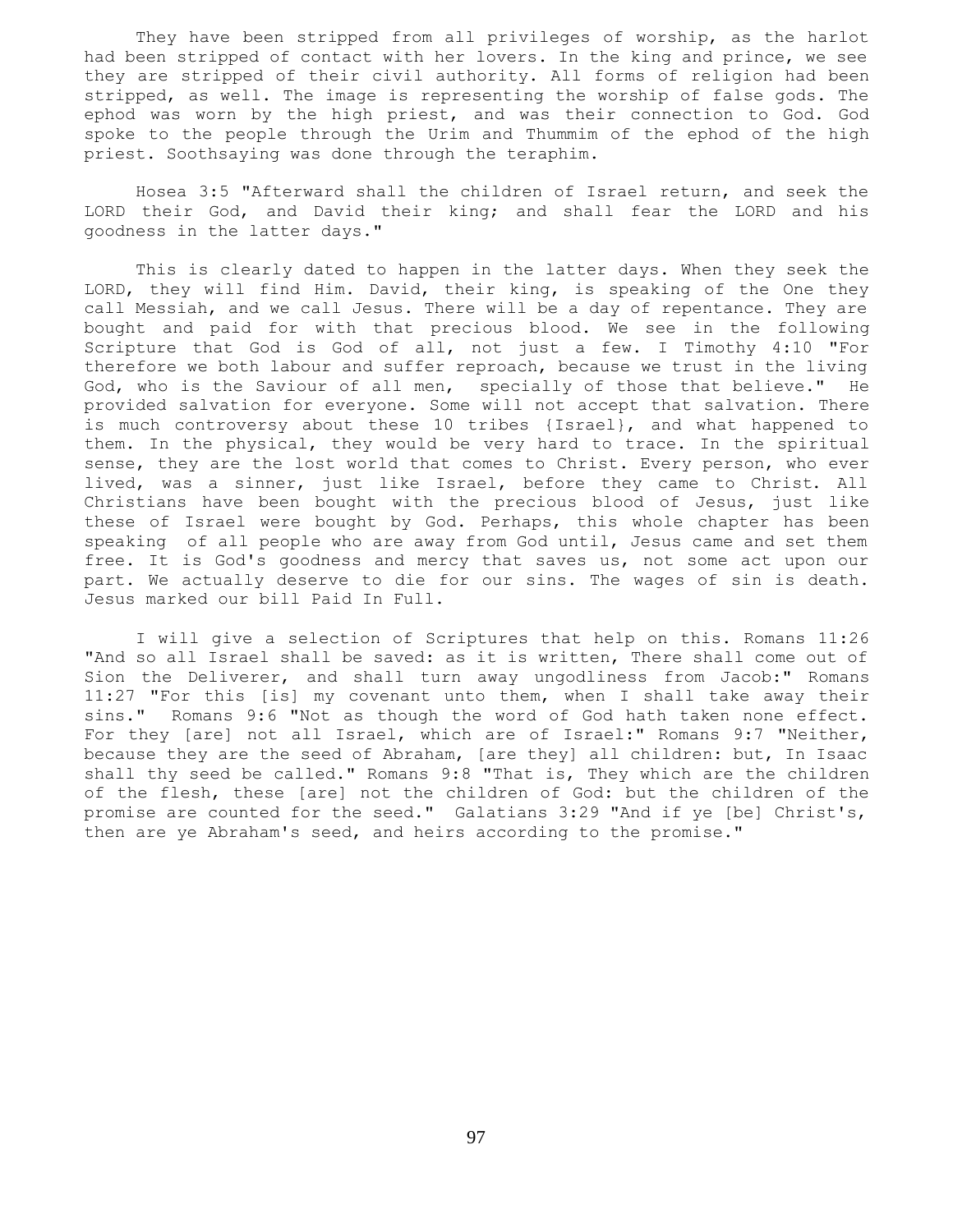They have been stripped from all privileges of worship, as the harlot had been stripped of contact with her lovers. In the king and prince, we see they are stripped of their civil authority. All forms of religion had been stripped, as well. The image is representing the worship of false gods. The ephod was worn by the high priest, and was their connection to God. God spoke to the people through the Urim and Thummim of the ephod of the high priest. Soothsaying was done through the teraphim.

Hosea 3:5 "Afterward shall the children of Israel return, and seek the LORD their God, and David their king; and shall fear the LORD and his goodness in the latter days."

This is clearly dated to happen in the latter days. When they seek the LORD, they will find Him. David, their king, is speaking of the One they call Messiah, and we call Jesus. There will be a day of repentance. They are bought and paid for with that precious blood. We see in the following Scripture that God is God of all, not just a few. I Timothy 4:10 "For therefore we both labour and suffer reproach, because we trust in the living God, who is the Saviour of all men, specially of those that believe." He provided salvation for everyone. Some will not accept that salvation. There is much controversy about these 10 tribes {Israel}, and what happened to them. In the physical, they would be very hard to trace. In the spiritual sense, they are the lost world that comes to Christ. Every person, who ever lived, was a sinner, just like Israel, before they came to Christ. All Christians have been bought with the precious blood of Jesus, just like these of Israel were bought by God. Perhaps, this whole chapter has been speaking of all people who are away from God until, Jesus came and set them free. It is God's goodness and mercy that saves us, not some act upon our part. We actually deserve to die for our sins. The wages of sin is death. Jesus marked our bill Paid In Full.

I will give a selection of Scriptures that help on this. Romans 11:26 "And so all Israel shall be saved: as it is written, There shall come out of Sion the Deliverer, and shall turn away ungodliness from Jacob:" Romans 11:27 "For this [is] my covenant unto them, when I shall take away their sins." Romans 9:6 "Not as though the word of God hath taken none effect. For they [are] not all Israel, which are of Israel:" Romans 9:7 "Neither, because they are the seed of Abraham, [are they] all children: but, In Isaac shall thy seed be called." Romans 9:8 "That is, They which are the children of the flesh, these [are] not the children of God: but the children of the promise are counted for the seed." Galatians 3:29 "And if ye [be] Christ's, then are ye Abraham's seed, and heirs according to the promise."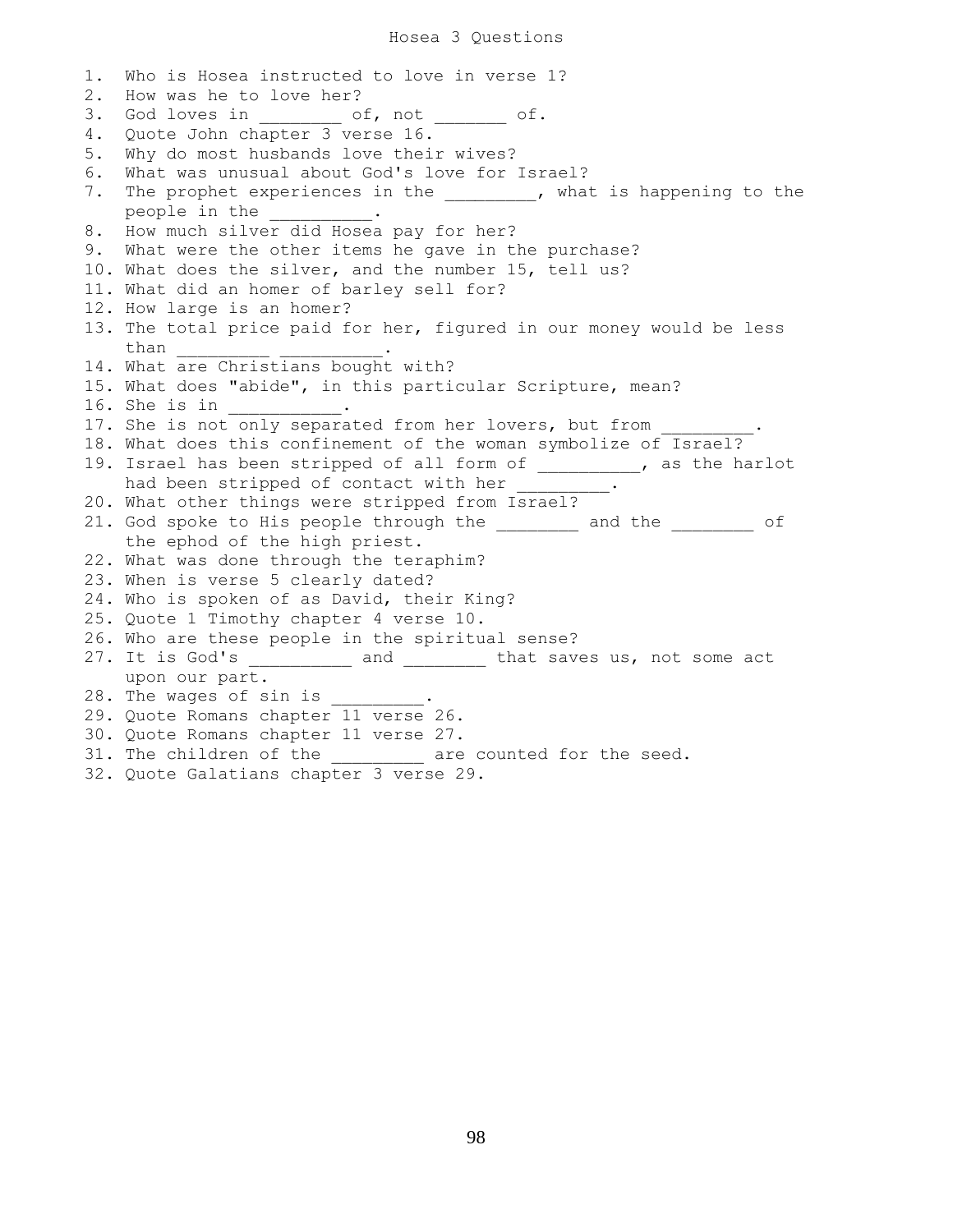# Hosea 3 Questions

1. Who is Hosea instructed to love in verse 1?
2. How was he to love her?
3. God loves in ________ of, not _______ of.
4. Quote John chapter 3 verse 16.
5. Why do most husbands love their wives?
6. What was unusual about God's love for Israel?
7. The prophet experiences in the _________, what is happening to the people in the __________.
8. How much silver did Hosea pay for her?
9. What were the other items he gave in the purchase?
10. What does the silver, and the number 15, tell us?
11. What did an homer of barley sell for?
12. How large is an homer?
13. The total price paid for her, figured in our money would be less than _________ __________.
14. What are Christians bought with?
15. What does "abide", in this particular Scripture, mean?
16. She is in ___________.
17. She is not only separated from her lovers, but from _________.
18. What does this confinement of the woman symbolize of Israel?
19. Israel has been stripped of all form of __________, as the harlot had been stripped of contact with her _________.
20. What other things were stripped from Israel?
21. God spoke to His people through the ________ and the ________ of the ephod of the high priest.
22. What was done through the teraphim?
23. When is verse 5 clearly dated?
24. Who is spoken of as David, their King?
25. Quote 1 Timothy chapter 4 verse 10.
26. Who are these people in the spiritual sense?
27. It is God's __________ and ________ that saves us, not some act upon our part.
28. The wages of sin is _________.
29. Quote Romans chapter 11 verse 26.
30. Quote Romans chapter 11 verse 27.
31. The children of the _________ are counted for the seed.
32. Quote Galatians chapter 3 verse 29.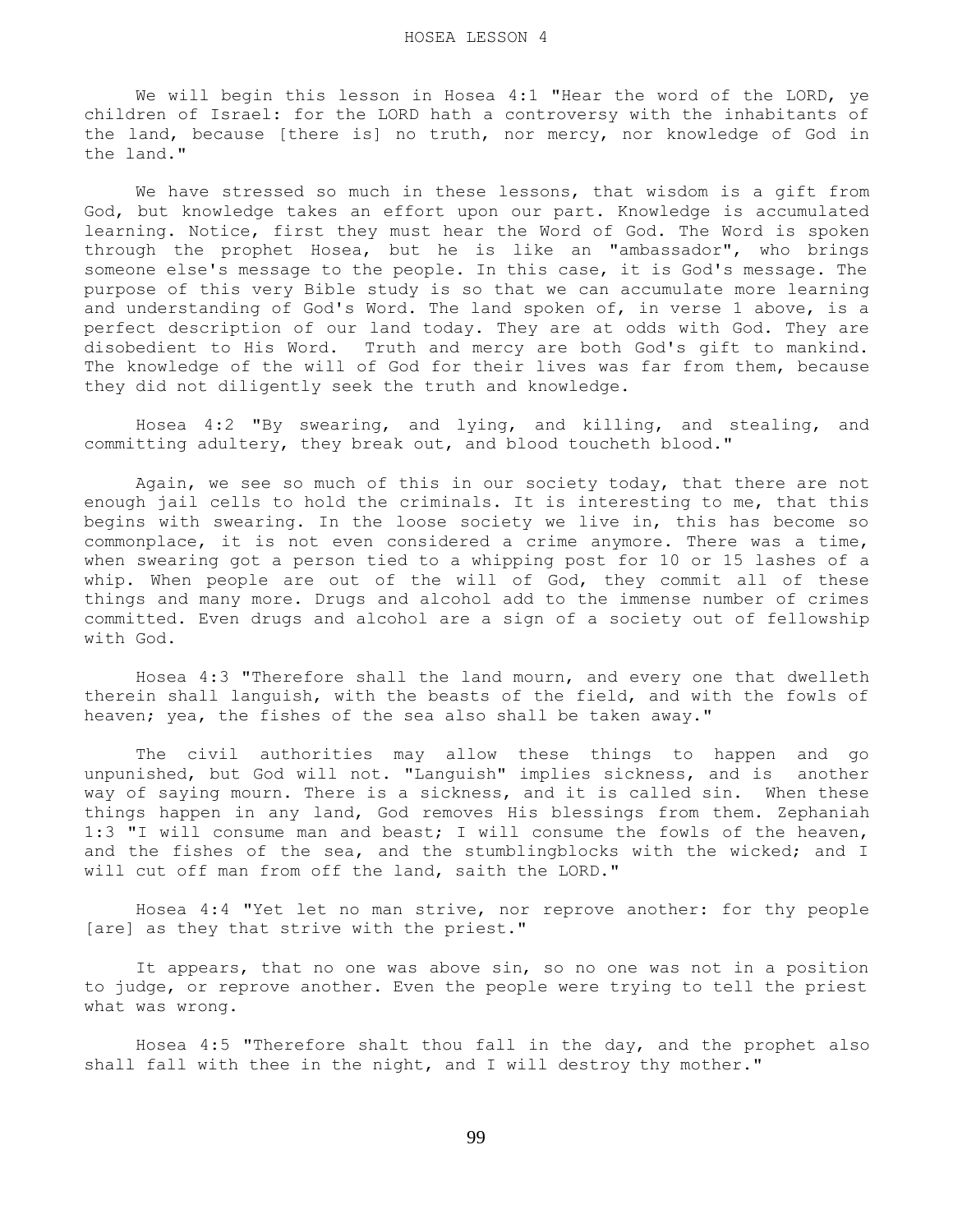# HOSEA LESSON 4

We will begin this lesson in Hosea 4:1 "Hear the word of the LORD, ye children of Israel: for the LORD hath a controversy with the inhabitants of the land, because [there is] no truth, nor mercy, nor knowledge of God in the land."

We have stressed so much in these lessons, that wisdom is a gift from God, but knowledge takes an effort upon our part. Knowledge is accumulated learning. Notice, first they must hear the Word of God. The Word is spoken through the prophet Hosea, but he is like an "ambassador", who brings someone else's message to the people. In this case, it is God's message. The purpose of this very Bible study is so that we can accumulate more learning and understanding of God's Word. The land spoken of, in verse 1 above, is a perfect description of our land today. They are at odds with God. They are disobedient to His Word. Truth and mercy are both God's gift to mankind. The knowledge of the will of God for their lives was far from them, because they did not diligently seek the truth and knowledge.

Hosea 4:2 "By swearing, and lying, and killing, and stealing, and committing adultery, they break out, and blood toucheth blood."

Again, we see so much of this in our society today, that there are not enough jail cells to hold the criminals. It is interesting to me, that this begins with swearing. In the loose society we live in, this has become so commonplace, it is not even considered a crime anymore. There was a time, when swearing got a person tied to a whipping post for 10 or 15 lashes of a whip. When people are out of the will of God, they commit all of these things and many more. Drugs and alcohol add to the immense number of crimes committed. Even drugs and alcohol are a sign of a society out of fellowship with God.

Hosea 4:3 "Therefore shall the land mourn, and every one that dwelleth therein shall languish, with the beasts of the field, and with the fowls of heaven; yea, the fishes of the sea also shall be taken away."

The civil authorities may allow these things to happen and go unpunished, but God will not. "Languish" implies sickness, and is another way of saying mourn. There is a sickness, and it is called sin. When these things happen in any land, God removes His blessings from them. Zephaniah 1:3 "I will consume man and beast; I will consume the fowls of the heaven, and the fishes of the sea, and the stumblingblocks with the wicked; and I will cut off man from off the land, saith the LORD."

Hosea 4:4 "Yet let no man strive, nor reprove another: for thy people [are] as they that strive with the priest."

It appears, that no one was above sin, so no one was not in a position to judge, or reprove another. Even the people were trying to tell the priest what was wrong.

Hosea 4:5 "Therefore shalt thou fall in the day, and the prophet also shall fall with thee in the night, and I will destroy thy mother."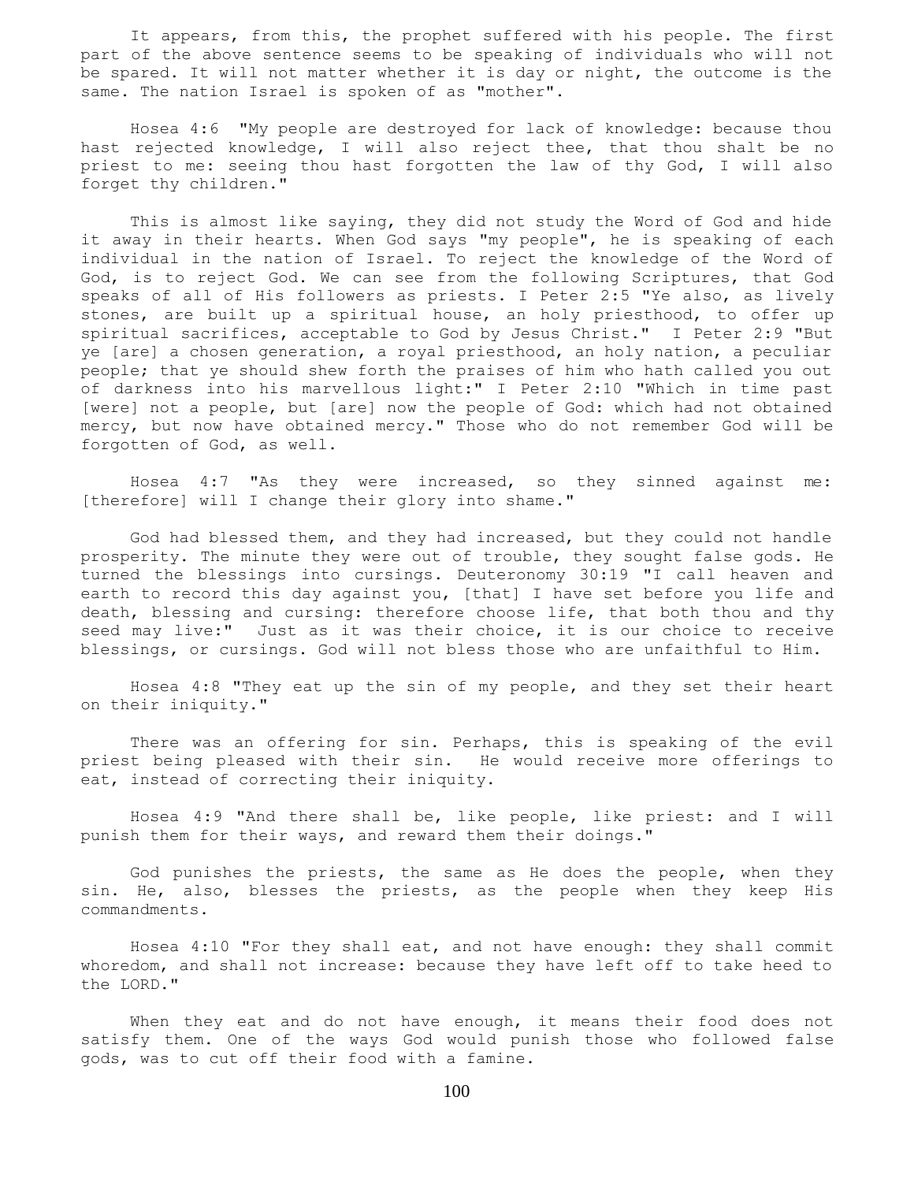It appears, from this, the prophet suffered with his people. The first part of the above sentence seems to be speaking of individuals who will not be spared. It will not matter whether it is day or night, the outcome is the same. The nation Israel is spoken of as "mother".

Hosea 4:6 "My people are destroyed for lack of knowledge: because thou hast rejected knowledge, I will also reject thee, that thou shalt be no priest to me: seeing thou hast forgotten the law of thy God, I will also forget thy children."

This is almost like saying, they did not study the Word of God and hide it away in their hearts. When God says "my people", he is speaking of each individual in the nation of Israel. To reject the knowledge of the Word of God, is to reject God. We can see from the following Scriptures, that God speaks of all of His followers as priests. I Peter 2:5 "Ye also, as lively stones, are built up a spiritual house, an holy priesthood, to offer up spiritual sacrifices, acceptable to God by Jesus Christ." I Peter 2:9 "But ye [are] a chosen generation, a royal priesthood, an holy nation, a peculiar people; that ye should shew forth the praises of him who hath called you out of darkness into his marvellous light:" I Peter 2:10 "Which in time past [were] not a people, but [are] now the people of God: which had not obtained mercy, but now have obtained mercy." Those who do not remember God will be forgotten of God, as well.

Hosea 4:7 "As they were increased, so they sinned against me: [therefore] will I change their glory into shame."

God had blessed them, and they had increased, but they could not handle prosperity. The minute they were out of trouble, they sought false gods. He turned the blessings into cursings. Deuteronomy 30:19 "I call heaven and earth to record this day against you, [that] I have set before you life and death, blessing and cursing: therefore choose life, that both thou and thy seed may live:" Just as it was their choice, it is our choice to receive blessings, or cursings. God will not bless those who are unfaithful to Him.

Hosea 4:8 "They eat up the sin of my people, and they set their heart on their iniquity."

There was an offering for sin. Perhaps, this is speaking of the evil priest being pleased with their sin. He would receive more offerings to eat, instead of correcting their iniquity.

Hosea 4:9 "And there shall be, like people, like priest: and I will punish them for their ways, and reward them their doings."

God punishes the priests, the same as He does the people, when they sin. He, also, blesses the priests, as the people when they keep His commandments.

Hosea 4:10 "For they shall eat, and not have enough: they shall commit whoredom, and shall not increase: because they have left off to take heed to the LORD."

When they eat and do not have enough, it means their food does not satisfy them. One of the ways God would punish those who followed false gods, was to cut off their food with a famine.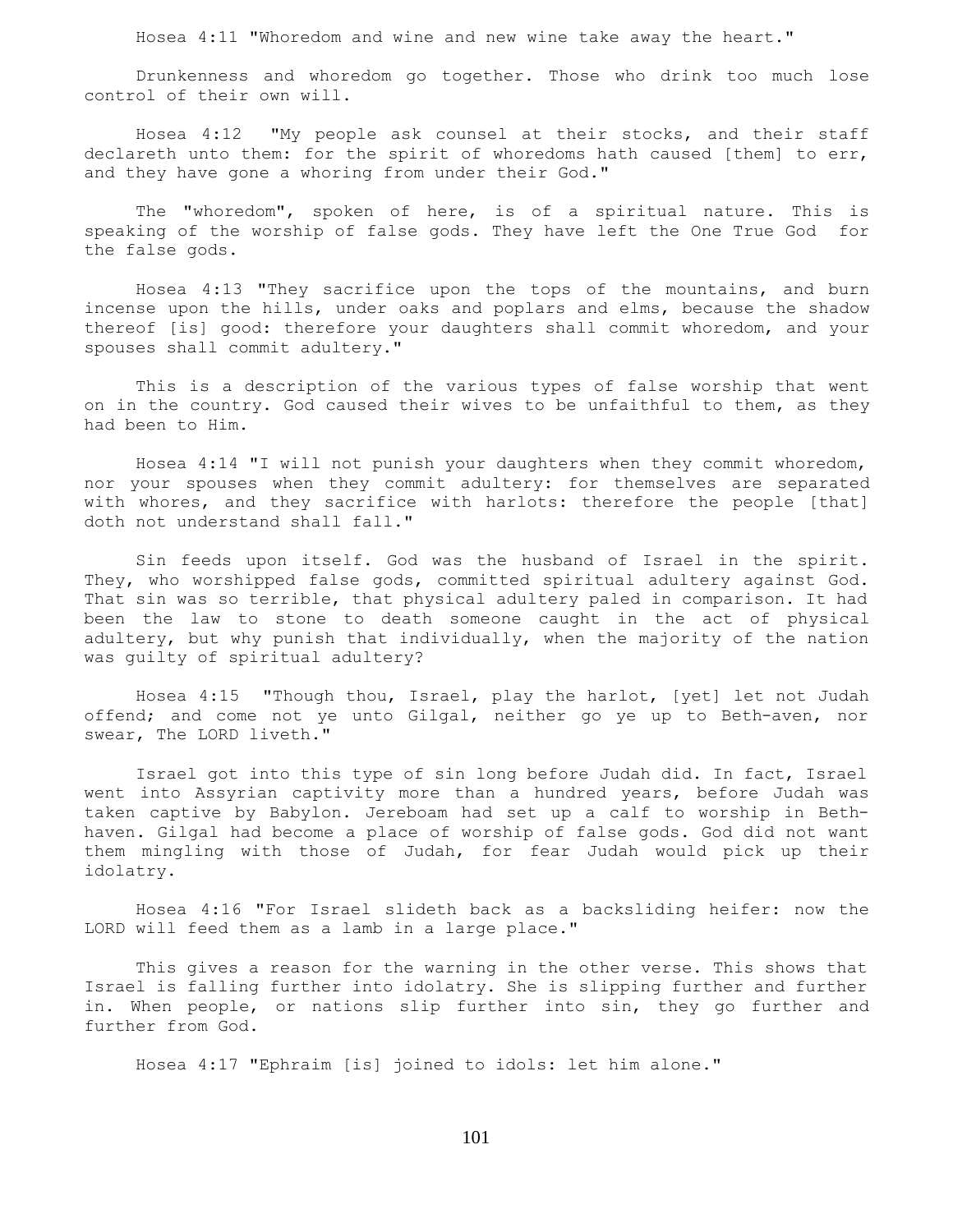Hosea 4:11 "Whoredom and wine and new wine take away the heart."

Drunkenness and whoredom go together. Those who drink too much lose control of their own will.

Hosea 4:12 "My people ask counsel at their stocks, and their staff declareth unto them: for the spirit of whoredoms hath caused [them] to err, and they have gone a whoring from under their God."

The "whoredom", spoken of here, is of a spiritual nature. This is speaking of the worship of false gods. They have left the One True God for the false gods.

Hosea 4:13 "They sacrifice upon the tops of the mountains, and burn incense upon the hills, under oaks and poplars and elms, because the shadow thereof [is] good: therefore your daughters shall commit whoredom, and your spouses shall commit adultery."

This is a description of the various types of false worship that went on in the country. God caused their wives to be unfaithful to them, as they had been to Him.

Hosea 4:14 "I will not punish your daughters when they commit whoredom, nor your spouses when they commit adultery: for themselves are separated with whores, and they sacrifice with harlots: therefore the people [that] doth not understand shall fall."

Sin feeds upon itself. God was the husband of Israel in the spirit. They, who worshipped false gods, committed spiritual adultery against God. That sin was so terrible, that physical adultery paled in comparison. It had been the law to stone to death someone caught in the act of physical adultery, but why punish that individually, when the majority of the nation was guilty of spiritual adultery?

Hosea 4:15 "Though thou, Israel, play the harlot, [yet] let not Judah offend; and come not ye unto Gilgal, neither go ye up to Beth-aven, nor swear, The LORD liveth."

Israel got into this type of sin long before Judah did. In fact, Israel went into Assyrian captivity more than a hundred years, before Judah was taken captive by Babylon. Jereboam had set up a calf to worship in Beth-haven. Gilgal had become a place of worship of false gods. God did not want them mingling with those of Judah, for fear Judah would pick up their idolatry.

Hosea 4:16 "For Israel slideth back as a backsliding heifer: now the LORD will feed them as a lamb in a large place."

This gives a reason for the warning in the other verse. This shows that Israel is falling further into idolatry. She is slipping further and further in. When people, or nations slip further into sin, they go further and further from God.

Hosea 4:17 "Ephraim [is] joined to idols: let him alone."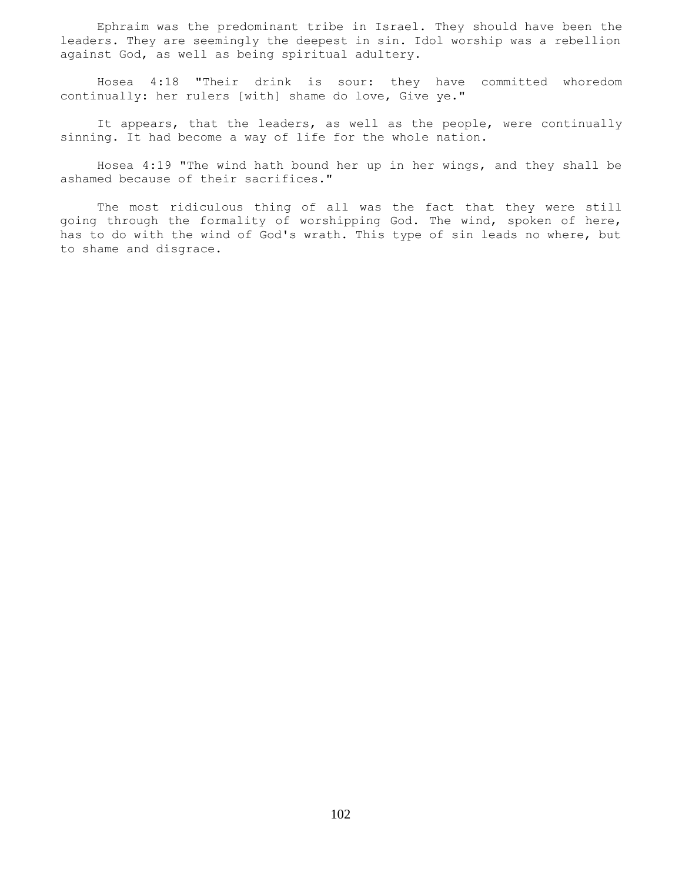Ephraim was the predominant tribe in Israel. They should have been the leaders. They are seemingly the deepest in sin. Idol worship was a rebellion against God, as well as being spiritual adultery.

Hosea 4:18 "Their drink is sour: they have committed whoredom continually: her rulers [with] shame do love, Give ye."

It appears, that the leaders, as well as the people, were continually sinning. It had become a way of life for the whole nation.

Hosea 4:19 "The wind hath bound her up in her wings, and they shall be ashamed because of their sacrifices."

The most ridiculous thing of all was the fact that they were still going through the formality of worshipping God. The wind, spoken of here, has to do with the wind of God's wrath. This type of sin leads no where, but to shame and disgrace.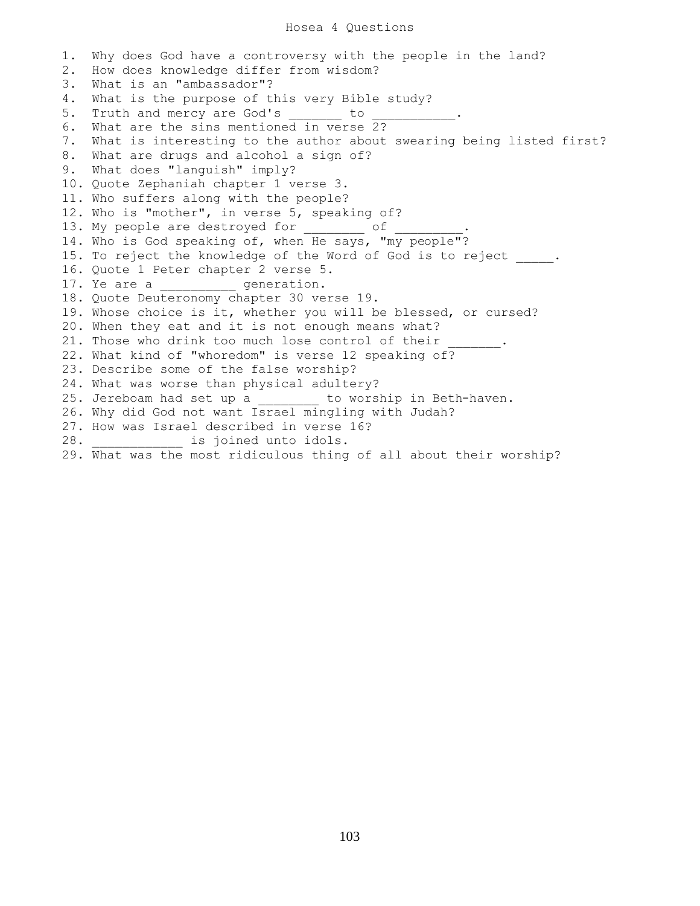# Hosea 4 Questions

1. Why does God have a controversy with the people in the land?
2. How does knowledge differ from wisdom?
3. What is an "ambassador"?
4. What is the purpose of this very Bible study?
5. Truth and mercy are God's _______ to ___________.
6. What are the sins mentioned in verse 2?
7. What is interesting to the author about swearing being listed first?
8. What are drugs and alcohol a sign of?
9. What does "languish" imply?
10. Quote Zephaniah chapter 1 verse 3.
11. Who suffers along with the people?
12. Who is "mother", in verse 5, speaking of?
13. My people are destroyed for ________ of _________.
14. Who is God speaking of, when He says, "my people"?
15. To reject the knowledge of the Word of God is to reject _____.
16. Quote 1 Peter chapter 2 verse 5.
17. Ye are a __________ generation.
18. Quote Deuteronomy chapter 30 verse 19.
19. Whose choice is it, whether you will be blessed, or cursed?
20. When they eat and it is not enough means what?
21. Those who drink too much lose control of their _______.
22. What kind of "whoredom" is verse 12 speaking of?
23. Describe some of the false worship?
24. What was worse than physical adultery?
25. Jereboam had set up a ________ to worship in Beth-haven.
26. Why did God not want Israel mingling with Judah?
27. How was Israel described in verse 16?
28. ____________ is joined unto idols.
29. What was the most ridiculous thing of all about their worship?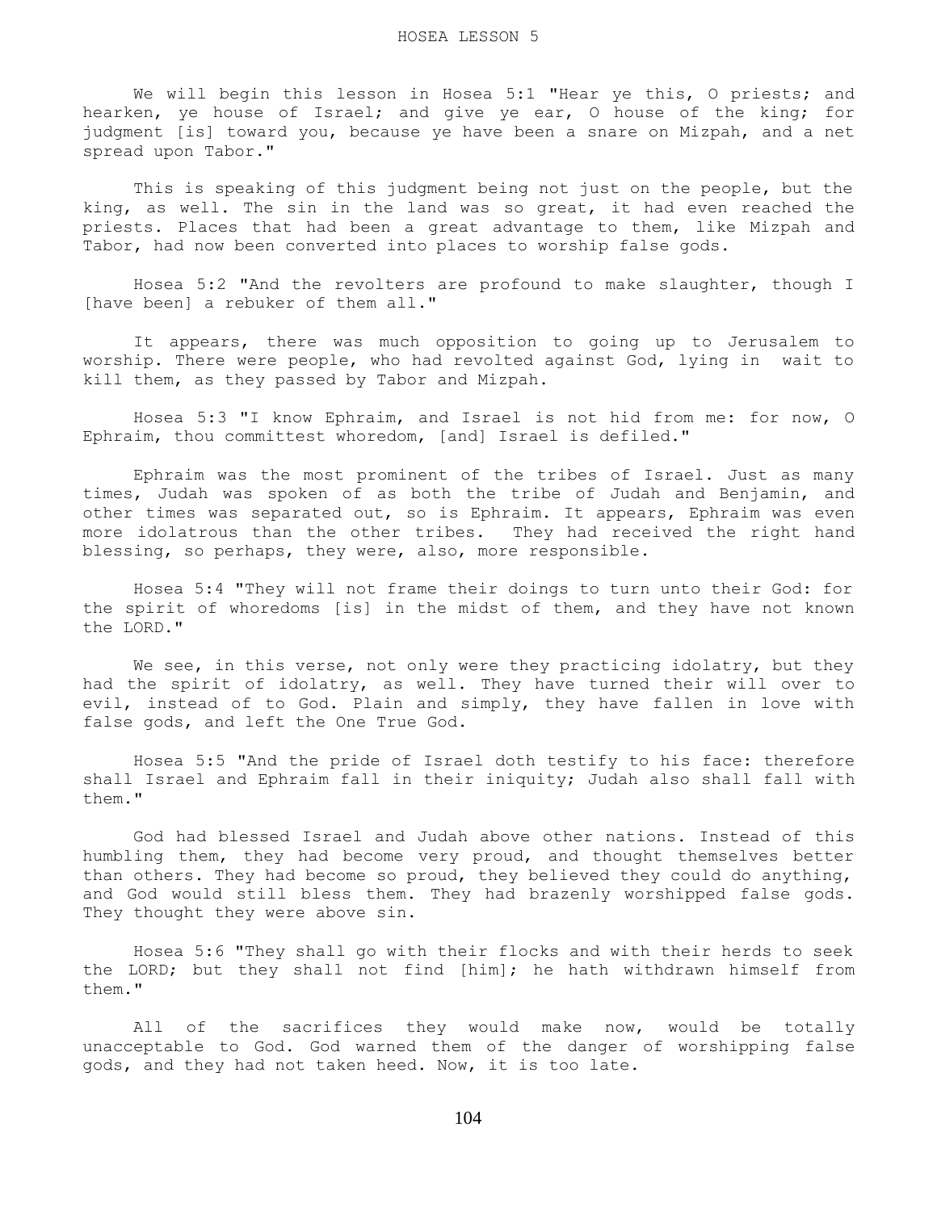HOSEA LESSON 5

We will begin this lesson in Hosea 5:1 "Hear ye this, O priests; and hearken, ye house of Israel; and give ye ear, O house of the king; for judgment [is] toward you, because ye have been a snare on Mizpah, and a net spread upon Tabor."

This is speaking of this judgment being not just on the people, but the king, as well. The sin in the land was so great, it had even reached the priests. Places that had been a great advantage to them, like Mizpah and Tabor, had now been converted into places to worship false gods.

Hosea 5:2 "And the revolters are profound to make slaughter, though I [have been] a rebuker of them all."

It appears, there was much opposition to going up to Jerusalem to worship. There were people, who had revolted against God, lying in wait to kill them, as they passed by Tabor and Mizpah.

Hosea 5:3 "I know Ephraim, and Israel is not hid from me: for now, O Ephraim, thou committest whoredom, [and] Israel is defiled."

Ephraim was the most prominent of the tribes of Israel. Just as many times, Judah was spoken of as both the tribe of Judah and Benjamin, and other times was separated out, so is Ephraim. It appears, Ephraim was even more idolatrous than the other tribes. They had received the right hand blessing, so perhaps, they were, also, more responsible.

Hosea 5:4 "They will not frame their doings to turn unto their God: for the spirit of whoredoms [is] in the midst of them, and they have not known the LORD."

We see, in this verse, not only were they practicing idolatry, but they had the spirit of idolatry, as well. They have turned their will over to evil, instead of to God. Plain and simply, they have fallen in love with false gods, and left the One True God.

Hosea 5:5 "And the pride of Israel doth testify to his face: therefore shall Israel and Ephraim fall in their iniquity; Judah also shall fall with them."

God had blessed Israel and Judah above other nations. Instead of this humbling them, they had become very proud, and thought themselves better than others. They had become so proud, they believed they could do anything, and God would still bless them. They had brazenly worshipped false gods. They thought they were above sin.

Hosea 5:6 "They shall go with their flocks and with their herds to seek the LORD; but they shall not find [him]; he hath withdrawn himself from them."

All of the sacrifices they would make now, would be totally unacceptable to God. God warned them of the danger of worshipping false gods, and they had not taken heed. Now, it is too late.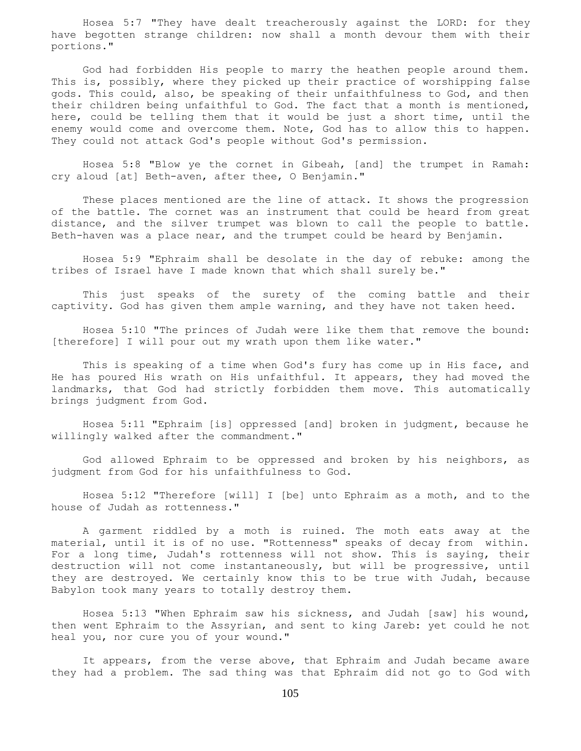Hosea 5:7 "They have dealt treacherously against the LORD: for they have begotten strange children: now shall a month devour them with their portions."

God had forbidden His people to marry the heathen people around them. This is, possibly, where they picked up their practice of worshipping false gods. This could, also, be speaking of their unfaithfulness to God, and then their children being unfaithful to God. The fact that a month is mentioned, here, could be telling them that it would be just a short time, until the enemy would come and overcome them. Note, God has to allow this to happen. They could not attack God's people without God's permission.

Hosea 5:8 "Blow ye the cornet in Gibeah, [and] the trumpet in Ramah: cry aloud [at] Beth-aven, after thee, O Benjamin."

These places mentioned are the line of attack. It shows the progression of the battle. The cornet was an instrument that could be heard from great distance, and the silver trumpet was blown to call the people to battle. Beth-haven was a place near, and the trumpet could be heard by Benjamin.

Hosea 5:9 "Ephraim shall be desolate in the day of rebuke: among the tribes of Israel have I made known that which shall surely be."

This just speaks of the surety of the coming battle and their captivity. God has given them ample warning, and they have not taken heed.

Hosea 5:10 "The princes of Judah were like them that remove the bound: [therefore] I will pour out my wrath upon them like water."

This is speaking of a time when God's fury has come up in His face, and He has poured His wrath on His unfaithful. It appears, they had moved the landmarks, that God had strictly forbidden them move. This automatically brings judgment from God.

Hosea 5:11 "Ephraim [is] oppressed [and] broken in judgment, because he willingly walked after the commandment."

God allowed Ephraim to be oppressed and broken by his neighbors, as judgment from God for his unfaithfulness to God.

Hosea 5:12 "Therefore [will] I [be] unto Ephraim as a moth, and to the house of Judah as rottenness."

A garment riddled by a moth is ruined. The moth eats away at the material, until it is of no use. "Rottenness" speaks of decay from within. For a long time, Judah's rottenness will not show. This is saying, their destruction will not come instantaneously, but will be progressive, until they are destroyed. We certainly know this to be true with Judah, because Babylon took many years to totally destroy them.

Hosea 5:13 "When Ephraim saw his sickness, and Judah [saw] his wound, then went Ephraim to the Assyrian, and sent to king Jareb: yet could he not heal you, nor cure you of your wound."

It appears, from the verse above, that Ephraim and Judah became aware they had a problem. The sad thing was that Ephraim did not go to God with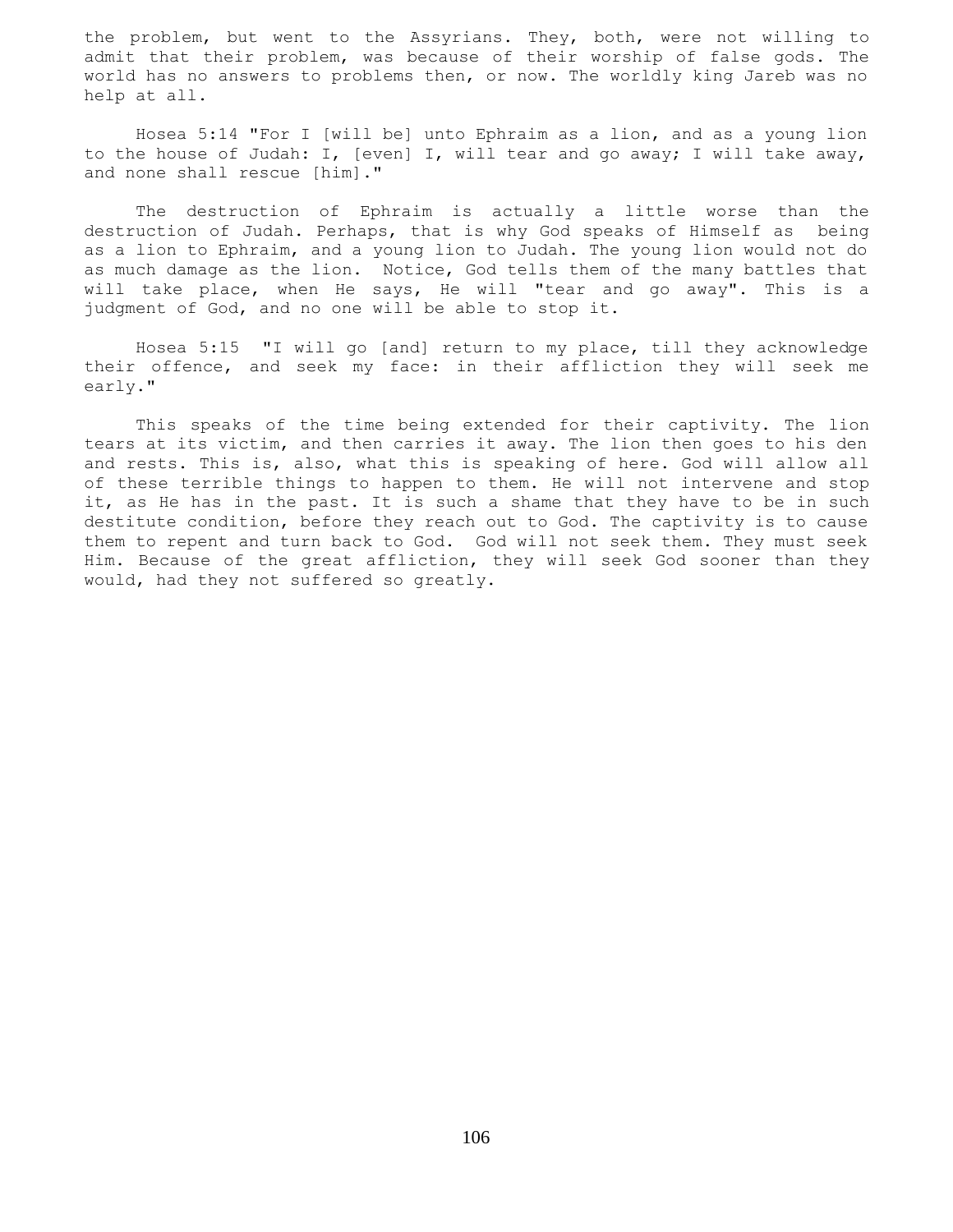the problem, but went to the Assyrians. They, both, were not willing to admit that their problem, was because of their worship of false gods. The world has no answers to problems then, or now. The worldly king Jareb was no help at all.

Hosea 5:14 "For I [will be] unto Ephraim as a lion, and as a young lion to the house of Judah: I, [even] I, will tear and go away; I will take away, and none shall rescue [him]."

The destruction of Ephraim is actually a little worse than the destruction of Judah. Perhaps, that is why God speaks of Himself as being as a lion to Ephraim, and a young lion to Judah. The young lion would not do as much damage as the lion. Notice, God tells them of the many battles that will take place, when He says, He will "tear and go away". This is a judgment of God, and no one will be able to stop it.

Hosea 5:15 "I will go [and] return to my place, till they acknowledge their offence, and seek my face: in their affliction they will seek me early."

This speaks of the time being extended for their captivity. The lion tears at its victim, and then carries it away. The lion then goes to his den and rests. This is, also, what this is speaking of here. God will allow all of these terrible things to happen to them. He will not intervene and stop it, as He has in the past. It is such a shame that they have to be in such destitute condition, before they reach out to God. The captivity is to cause them to repent and turn back to God. God will not seek them. They must seek Him. Because of the great affliction, they will seek God sooner than they would, had they not suffered so greatly.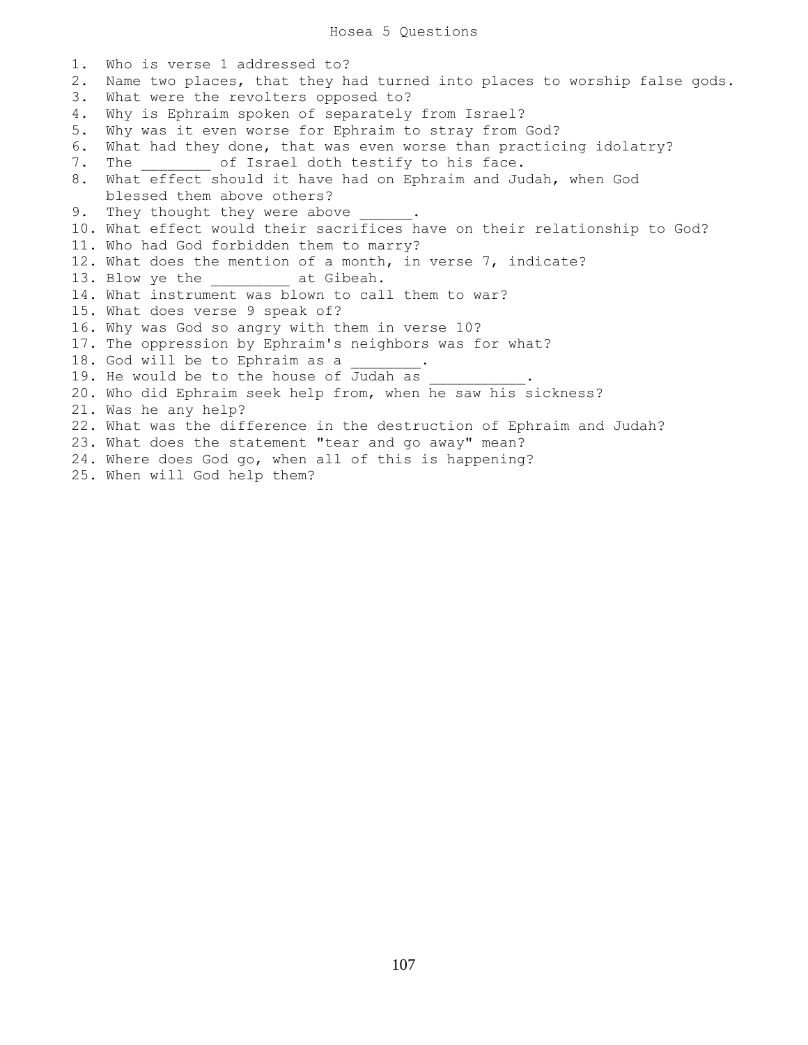# Hosea 5 Questions

1. Who is verse 1 addressed to?
2. Name two places, that they had turned into places to worship false gods.
3. What were the revolters opposed to?
4. Why is Ephraim spoken of separately from Israel?
5. Why was it even worse for Ephraim to stray from God?
6. What had they done, that was even worse than practicing idolatry?
7. The ________ of Israel doth testify to his face.
8. What effect should it have had on Ephraim and Judah, when God blessed them above others?
9. They thought they were above ______.
10. What effect would their sacrifices have on their relationship to God?
11. Who had God forbidden them to marry?
12. What does the mention of a month, in verse 7, indicate?
13. Blow ye the _________ at Gibeah.
14. What instrument was blown to call them to war?
15. What does verse 9 speak of?
16. Why was God so angry with them in verse 10?
17. The oppression by Ephraim's neighbors was for what?
18. God will be to Ephraim as a ________.
19. He would be to the house of Judah as ___________.
20. Who did Ephraim seek help from, when he saw his sickness?
21. Was he any help?
22. What was the difference in the destruction of Ephraim and Judah?
23. What does the statement "tear and go away" mean?
24. Where does God go, when all of this is happening?
25. When will God help them?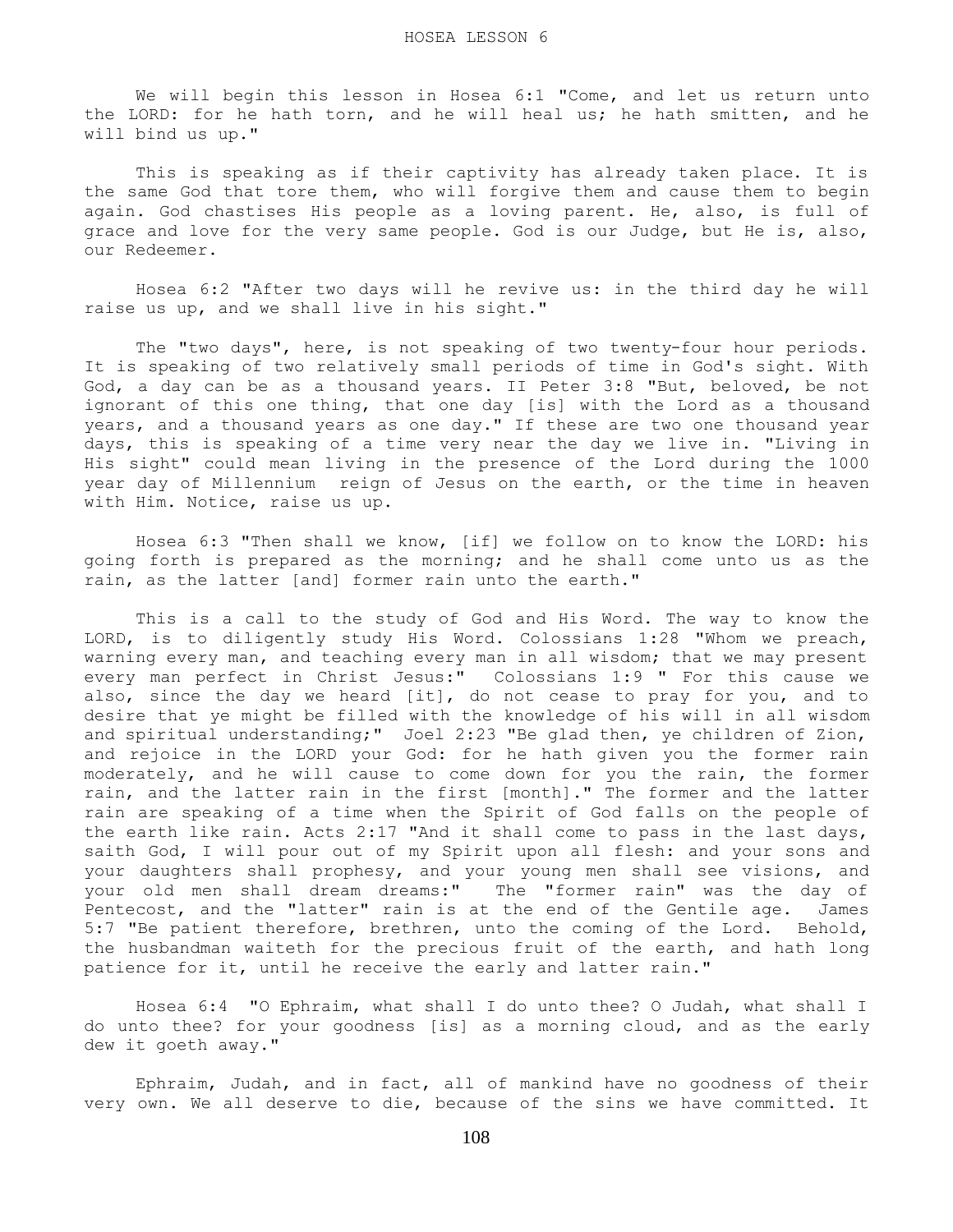We will begin this lesson in Hosea 6:1 "Come, and let us return unto the LORD: for he hath torn, and he will heal us; he hath smitten, and he will bind us up."

This is speaking as if their captivity has already taken place. It is the same God that tore them, who will forgive them and cause them to begin again. God chastises His people as a loving parent. He, also, is full of grace and love for the very same people. God is our Judge, but He is, also, our Redeemer.

Hosea 6:2 "After two days will he revive us: in the third day he will raise us up, and we shall live in his sight."

The "two days", here, is not speaking of two twenty-four hour periods. It is speaking of two relatively small periods of time in God's sight. With God, a day can be as a thousand years. II Peter 3:8 "But, beloved, be not ignorant of this one thing, that one day [is] with the Lord as a thousand years, and a thousand years as one day." If these are two one thousand year days, this is speaking of a time very near the day we live in. "Living in His sight" could mean living in the presence of the Lord during the 1000 year day of Millennium reign of Jesus on the earth, or the time in heaven with Him. Notice, raise us up.

Hosea 6:3 "Then shall we know, [if] we follow on to know the LORD: his going forth is prepared as the morning; and he shall come unto us as the rain, as the latter [and] former rain unto the earth."

This is a call to the study of God and His Word. The way to know the LORD, is to diligently study His Word. Colossians 1:28 "Whom we preach, warning every man, and teaching every man in all wisdom; that we may present every man perfect in Christ Jesus:" Colossians 1:9 " For this cause we also, since the day we heard [it], do not cease to pray for you, and to desire that ye might be filled with the knowledge of his will in all wisdom and spiritual understanding;" Joel 2:23 "Be glad then, ye children of Zion, and rejoice in the LORD your God: for he hath given you the former rain moderately, and he will cause to come down for you the rain, the former rain, and the latter rain in the first [month]." The former and the latter rain are speaking of a time when the Spirit of God falls on the people of the earth like rain. Acts 2:17 "And it shall come to pass in the last days, saith God, I will pour out of my Spirit upon all flesh: and your sons and your daughters shall prophesy, and your young men shall see visions, and your old men shall dream dreams:" The "former rain" was the day of Pentecost, and the "latter" rain is at the end of the Gentile age. James 5:7 "Be patient therefore, brethren, unto the coming of the Lord. Behold, the husbandman waiteth for the precious fruit of the earth, and hath long patience for it, until he receive the early and latter rain."

Hosea 6:4 "O Ephraim, what shall I do unto thee? O Judah, what shall I do unto thee? for your goodness [is] as a morning cloud, and as the early dew it goeth away."

Ephraim, Judah, and in fact, all of mankind have no goodness of their very own. We all deserve to die, because of the sins we have committed. It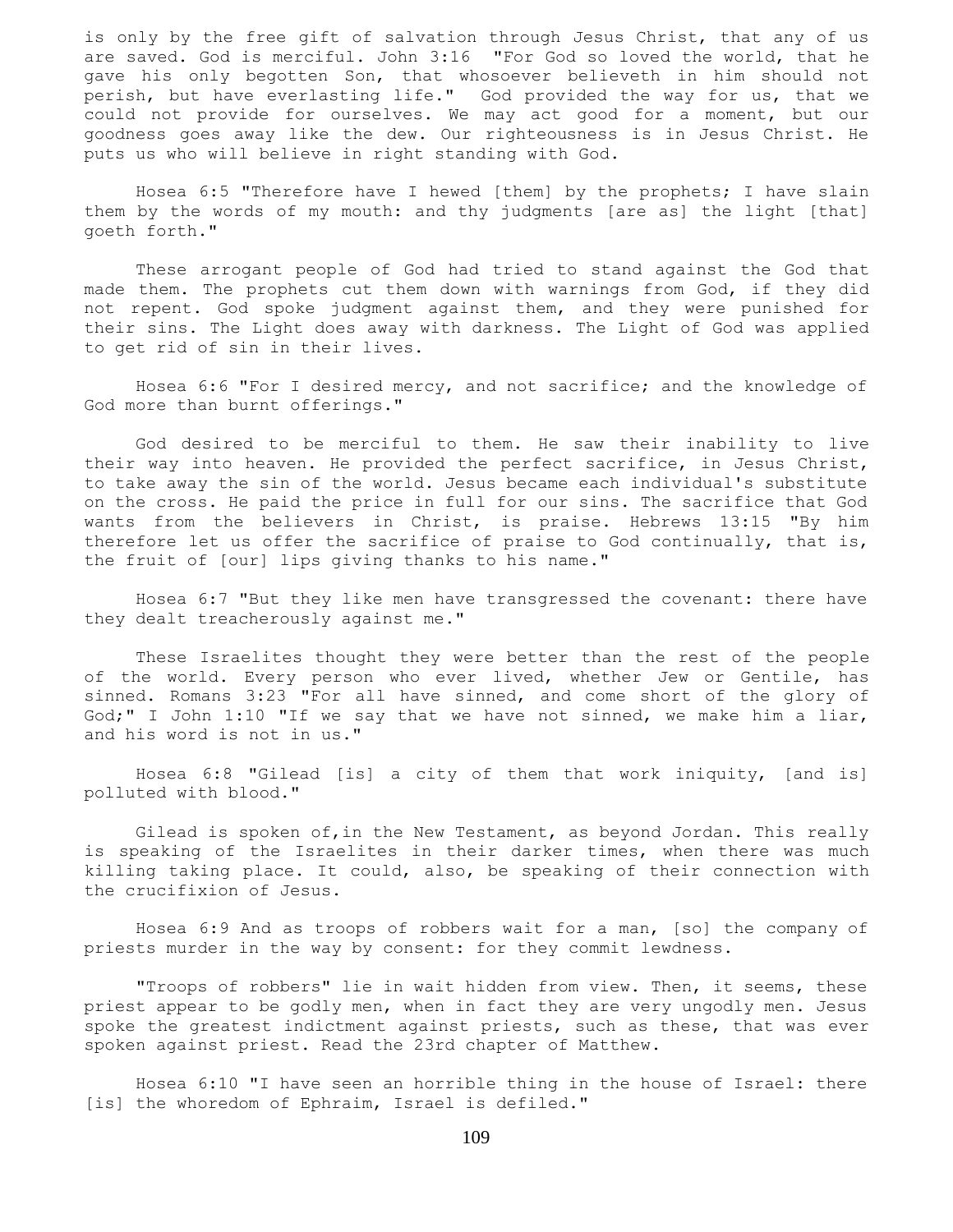is only by the free gift of salvation through Jesus Christ, that any of us are saved. God is merciful. John 3:16 "For God so loved the world, that he gave his only begotten Son, that whosoever believeth in him should not perish, but have everlasting life." God provided the way for us, that we could not provide for ourselves. We may act good for a moment, but our goodness goes away like the dew. Our righteousness is in Jesus Christ. He puts us who will believe in right standing with God.

Hosea 6:5 "Therefore have I hewed [them] by the prophets; I have slain them by the words of my mouth: and thy judgments [are as] the light [that] goeth forth."

These arrogant people of God had tried to stand against the God that made them. The prophets cut them down with warnings from God, if they did not repent. God spoke judgment against them, and they were punished for their sins. The Light does away with darkness. The Light of God was applied to get rid of sin in their lives.

Hosea 6:6 "For I desired mercy, and not sacrifice; and the knowledge of God more than burnt offerings."

God desired to be merciful to them. He saw their inability to live their way into heaven. He provided the perfect sacrifice, in Jesus Christ, to take away the sin of the world. Jesus became each individual's substitute on the cross. He paid the price in full for our sins. The sacrifice that God wants from the believers in Christ, is praise. Hebrews 13:15 "By him therefore let us offer the sacrifice of praise to God continually, that is, the fruit of [our] lips giving thanks to his name."

Hosea 6:7 "But they like men have transgressed the covenant: there have they dealt treacherously against me."

These Israelites thought they were better than the rest of the people of the world. Every person who ever lived, whether Jew or Gentile, has sinned. Romans 3:23 "For all have sinned, and come short of the glory of God;" I John 1:10 "If we say that we have not sinned, we make him a liar, and his word is not in us."

Hosea 6:8 "Gilead [is] a city of them that work iniquity, [and is] polluted with blood."

Gilead is spoken of,in the New Testament, as beyond Jordan. This really is speaking of the Israelites in their darker times, when there was much killing taking place. It could, also, be speaking of their connection with the crucifixion of Jesus.

Hosea 6:9 And as troops of robbers wait for a man, [so] the company of priests murder in the way by consent: for they commit lewdness.

"Troops of robbers" lie in wait hidden from view. Then, it seems, these priest appear to be godly men, when in fact they are very ungodly men. Jesus spoke the greatest indictment against priests, such as these, that was ever spoken against priest. Read the 23rd chapter of Matthew.

Hosea 6:10 "I have seen an horrible thing in the house of Israel: there [is] the whoredom of Ephraim, Israel is defiled."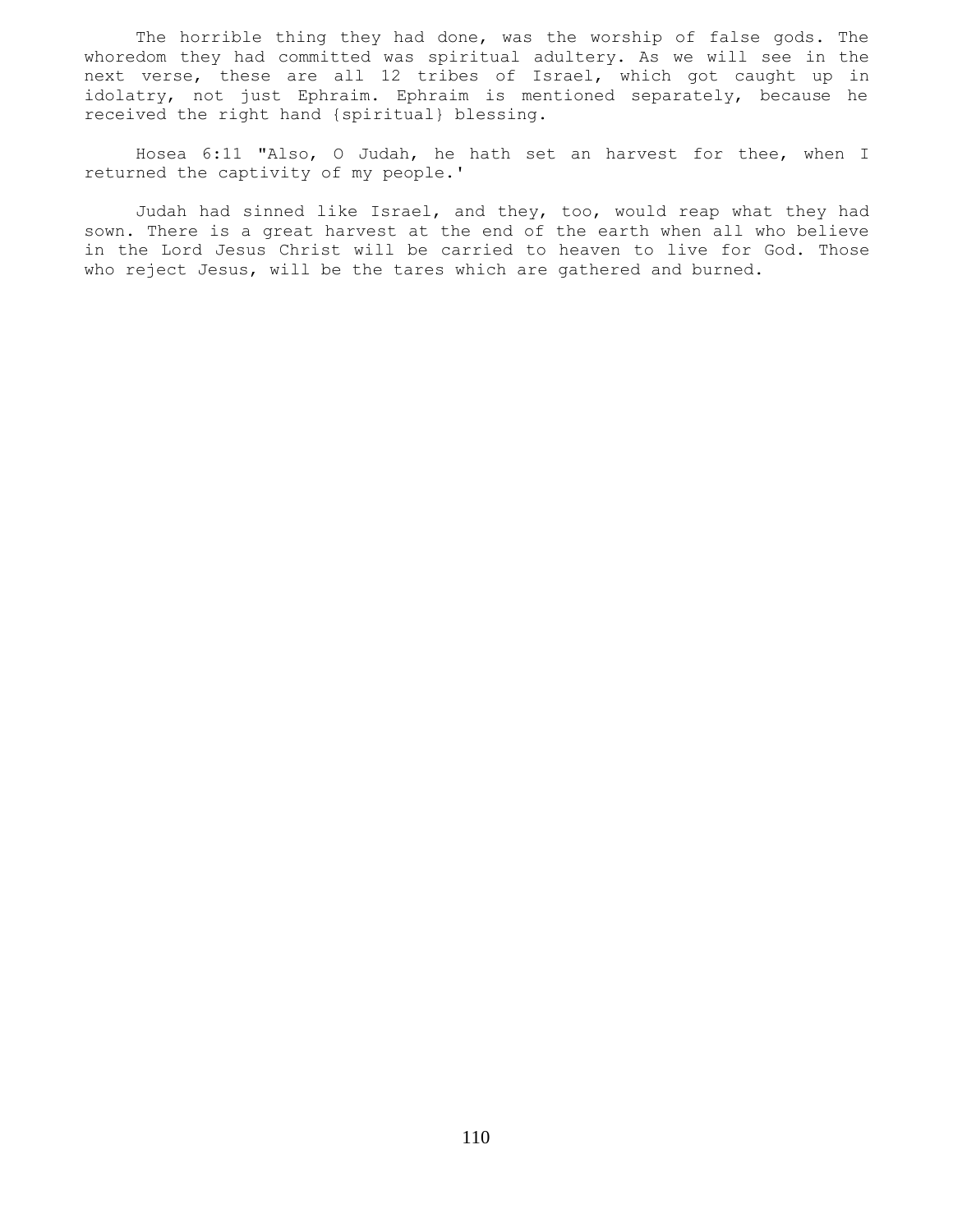The horrible thing they had done, was the worship of false gods. The whoredom they had committed was spiritual adultery. As we will see in the next verse, these are all 12 tribes of Israel, which got caught up in idolatry, not just Ephraim. Ephraim is mentioned separately, because he received the right hand {spiritual} blessing.

Hosea 6:11 "Also, O Judah, he hath set an harvest for thee, when I returned the captivity of my people.'

Judah had sinned like Israel, and they, too, would reap what they had sown. There is a great harvest at the end of the earth when all who believe in the Lord Jesus Christ will be carried to heaven to live for God. Those who reject Jesus, will be the tares which are gathered and burned.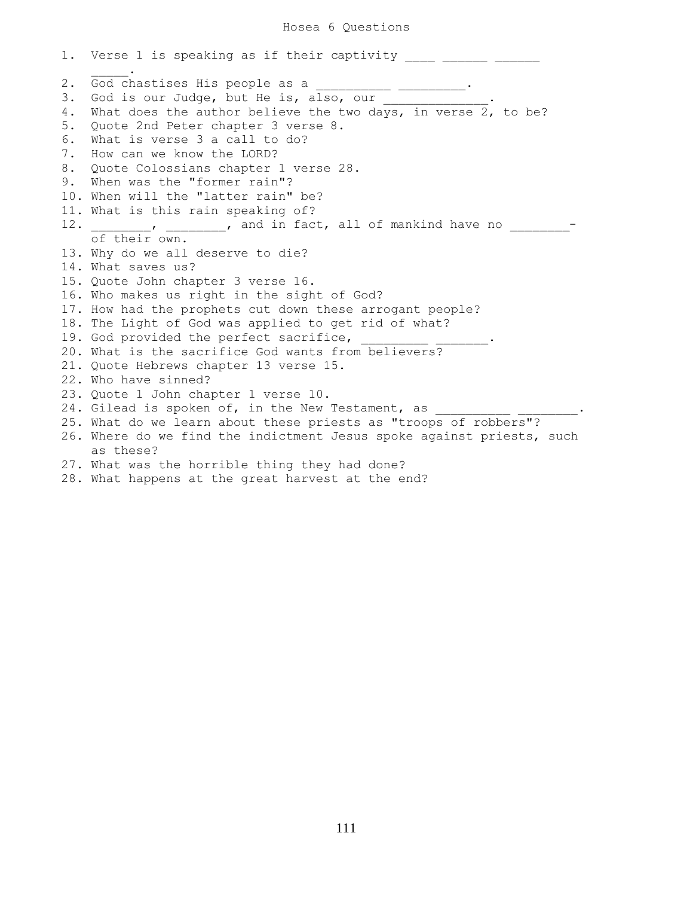# Hosea 6 Questions

1. Verse 1 is speaking as if their captivity ____ ______ ______ _____.
2. God chastises His people as a __________ _________.
3. God is our Judge, but He is, also, our ______________.
4. What does the author believe the two days, in verse 2, to be?
5. Quote 2nd Peter chapter 3 verse 8.
6. What is verse 3 a call to do?
7. How can we know the LORD?
8. Quote Colossians chapter 1 verse 28.
9. When was the "former rain"?
10. When will the "latter rain" be?
11. What is this rain speaking of?
12. ________, ________, and in fact, all of mankind have no ________-of their own.
13. Why do we all deserve to die?
14. What saves us?
15. Quote John chapter 3 verse 16.
16. Who makes us right in the sight of God?
17. How had the prophets cut down these arrogant people?
18. The Light of God was applied to get rid of what?
19. God provided the perfect sacrifice, _________ _______.
20. What is the sacrifice God wants from believers?
21. Quote Hebrews chapter 13 verse 15.
22. Who have sinned?
23. Quote 1 John chapter 1 verse 10.
24. Gilead is spoken of, in the New Testament, as __________ ________.
25. What do we learn about these priests as "troops of robbers"?
26. Where do we find the indictment Jesus spoke against priests, such as these?
27. What was the horrible thing they had done?
28. What happens at the great harvest at the end?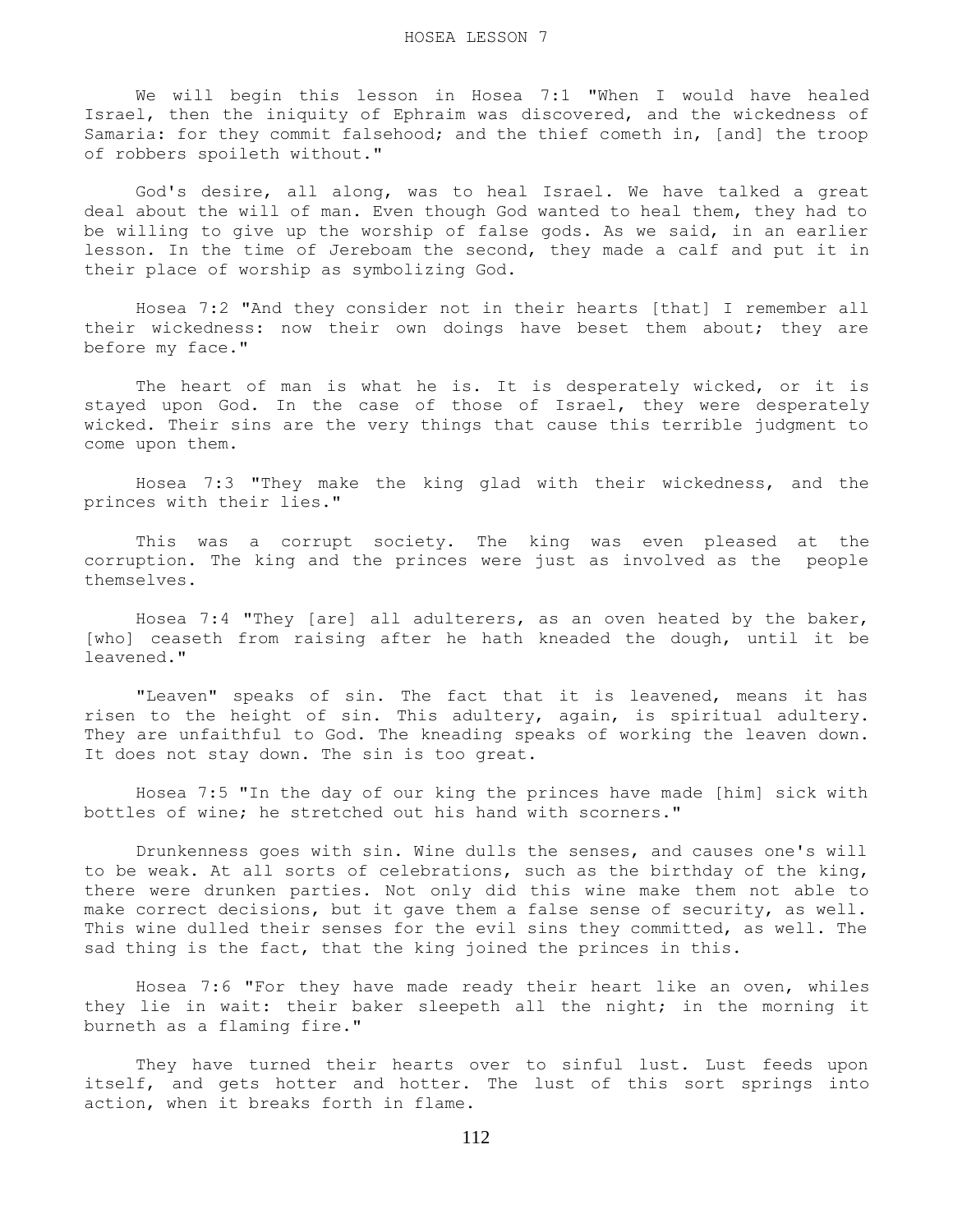# HOSEA LESSON 7

We will begin this lesson in Hosea 7:1 "When I would have healed Israel, then the iniquity of Ephraim was discovered, and the wickedness of Samaria: for they commit falsehood; and the thief cometh in, [and] the troop of robbers spoileth without."

God's desire, all along, was to heal Israel. We have talked a great deal about the will of man. Even though God wanted to heal them, they had to be willing to give up the worship of false gods. As we said, in an earlier lesson. In the time of Jereboam the second, they made a calf and put it in their place of worship as symbolizing God.

Hosea 7:2 "And they consider not in their hearts [that] I remember all their wickedness: now their own doings have beset them about; they are before my face."

The heart of man is what he is. It is desperately wicked, or it is stayed upon God. In the case of those of Israel, they were desperately wicked. Their sins are the very things that cause this terrible judgment to come upon them.

Hosea 7:3 "They make the king glad with their wickedness, and the princes with their lies."

This was a corrupt society. The king was even pleased at the corruption. The king and the princes were just as involved as the people themselves.

Hosea 7:4 "They [are] all adulterers, as an oven heated by the baker, [who] ceaseth from raising after he hath kneaded the dough, until it be leavened."

"Leaven" speaks of sin. The fact that it is leavened, means it has risen to the height of sin. This adultery, again, is spiritual adultery. They are unfaithful to God. The kneading speaks of working the leaven down. It does not stay down. The sin is too great.

Hosea 7:5 "In the day of our king the princes have made [him] sick with bottles of wine; he stretched out his hand with scorners."

Drunkenness goes with sin. Wine dulls the senses, and causes one's will to be weak. At all sorts of celebrations, such as the birthday of the king, there were drunken parties. Not only did this wine make them not able to make correct decisions, but it gave them a false sense of security, as well. This wine dulled their senses for the evil sins they committed, as well. The sad thing is the fact, that the king joined the princes in this.

Hosea 7:6 "For they have made ready their heart like an oven, whiles they lie in wait: their baker sleepeth all the night; in the morning it burneth as a flaming fire."

They have turned their hearts over to sinful lust. Lust feeds upon itself, and gets hotter and hotter. The lust of this sort springs into action, when it breaks forth in flame.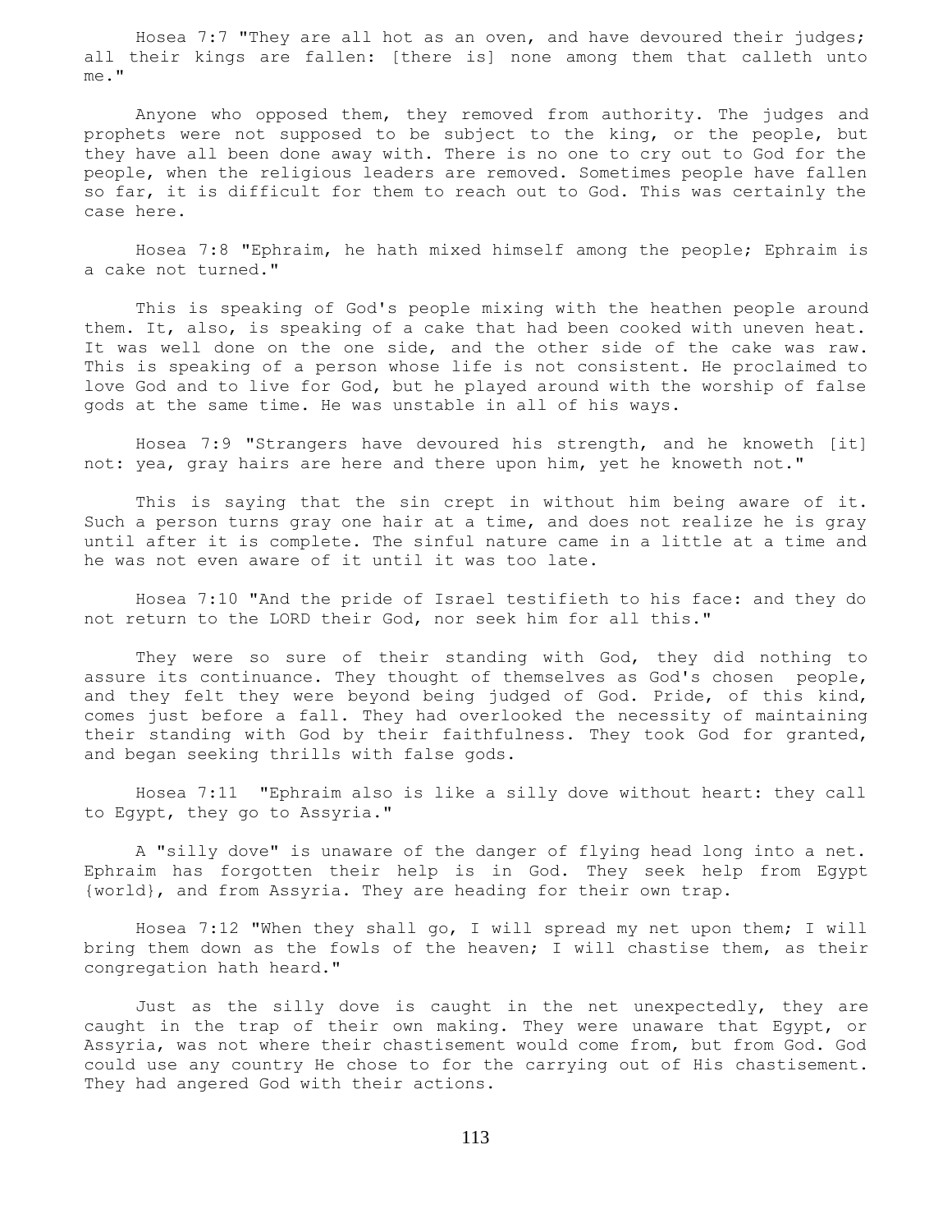Hosea 7:7 "They are all hot as an oven, and have devoured their judges; all their kings are fallen: [there is] none among them that calleth unto me."

Anyone who opposed them, they removed from authority. The judges and prophets were not supposed to be subject to the king, or the people, but they have all been done away with. There is no one to cry out to God for the people, when the religious leaders are removed. Sometimes people have fallen so far, it is difficult for them to reach out to God. This was certainly the case here.

Hosea 7:8 "Ephraim, he hath mixed himself among the people; Ephraim is a cake not turned."

This is speaking of God's people mixing with the heathen people around them. It, also, is speaking of a cake that had been cooked with uneven heat. It was well done on the one side, and the other side of the cake was raw. This is speaking of a person whose life is not consistent. He proclaimed to love God and to live for God, but he played around with the worship of false gods at the same time. He was unstable in all of his ways.

Hosea 7:9 "Strangers have devoured his strength, and he knoweth [it] not: yea, gray hairs are here and there upon him, yet he knoweth not."

This is saying that the sin crept in without him being aware of it. Such a person turns gray one hair at a time, and does not realize he is gray until after it is complete. The sinful nature came in a little at a time and he was not even aware of it until it was too late.

Hosea 7:10 "And the pride of Israel testifieth to his face: and they do not return to the LORD their God, nor seek him for all this."

They were so sure of their standing with God, they did nothing to assure its continuance. They thought of themselves as God's chosen people, and they felt they were beyond being judged of God. Pride, of this kind, comes just before a fall. They had overlooked the necessity of maintaining their standing with God by their faithfulness. They took God for granted, and began seeking thrills with false gods.

Hosea 7:11 "Ephraim also is like a silly dove without heart: they call to Egypt, they go to Assyria."

A "silly dove" is unaware of the danger of flying head long into a net. Ephraim has forgotten their help is in God. They seek help from Egypt {world}, and from Assyria. They are heading for their own trap.

Hosea 7:12 "When they shall go, I will spread my net upon them; I will bring them down as the fowls of the heaven; I will chastise them, as their congregation hath heard."

Just as the silly dove is caught in the net unexpectedly, they are caught in the trap of their own making. They were unaware that Egypt, or Assyria, was not where their chastisement would come from, but from God. God could use any country He chose to for the carrying out of His chastisement. They had angered God with their actions.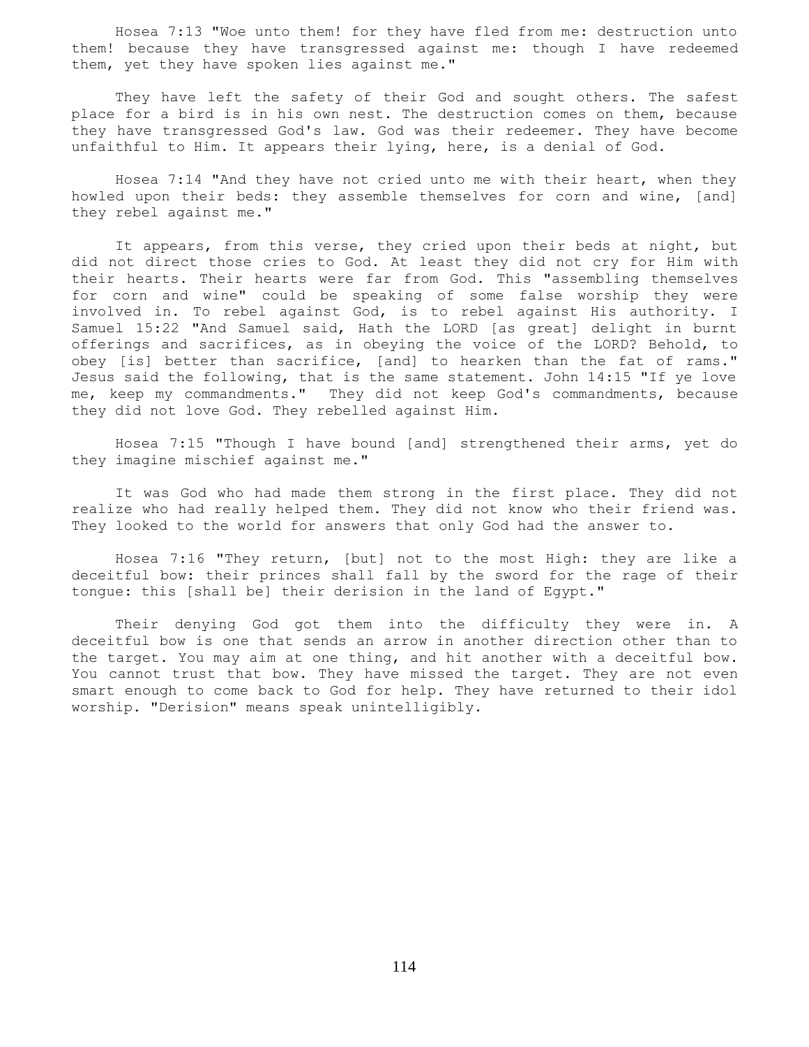Hosea 7:13 "Woe unto them! for they have fled from me: destruction unto them! because they have transgressed against me: though I have redeemed them, yet they have spoken lies against me."

They have left the safety of their God and sought others. The safest place for a bird is in his own nest. The destruction comes on them, because they have transgressed God's law. God was their redeemer. They have become unfaithful to Him. It appears their lying, here, is a denial of God.

Hosea 7:14 "And they have not cried unto me with their heart, when they howled upon their beds: they assemble themselves for corn and wine, [and] they rebel against me."

It appears, from this verse, they cried upon their beds at night, but did not direct those cries to God. At least they did not cry for Him with their hearts. Their hearts were far from God. This "assembling themselves for corn and wine" could be speaking of some false worship they were involved in. To rebel against God, is to rebel against His authority. I Samuel 15:22 "And Samuel said, Hath the LORD [as great] delight in burnt offerings and sacrifices, as in obeying the voice of the LORD? Behold, to obey [is] better than sacrifice, [and] to hearken than the fat of rams." Jesus said the following, that is the same statement. John 14:15 "If ye love me, keep my commandments." They did not keep God's commandments, because they did not love God. They rebelled against Him.

Hosea 7:15 "Though I have bound [and] strengthened their arms, yet do they imagine mischief against me."

It was God who had made them strong in the first place. They did not realize who had really helped them. They did not know who their friend was. They looked to the world for answers that only God had the answer to.

Hosea 7:16 "They return, [but] not to the most High: they are like a deceitful bow: their princes shall fall by the sword for the rage of their tongue: this [shall be] their derision in the land of Egypt."

Their denying God got them into the difficulty they were in. A deceitful bow is one that sends an arrow in another direction other than to the target. You may aim at one thing, and hit another with a deceitful bow. You cannot trust that bow. They have missed the target. They are not even smart enough to come back to God for help. They have returned to their idol worship. "Derision" means speak unintelligibly.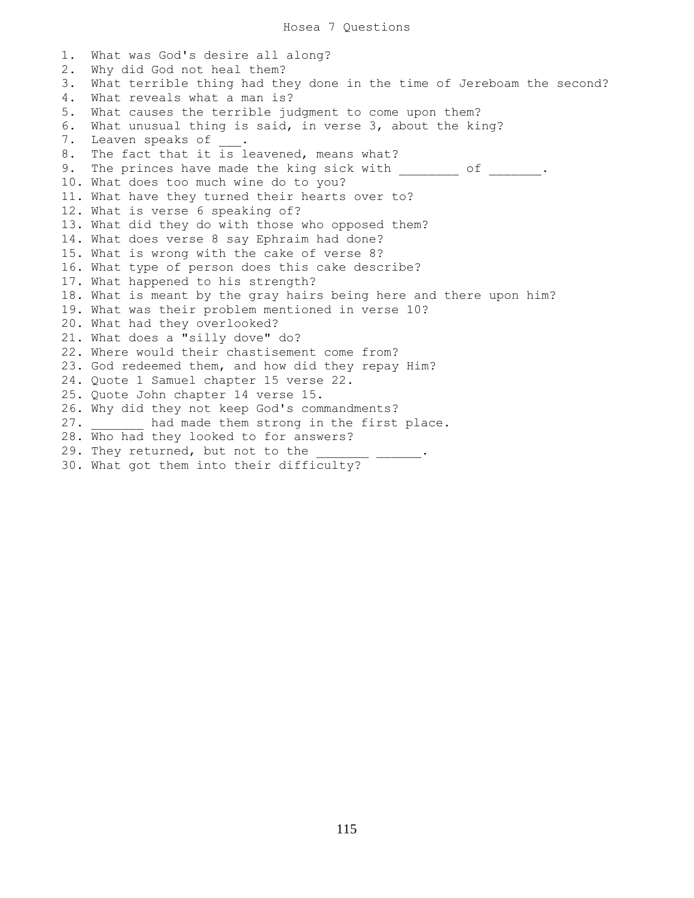# Hosea 7 Questions

1. What was God's desire all along?
2. Why did God not heal them?
3. What terrible thing had they done in the time of Jereboam the second?
4. What reveals what a man is?
5. What causes the terrible judgment to come upon them?
6. What unusual thing is said, in verse 3, about the king?
7. Leaven speaks of ___.
8. The fact that it is leavened, means what?
9. The princes have made the king sick with ________ of _______.
10. What does too much wine do to you?
11. What have they turned their hearts over to?
12. What is verse 6 speaking of?
13. What did they do with those who opposed them?
14. What does verse 8 say Ephraim had done?
15. What is wrong with the cake of verse 8?
16. What type of person does this cake describe?
17. What happened to his strength?
18. What is meant by the gray hairs being here and there upon him?
19. What was their problem mentioned in verse 10?
20. What had they overlooked?
21. What does a "silly dove" do?
22. Where would their chastisement come from?
23. God redeemed them, and how did they repay Him?
24. Quote 1 Samuel chapter 15 verse 22.
25. Quote John chapter 14 verse 15.
26. Why did they not keep God's commandments?
27. _______ had made them strong in the first place.
28. Who had they looked to for answers?
29. They returned, but not to the _______ ______.
30. What got them into their difficulty?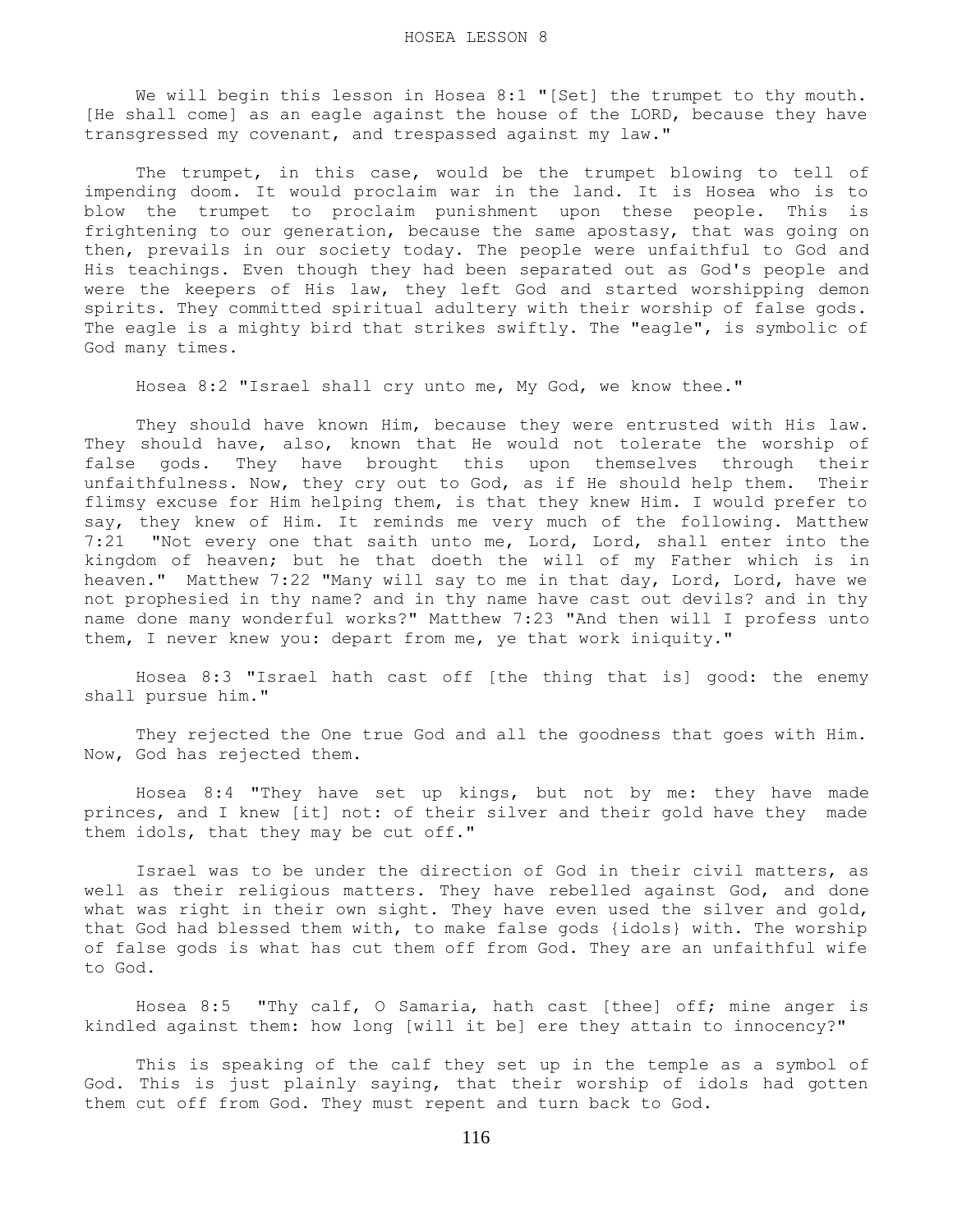# HOSEA LESSON 8

We will begin this lesson in Hosea 8:1 "[Set] the trumpet to thy mouth. [He shall come] as an eagle against the house of the LORD, because they have transgressed my covenant, and trespassed against my law."

The trumpet, in this case, would be the trumpet blowing to tell of impending doom. It would proclaim war in the land. It is Hosea who is to blow the trumpet to proclaim punishment upon these people. This is frightening to our generation, because the same apostasy, that was going on then, prevails in our society today. The people were unfaithful to God and His teachings. Even though they had been separated out as God's people and were the keepers of His law, they left God and started worshipping demon spirits. They committed spiritual adultery with their worship of false gods. The eagle is a mighty bird that strikes swiftly. The "eagle", is symbolic of God many times.

Hosea 8:2 "Israel shall cry unto me, My God, we know thee."

They should have known Him, because they were entrusted with His law. They should have, also, known that He would not tolerate the worship of false gods. They have brought this upon themselves through their unfaithfulness. Now, they cry out to God, as if He should help them. Their flimsy excuse for Him helping them, is that they knew Him. I would prefer to say, they knew of Him. It reminds me very much of the following. Matthew 7:21 "Not every one that saith unto me, Lord, Lord, shall enter into the kingdom of heaven; but he that doeth the will of my Father which is in heaven." Matthew 7:22 "Many will say to me in that day, Lord, Lord, have we not prophesied in thy name? and in thy name have cast out devils? and in thy name done many wonderful works?" Matthew 7:23 "And then will I profess unto them, I never knew you: depart from me, ye that work iniquity."

Hosea 8:3 "Israel hath cast off [the thing that is] good: the enemy shall pursue him."

They rejected the One true God and all the goodness that goes with Him. Now, God has rejected them.

Hosea 8:4 "They have set up kings, but not by me: they have made princes, and I knew [it] not: of their silver and their gold have they made them idols, that they may be cut off."

Israel was to be under the direction of God in their civil matters, as well as their religious matters. They have rebelled against God, and done what was right in their own sight. They have even used the silver and gold, that God had blessed them with, to make false gods {idols} with. The worship of false gods is what has cut them off from God. They are an unfaithful wife to God.

Hosea 8:5 "Thy calf, O Samaria, hath cast [thee] off; mine anger is kindled against them: how long [will it be] ere they attain to innocency?"

This is speaking of the calf they set up in the temple as a symbol of God. This is just plainly saying, that their worship of idols had gotten them cut off from God. They must repent and turn back to God.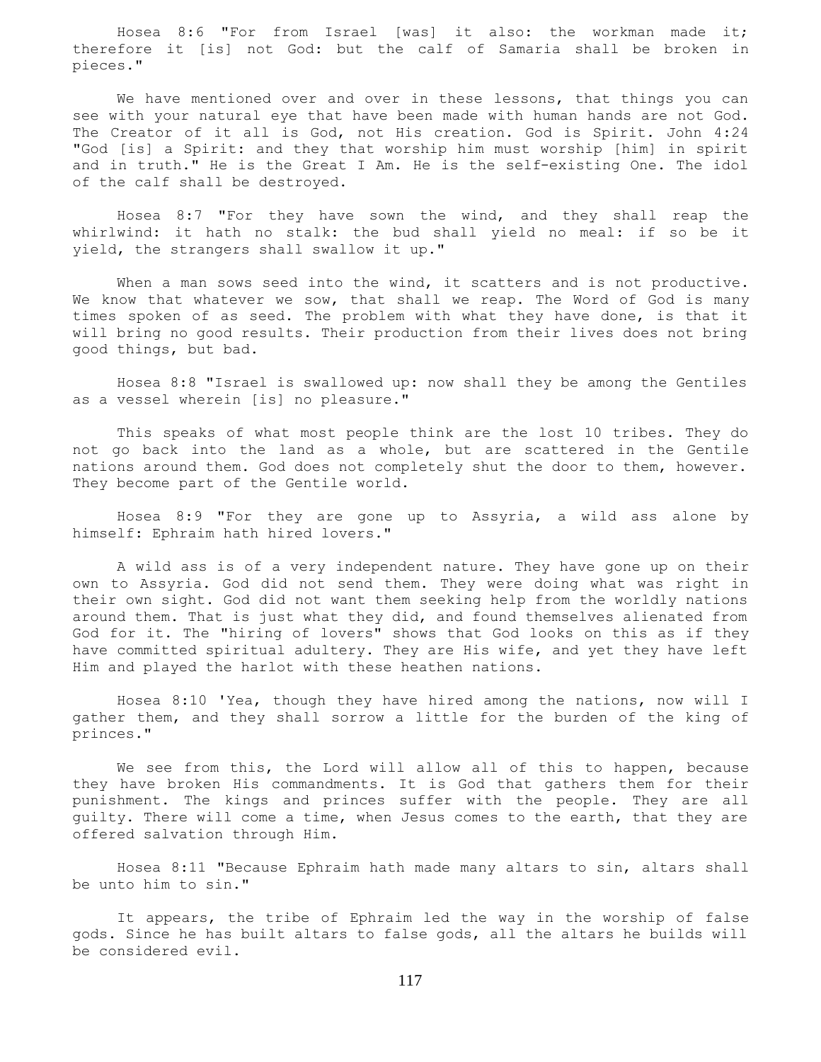Hosea 8:6 "For from Israel [was] it also: the workman made it; therefore it [is] not God: but the calf of Samaria shall be broken in pieces."

We have mentioned over and over in these lessons, that things you can see with your natural eye that have been made with human hands are not God. The Creator of it all is God, not His creation. God is Spirit. John 4:24 "God [is] a Spirit: and they that worship him must worship [him] in spirit and in truth." He is the Great I Am. He is the self-existing One. The idol of the calf shall be destroyed.

Hosea 8:7 "For they have sown the wind, and they shall reap the whirlwind: it hath no stalk: the bud shall yield no meal: if so be it yield, the strangers shall swallow it up."

When a man sows seed into the wind, it scatters and is not productive. We know that whatever we sow, that shall we reap. The Word of God is many times spoken of as seed. The problem with what they have done, is that it will bring no good results. Their production from their lives does not bring good things, but bad.

Hosea 8:8 "Israel is swallowed up: now shall they be among the Gentiles as a vessel wherein [is] no pleasure."

This speaks of what most people think are the lost 10 tribes. They do not go back into the land as a whole, but are scattered in the Gentile nations around them. God does not completely shut the door to them, however. They become part of the Gentile world.

Hosea 8:9 "For they are gone up to Assyria, a wild ass alone by himself: Ephraim hath hired lovers."

A wild ass is of a very independent nature. They have gone up on their own to Assyria. God did not send them. They were doing what was right in their own sight. God did not want them seeking help from the worldly nations around them. That is just what they did, and found themselves alienated from God for it. The "hiring of lovers" shows that God looks on this as if they have committed spiritual adultery. They are His wife, and yet they have left Him and played the harlot with these heathen nations.

Hosea 8:10 'Yea, though they have hired among the nations, now will I gather them, and they shall sorrow a little for the burden of the king of princes."

We see from this, the Lord will allow all of this to happen, because they have broken His commandments. It is God that gathers them for their punishment. The kings and princes suffer with the people. They are all guilty. There will come a time, when Jesus comes to the earth, that they are offered salvation through Him.

Hosea 8:11 "Because Ephraim hath made many altars to sin, altars shall be unto him to sin."

It appears, the tribe of Ephraim led the way in the worship of false gods. Since he has built altars to false gods, all the altars he builds will be considered evil.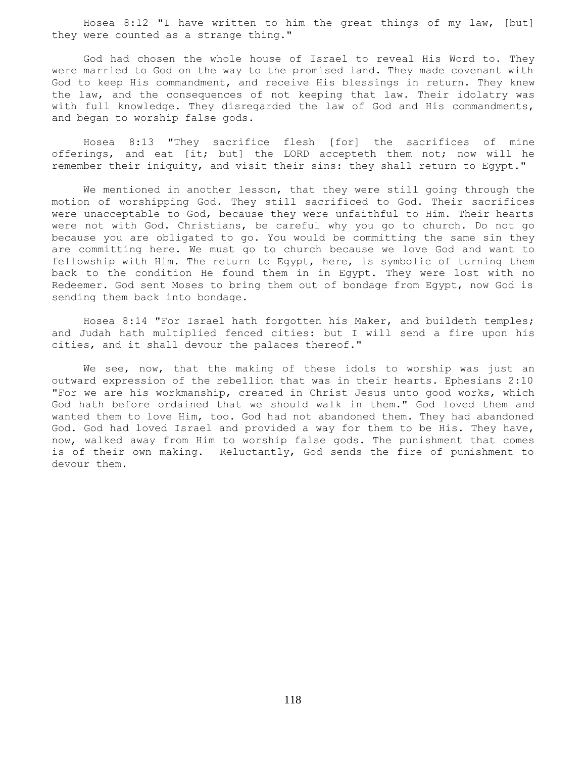Hosea 8:12 "I have written to him the great things of my law, [but] they were counted as a strange thing."

God had chosen the whole house of Israel to reveal His Word to. They were married to God on the way to the promised land. They made covenant with God to keep His commandment, and receive His blessings in return. They knew the law, and the consequences of not keeping that law. Their idolatry was with full knowledge. They disregarded the law of God and His commandments, and began to worship false gods.

Hosea 8:13 "They sacrifice flesh [for] the sacrifices of mine offerings, and eat [it; but] the LORD accepteth them not; now will he remember their iniquity, and visit their sins: they shall return to Egypt."

We mentioned in another lesson, that they were still going through the motion of worshipping God. They still sacrificed to God. Their sacrifices were unacceptable to God, because they were unfaithful to Him. Their hearts were not with God. Christians, be careful why you go to church. Do not go because you are obligated to go. You would be committing the same sin they are committing here. We must go to church because we love God and want to fellowship with Him. The return to Egypt, here, is symbolic of turning them back to the condition He found them in in Egypt. They were lost with no Redeemer. God sent Moses to bring them out of bondage from Egypt, now God is sending them back into bondage.

Hosea 8:14 "For Israel hath forgotten his Maker, and buildeth temples; and Judah hath multiplied fenced cities: but I will send a fire upon his cities, and it shall devour the palaces thereof."

We see, now, that the making of these idols to worship was just an outward expression of the rebellion that was in their hearts. Ephesians 2:10 "For we are his workmanship, created in Christ Jesus unto good works, which God hath before ordained that we should walk in them." God loved them and wanted them to love Him, too. God had not abandoned them. They had abandoned God. God had loved Israel and provided a way for them to be His. They have, now, walked away from Him to worship false gods. The punishment that comes is of their own making. Reluctantly, God sends the fire of punishment to devour them.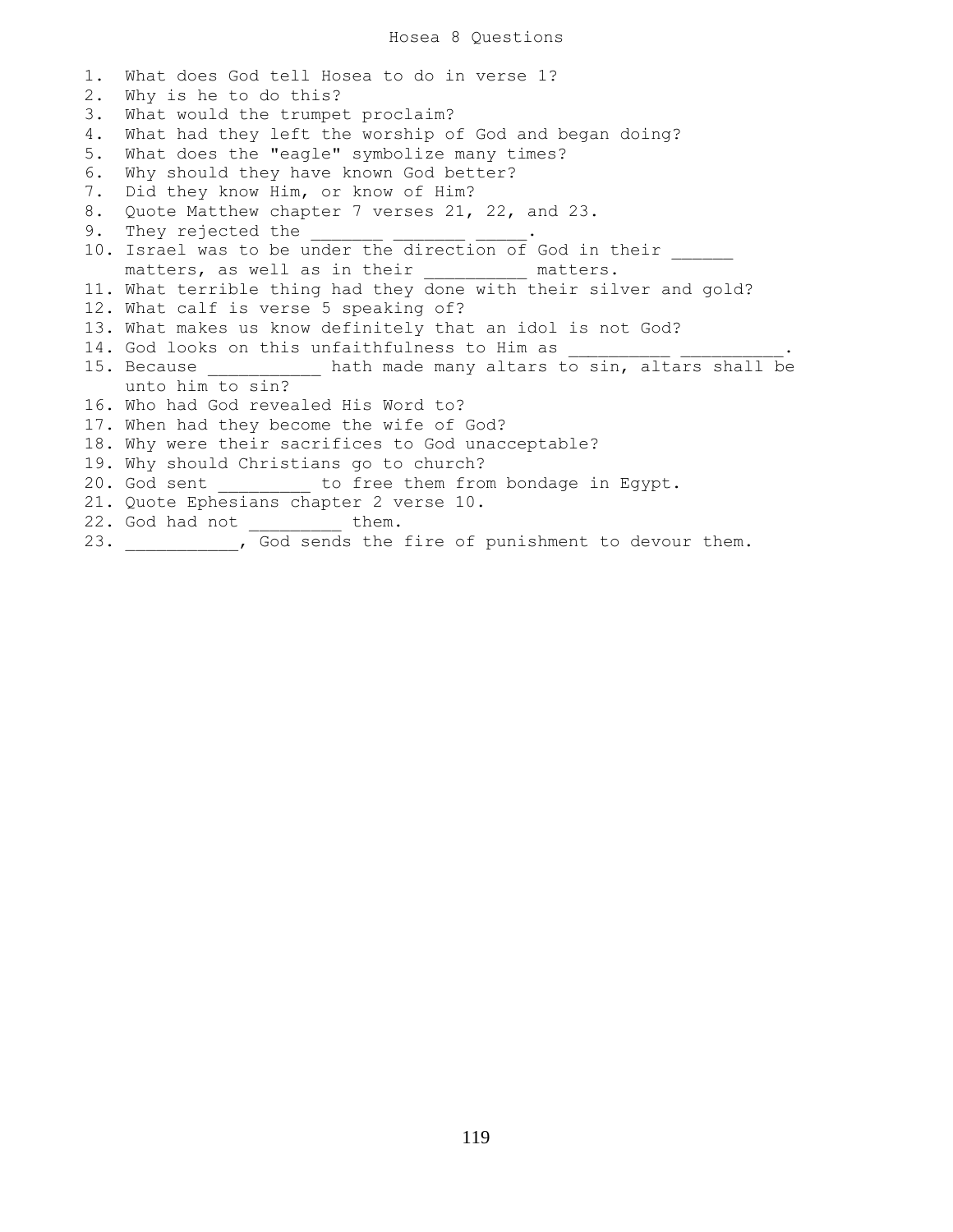# Hosea 8 Questions

1. What does God tell Hosea to do in verse 1?
2. Why is he to do this?
3. What would the trumpet proclaim?
4. What had they left the worship of God and began doing?
5. What does the "eagle" symbolize many times?
6. Why should they have known God better?
7. Did they know Him, or know of Him?
8. Quote Matthew chapter 7 verses 21, 22, and 23.
9. They rejected the _______ _______ _____.
10. Israel was to be under the direction of God in their ______ matters, as well as in their __________ matters.
11. What terrible thing had they done with their silver and gold?
12. What calf is verse 5 speaking of?
13. What makes us know definitely that an idol is not God?
14. God looks on this unfaithfulness to Him as __________ __________.
15. Because ___________ hath made many altars to sin, altars shall be unto him to sin?
16. Who had God revealed His Word to?
17. When had they become the wife of God?
18. Why were their sacrifices to God unacceptable?
19. Why should Christians go to church?
20. God sent _________ to free them from bondage in Egypt.
21. Quote Ephesians chapter 2 verse 10.
22. God had not _________ them.
23. ___________, God sends the fire of punishment to devour them.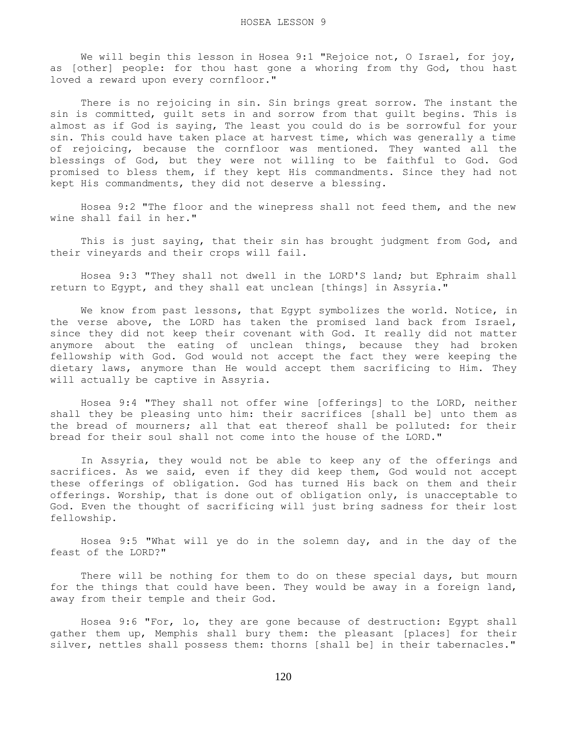# HOSEA LESSON 9

We will begin this lesson in Hosea 9:1 "Rejoice not, O Israel, for joy, as [other] people: for thou hast gone a whoring from thy God, thou hast loved a reward upon every cornfloor."

There is no rejoicing in sin. Sin brings great sorrow. The instant the sin is committed, guilt sets in and sorrow from that guilt begins. This is almost as if God is saying, The least you could do is be sorrowful for your sin. This could have taken place at harvest time, which was generally a time of rejoicing, because the cornfloor was mentioned. They wanted all the blessings of God, but they were not willing to be faithful to God. God promised to bless them, if they kept His commandments. Since they had not kept His commandments, they did not deserve a blessing.

Hosea 9:2 "The floor and the winepress shall not feed them, and the new wine shall fail in her."

This is just saying, that their sin has brought judgment from God, and their vineyards and their crops will fail.

Hosea 9:3 "They shall not dwell in the LORD'S land; but Ephraim shall return to Egypt, and they shall eat unclean [things] in Assyria."

We know from past lessons, that Egypt symbolizes the world. Notice, in the verse above, the LORD has taken the promised land back from Israel, since they did not keep their covenant with God. It really did not matter anymore about the eating of unclean things, because they had broken fellowship with God. God would not accept the fact they were keeping the dietary laws, anymore than He would accept them sacrificing to Him. They will actually be captive in Assyria.

Hosea 9:4 "They shall not offer wine [offerings] to the LORD, neither shall they be pleasing unto him: their sacrifices [shall be] unto them as the bread of mourners; all that eat thereof shall be polluted: for their bread for their soul shall not come into the house of the LORD."

In Assyria, they would not be able to keep any of the offerings and sacrifices. As we said, even if they did keep them, God would not accept these offerings of obligation. God has turned His back on them and their offerings. Worship, that is done out of obligation only, is unacceptable to God. Even the thought of sacrificing will just bring sadness for their lost fellowship.

Hosea 9:5 "What will ye do in the solemn day, and in the day of the feast of the LORD?"

There will be nothing for them to do on these special days, but mourn for the things that could have been. They would be away in a foreign land, away from their temple and their God.

Hosea 9:6 "For, lo, they are gone because of destruction: Egypt shall gather them up, Memphis shall bury them: the pleasant [places] for their silver, nettles shall possess them: thorns [shall be] in their tabernacles."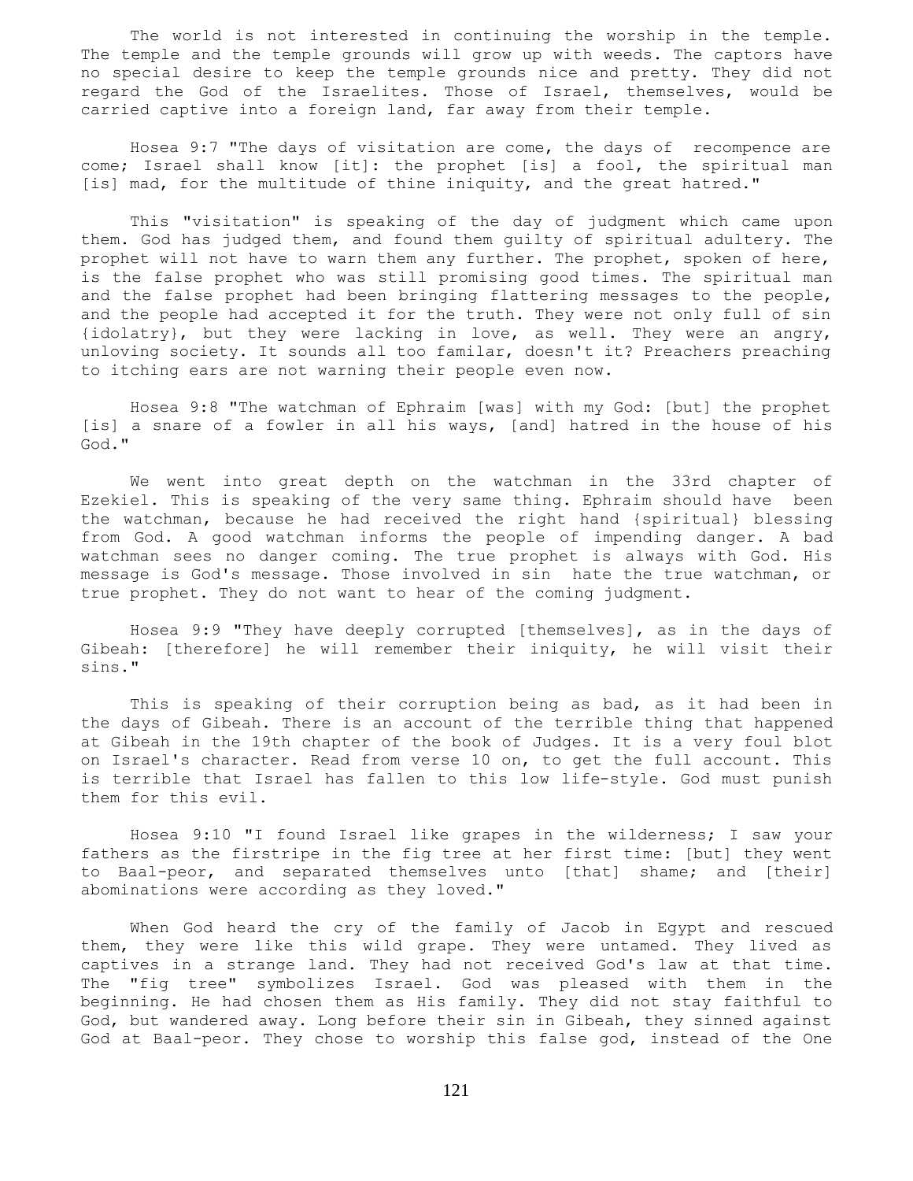The world is not interested in continuing the worship in the temple. The temple and the temple grounds will grow up with weeds. The captors have no special desire to keep the temple grounds nice and pretty. They did not regard the God of the Israelites. Those of Israel, themselves, would be carried captive into a foreign land, far away from their temple.

Hosea 9:7 "The days of visitation are come, the days of recompence are come; Israel shall know [it]: the prophet [is] a fool, the spiritual man [is] mad, for the multitude of thine iniquity, and the great hatred."

This "visitation" is speaking of the day of judgment which came upon them. God has judged them, and found them guilty of spiritual adultery. The prophet will not have to warn them any further. The prophet, spoken of here, is the false prophet who was still promising good times. The spiritual man and the false prophet had been bringing flattering messages to the people, and the people had accepted it for the truth. They were not only full of sin {idolatry}, but they were lacking in love, as well. They were an angry, unloving society. It sounds all too familar, doesn't it? Preachers preaching to itching ears are not warning their people even now.

Hosea 9:8 "The watchman of Ephraim [was] with my God: [but] the prophet [is] a snare of a fowler in all his ways, [and] hatred in the house of his God."

We went into great depth on the watchman in the 33rd chapter of Ezekiel. This is speaking of the very same thing. Ephraim should have been the watchman, because he had received the right hand {spiritual} blessing from God. A good watchman informs the people of impending danger. A bad watchman sees no danger coming. The true prophet is always with God. His message is God's message. Those involved in sin hate the true watchman, or true prophet. They do not want to hear of the coming judgment.

Hosea 9:9 "They have deeply corrupted [themselves], as in the days of Gibeah: [therefore] he will remember their iniquity, he will visit their sins."

This is speaking of their corruption being as bad, as it had been in the days of Gibeah. There is an account of the terrible thing that happened at Gibeah in the 19th chapter of the book of Judges. It is a very foul blot on Israel's character. Read from verse 10 on, to get the full account. This is terrible that Israel has fallen to this low life-style. God must punish them for this evil.

Hosea 9:10 "I found Israel like grapes in the wilderness; I saw your fathers as the firstripe in the fig tree at her first time: [but] they went to Baal-peor, and separated themselves unto [that] shame; and [their] abominations were according as they loved."

When God heard the cry of the family of Jacob in Egypt and rescued them, they were like this wild grape. They were untamed. They lived as captives in a strange land. They had not received God's law at that time. The "fig tree" symbolizes Israel. God was pleased with them in the beginning. He had chosen them as His family. They did not stay faithful to God, but wandered away. Long before their sin in Gibeah, they sinned against God at Baal-peor. They chose to worship this false god, instead of the One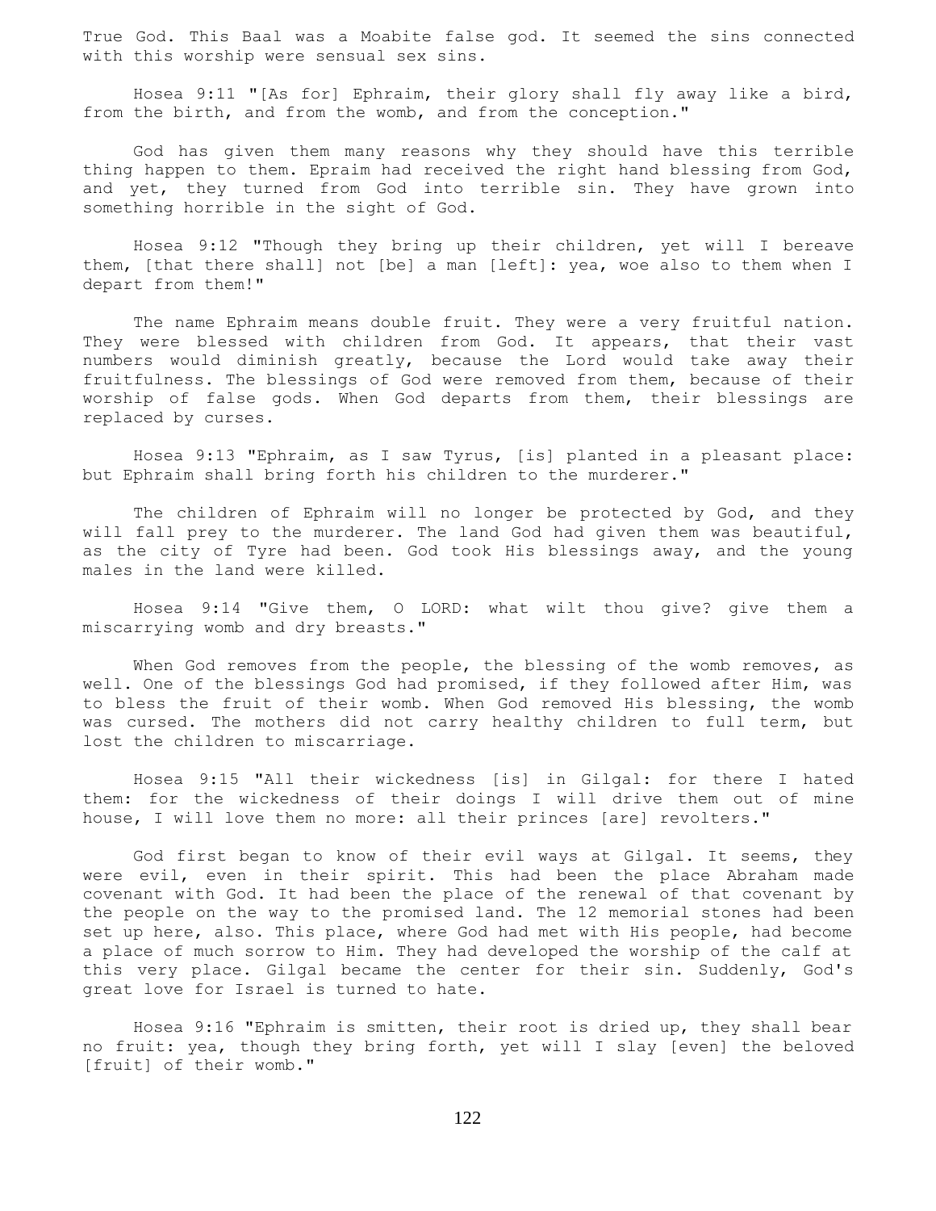True God. This Baal was a Moabite false god. It seemed the sins connected with this worship were sensual sex sins.

Hosea 9:11 "[As for] Ephraim, their glory shall fly away like a bird, from the birth, and from the womb, and from the conception."

God has given them many reasons why they should have this terrible thing happen to them. Epraim had received the right hand blessing from God, and yet, they turned from God into terrible sin. They have grown into something horrible in the sight of God.

Hosea 9:12 "Though they bring up their children, yet will I bereave them, [that there shall] not [be] a man [left]: yea, woe also to them when I depart from them!"

The name Ephraim means double fruit. They were a very fruitful nation. They were blessed with children from God. It appears, that their vast numbers would diminish greatly, because the Lord would take away their fruitfulness. The blessings of God were removed from them, because of their worship of false gods. When God departs from them, their blessings are replaced by curses.

Hosea 9:13 "Ephraim, as I saw Tyrus, [is] planted in a pleasant place: but Ephraim shall bring forth his children to the murderer."

The children of Ephraim will no longer be protected by God, and they will fall prey to the murderer. The land God had given them was beautiful, as the city of Tyre had been. God took His blessings away, and the young males in the land were killed.

Hosea 9:14 "Give them, O LORD: what wilt thou give? give them a miscarrying womb and dry breasts."

When God removes from the people, the blessing of the womb removes, as well. One of the blessings God had promised, if they followed after Him, was to bless the fruit of their womb. When God removed His blessing, the womb was cursed. The mothers did not carry healthy children to full term, but lost the children to miscarriage.

Hosea 9:15 "All their wickedness [is] in Gilgal: for there I hated them: for the wickedness of their doings I will drive them out of mine house, I will love them no more: all their princes [are] revolters."

God first began to know of their evil ways at Gilgal. It seems, they were evil, even in their spirit. This had been the place Abraham made covenant with God. It had been the place of the renewal of that covenant by the people on the way to the promised land. The 12 memorial stones had been set up here, also. This place, where God had met with His people, had become a place of much sorrow to Him. They had developed the worship of the calf at this very place. Gilgal became the center for their sin. Suddenly, God's great love for Israel is turned to hate.

Hosea 9:16 "Ephraim is smitten, their root is dried up, they shall bear no fruit: yea, though they bring forth, yet will I slay [even] the beloved [fruit] of their womb."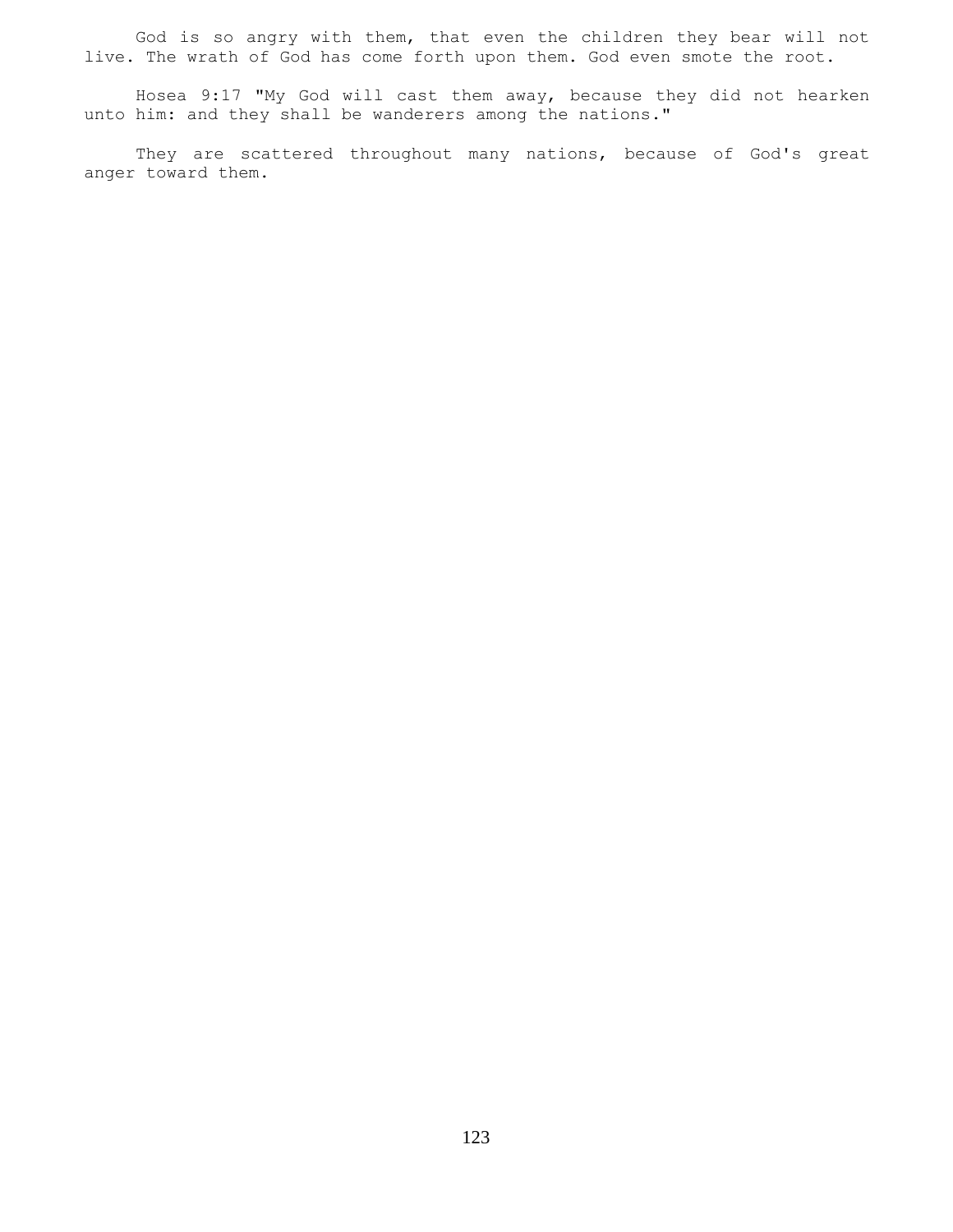God is so angry with them, that even the children they bear will not live. The wrath of God has come forth upon them. God even smote the root.

Hosea 9:17 "My God will cast them away, because they did not hearken unto him: and they shall be wanderers among the nations."

They are scattered throughout many nations, because of God's great anger toward them.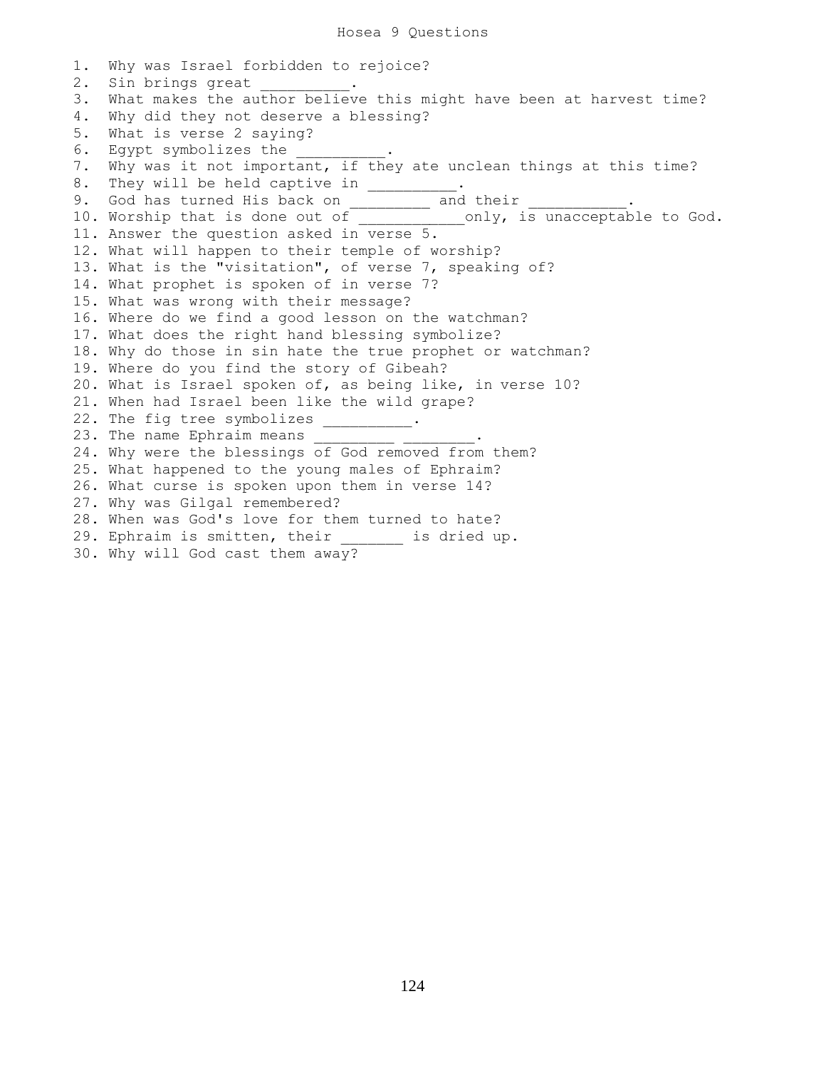# Hosea 9 Questions

1. Why was Israel forbidden to rejoice?
2. Sin brings great __________.
3. What makes the author believe this might have been at harvest time?
4. Why did they not deserve a blessing?
5. What is verse 2 saying?
6. Egypt symbolizes the __________.
7. Why was it not important, if they ate unclean things at this time?
8. They will be held captive in __________.
9. God has turned His back on _________ and their ___________.
10. Worship that is done out of ____________only, is unacceptable to God.
11. Answer the question asked in verse 5.
12. What will happen to their temple of worship?
13. What is the "visitation", of verse 7, speaking of?
14. What prophet is spoken of in verse 7?
15. What was wrong with their message?
16. Where do we find a good lesson on the watchman?
17. What does the right hand blessing symbolize?
18. Why do those in sin hate the true prophet or watchman?
19. Where do you find the story of Gibeah?
20. What is Israel spoken of, as being like, in verse 10?
21. When had Israel been like the wild grape?
22. The fig tree symbolizes __________.
23. The name Ephraim means _________ ________.
24. Why were the blessings of God removed from them?
25. What happened to the young males of Ephraim?
26. What curse is spoken upon them in verse 14?
27. Why was Gilgal remembered?
28. When was God's love for them turned to hate?
29. Ephraim is smitten, their _______ is dried up.
30. Why will God cast them away?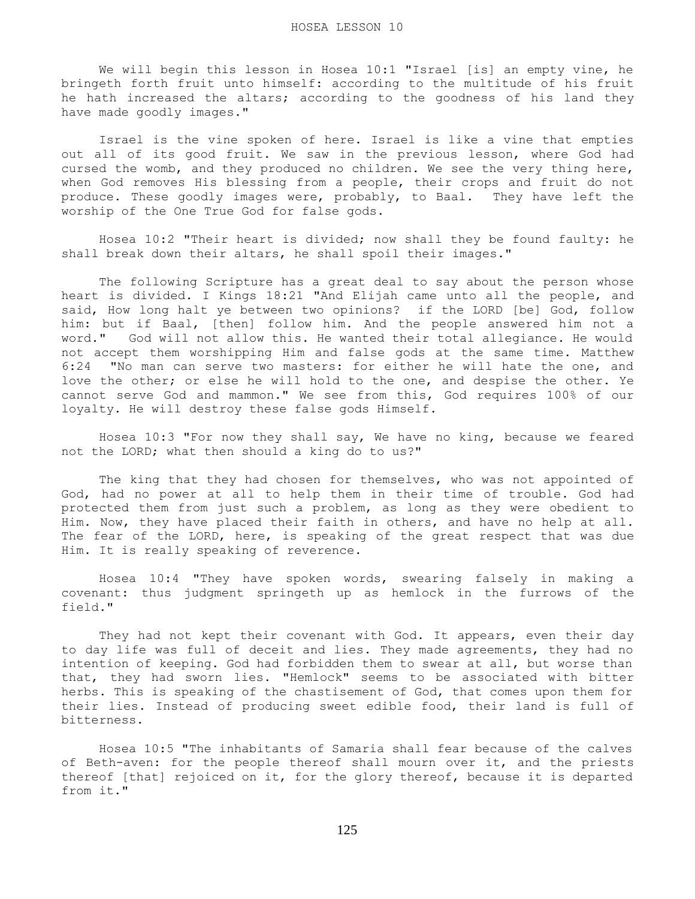# HOSEA LESSON 10

We will begin this lesson in Hosea 10:1 "Israel [is] an empty vine, he bringeth forth fruit unto himself: according to the multitude of his fruit he hath increased the altars; according to the goodness of his land they have made goodly images."

Israel is the vine spoken of here. Israel is like a vine that empties out all of its good fruit. We saw in the previous lesson, where God had cursed the womb, and they produced no children. We see the very thing here, when God removes His blessing from a people, their crops and fruit do not produce. These goodly images were, probably, to Baal. They have left the worship of the One True God for false gods.

Hosea 10:2 "Their heart is divided; now shall they be found faulty: he shall break down their altars, he shall spoil their images."

The following Scripture has a great deal to say about the person whose heart is divided. I Kings 18:21 "And Elijah came unto all the people, and said, How long halt ye between two opinions? if the LORD [be] God, follow him: but if Baal, [then] follow him. And the people answered him not a word." God will not allow this. He wanted their total allegiance. He would not accept them worshipping Him and false gods at the same time. Matthew 6:24 "No man can serve two masters: for either he will hate the one, and love the other; or else he will hold to the one, and despise the other. Ye cannot serve God and mammon." We see from this, God requires 100% of our loyalty. He will destroy these false gods Himself.

Hosea 10:3 "For now they shall say, We have no king, because we feared not the LORD; what then should a king do to us?"

The king that they had chosen for themselves, who was not appointed of God, had no power at all to help them in their time of trouble. God had protected them from just such a problem, as long as they were obedient to Him. Now, they have placed their faith in others, and have no help at all. The fear of the LORD, here, is speaking of the great respect that was due Him. It is really speaking of reverence.

Hosea 10:4 "They have spoken words, swearing falsely in making a covenant: thus judgment springeth up as hemlock in the furrows of the field."

They had not kept their covenant with God. It appears, even their day to day life was full of deceit and lies. They made agreements, they had no intention of keeping. God had forbidden them to swear at all, but worse than that, they had sworn lies. "Hemlock" seems to be associated with bitter herbs. This is speaking of the chastisement of God, that comes upon them for their lies. Instead of producing sweet edible food, their land is full of bitterness.

Hosea 10:5 "The inhabitants of Samaria shall fear because of the calves of Beth-aven: for the people thereof shall mourn over it, and the priests thereof [that] rejoiced on it, for the glory thereof, because it is departed from it."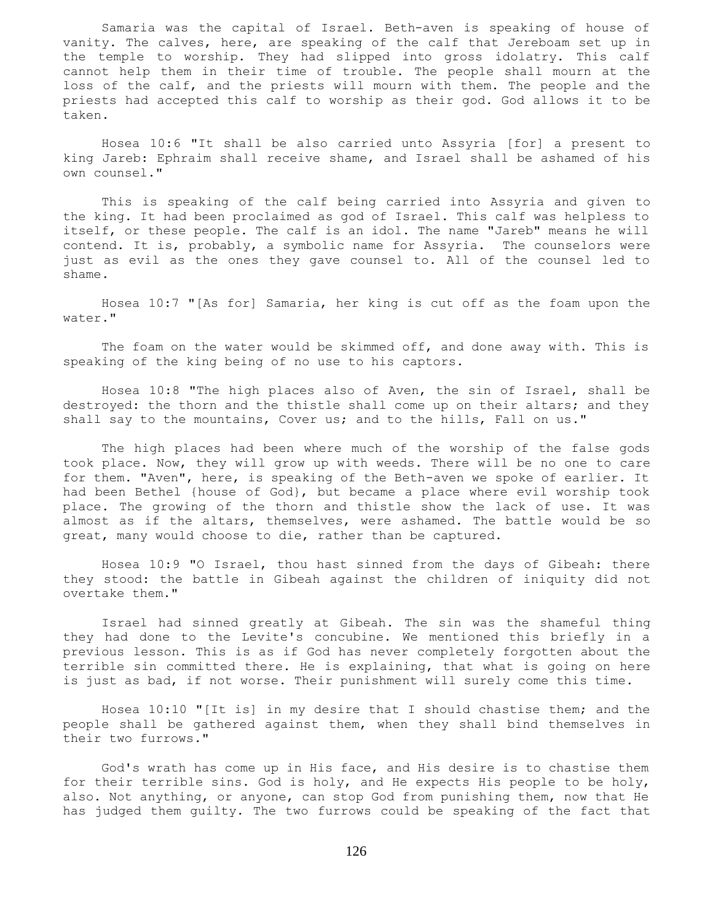Samaria was the capital of Israel. Beth-aven is speaking of house of vanity. The calves, here, are speaking of the calf that Jereboam set up in the temple to worship. They had slipped into gross idolatry. This calf cannot help them in their time of trouble. The people shall mourn at the loss of the calf, and the priests will mourn with them. The people and the priests had accepted this calf to worship as their god. God allows it to be taken.

Hosea 10:6 "It shall be also carried unto Assyria [for] a present to king Jareb: Ephraim shall receive shame, and Israel shall be ashamed of his own counsel."

This is speaking of the calf being carried into Assyria and given to the king. It had been proclaimed as god of Israel. This calf was helpless to itself, or these people. The calf is an idol. The name "Jareb" means he will contend. It is, probably, a symbolic name for Assyria. The counselors were just as evil as the ones they gave counsel to. All of the counsel led to shame.

Hosea 10:7 "[As for] Samaria, her king is cut off as the foam upon the water."

The foam on the water would be skimmed off, and done away with. This is speaking of the king being of no use to his captors.

Hosea 10:8 "The high places also of Aven, the sin of Israel, shall be destroyed: the thorn and the thistle shall come up on their altars; and they shall say to the mountains, Cover us; and to the hills, Fall on us."

The high places had been where much of the worship of the false gods took place. Now, they will grow up with weeds. There will be no one to care for them. "Aven", here, is speaking of the Beth-aven we spoke of earlier. It had been Bethel {house of God}, but became a place where evil worship took place. The growing of the thorn and thistle show the lack of use. It was almost as if the altars, themselves, were ashamed. The battle would be so great, many would choose to die, rather than be captured.

Hosea 10:9 "O Israel, thou hast sinned from the days of Gibeah: there they stood: the battle in Gibeah against the children of iniquity did not overtake them."

Israel had sinned greatly at Gibeah. The sin was the shameful thing they had done to the Levite's concubine. We mentioned this briefly in a previous lesson. This is as if God has never completely forgotten about the terrible sin committed there. He is explaining, that what is going on here is just as bad, if not worse. Their punishment will surely come this time.

Hosea 10:10 "[It is] in my desire that I should chastise them; and the people shall be gathered against them, when they shall bind themselves in their two furrows."

God's wrath has come up in His face, and His desire is to chastise them for their terrible sins. God is holy, and He expects His people to be holy, also. Not anything, or anyone, can stop God from punishing them, now that He has judged them guilty. The two furrows could be speaking of the fact that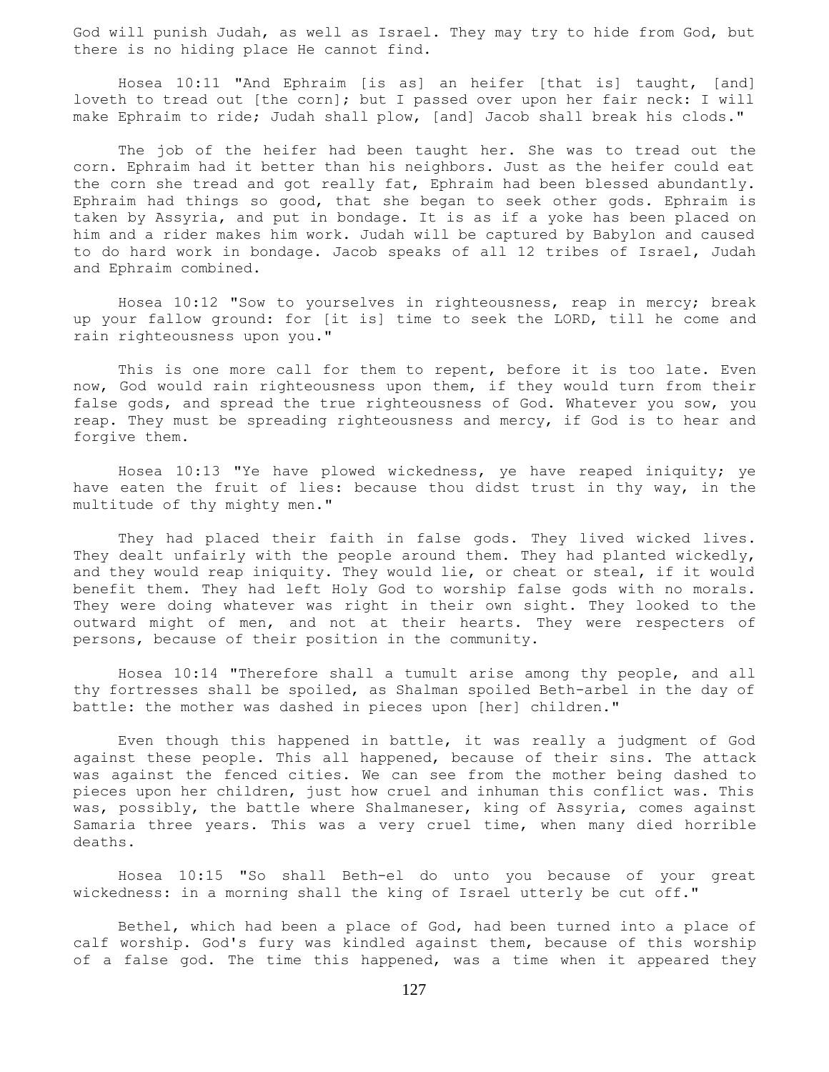God will punish Judah, as well as Israel. They may try to hide from God, but there is no hiding place He cannot find.

Hosea 10:11 "And Ephraim [is as] an heifer [that is] taught, [and] loveth to tread out [the corn]; but I passed over upon her fair neck: I will make Ephraim to ride; Judah shall plow, [and] Jacob shall break his clods."

The job of the heifer had been taught her. She was to tread out the corn. Ephraim had it better than his neighbors. Just as the heifer could eat the corn she tread and got really fat, Ephraim had been blessed abundantly. Ephraim had things so good, that she began to seek other gods. Ephraim is taken by Assyria, and put in bondage. It is as if a yoke has been placed on him and a rider makes him work. Judah will be captured by Babylon and caused to do hard work in bondage. Jacob speaks of all 12 tribes of Israel, Judah and Ephraim combined.

Hosea 10:12 "Sow to yourselves in righteousness, reap in mercy; break up your fallow ground: for [it is] time to seek the LORD, till he come and rain righteousness upon you."

This is one more call for them to repent, before it is too late. Even now, God would rain righteousness upon them, if they would turn from their false gods, and spread the true righteousness of God. Whatever you sow, you reap. They must be spreading righteousness and mercy, if God is to hear and forgive them.

Hosea 10:13 "Ye have plowed wickedness, ye have reaped iniquity; ye have eaten the fruit of lies: because thou didst trust in thy way, in the multitude of thy mighty men."

They had placed their faith in false gods. They lived wicked lives. They dealt unfairly with the people around them. They had planted wickedly, and they would reap iniquity. They would lie, or cheat or steal, if it would benefit them. They had left Holy God to worship false gods with no morals. They were doing whatever was right in their own sight. They looked to the outward might of men, and not at their hearts. They were respecters of persons, because of their position in the community.

Hosea 10:14 "Therefore shall a tumult arise among thy people, and all thy fortresses shall be spoiled, as Shalman spoiled Beth-arbel in the day of battle: the mother was dashed in pieces upon [her] children."

Even though this happened in battle, it was really a judgment of God against these people. This all happened, because of their sins. The attack was against the fenced cities. We can see from the mother being dashed to pieces upon her children, just how cruel and inhuman this conflict was. This was, possibly, the battle where Shalmaneser, king of Assyria, comes against Samaria three years. This was a very cruel time, when many died horrible deaths.

Hosea 10:15 "So shall Beth-el do unto you because of your great wickedness: in a morning shall the king of Israel utterly be cut off."

Bethel, which had been a place of God, had been turned into a place of calf worship. God's fury was kindled against them, because of this worship of a false god. The time this happened, was a time when it appeared they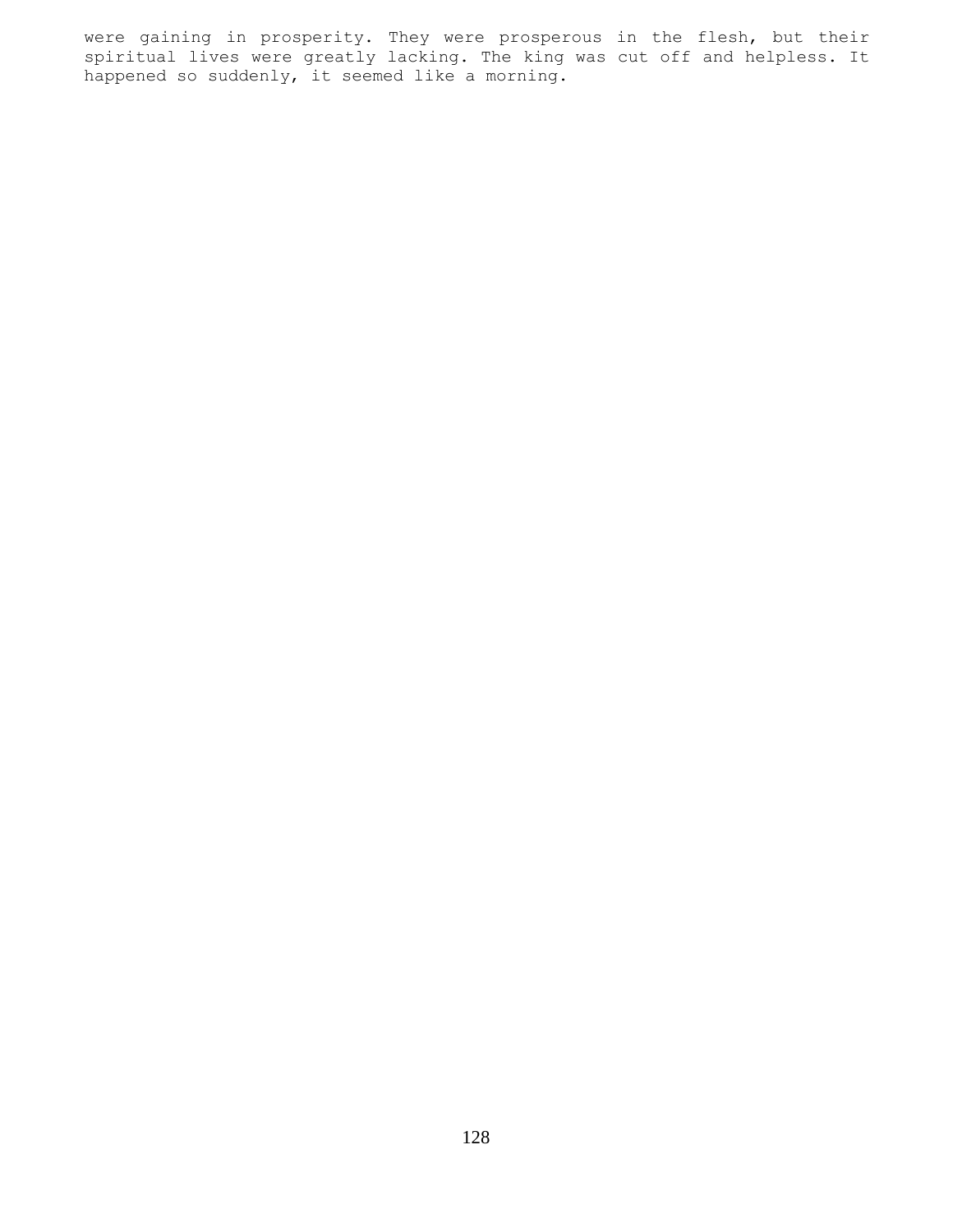were gaining in prosperity. They were prosperous in the flesh, but their spiritual lives were greatly lacking. The king was cut off and helpless. It happened so suddenly, it seemed like a morning.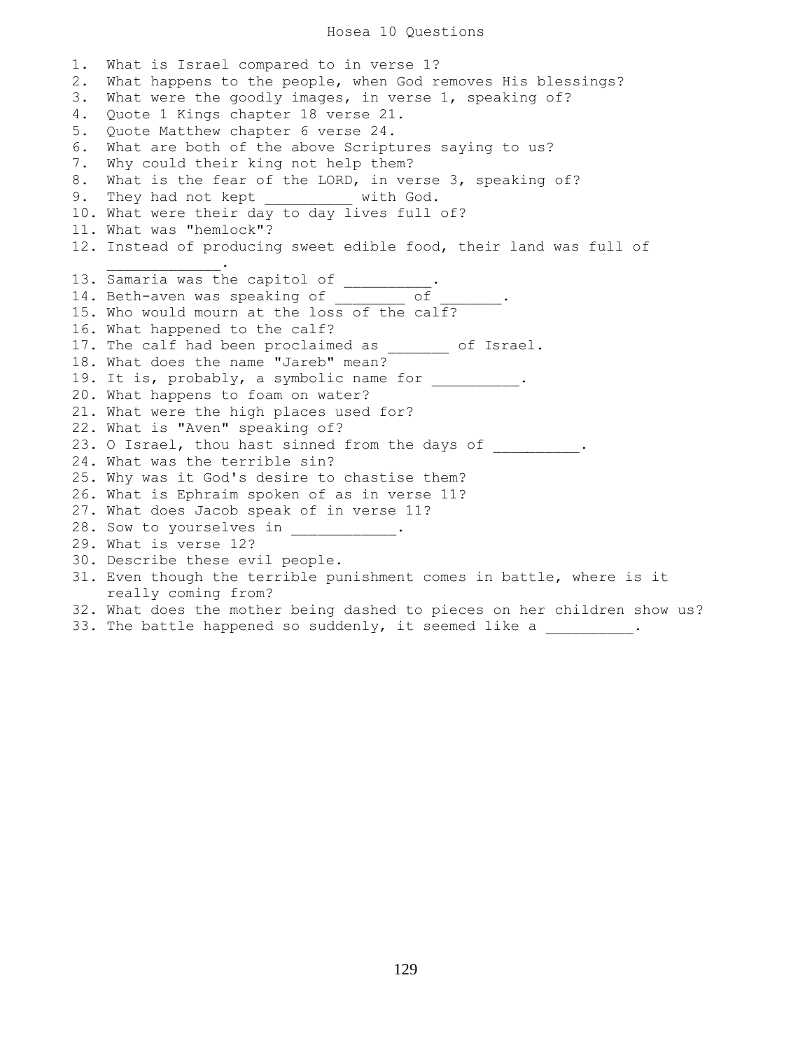# Hosea 10 Questions

1. What is Israel compared to in verse 1?
2. What happens to the people, when God removes His blessings?
3. What were the goodly images, in verse 1, speaking of?
4. Quote 1 Kings chapter 18 verse 21.
5. Quote Matthew chapter 6 verse 24.
6. What are both of the above Scriptures saying to us?
7. Why could their king not help them?
8. What is the fear of the LORD, in verse 3, speaking of?
9. They had not kept __________ with God.
10. What were their day to day lives full of?
11. What was "hemlock"?
12. Instead of producing sweet edible food, their land was full of _____________.
13. Samaria was the capitol of __________.
14. Beth-aven was speaking of ________ of _______.
15. Who would mourn at the loss of the calf?
16. What happened to the calf?
17. The calf had been proclaimed as _______ of Israel.
18. What does the name "Jareb" mean?
19. It is, probably, a symbolic name for __________.
20. What happens to foam on water?
21. What were the high places used for?
22. What is "Aven" speaking of?
23. O Israel, thou hast sinned from the days of __________.
24. What was the terrible sin?
25. Why was it God's desire to chastise them?
26. What is Ephraim spoken of as in verse 11?
27. What does Jacob speak of in verse 11?
28. Sow to yourselves in ____________.
29. What is verse 12?
30. Describe these evil people.
31. Even though the terrible punishment comes in battle, where is it really coming from?
32. What does the mother being dashed to pieces on her children show us?
33. The battle happened so suddenly, it seemed like a __________.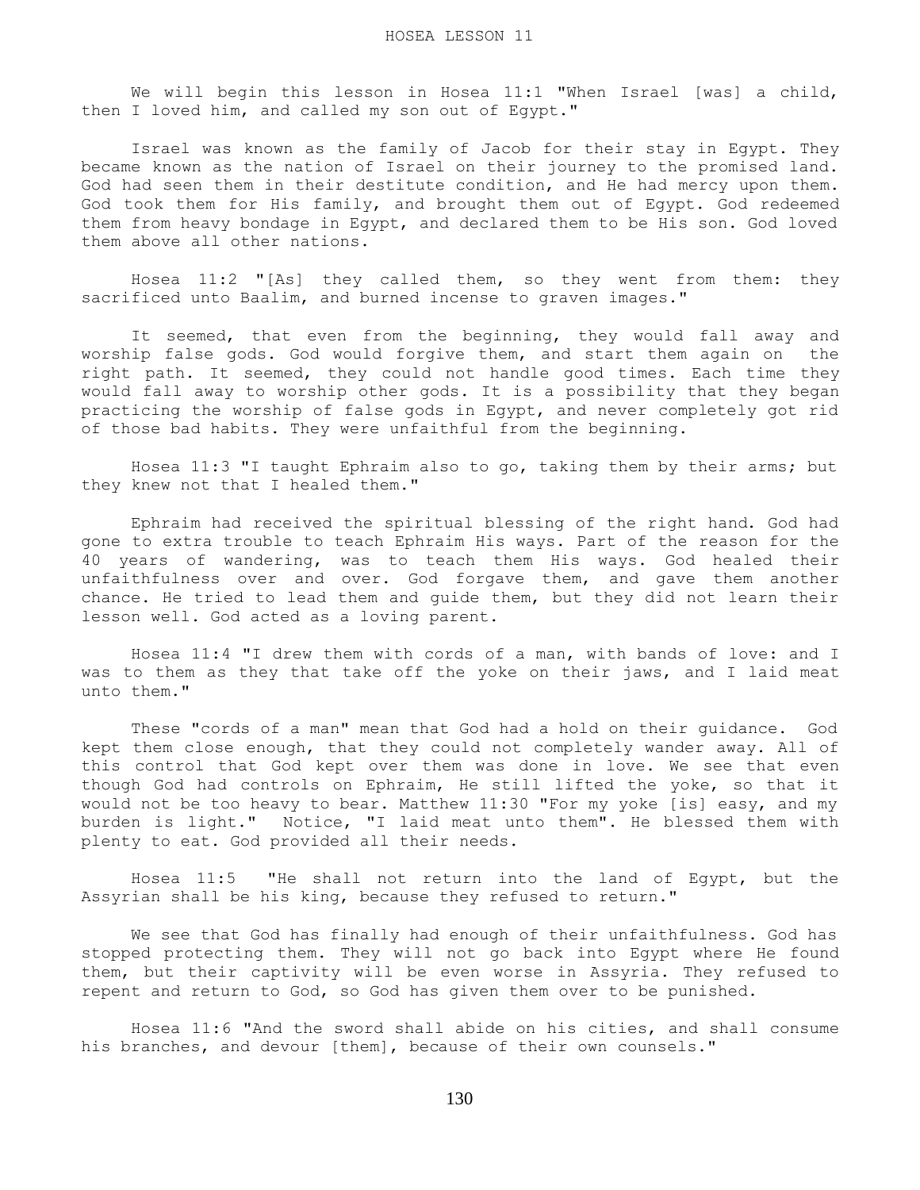# HOSEA LESSON 11

We will begin this lesson in Hosea 11:1 "When Israel [was] a child, then I loved him, and called my son out of Egypt."

Israel was known as the family of Jacob for their stay in Egypt. They became known as the nation of Israel on their journey to the promised land. God had seen them in their destitute condition, and He had mercy upon them. God took them for His family, and brought them out of Egypt. God redeemed them from heavy bondage in Egypt, and declared them to be His son. God loved them above all other nations.

Hosea 11:2 "[As] they called them, so they went from them: they sacrificed unto Baalim, and burned incense to graven images."

It seemed, that even from the beginning, they would fall away and worship false gods. God would forgive them, and start them again on the right path. It seemed, they could not handle good times. Each time they would fall away to worship other gods. It is a possibility that they began practicing the worship of false gods in Egypt, and never completely got rid of those bad habits. They were unfaithful from the beginning.

Hosea 11:3 "I taught Ephraim also to go, taking them by their arms; but they knew not that I healed them."

Ephraim had received the spiritual blessing of the right hand. God had gone to extra trouble to teach Ephraim His ways. Part of the reason for the 40 years of wandering, was to teach them His ways. God healed their unfaithfulness over and over. God forgave them, and gave them another chance. He tried to lead them and guide them, but they did not learn their lesson well. God acted as a loving parent.

Hosea 11:4 "I drew them with cords of a man, with bands of love: and I was to them as they that take off the yoke on their jaws, and I laid meat unto them."

These "cords of a man" mean that God had a hold on their guidance. God kept them close enough, that they could not completely wander away. All of this control that God kept over them was done in love. We see that even though God had controls on Ephraim, He still lifted the yoke, so that it would not be too heavy to bear. Matthew 11:30 "For my yoke [is] easy, and my burden is light." Notice, "I laid meat unto them". He blessed them with plenty to eat. God provided all their needs.

Hosea 11:5 "He shall not return into the land of Egypt, but the Assyrian shall be his king, because they refused to return."

We see that God has finally had enough of their unfaithfulness. God has stopped protecting them. They will not go back into Egypt where He found them, but their captivity will be even worse in Assyria. They refused to repent and return to God, so God has given them over to be punished.

Hosea 11:6 "And the sword shall abide on his cities, and shall consume his branches, and devour [them], because of their own counsels."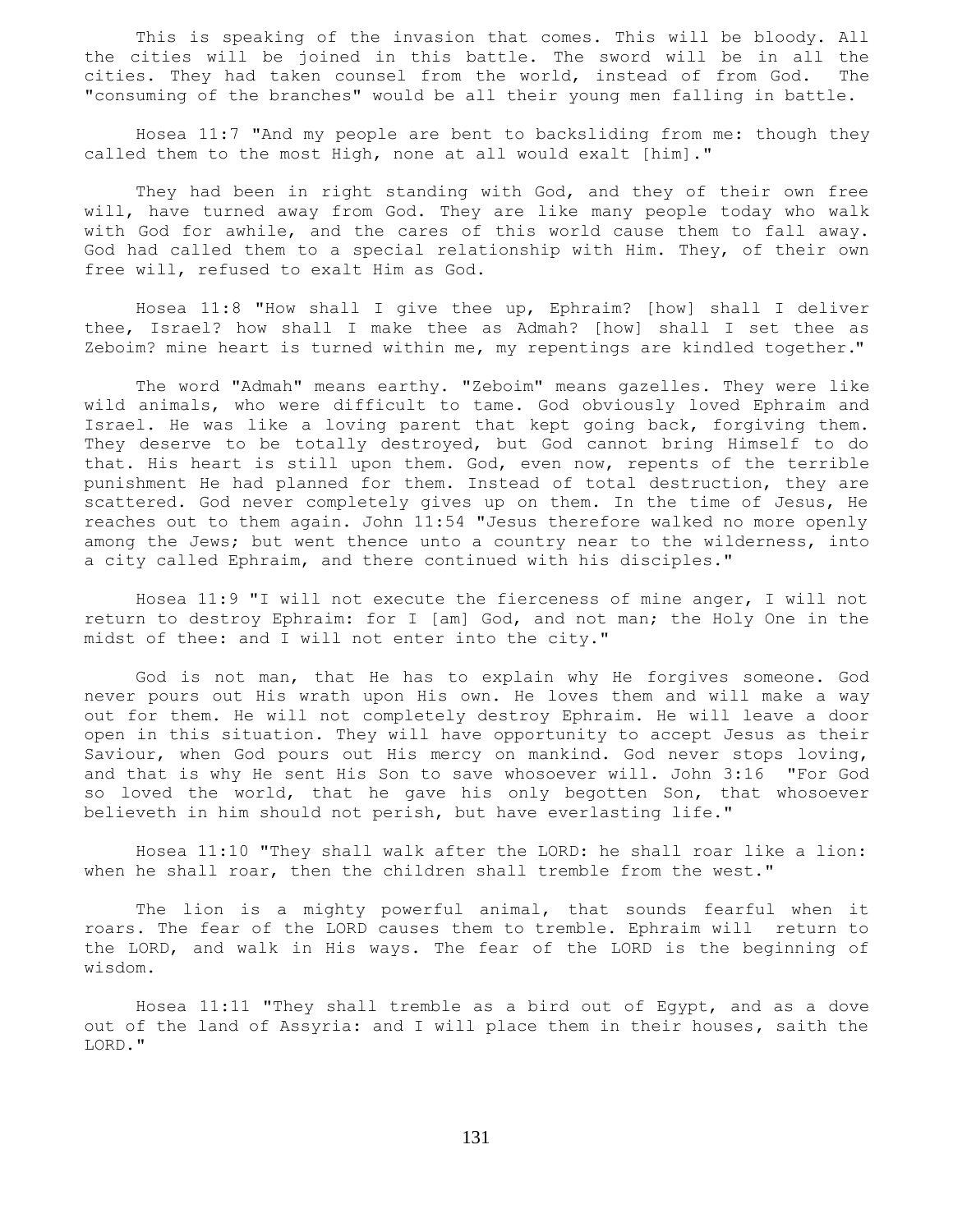This is speaking of the invasion that comes. This will be bloody. All the cities will be joined in this battle. The sword will be in all the cities. They had taken counsel from the world, instead of from God. The "consuming of the branches" would be all their young men falling in battle.

Hosea 11:7 "And my people are bent to backsliding from me: though they called them to the most High, none at all would exalt [him]."

They had been in right standing with God, and they of their own free will, have turned away from God. They are like many people today who walk with God for awhile, and the cares of this world cause them to fall away. God had called them to a special relationship with Him. They, of their own free will, refused to exalt Him as God.

Hosea 11:8 "How shall I give thee up, Ephraim? [how] shall I deliver thee, Israel? how shall I make thee as Admah? [how] shall I set thee as Zeboim? mine heart is turned within me, my repentings are kindled together."

The word "Admah" means earthy. "Zeboim" means gazelles. They were like wild animals, who were difficult to tame. God obviously loved Ephraim and Israel. He was like a loving parent that kept going back, forgiving them. They deserve to be totally destroyed, but God cannot bring Himself to do that. His heart is still upon them. God, even now, repents of the terrible punishment He had planned for them. Instead of total destruction, they are scattered. God never completely gives up on them. In the time of Jesus, He reaches out to them again. John 11:54 "Jesus therefore walked no more openly among the Jews; but went thence unto a country near to the wilderness, into a city called Ephraim, and there continued with his disciples."

Hosea 11:9 "I will not execute the fierceness of mine anger, I will not return to destroy Ephraim: for I [am] God, and not man; the Holy One in the midst of thee: and I will not enter into the city."

God is not man, that He has to explain why He forgives someone. God never pours out His wrath upon His own. He loves them and will make a way out for them. He will not completely destroy Ephraim. He will leave a door open in this situation. They will have opportunity to accept Jesus as their Saviour, when God pours out His mercy on mankind. God never stops loving, and that is why He sent His Son to save whosoever will. John 3:16 "For God so loved the world, that he gave his only begotten Son, that whosoever believeth in him should not perish, but have everlasting life."

Hosea 11:10 "They shall walk after the LORD: he shall roar like a lion: when he shall roar, then the children shall tremble from the west."

The lion is a mighty powerful animal, that sounds fearful when it roars. The fear of the LORD causes them to tremble. Ephraim will return to the LORD, and walk in His ways. The fear of the LORD is the beginning of wisdom.

Hosea 11:11 "They shall tremble as a bird out of Egypt, and as a dove out of the land of Assyria: and I will place them in their houses, saith the LORD."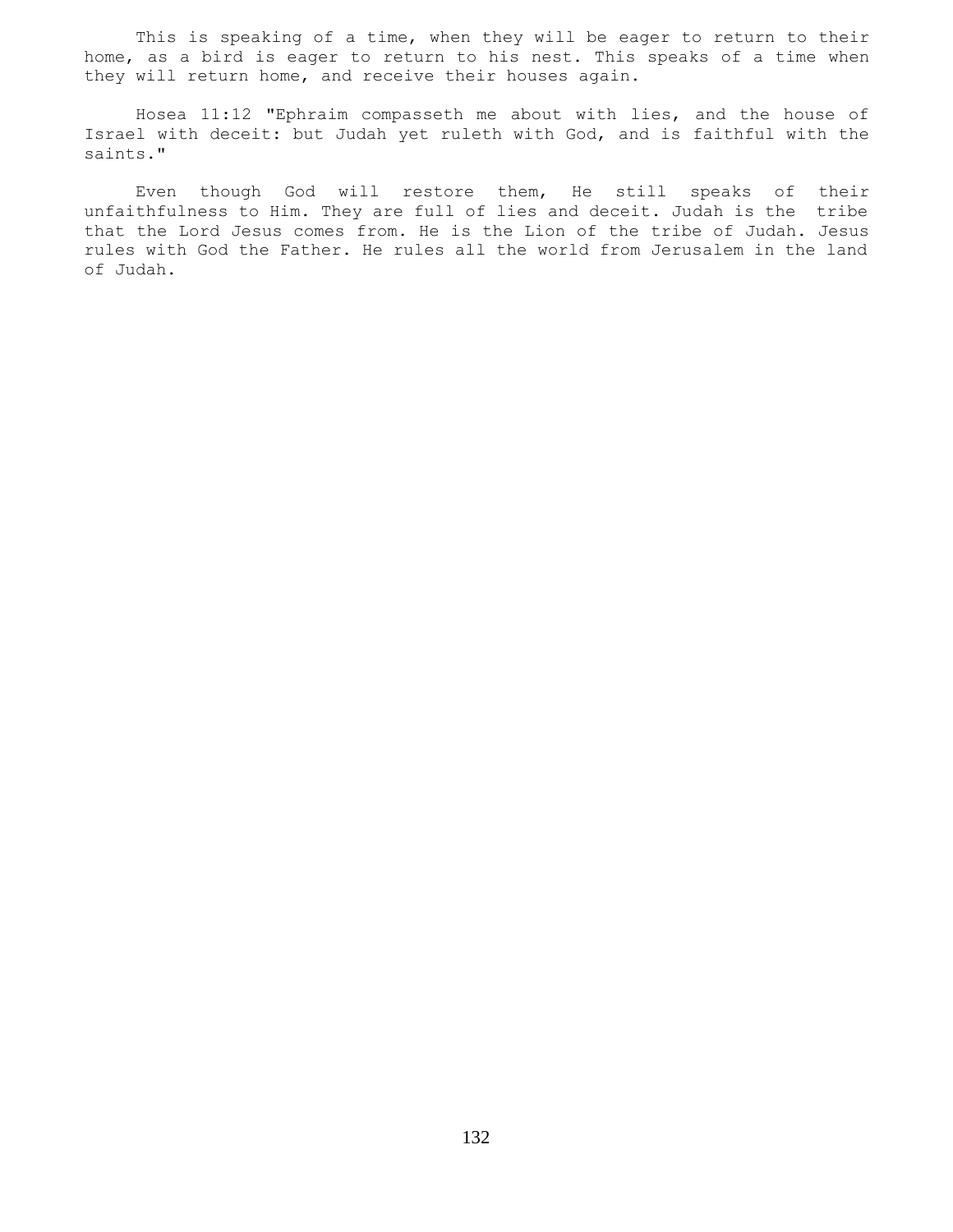This is speaking of a time, when they will be eager to return to their home, as a bird is eager to return to his nest. This speaks of a time when they will return home, and receive their houses again.

Hosea 11:12 "Ephraim compasseth me about with lies, and the house of Israel with deceit: but Judah yet ruleth with God, and is faithful with the saints."

Even though God will restore them, He still speaks of their unfaithfulness to Him. They are full of lies and deceit. Judah is the tribe that the Lord Jesus comes from. He is the Lion of the tribe of Judah. Jesus rules with God the Father. He rules all the world from Jerusalem in the land of Judah.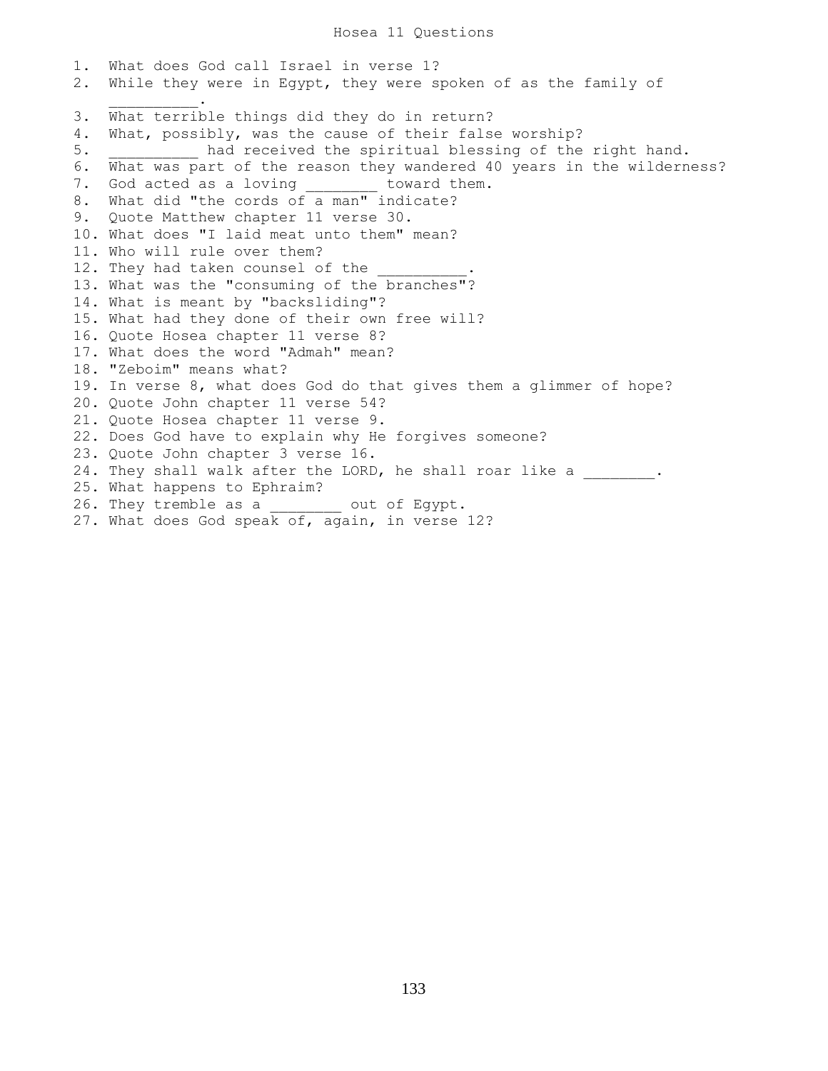# Hosea 11 Questions

1. What does God call Israel in verse 1?
2. While they were in Egypt, they were spoken of as the family of __________.
3. What terrible things did they do in return?
4. What, possibly, was the cause of their false worship?
5. __________ had received the spiritual blessing of the right hand.
6. What was part of the reason they wandered 40 years in the wilderness?
7. God acted as a loving ________ toward them.
8. What did "the cords of a man" indicate?
9. Quote Matthew chapter 11 verse 30.
10. What does "I laid meat unto them" mean?
11. Who will rule over them?
12. They had taken counsel of the __________.
13. What was the "consuming of the branches"?
14. What is meant by "backsliding"?
15. What had they done of their own free will?
16. Quote Hosea chapter 11 verse 8?
17. What does the word "Admah" mean?
18. "Zeboim" means what?
19. In verse 8, what does God do that gives them a glimmer of hope?
20. Quote John chapter 11 verse 54?
21. Quote Hosea chapter 11 verse 9.
22. Does God have to explain why He forgives someone?
23. Quote John chapter 3 verse 16.
24. They shall walk after the LORD, he shall roar like a ________.
25. What happens to Ephraim?
26. They tremble as a ________ out of Egypt.
27. What does God speak of, again, in verse 12?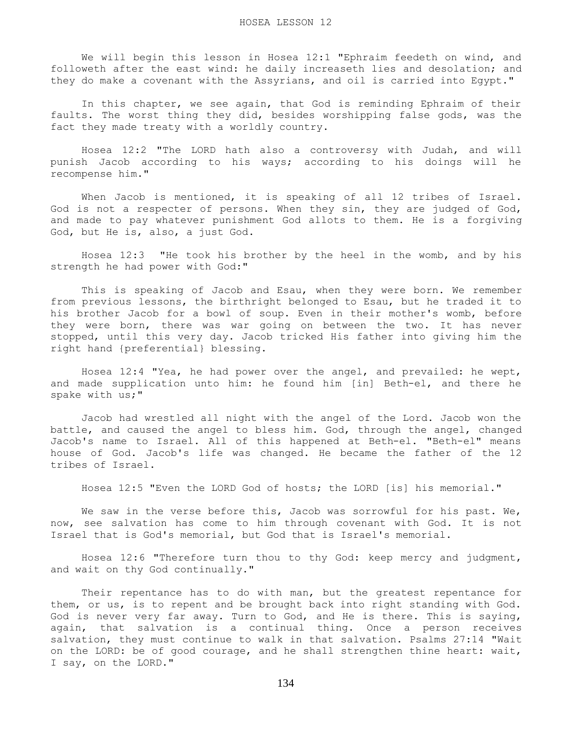# HOSEA LESSON 12

We will begin this lesson in Hosea 12:1 "Ephraim feedeth on wind, and followeth after the east wind: he daily increaseth lies and desolation; and they do make a covenant with the Assyrians, and oil is carried into Egypt."

In this chapter, we see again, that God is reminding Ephraim of their faults. The worst thing they did, besides worshipping false gods, was the fact they made treaty with a worldly country.

Hosea 12:2 "The LORD hath also a controversy with Judah, and will punish Jacob according to his ways; according to his doings will he recompense him."

When Jacob is mentioned, it is speaking of all 12 tribes of Israel. God is not a respecter of persons. When they sin, they are judged of God, and made to pay whatever punishment God allots to them. He is a forgiving God, but He is, also, a just God.

Hosea 12:3 "He took his brother by the heel in the womb, and by his strength he had power with God:"

This is speaking of Jacob and Esau, when they were born. We remember from previous lessons, the birthright belonged to Esau, but he traded it to his brother Jacob for a bowl of soup. Even in their mother's womb, before they were born, there was war going on between the two. It has never stopped, until this very day. Jacob tricked His father into giving him the right hand {preferential} blessing.

Hosea 12:4 "Yea, he had power over the angel, and prevailed: he wept, and made supplication unto him: he found him [in] Beth-el, and there he spake with us;"

Jacob had wrestled all night with the angel of the Lord. Jacob won the battle, and caused the angel to bless him. God, through the angel, changed Jacob's name to Israel. All of this happened at Beth-el. "Beth-el" means house of God. Jacob's life was changed. He became the father of the 12 tribes of Israel.

Hosea 12:5 "Even the LORD God of hosts; the LORD [is] his memorial."

We saw in the verse before this, Jacob was sorrowful for his past. We, now, see salvation has come to him through covenant with God. It is not Israel that is God's memorial, but God that is Israel's memorial.

Hosea 12:6 "Therefore turn thou to thy God: keep mercy and judgment, and wait on thy God continually."

Their repentance has to do with man, but the greatest repentance for them, or us, is to repent and be brought back into right standing with God. God is never very far away. Turn to God, and He is there. This is saying, again, that salvation is a continual thing. Once a person receives salvation, they must continue to walk in that salvation. Psalms 27:14 "Wait on the LORD: be of good courage, and he shall strengthen thine heart: wait, I say, on the LORD."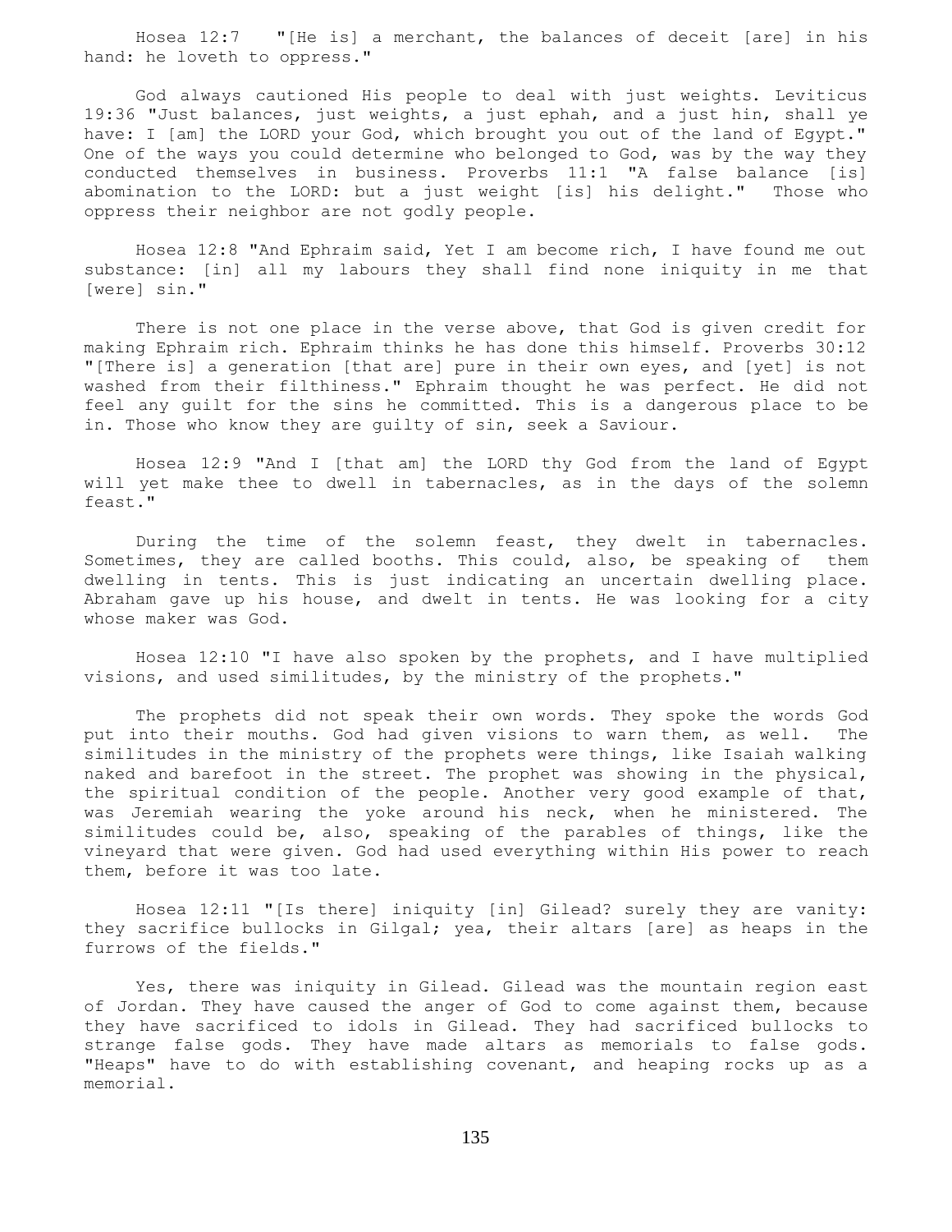Hosea 12:7 "[He is] a merchant, the balances of deceit [are] in his hand: he loveth to oppress."

God always cautioned His people to deal with just weights. Leviticus 19:36 "Just balances, just weights, a just ephah, and a just hin, shall ye have: I [am] the LORD your God, which brought you out of the land of Egypt." One of the ways you could determine who belonged to God, was by the way they conducted themselves in business. Proverbs 11:1 "A false balance [is] abomination to the LORD: but a just weight [is] his delight." Those who oppress their neighbor are not godly people.

Hosea 12:8 "And Ephraim said, Yet I am become rich, I have found me out substance: [in] all my labours they shall find none iniquity in me that [were] sin."

There is not one place in the verse above, that God is given credit for making Ephraim rich. Ephraim thinks he has done this himself. Proverbs 30:12 "[There is] a generation [that are] pure in their own eyes, and [yet] is not washed from their filthiness." Ephraim thought he was perfect. He did not feel any guilt for the sins he committed. This is a dangerous place to be in. Those who know they are guilty of sin, seek a Saviour.

Hosea 12:9 "And I [that am] the LORD thy God from the land of Egypt will yet make thee to dwell in tabernacles, as in the days of the solemn feast."

During the time of the solemn feast, they dwelt in tabernacles. Sometimes, they are called booths. This could, also, be speaking of them dwelling in tents. This is just indicating an uncertain dwelling place. Abraham gave up his house, and dwelt in tents. He was looking for a city whose maker was God.

Hosea 12:10 "I have also spoken by the prophets, and I have multiplied visions, and used similitudes, by the ministry of the prophets."

The prophets did not speak their own words. They spoke the words God put into their mouths. God had given visions to warn them, as well. The similitudes in the ministry of the prophets were things, like Isaiah walking naked and barefoot in the street. The prophet was showing in the physical, the spiritual condition of the people. Another very good example of that, was Jeremiah wearing the yoke around his neck, when he ministered. The similitudes could be, also, speaking of the parables of things, like the vineyard that were given. God had used everything within His power to reach them, before it was too late.

Hosea 12:11 "[Is there] iniquity [in] Gilead? surely they are vanity: they sacrifice bullocks in Gilgal; yea, their altars [are] as heaps in the furrows of the fields."

Yes, there was iniquity in Gilead. Gilead was the mountain region east of Jordan. They have caused the anger of God to come against them, because they have sacrificed to idols in Gilead. They had sacrificed bullocks to strange false gods. They have made altars as memorials to false gods. "Heaps" have to do with establishing covenant, and heaping rocks up as a memorial.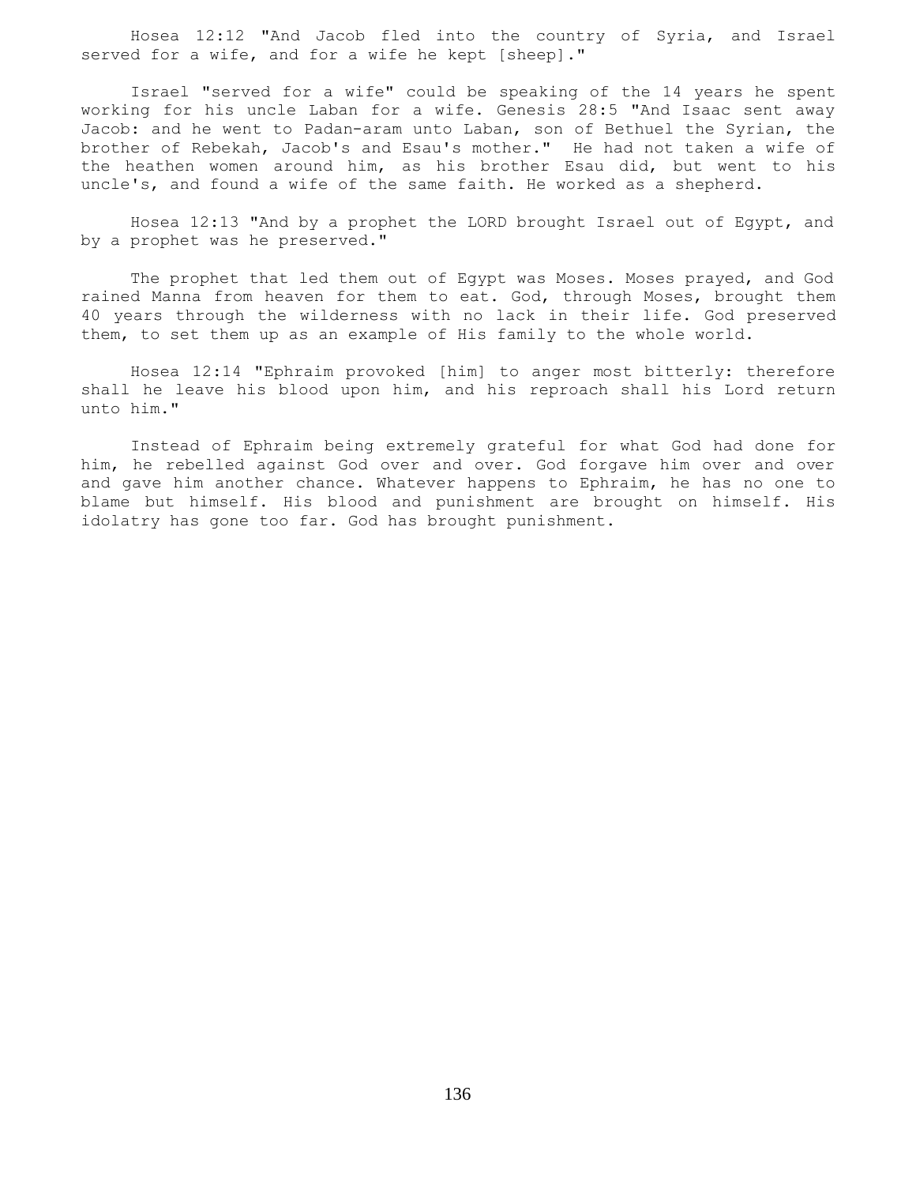Hosea 12:12 "And Jacob fled into the country of Syria, and Israel served for a wife, and for a wife he kept [sheep]."

Israel "served for a wife" could be speaking of the 14 years he spent working for his uncle Laban for a wife. Genesis 28:5 "And Isaac sent away Jacob: and he went to Padan-aram unto Laban, son of Bethuel the Syrian, the brother of Rebekah, Jacob's and Esau's mother." He had not taken a wife of the heathen women around him, as his brother Esau did, but went to his uncle's, and found a wife of the same faith. He worked as a shepherd.

Hosea 12:13 "And by a prophet the LORD brought Israel out of Egypt, and by a prophet was he preserved."

The prophet that led them out of Egypt was Moses. Moses prayed, and God rained Manna from heaven for them to eat. God, through Moses, brought them 40 years through the wilderness with no lack in their life. God preserved them, to set them up as an example of His family to the whole world.

Hosea 12:14 "Ephraim provoked [him] to anger most bitterly: therefore shall he leave his blood upon him, and his reproach shall his Lord return unto him."

Instead of Ephraim being extremely grateful for what God had done for him, he rebelled against God over and over. God forgave him over and over and gave him another chance. Whatever happens to Ephraim, he has no one to blame but himself. His blood and punishment are brought on himself. His idolatry has gone too far. God has brought punishment.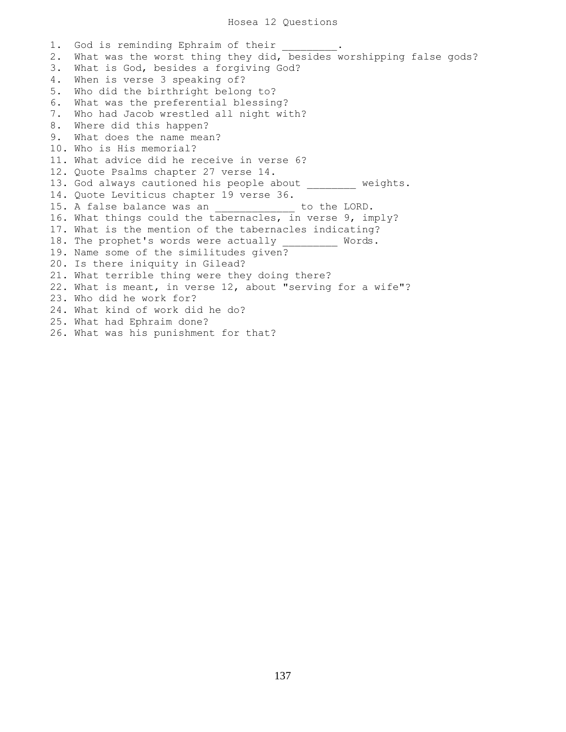# Hosea 12 Questions

1. God is reminding Ephraim of their _________.
2. What was the worst thing they did, besides worshipping false gods?
3. What is God, besides a forgiving God?
4. When is verse 3 speaking of?
5. Who did the birthright belong to?
6. What was the preferential blessing?
7. Who had Jacob wrestled all night with?
8. Where did this happen?
9. What does the name mean?
10. Who is His memorial?
11. What advice did he receive in verse 6?
12. Quote Psalms chapter 27 verse 14.
13. God always cautioned his people about ________ weights.
14. Quote Leviticus chapter 19 verse 36.
15. A false balance was an _____________ to the LORD.
16. What things could the tabernacles, in verse 9, imply?
17. What is the mention of the tabernacles indicating?
18. The prophet's words were actually _________ Words.
19. Name some of the similitudes given?
20. Is there iniquity in Gilead?
21. What terrible thing were they doing there?
22. What is meant, in verse 12, about "serving for a wife"?
23. Who did he work for?
24. What kind of work did he do?
25. What had Ephraim done?
26. What was his punishment for that?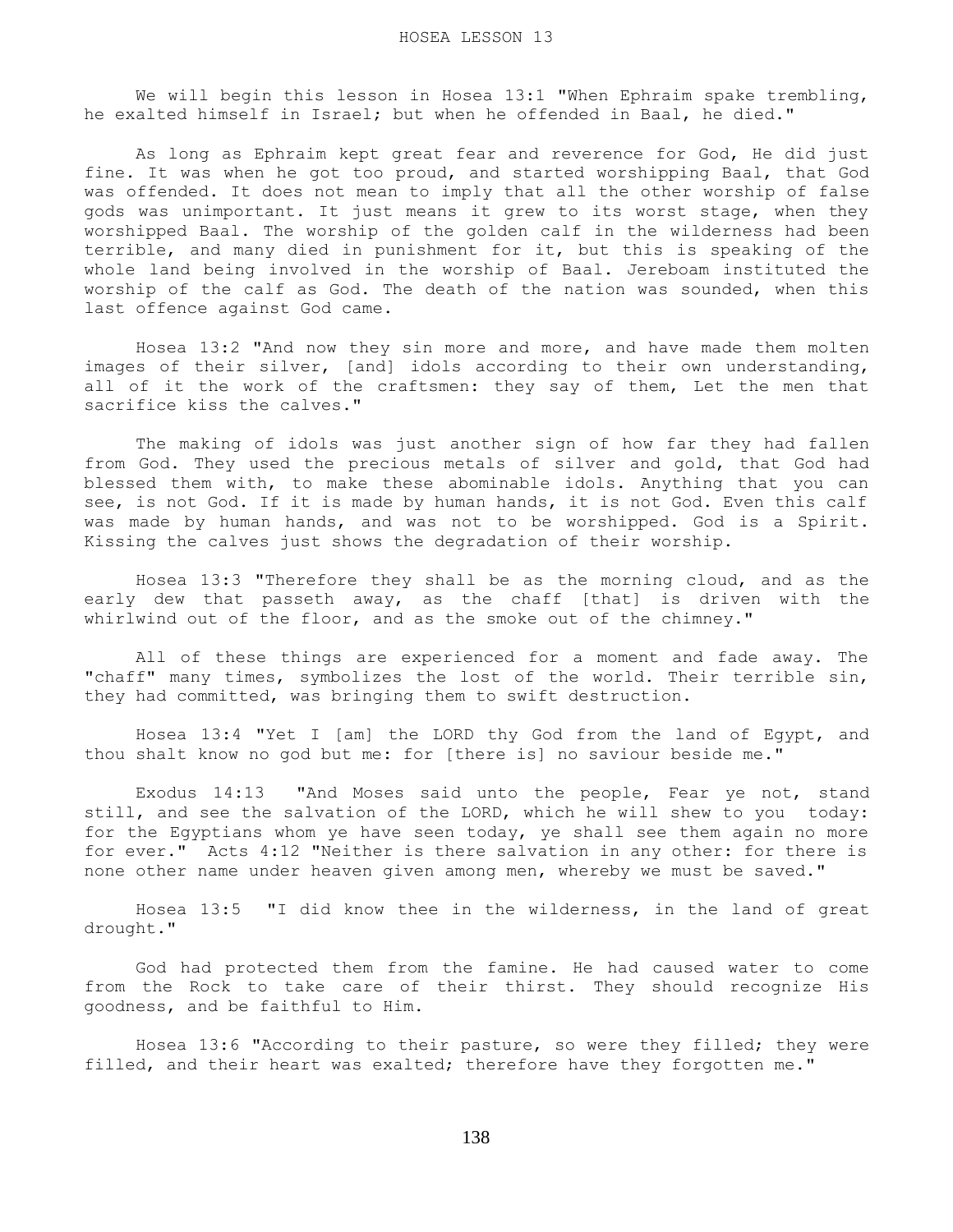# HOSEA LESSON 13

We will begin this lesson in Hosea 13:1 "When Ephraim spake trembling, he exalted himself in Israel; but when he offended in Baal, he died."

As long as Ephraim kept great fear and reverence for God, He did just fine. It was when he got too proud, and started worshipping Baal, that God was offended. It does not mean to imply that all the other worship of false gods was unimportant. It just means it grew to its worst stage, when they worshipped Baal. The worship of the golden calf in the wilderness had been terrible, and many died in punishment for it, but this is speaking of the whole land being involved in the worship of Baal. Jereboam instituted the worship of the calf as God. The death of the nation was sounded, when this last offence against God came.

Hosea 13:2 "And now they sin more and more, and have made them molten images of their silver, [and] idols according to their own understanding, all of it the work of the craftsmen: they say of them, Let the men that sacrifice kiss the calves."

The making of idols was just another sign of how far they had fallen from God. They used the precious metals of silver and gold, that God had blessed them with, to make these abominable idols. Anything that you can see, is not God. If it is made by human hands, it is not God. Even this calf was made by human hands, and was not to be worshipped. God is a Spirit. Kissing the calves just shows the degradation of their worship.

Hosea 13:3 "Therefore they shall be as the morning cloud, and as the early dew that passeth away, as the chaff [that] is driven with the whirlwind out of the floor, and as the smoke out of the chimney."

All of these things are experienced for a moment and fade away. The "chaff" many times, symbolizes the lost of the world. Their terrible sin, they had committed, was bringing them to swift destruction.

Hosea 13:4 "Yet I [am] the LORD thy God from the land of Egypt, and thou shalt know no god but me: for [there is] no saviour beside me."

Exodus 14:13 "And Moses said unto the people, Fear ye not, stand still, and see the salvation of the LORD, which he will shew to you today: for the Egyptians whom ye have seen today, ye shall see them again no more for ever." Acts 4:12 "Neither is there salvation in any other: for there is none other name under heaven given among men, whereby we must be saved."

Hosea 13:5 "I did know thee in the wilderness, in the land of great drought."

God had protected them from the famine. He had caused water to come from the Rock to take care of their thirst. They should recognize His goodness, and be faithful to Him.

Hosea 13:6 "According to their pasture, so were they filled; they were filled, and their heart was exalted; therefore have they forgotten me."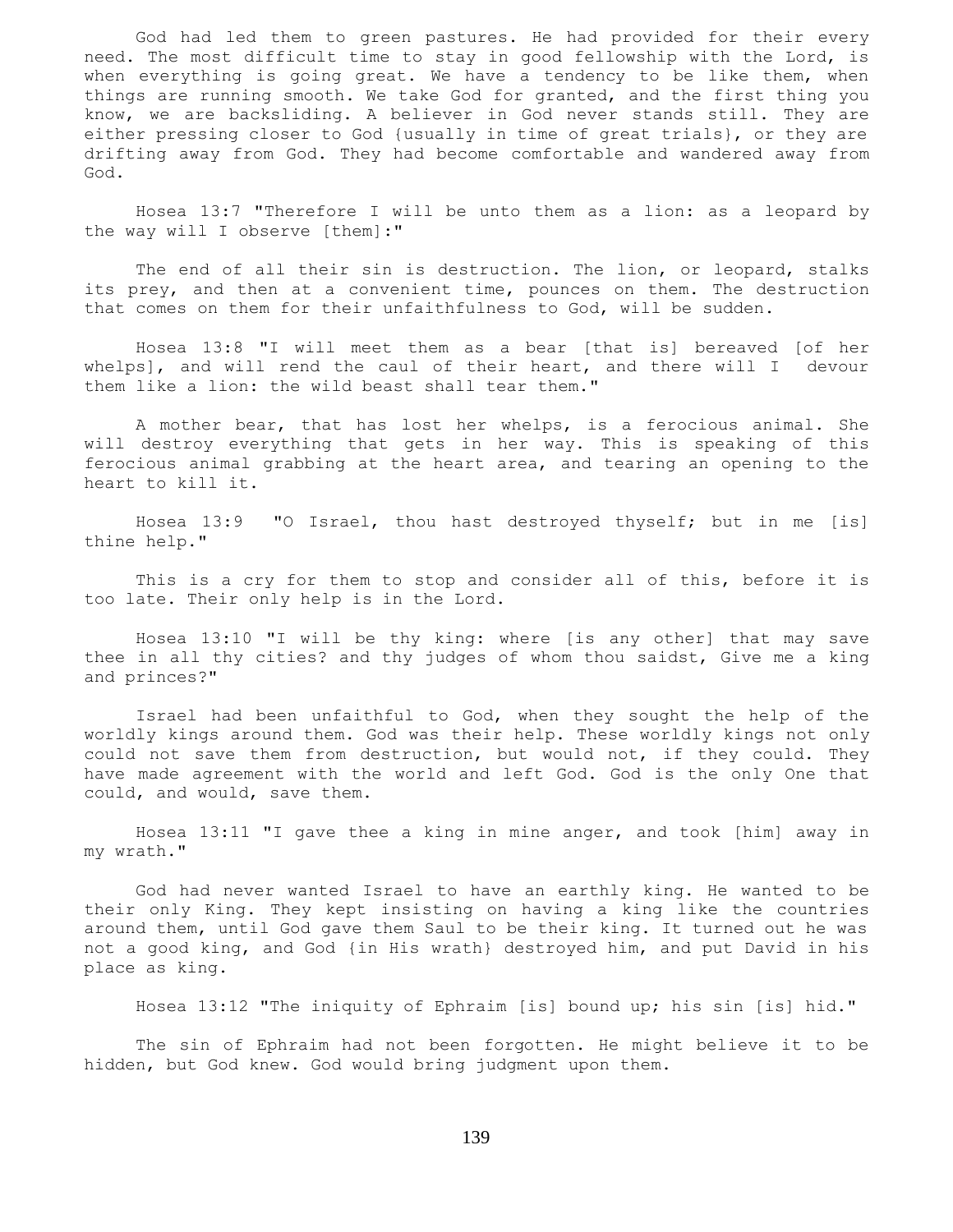God had led them to green pastures. He had provided for their every need. The most difficult time to stay in good fellowship with the Lord, is when everything is going great. We have a tendency to be like them, when things are running smooth. We take God for granted, and the first thing you know, we are backsliding. A believer in God never stands still. They are either pressing closer to God {usually in time of great trials}, or they are drifting away from God. They had become comfortable and wandered away from God.

Hosea 13:7 "Therefore I will be unto them as a lion: as a leopard by the way will I observe [them]:"

The end of all their sin is destruction. The lion, or leopard, stalks its prey, and then at a convenient time, pounces on them. The destruction that comes on them for their unfaithfulness to God, will be sudden.

Hosea 13:8 "I will meet them as a bear [that is] bereaved [of her whelps], and will rend the caul of their heart, and there will I devour them like a lion: the wild beast shall tear them."

A mother bear, that has lost her whelps, is a ferocious animal. She will destroy everything that gets in her way. This is speaking of this ferocious animal grabbing at the heart area, and tearing an opening to the heart to kill it.

Hosea 13:9 "O Israel, thou hast destroyed thyself; but in me [is] thine help."

This is a cry for them to stop and consider all of this, before it is too late. Their only help is in the Lord.

Hosea 13:10 "I will be thy king: where [is any other] that may save thee in all thy cities? and thy judges of whom thou saidst, Give me a king and princes?"

Israel had been unfaithful to God, when they sought the help of the worldly kings around them. God was their help. These worldly kings not only could not save them from destruction, but would not, if they could. They have made agreement with the world and left God. God is the only One that could, and would, save them.

Hosea 13:11 "I gave thee a king in mine anger, and took [him] away in my wrath."

God had never wanted Israel to have an earthly king. He wanted to be their only King. They kept insisting on having a king like the countries around them, until God gave them Saul to be their king. It turned out he was not a good king, and God {in His wrath} destroyed him, and put David in his place as king.

Hosea 13:12 "The iniquity of Ephraim [is] bound up; his sin [is] hid."

The sin of Ephraim had not been forgotten. He might believe it to be hidden, but God knew. God would bring judgment upon them.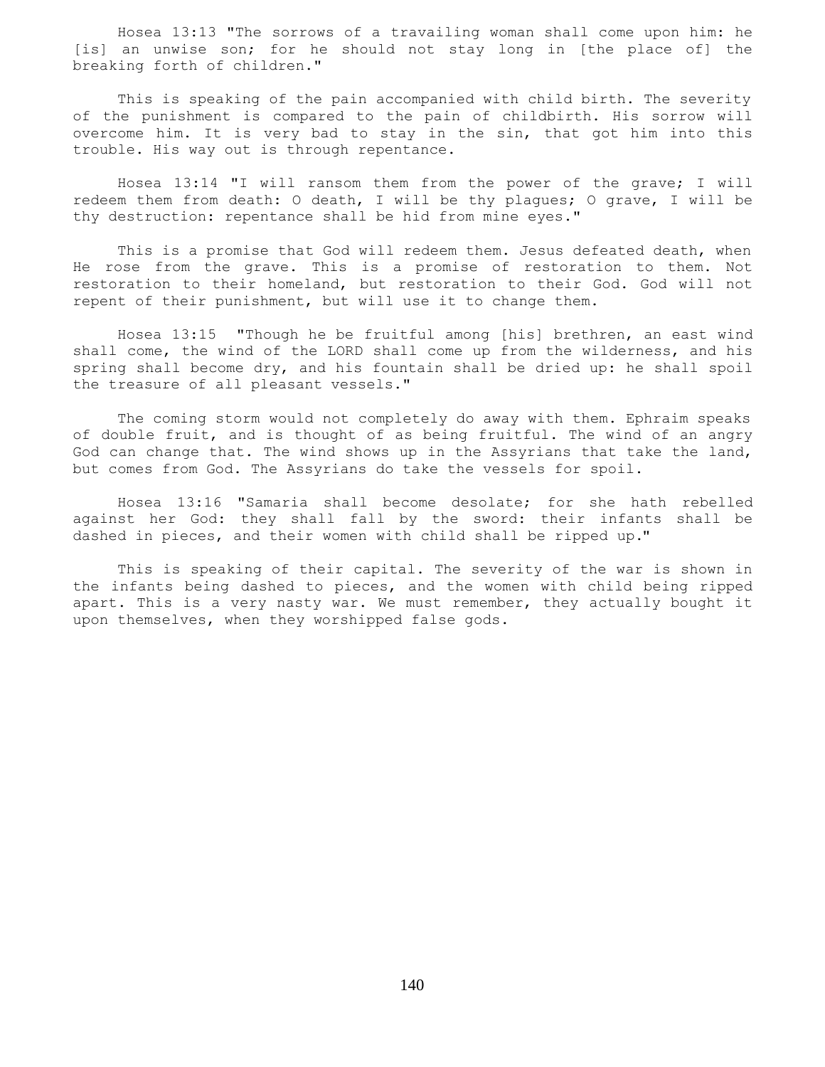Hosea 13:13 "The sorrows of a travailing woman shall come upon him: he [is] an unwise son; for he should not stay long in [the place of] the breaking forth of children."

This is speaking of the pain accompanied with child birth. The severity of the punishment is compared to the pain of childbirth. His sorrow will overcome him. It is very bad to stay in the sin, that got him into this trouble. His way out is through repentance.

Hosea 13:14 "I will ransom them from the power of the grave; I will redeem them from death: O death, I will be thy plagues; O grave, I will be thy destruction: repentance shall be hid from mine eyes."

This is a promise that God will redeem them. Jesus defeated death, when He rose from the grave. This is a promise of restoration to them. Not restoration to their homeland, but restoration to their God. God will not repent of their punishment, but will use it to change them.

Hosea 13:15 "Though he be fruitful among [his] brethren, an east wind shall come, the wind of the LORD shall come up from the wilderness, and his spring shall become dry, and his fountain shall be dried up: he shall spoil the treasure of all pleasant vessels."

The coming storm would not completely do away with them. Ephraim speaks of double fruit, and is thought of as being fruitful. The wind of an angry God can change that. The wind shows up in the Assyrians that take the land, but comes from God. The Assyrians do take the vessels for spoil.

Hosea 13:16 "Samaria shall become desolate; for she hath rebelled against her God: they shall fall by the sword: their infants shall be dashed in pieces, and their women with child shall be ripped up."

This is speaking of their capital. The severity of the war is shown in the infants being dashed to pieces, and the women with child being ripped apart. This is a very nasty war. We must remember, they actually bought it upon themselves, when they worshipped false gods.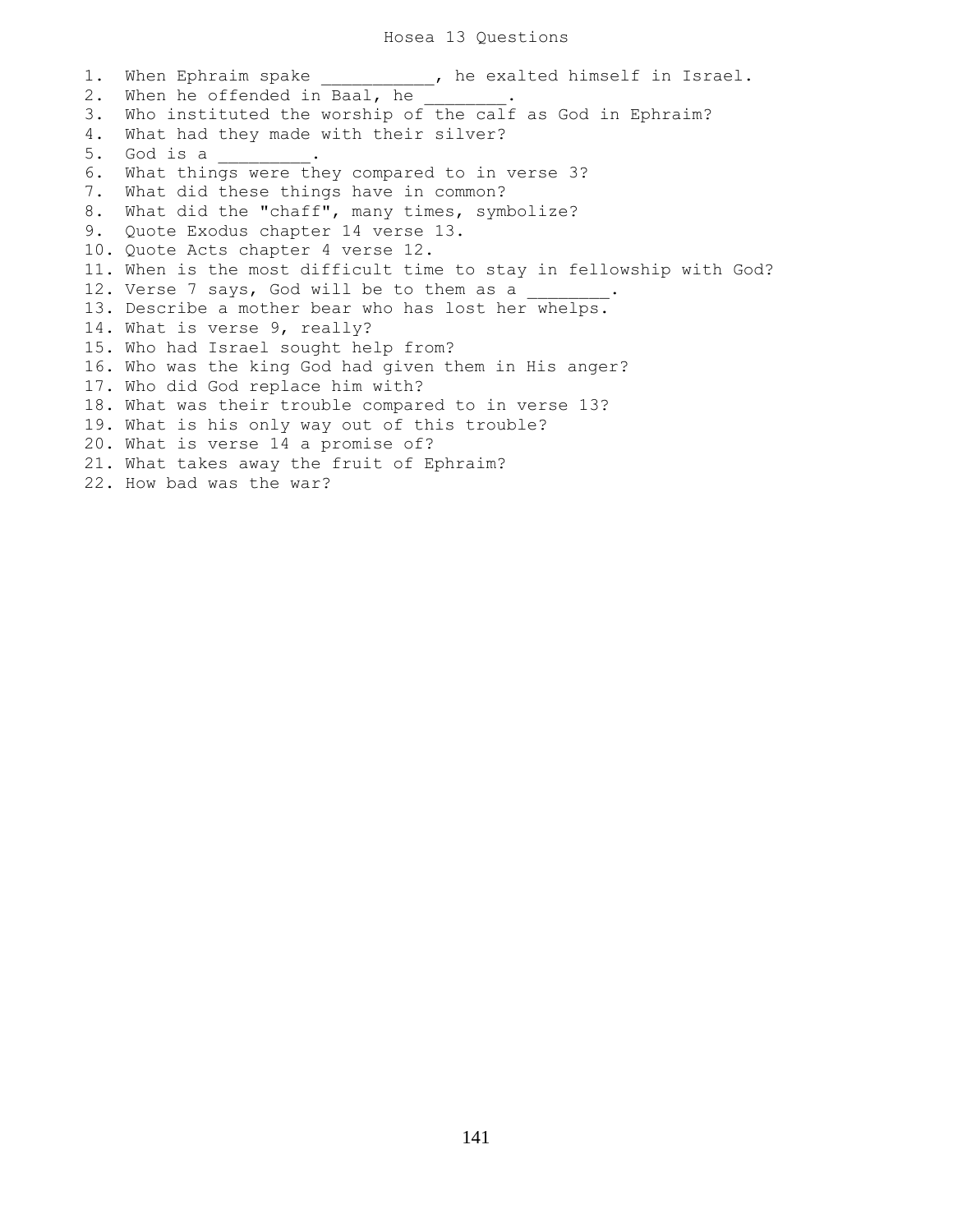# Hosea 13 Questions

1. When Ephraim spake ___________, he exalted himself in Israel.
2. When he offended in Baal, he ________.
3. Who instituted the worship of the calf as God in Ephraim?
4. What had they made with their silver?
5. God is a _________.
6. What things were they compared to in verse 3?
7. What did these things have in common?
8. What did the "chaff", many times, symbolize?
9. Quote Exodus chapter 14 verse 13.
10. Quote Acts chapter 4 verse 12.
11. When is the most difficult time to stay in fellowship with God?
12. Verse 7 says, God will be to them as a ________.
13. Describe a mother bear who has lost her whelps.
14. What is verse 9, really?
15. Who had Israel sought help from?
16. Who was the king God had given them in His anger?
17. Who did God replace him with?
18. What was their trouble compared to in verse 13?
19. What is his only way out of this trouble?
20. What is verse 14 a promise of?
21. What takes away the fruit of Ephraim?
22. How bad was the war?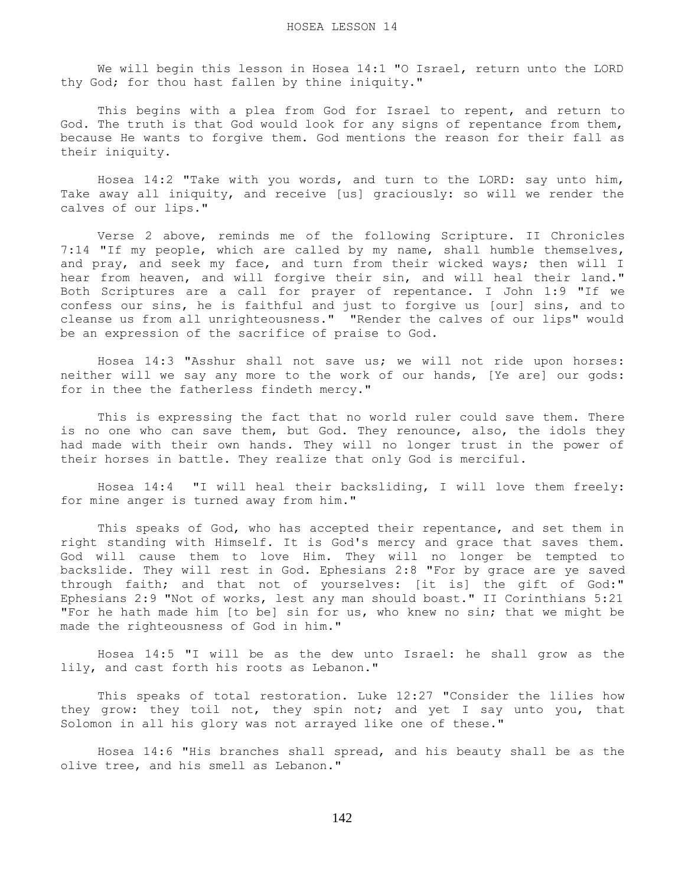# HOSEA LESSON 14

We will begin this lesson in Hosea 14:1 "O Israel, return unto the LORD thy God; for thou hast fallen by thine iniquity."

This begins with a plea from God for Israel to repent, and return to God. The truth is that God would look for any signs of repentance from them, because He wants to forgive them. God mentions the reason for their fall as their iniquity.

Hosea 14:2 "Take with you words, and turn to the LORD: say unto him, Take away all iniquity, and receive [us] graciously: so will we render the calves of our lips."

Verse 2 above, reminds me of the following Scripture. II Chronicles 7:14 "If my people, which are called by my name, shall humble themselves, and pray, and seek my face, and turn from their wicked ways; then will I hear from heaven, and will forgive their sin, and will heal their land." Both Scriptures are a call for prayer of repentance. I John 1:9 "If we confess our sins, he is faithful and just to forgive us [our] sins, and to cleanse us from all unrighteousness." "Render the calves of our lips" would be an expression of the sacrifice of praise to God.

Hosea 14:3 "Asshur shall not save us; we will not ride upon horses: neither will we say any more to the work of our hands, [Ye are] our gods: for in thee the fatherless findeth mercy."

This is expressing the fact that no world ruler could save them. There is no one who can save them, but God. They renounce, also, the idols they had made with their own hands. They will no longer trust in the power of their horses in battle. They realize that only God is merciful.

Hosea 14:4 "I will heal their backsliding, I will love them freely: for mine anger is turned away from him."

This speaks of God, who has accepted their repentance, and set them in right standing with Himself. It is God's mercy and grace that saves them. God will cause them to love Him. They will no longer be tempted to backslide. They will rest in God. Ephesians 2:8 "For by grace are ye saved through faith; and that not of yourselves: [it is] the gift of God:" Ephesians 2:9 "Not of works, lest any man should boast." II Corinthians 5:21 "For he hath made him [to be] sin for us, who knew no sin; that we might be made the righteousness of God in him."

Hosea 14:5 "I will be as the dew unto Israel: he shall grow as the lily, and cast forth his roots as Lebanon."

This speaks of total restoration. Luke 12:27 "Consider the lilies how they grow: they toil not, they spin not; and yet I say unto you, that Solomon in all his glory was not arrayed like one of these."

Hosea 14:6 "His branches shall spread, and his beauty shall be as the olive tree, and his smell as Lebanon."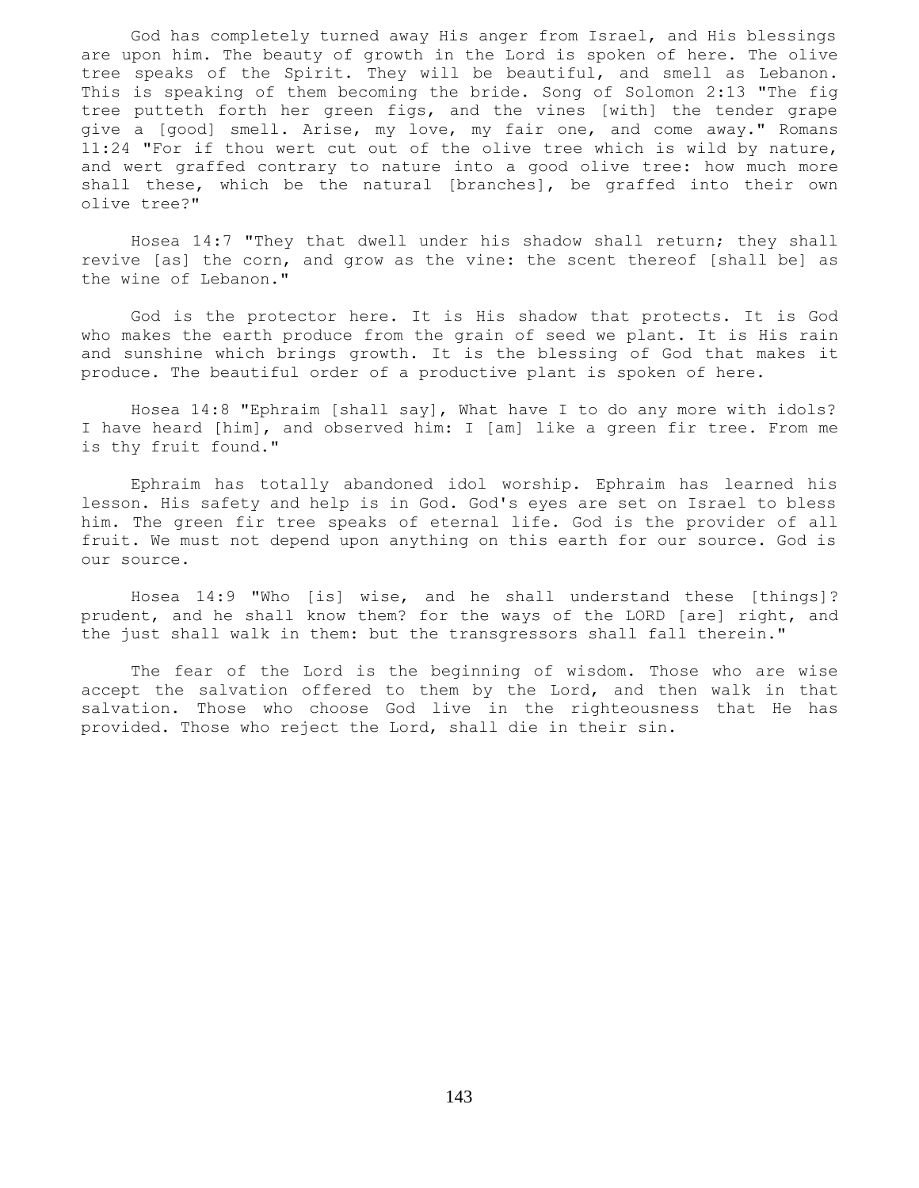God has completely turned away His anger from Israel, and His blessings are upon him. The beauty of growth in the Lord is spoken of here. The olive tree speaks of the Spirit. They will be beautiful, and smell as Lebanon. This is speaking of them becoming the bride. Song of Solomon 2:13 "The fig tree putteth forth her green figs, and the vines [with] the tender grape give a [good] smell. Arise, my love, my fair one, and come away." Romans 11:24 "For if thou wert cut out of the olive tree which is wild by nature, and wert graffed contrary to nature into a good olive tree: how much more shall these, which be the natural [branches], be graffed into their own olive tree?"

Hosea 14:7 "They that dwell under his shadow shall return; they shall revive [as] the corn, and grow as the vine: the scent thereof [shall be] as the wine of Lebanon."

God is the protector here. It is His shadow that protects. It is God who makes the earth produce from the grain of seed we plant. It is His rain and sunshine which brings growth. It is the blessing of God that makes it produce. The beautiful order of a productive plant is spoken of here.

Hosea 14:8 "Ephraim [shall say], What have I to do any more with idols? I have heard [him], and observed him: I [am] like a green fir tree. From me is thy fruit found."

Ephraim has totally abandoned idol worship. Ephraim has learned his lesson. His safety and help is in God. God's eyes are set on Israel to bless him. The green fir tree speaks of eternal life. God is the provider of all fruit. We must not depend upon anything on this earth for our source. God is our source.

Hosea 14:9 "Who [is] wise, and he shall understand these [things]? prudent, and he shall know them? for the ways of the LORD [are] right, and the just shall walk in them: but the transgressors shall fall therein."

The fear of the Lord is the beginning of wisdom. Those who are wise accept the salvation offered to them by the Lord, and then walk in that salvation. Those who choose God live in the righteousness that He has provided. Those who reject the Lord, shall die in their sin.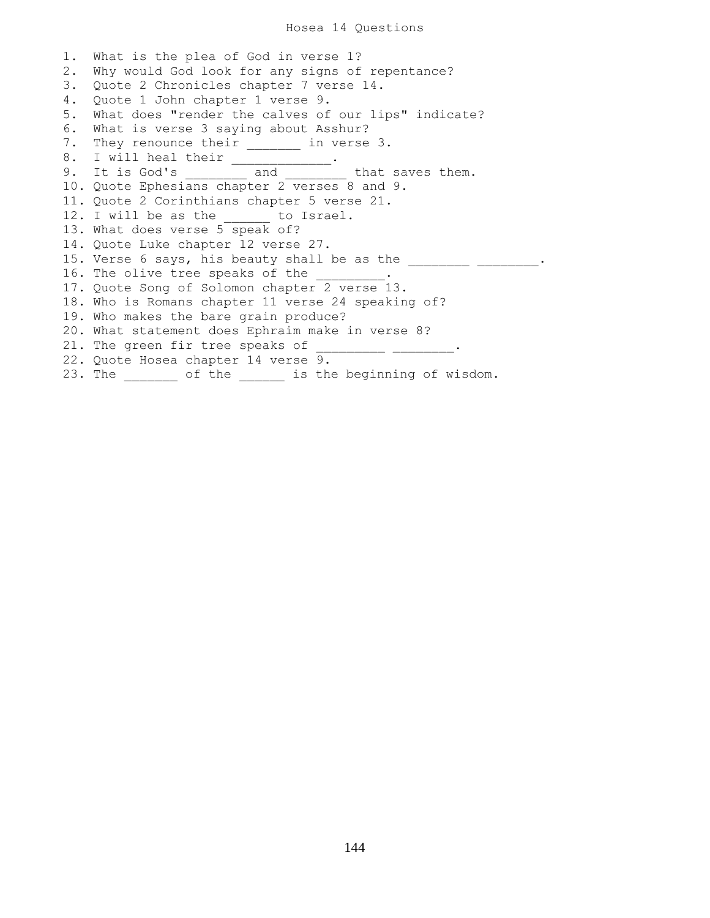# Hosea 14 Questions

1. What is the plea of God in verse 1?
2. Why would God look for any signs of repentance?
3. Quote 2 Chronicles chapter 7 verse 14.
4. Quote 1 John chapter 1 verse 9.
5. What does "render the calves of our lips" indicate?
6. What is verse 3 saying about Asshur?
7. They renounce their _______ in verse 3.
8. I will heal their _____________.
9. It is God's ________ and ________ that saves them.
10. Quote Ephesians chapter 2 verses 8 and 9.
11. Quote 2 Corinthians chapter 5 verse 21.
12. I will be as the ______ to Israel.
13. What does verse 5 speak of?
14. Quote Luke chapter 12 verse 27.
15. Verse 6 says, his beauty shall be as the ________ ________.
16. The olive tree speaks of the _________.
17. Quote Song of Solomon chapter 2 verse 13.
18. Who is Romans chapter 11 verse 24 speaking of?
19. Who makes the bare grain produce?
20. What statement does Ephraim make in verse 8?
21. The green fir tree speaks of _________ ________.
22. Quote Hosea chapter 14 verse 9.
23. The _______ of the ______ is the beginning of wisdom.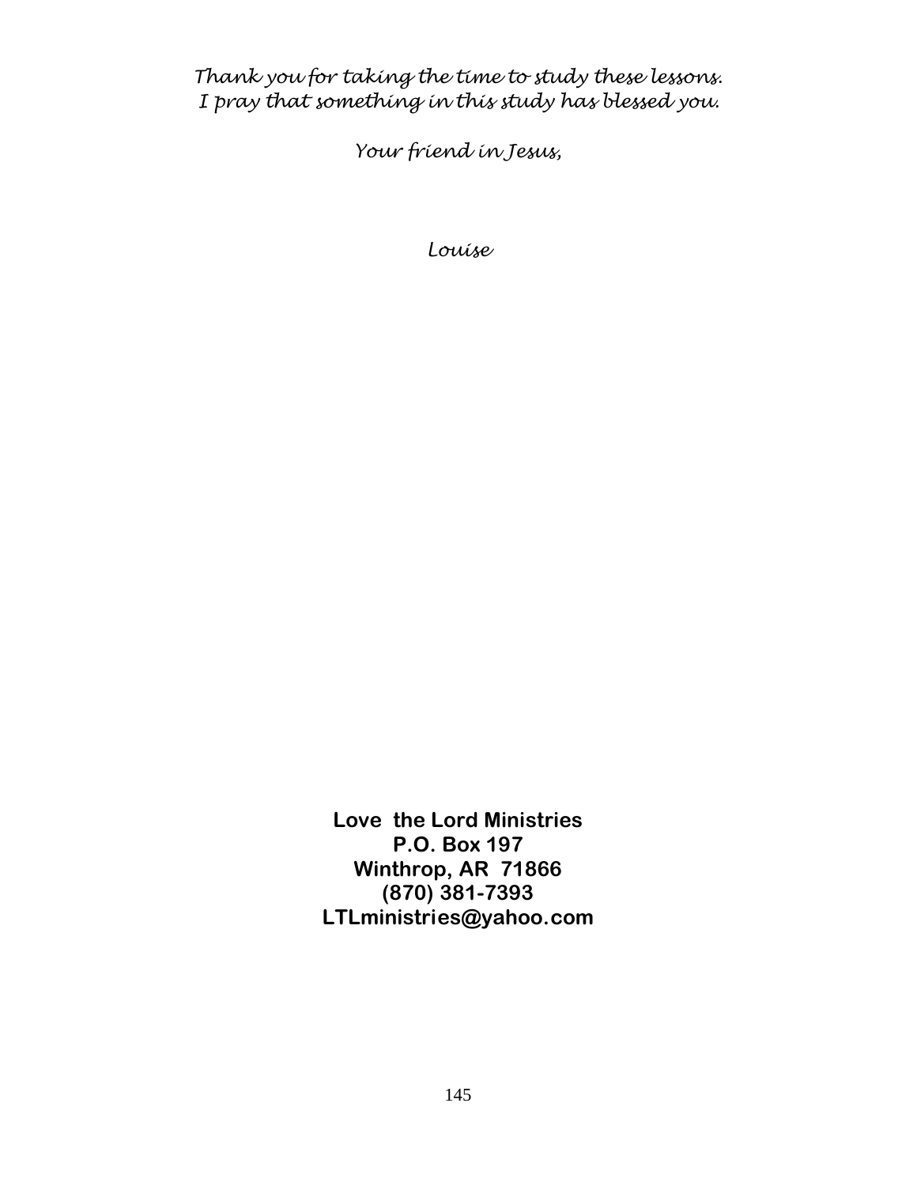*Thank you for taking the time to study these lessons.*
*I pray that something in this study has blessed you.*

*Your friend in Jesus,*

*Louise*

**Love the Lord Ministries**
**P.O. Box 197**
**Winthrop, AR 71866**
**(870) 381-7393**
**LTLministries@yahoo.com**